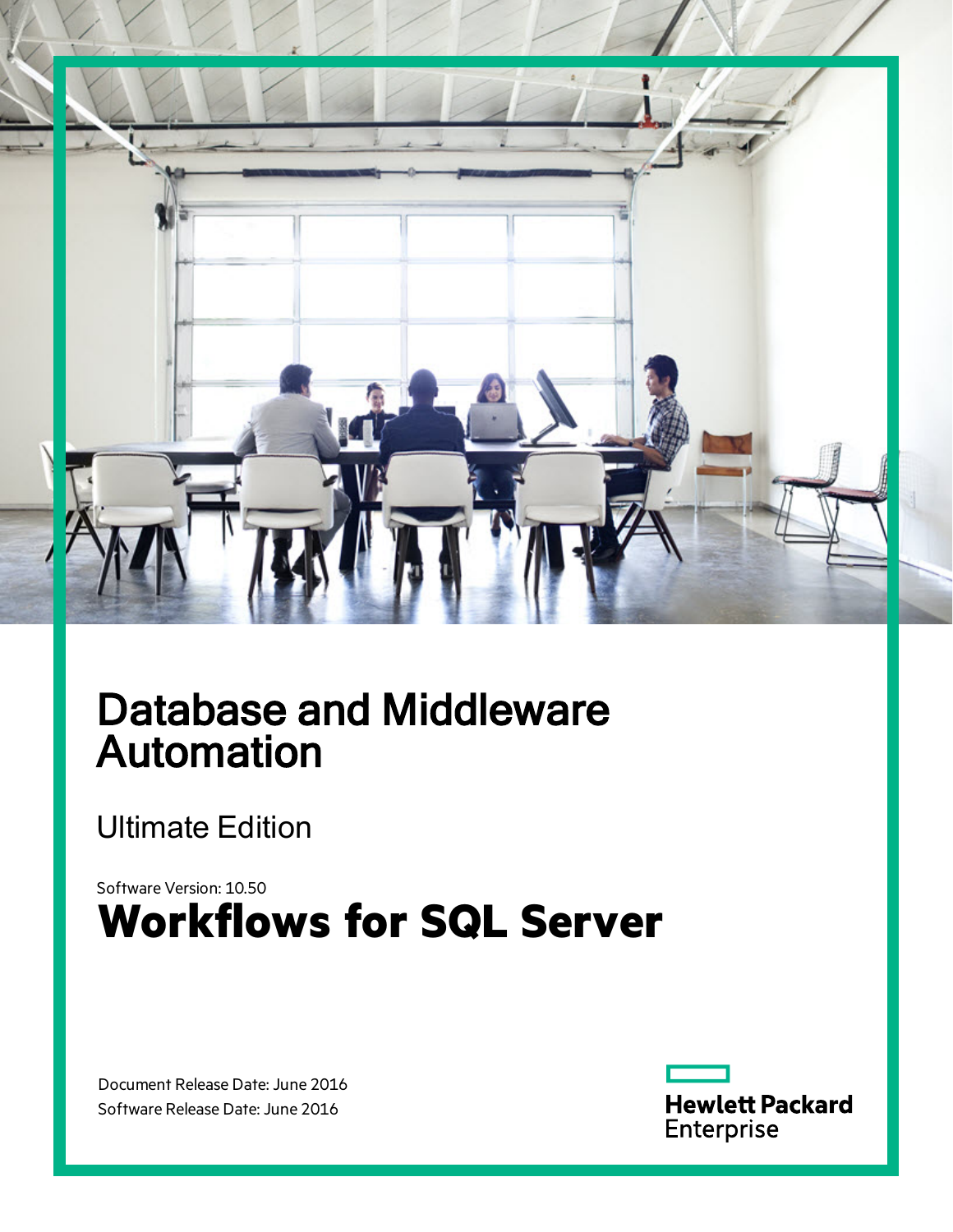# Database and Middleware Automation

Ultimate Edition

Software Version: 10.50

# Workflows for SQL Server

Document Release Date: June 2016

Software Release Date: June 2016

Hewlett Packard Enterprise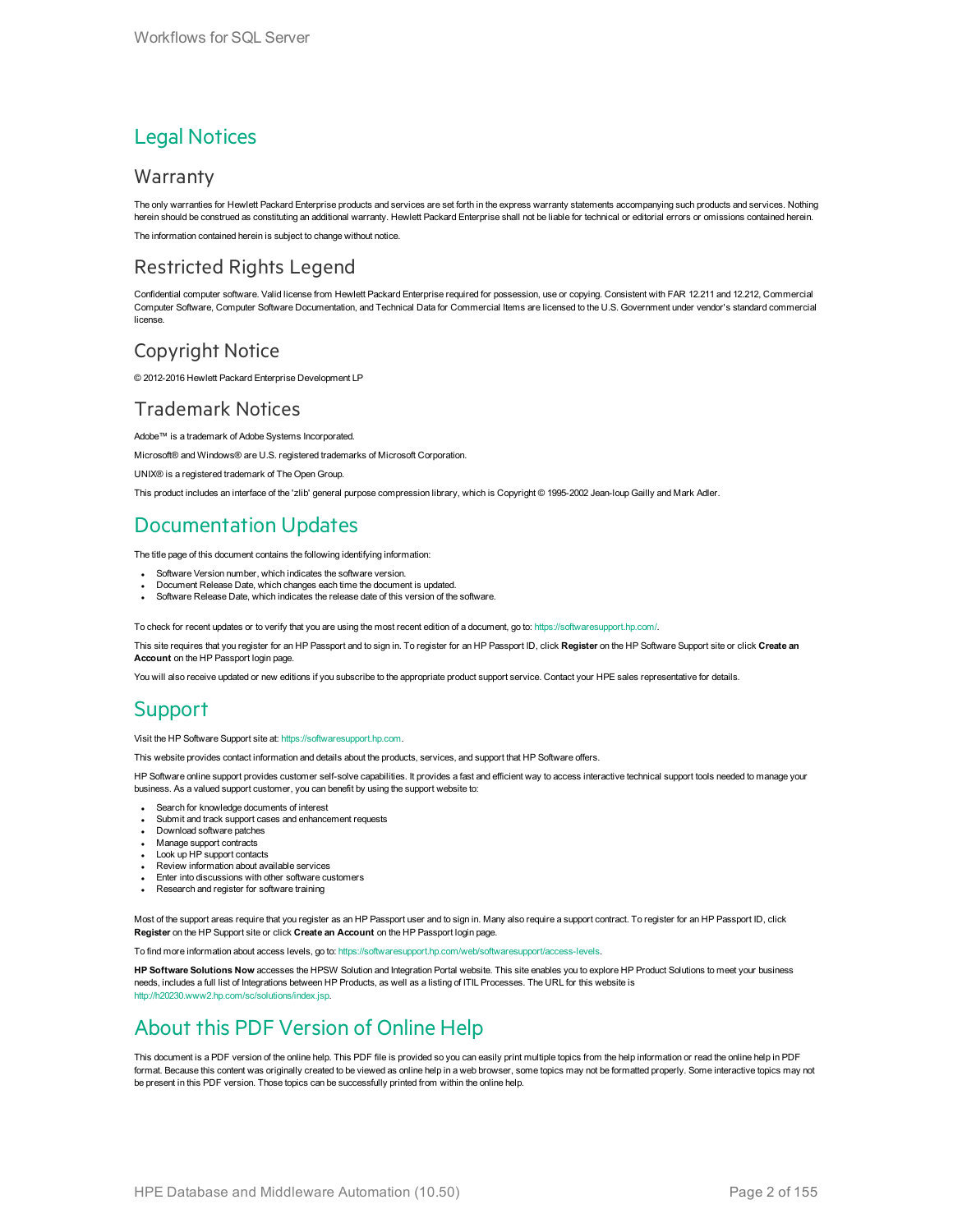# Legal Notices

## Warranty

The only warranties for Hewlett Packard Enterprise products and services are set forth in the express warranty statements accompanying such products and services. Nothing herein should be construed as constituting an additional warranty. Hewlett Packard Enterprise shall not be liable for technical or editorial errors or omissions contained herein.

The information contained herein is subject to change without notice.

## Restricted Rights Legend

Confidential computer software. Valid license from Hewlett Packard Enterprise required for possession, use or copying. Consistent with FAR 12.211 and 12.212, Commercial Computer Software, Computer Software Documentation, and Technical Data for Commercial Items are licensed to the U.S. Government under vendor's standard commercial license.

## Copyright Notice

© 2012-2016 Hewlett Packard Enterprise Development LP

## Trademark Notices

Adobe™ is a trademark of Adobe Systems Incorporated.

Microsoft® and Windows® are U.S. registered trademarks of Microsoft Corporation.

UNIX® is a registered trademark of The Open Group.

This product includes an interface of the 'zlib' general purpose compression library, which is Copyright © 1995-2002 Jean-loup Gailly and Mark Adler.

# Documentation Updates

The title page of this document contains the following identifying information:

- Software Version number, which indicates the software version.
- Document Release Date, which changes each time the document is updated.
- Software Release Date, which indicates the release date of this version of the software.

To check for recent updates or to verify that you are using the most recent edition of a document, go to: https://softwaresupport.hp.com/.

This site requires that you register for an HP Passport and to sign in. To register for an HP Passport ID, click **Register** on the HP Software Support site or click **Create an Account** on the HP Passport login page.

You will also receive updated or new editions if you subscribe to the appropriate product support service. Contact your HPE sales representative for details.

# Support

Visit the HP Software Support site at: https://softwaresupport.hp.com.

This website provides contact information and details about the products, services, and support that HP Software offers.

HP Software online support provides customer self-solve capabilities. It provides a fast and efficient way to access interactive technical support tools needed to manage your business. As a valued support customer, you can benefit by using the support website to:

- Search for knowledge documents of interest
- Submit and track support cases and enhancement requests
- Download software patches
- Manage support contracts
- Look up HP support contacts
- Review information about available services
- Enter into discussions with other software customers
- Research and register for software training

Most of the support areas require that you register as an HP Passport user and to sign in. Many also require a support contract. To register for an HP Passport ID, click **Register** on the HP Support site or click **Create an Account** on the HP Passport login page.

To find more information about access levels, go to: https://softwaresupport.hp.com/web/softwaresupport/access-levels.

**HP Software Solutions Now** accesses the HPSW Solution and Integration Portal website. This site enables you to explore HP Product Solutions to meet your business needs, includes a full list of Integrations between HP Products, as well as a listing of ITIL Processes. The URL for this website is http://h20230.www2.hp.com/sc/solutions/index.jsp.

# About this PDF Version of Online Help

This document is a PDF version of the online help. This PDF file is provided so you can easily print multiple topics from the help information or read the online help in PDF format. Because this content was originally created to be viewed as online help in a web browser, some topics may not be formatted properly. Some interactive topics may not be present in this PDF version. Those topics can be successfully printed from within the online help.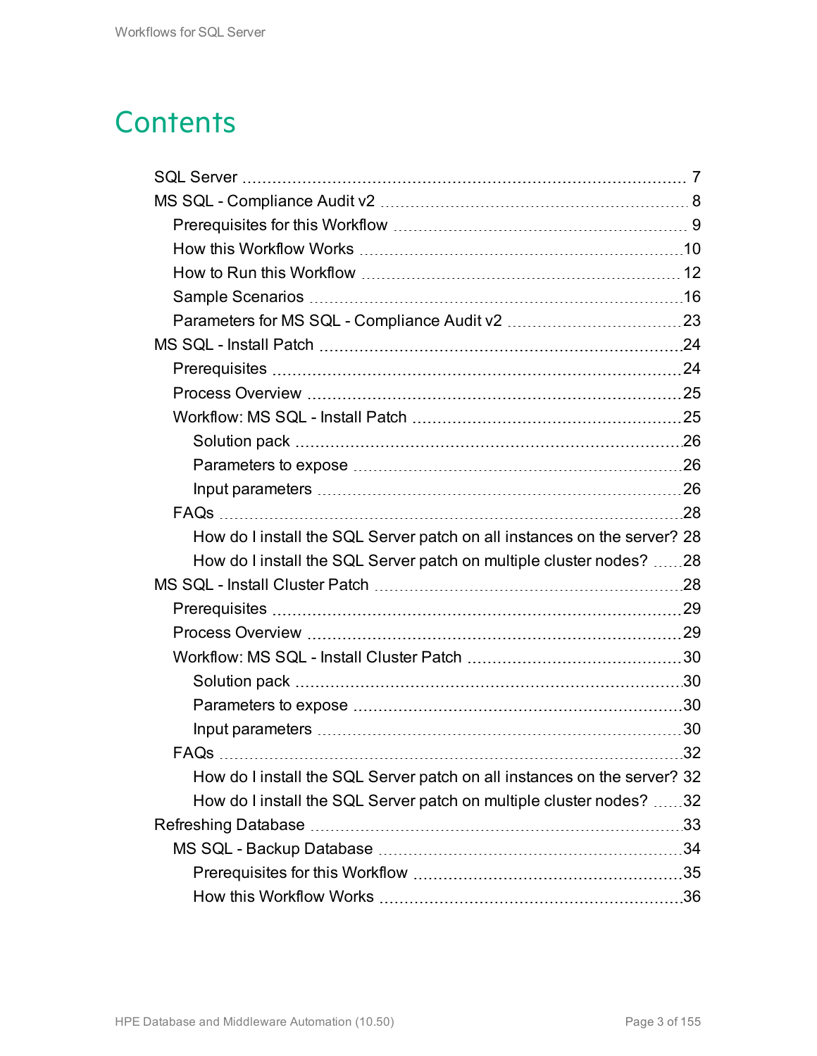# Contents

- SQL Server 7
- MS SQL - Compliance Audit v2 8
  - Prerequisites for this Workflow 9
  - How this Workflow Works 10
  - How to Run this Workflow 12
  - Sample Scenarios 16
  - Parameters for MS SQL - Compliance Audit v2 23
- MS SQL - Install Patch 24
  - Prerequisites 24
  - Process Overview 25
  - Workflow: MS SQL - Install Patch 25
    - Solution pack 26
    - Parameters to expose 26
    - Input parameters 26
  - FAQs 28
    - How do I install the SQL Server patch on all instances on the server? 28
    - How do I install the SQL Server patch on multiple cluster nodes? 28
- MS SQL - Install Cluster Patch 28
  - Prerequisites 29
  - Process Overview 29
  - Workflow: MS SQL - Install Cluster Patch 30
    - Solution pack 30
    - Parameters to expose 30
    - Input parameters 30
  - FAQs 32
    - How do I install the SQL Server patch on all instances on the server? 32
    - How do I install the SQL Server patch on multiple cluster nodes? 32
- Refreshing Database 33
  - MS SQL - Backup Database 34
    - Prerequisites for this Workflow 35
    - How this Workflow Works 36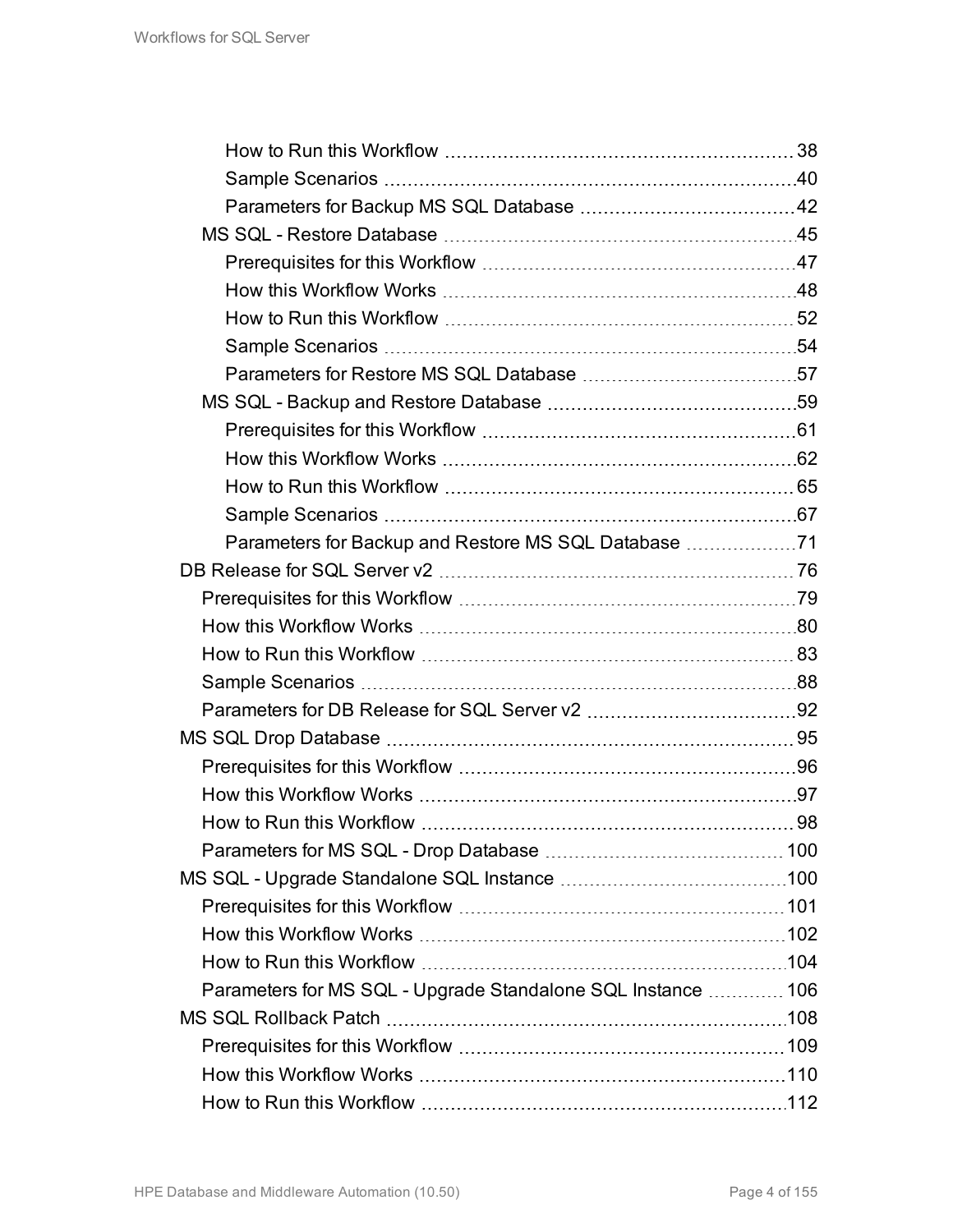How to Run this Workflow 38
Sample Scenarios 40
Parameters for Backup MS SQL Database 42
MS SQL - Restore Database 45
Prerequisites for this Workflow 47
How this Workflow Works 48
How to Run this Workflow 52
Sample Scenarios 54
Parameters for Restore MS SQL Database 57
MS SQL - Backup and Restore Database 59
Prerequisites for this Workflow 61
How this Workflow Works 62
How to Run this Workflow 65
Sample Scenarios 67
Parameters for Backup and Restore MS SQL Database 71
DB Release for SQL Server v2 76
Prerequisites for this Workflow 79
How this Workflow Works 80
How to Run this Workflow 83
Sample Scenarios 88
Parameters for DB Release for SQL Server v2 92
MS SQL Drop Database 95
Prerequisites for this Workflow 96
How this Workflow Works 97
How to Run this Workflow 98
Parameters for MS SQL - Drop Database 100
MS SQL - Upgrade Standalone SQL Instance 100
Prerequisites for this Workflow 101
How this Workflow Works 102
How to Run this Workflow 104
Parameters for MS SQL - Upgrade Standalone SQL Instance 106
MS SQL Rollback Patch 108
Prerequisites for this Workflow 109
How this Workflow Works 110
How to Run this Workflow 112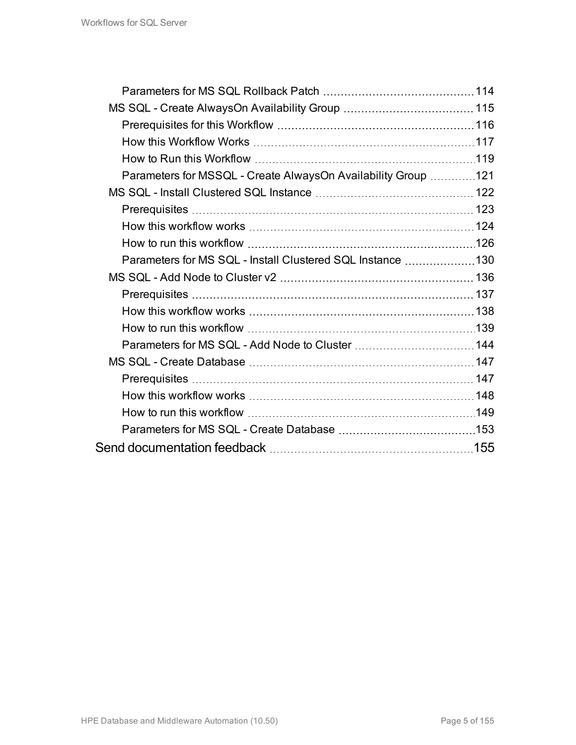- Parameters for MS SQL Rollback Patch 114
- MS SQL - Create AlwaysOn Availability Group 115
  - Prerequisites for this Workflow 116
  - How this Workflow Works 117
  - How to Run this Workflow 119
  - Parameters for MSSQL - Create AlwaysOn Availability Group 121
- MS SQL - Install Clustered SQL Instance 122
  - Prerequisites 123
  - How this workflow works 124
  - How to run this workflow 126
  - Parameters for MS SQL - Install Clustered SQL Instance 130
- MS SQL - Add Node to Cluster v2 136
  - Prerequisites 137
  - How this workflow works 138
  - How to run this workflow 139
  - Parameters for MS SQL - Add Node to Cluster 144
- MS SQL - Create Database 147
  - Prerequisites 147
  - How this workflow works 148
  - How to run this workflow 149
  - Parameters for MS SQL - Create Database 153

Send documentation feedback 155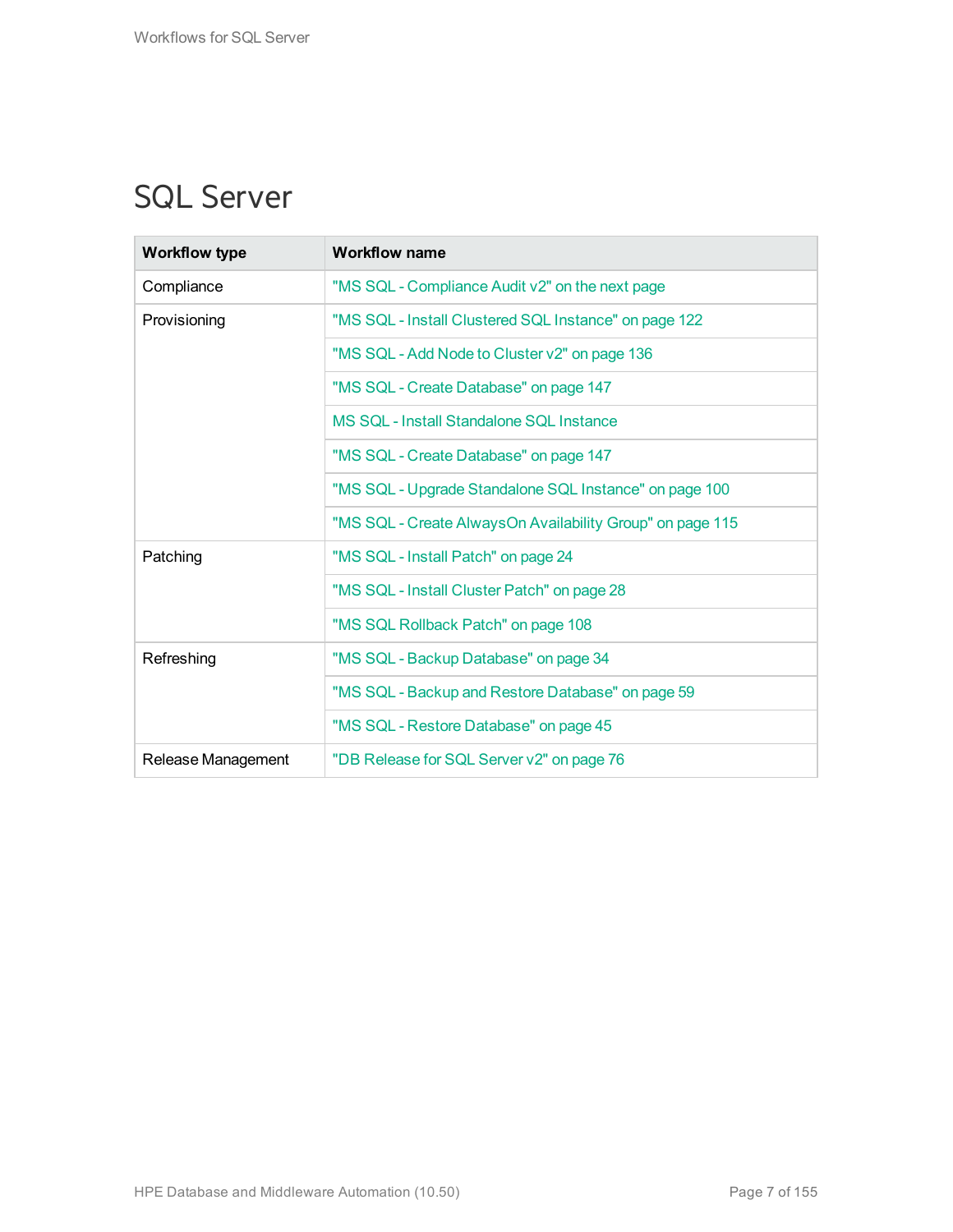# SQL Server

| Workflow type | Workflow name |
|---|---|
| Compliance | "MS SQL - Compliance Audit v2" on the next page |
| Provisioning | "MS SQL - Install Clustered SQL Instance" on page 122 |
| | "MS SQL - Add Node to Cluster v2" on page 136 |
| | "MS SQL - Create Database" on page 147 |
| | MS SQL - Install Standalone SQL Instance |
| | "MS SQL - Create Database" on page 147 |
| | "MS SQL - Upgrade Standalone SQL Instance" on page 100 |
| | "MS SQL - Create AlwaysOn Availability Group" on page 115 |
| Patching | "MS SQL - Install Patch" on page 24 |
| | "MS SQL - Install Cluster Patch" on page 28 |
| | "MS SQL Rollback Patch" on page 108 |
| Refreshing | "MS SQL - Backup Database" on page 34 |
| | "MS SQL - Backup and Restore Database" on page 59 |
| | "MS SQL - Restore Database" on page 45 |
| Release Management | "DB Release for SQL Server v2" on page 76 |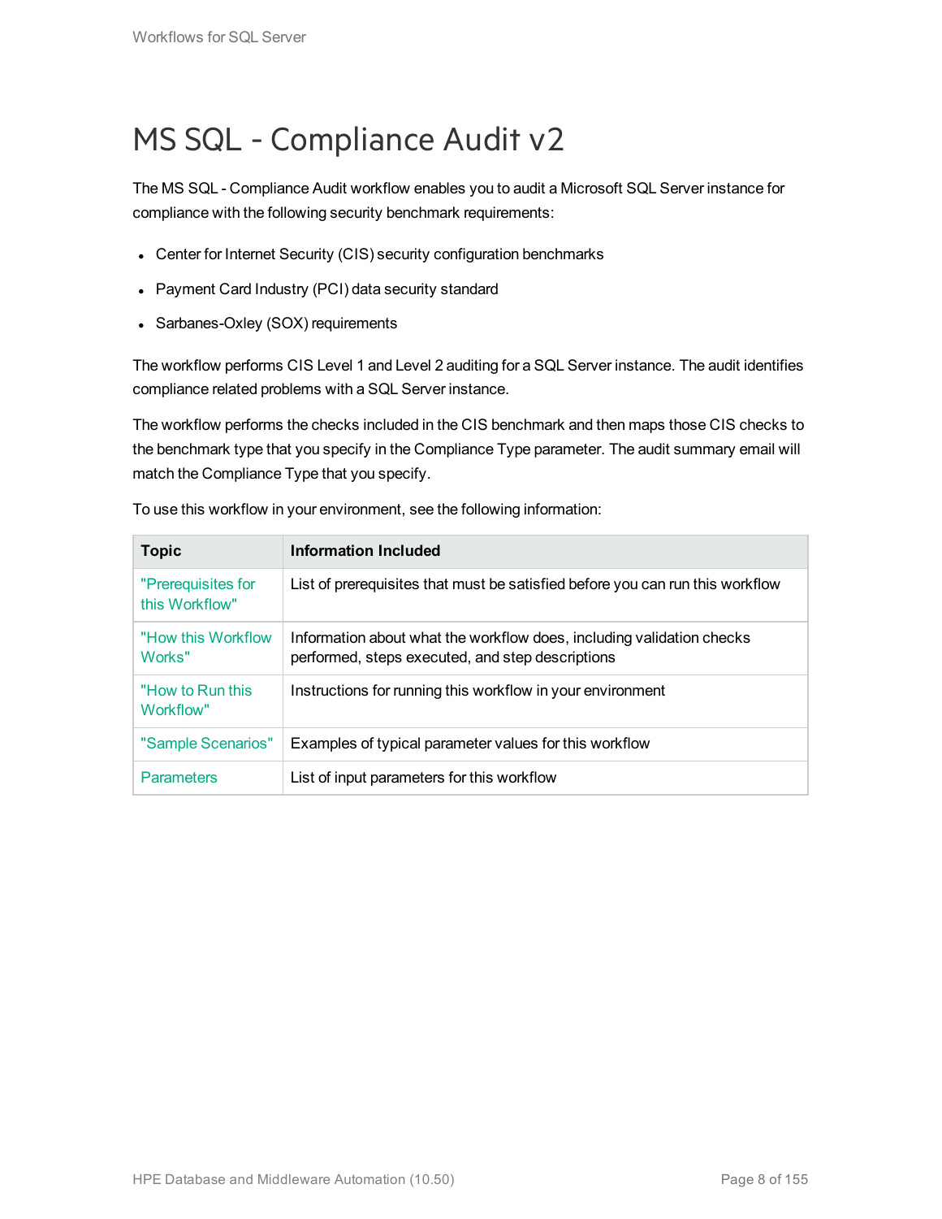# MS SQL - Compliance Audit v2

The MS SQL - Compliance Audit workflow enables you to audit a Microsoft SQL Server instance for compliance with the following security benchmark requirements:

- Center for Internet Security (CIS) security configuration benchmarks
- Payment Card Industry (PCI) data security standard
- Sarbanes-Oxley (SOX) requirements

The workflow performs CIS Level 1 and Level 2 auditing for a SQL Server instance. The audit identifies compliance related problems with a SQL Server instance.

The workflow performs the checks included in the CIS benchmark and then maps those CIS checks to the benchmark type that you specify in the Compliance Type parameter. The audit summary email will match the Compliance Type that you specify.

To use this workflow in your environment, see the following information:

| Topic | Information Included |
|---|---|
| "Prerequisites for this Workflow" | List of prerequisites that must be satisfied before you can run this workflow |
| "How this Workflow Works" | Information about what the workflow does, including validation checks performed, steps executed, and step descriptions |
| "How to Run this Workflow" | Instructions for running this workflow in your environment |
| "Sample Scenarios" | Examples of typical parameter values for this workflow |
| Parameters | List of input parameters for this workflow |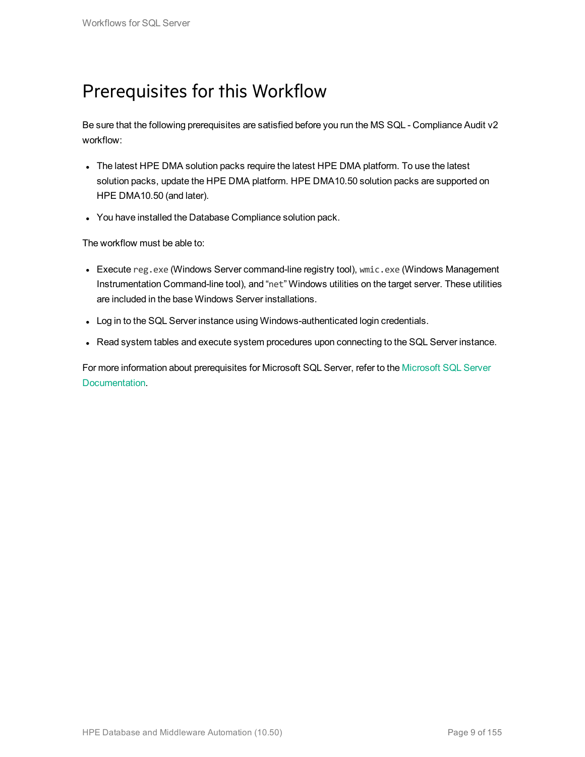# Prerequisites for this Workflow

Be sure that the following prerequisites are satisfied before you run the MS SQL - Compliance Audit v2 workflow:

- The latest HPE DMA solution packs require the latest HPE DMA platform. To use the latest solution packs, update the HPE DMA platform. HPE DMA10.50 solution packs are supported on HPE DMA10.50 (and later).
- You have installed the Database Compliance solution pack.

The workflow must be able to:

- Execute `reg.exe` (Windows Server command-line registry tool), `wmic.exe` (Windows Management Instrumentation Command-line tool), and "`net`" Windows utilities on the target server. These utilities are included in the base Windows Server installations.
- Log in to the SQL Server instance using Windows-authenticated login credentials.
- Read system tables and execute system procedures upon connecting to the SQL Server instance.

For more information about prerequisites for Microsoft SQL Server, refer to the Microsoft SQL Server Documentation.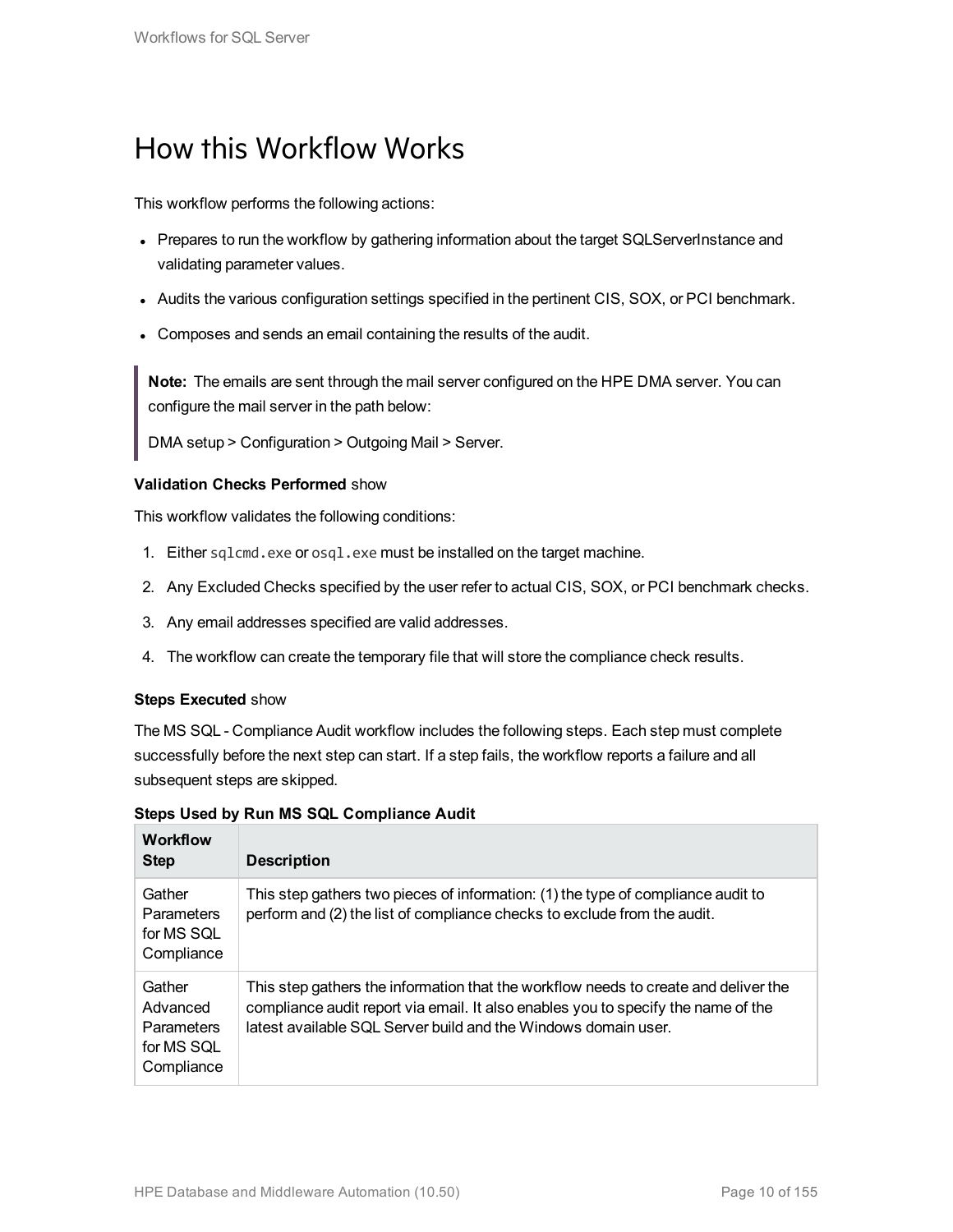# How this Workflow Works

This workflow performs the following actions:

- Prepares to run the workflow by gathering information about the target SQLServerInstance and validating parameter values.
- Audits the various configuration settings specified in the pertinent CIS, SOX, or PCI benchmark.
- Composes and sends an email containing the results of the audit.

> **Note:** The emails are sent through the mail server configured on the HPE DMA server. You can configure the mail server in the path below:
>
> DMA setup > Configuration > Outgoing Mail > Server.

**Validation Checks Performed** show

This workflow validates the following conditions:

1. Either `sqlcmd.exe` or `osql.exe` must be installed on the target machine.
2. Any Excluded Checks specified by the user refer to actual CIS, SOX, or PCI benchmark checks.
3. Any email addresses specified are valid addresses.
4. The workflow can create the temporary file that will store the compliance check results.

**Steps Executed** show

The MS SQL - Compliance Audit workflow includes the following steps. Each step must complete successfully before the next step can start. If a step fails, the workflow reports a failure and all subsequent steps are skipped.

**Steps Used by Run MS SQL Compliance Audit**

| Workflow Step | Description |
|---|---|
| Gather Parameters for MS SQL Compliance | This step gathers two pieces of information: (1) the type of compliance audit to perform and (2) the list of compliance checks to exclude from the audit. |
| Gather Advanced Parameters for MS SQL Compliance | This step gathers the information that the workflow needs to create and deliver the compliance audit report via email. It also enables you to specify the name of the latest available SQL Server build and the Windows domain user. |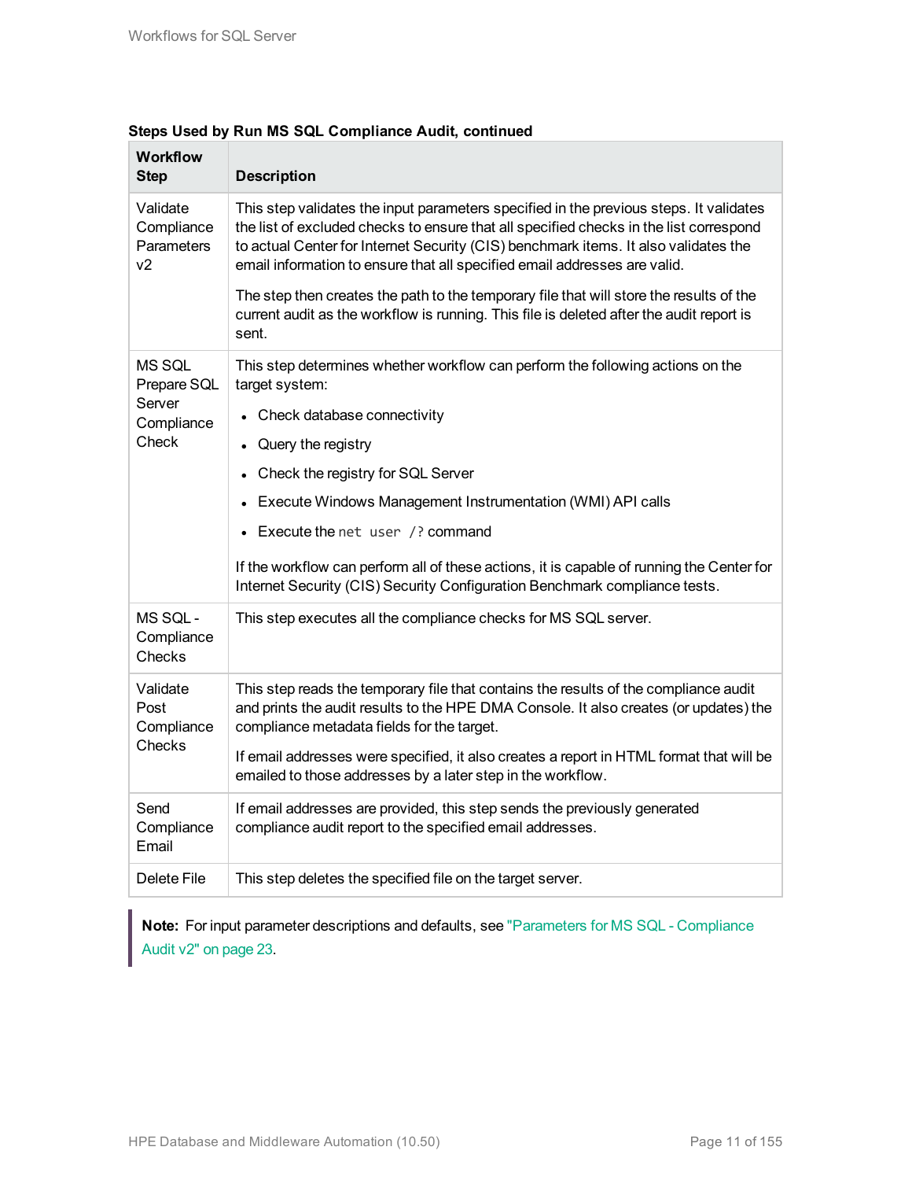**Steps Used by Run MS SQL Compliance Audit, continued**

| Workflow Step | Description |
|---|---|
| Validate Compliance Parameters v2 | This step validates the input parameters specified in the previous steps. It validates the list of excluded checks to ensure that all specified checks in the list correspond to actual Center for Internet Security (CIS) benchmark items. It also validates the email information to ensure that all specified email addresses are valid.<br><br>The step then creates the path to the temporary file that will store the results of the current audit as the workflow is running. This file is deleted after the audit report is sent. |
| MS SQL Prepare SQL Server Compliance Check | This step determines whether workflow can perform the following actions on the target system:<br><br>• Check database connectivity<br>• Query the registry<br>• Check the registry for SQL Server<br>• Execute Windows Management Instrumentation (WMI) API calls<br>• Execute the `net user /?` command<br><br>If the workflow can perform all of these actions, it is capable of running the Center for Internet Security (CIS) Security Configuration Benchmark compliance tests. |
| MS SQL - Compliance Checks | This step executes all the compliance checks for MS SQL server. |
| Validate Post Compliance Checks | This step reads the temporary file that contains the results of the compliance audit and prints the audit results to the HPE DMA Console. It also creates (or updates) the compliance metadata fields for the target.<br><br>If email addresses were specified, it also creates a report in HTML format that will be emailed to those addresses by a later step in the workflow. |
| Send Compliance Email | If email addresses are provided, this step sends the previously generated compliance audit report to the specified email addresses. |
| Delete File | This step deletes the specified file on the target server. |

> **Note:** For input parameter descriptions and defaults, see "Parameters for MS SQL - Compliance Audit v2" on page 23.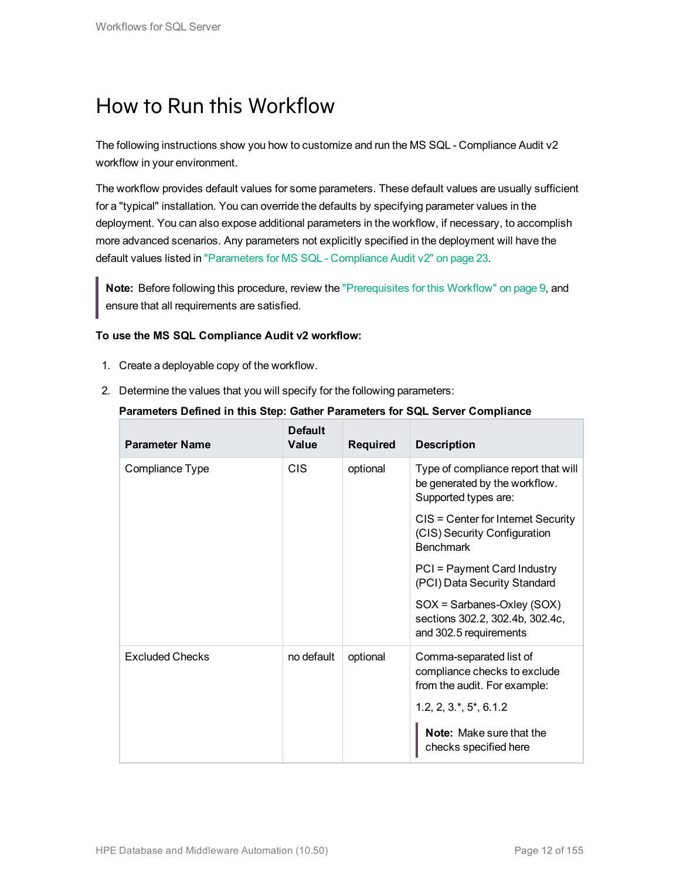# How to Run this Workflow

The following instructions show you how to customize and run the MS SQL - Compliance Audit v2 workflow in your environment.

The workflow provides default values for some parameters. These default values are usually sufficient for a "typical" installation. You can override the defaults by specifying parameter values in the deployment. You can also expose additional parameters in the workflow, if necessary, to accomplish more advanced scenarios. Any parameters not explicitly specified in the deployment will have the default values listed in "Parameters for MS SQL - Compliance Audit v2" on page 23.

> **Note:** Before following this procedure, review the "Prerequisites for this Workflow" on page 9, and ensure that all requirements are satisfied.

**To use the MS SQL Compliance Audit v2 workflow:**

1. Create a deployable copy of the workflow.
2. Determine the values that you will specify for the following parameters:

**Parameters Defined in this Step: Gather Parameters for SQL Server Compliance**

| Parameter Name | Default Value | Required | Description |
|---|---|---|---|
| Compliance Type | CIS | optional | Type of compliance report that will be generated by the workflow. Supported types are:<br><br>CIS = Center for Internet Security (CIS) Security Configuration Benchmark<br><br>PCI = Payment Card Industry (PCI) Data Security Standard<br><br>SOX = Sarbanes-Oxley (SOX) sections 302.2, 302.4b, 302.4c, and 302.5 requirements |
| Excluded Checks | no default | optional | Comma-separated list of compliance checks to exclude from the audit. For example:<br><br>1.2, 2, 3.*, 5*, 6.1.2<br><br>**Note:** Make sure that the checks specified here |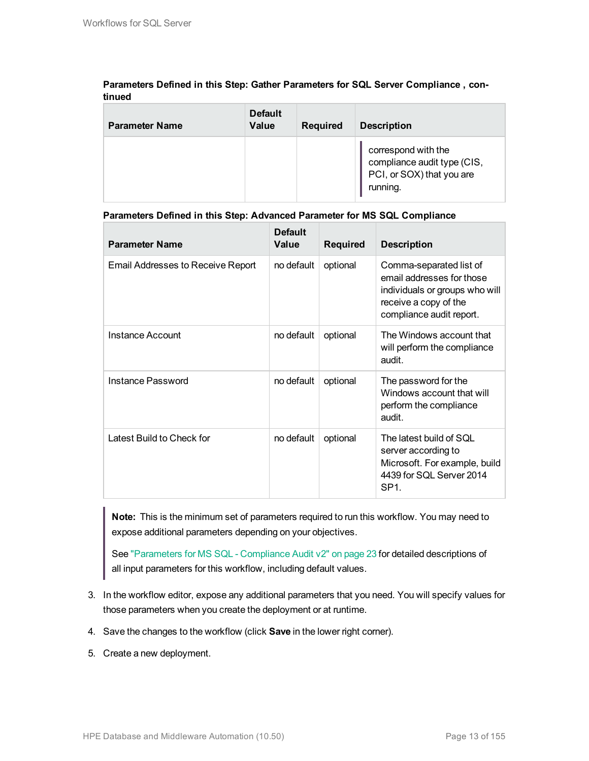**Parameters Defined in this Step: Gather Parameters for SQL Server Compliance , continued**

| Parameter Name | Default Value | Required | Description |
|---|---|---|---|
| | | | correspond with the compliance audit type (CIS, PCI, or SOX) that you are running. |

**Parameters Defined in this Step: Advanced Parameter for MS SQL Compliance**

| Parameter Name | Default Value | Required | Description |
|---|---|---|---|
| Email Addresses to Receive Report | no default | optional | Comma-separated list of email addresses for those individuals or groups who will receive a copy of the compliance audit report. |
| Instance Account | no default | optional | The Windows account that will perform the compliance audit. |
| Instance Password | no default | optional | The password for the Windows account that will perform the compliance audit. |
| Latest Build to Check for | no default | optional | The latest build of SQL server according to Microsoft. For example, build 4439 for SQL Server 2014 SP1. |

> **Note:** This is the minimum set of parameters required to run this workflow. You may need to expose additional parameters depending on your objectives.
>
> See "Parameters for MS SQL - Compliance Audit v2" on page 23 for detailed descriptions of all input parameters for this workflow, including default values.

3. In the workflow editor, expose any additional parameters that you need. You will specify values for those parameters when you create the deployment or at runtime.
4. Save the changes to the workflow (click **Save** in the lower right corner).
5. Create a new deployment.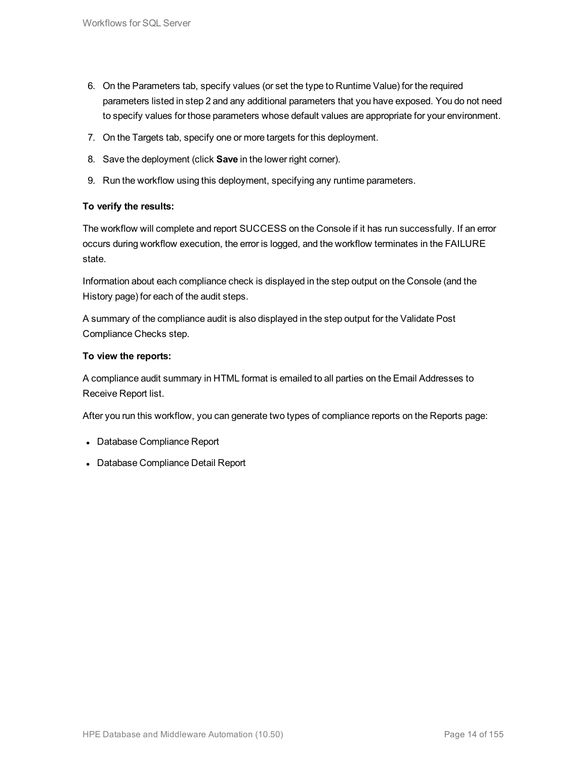6. On the Parameters tab, specify values (or set the type to Runtime Value) for the required parameters listed in step 2 and any additional parameters that you have exposed. You do not need to specify values for those parameters whose default values are appropriate for your environment.
7. On the Targets tab, specify one or more targets for this deployment.
8. Save the deployment (click **Save** in the lower right corner).
9. Run the workflow using this deployment, specifying any runtime parameters.

**To verify the results:**

The workflow will complete and report SUCCESS on the Console if it has run successfully. If an error occurs during workflow execution, the error is logged, and the workflow terminates in the FAILURE state.

Information about each compliance check is displayed in the step output on the Console (and the History page) for each of the audit steps.

A summary of the compliance audit is also displayed in the step output for the Validate Post Compliance Checks step.

**To view the reports:**

A compliance audit summary in HTML format is emailed to all parties on the Email Addresses to Receive Report list.

After you run this workflow, you can generate two types of compliance reports on the Reports page:

- Database Compliance Report
- Database Compliance Detail Report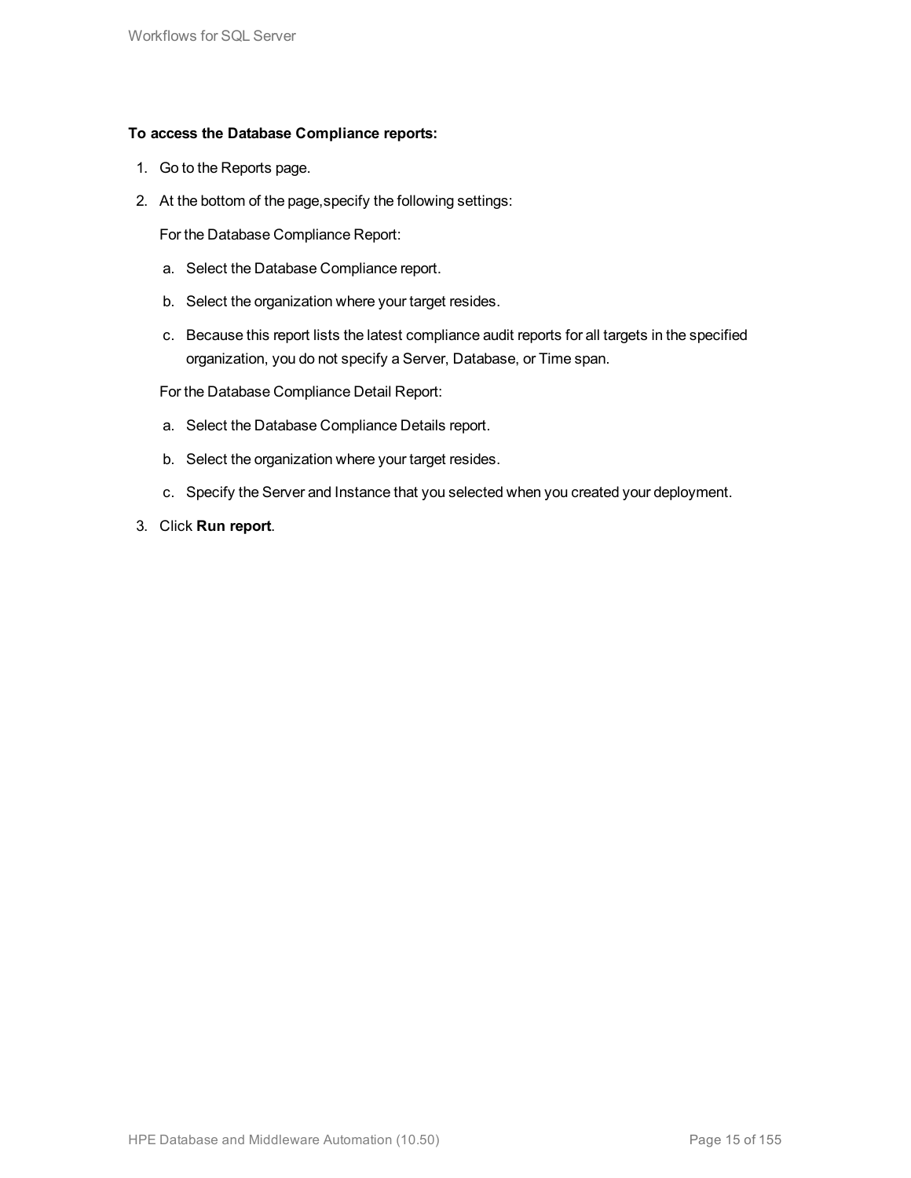**To access the Database Compliance reports:**

1. Go to the Reports page.
2. At the bottom of the page,specify the following settings:

   For the Database Compliance Report:

   a. Select the Database Compliance report.
   b. Select the organization where your target resides.
   c. Because this report lists the latest compliance audit reports for all targets in the specified organization, you do not specify a Server, Database, or Time span.

   For the Database Compliance Detail Report:

   a. Select the Database Compliance Details report.
   b. Select the organization where your target resides.
   c. Specify the Server and Instance that you selected when you created your deployment.
3. Click **Run report**.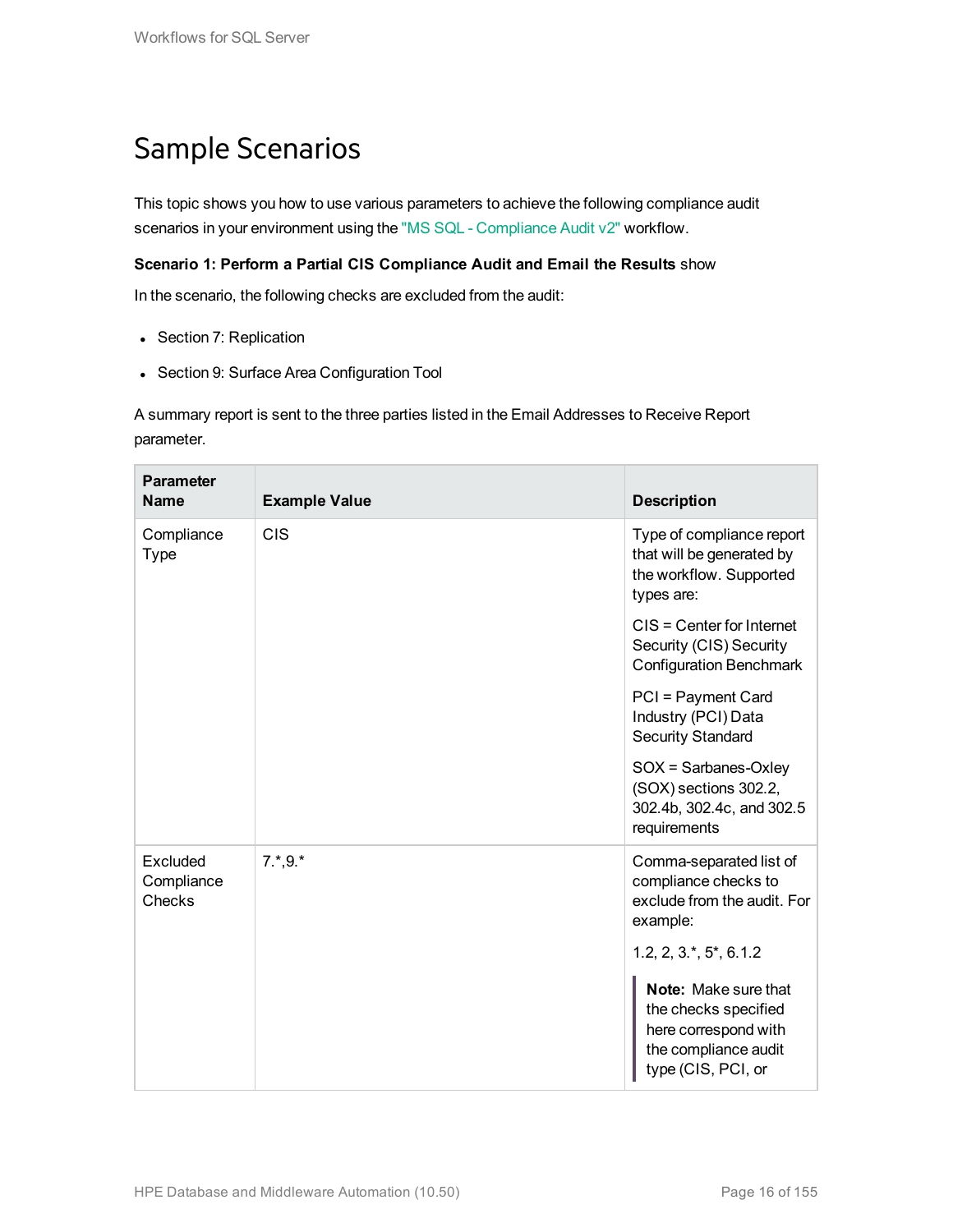# Sample Scenarios

This topic shows you how to use various parameters to achieve the following compliance audit scenarios in your environment using the "MS SQL - Compliance Audit v2" workflow.

**Scenario 1: Perform a Partial CIS Compliance Audit and Email the Results** show

In the scenario, the following checks are excluded from the audit:

- Section 7: Replication
- Section 9: Surface Area Configuration Tool

A summary report is sent to the three parties listed in the Email Addresses to Receive Report parameter.

| Parameter Name | Example Value | Description |
|---|---|---|
| Compliance Type | CIS | Type of compliance report that will be generated by the workflow. Supported types are:<br><br>CIS = Center for Internet Security (CIS) Security Configuration Benchmark<br><br>PCI = Payment Card Industry (PCI) Data Security Standard<br><br>SOX = Sarbanes-Oxley (SOX) sections 302.2, 302.4b, 302.4c, and 302.5 requirements |
| Excluded Compliance Checks | 7.*,9.* | Comma-separated list of compliance checks to exclude from the audit. For example:<br><br>1.2, 2, 3.*, 5*, 6.1.2<br><br>**Note:** Make sure that the checks specified here correspond with the compliance audit type (CIS, PCI, or |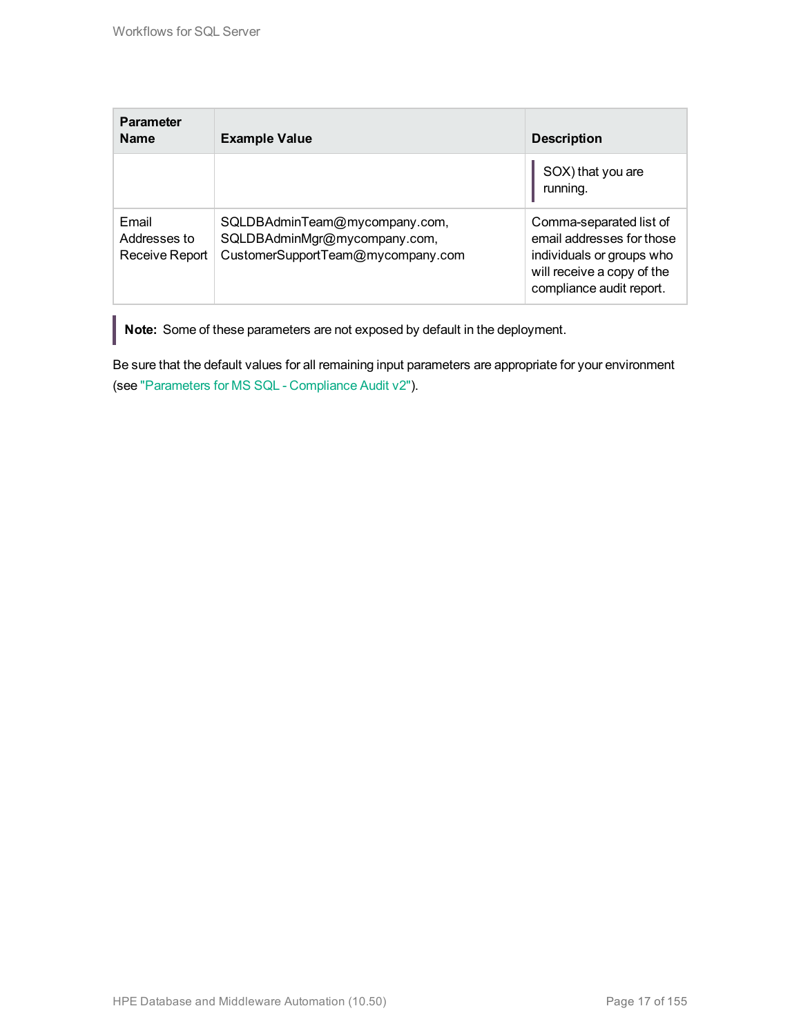| Parameter Name | Example Value | Description |
| --- | --- | --- |
| | | SOX) that you are running. |
| Email Addresses to Receive Report | SQLDBAdminTeam@mycompany.com, SQLDBAdminMgr@mycompany.com, CustomerSupportTeam@mycompany.com | Comma-separated list of email addresses for those individuals or groups who will receive a copy of the compliance audit report. |

**Note:** Some of these parameters are not exposed by default in the deployment.

Be sure that the default values for all remaining input parameters are appropriate for your environment (see "Parameters for MS SQL - Compliance Audit v2").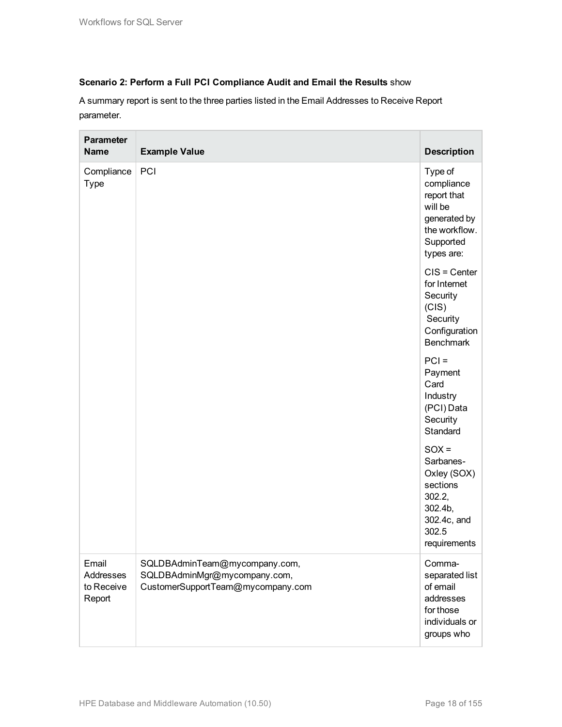**Scenario 2: Perform a Full PCI Compliance Audit and Email the Results** show

A summary report is sent to the three parties listed in the Email Addresses to Receive Report parameter.

| Parameter Name | Example Value | Description |
| --- | --- | --- |
| Compliance Type | PCI | Type of compliance report that will be generated by the workflow. Supported types are:<br><br>CIS = Center for Internet Security (CIS) Security Configuration Benchmark<br><br>PCI = Payment Card Industry (PCI) Data Security Standard<br><br>SOX = Sarbanes-Oxley (SOX) sections 302.2, 302.4b, 302.4c, and 302.5 requirements |
| Email Addresses to Receive Report | SQLDBAdminTeam@mycompany.com, SQLDBAdminMgr@mycompany.com, CustomerSupportTeam@mycompany.com | Comma-separated list of email addresses for those individuals or groups who |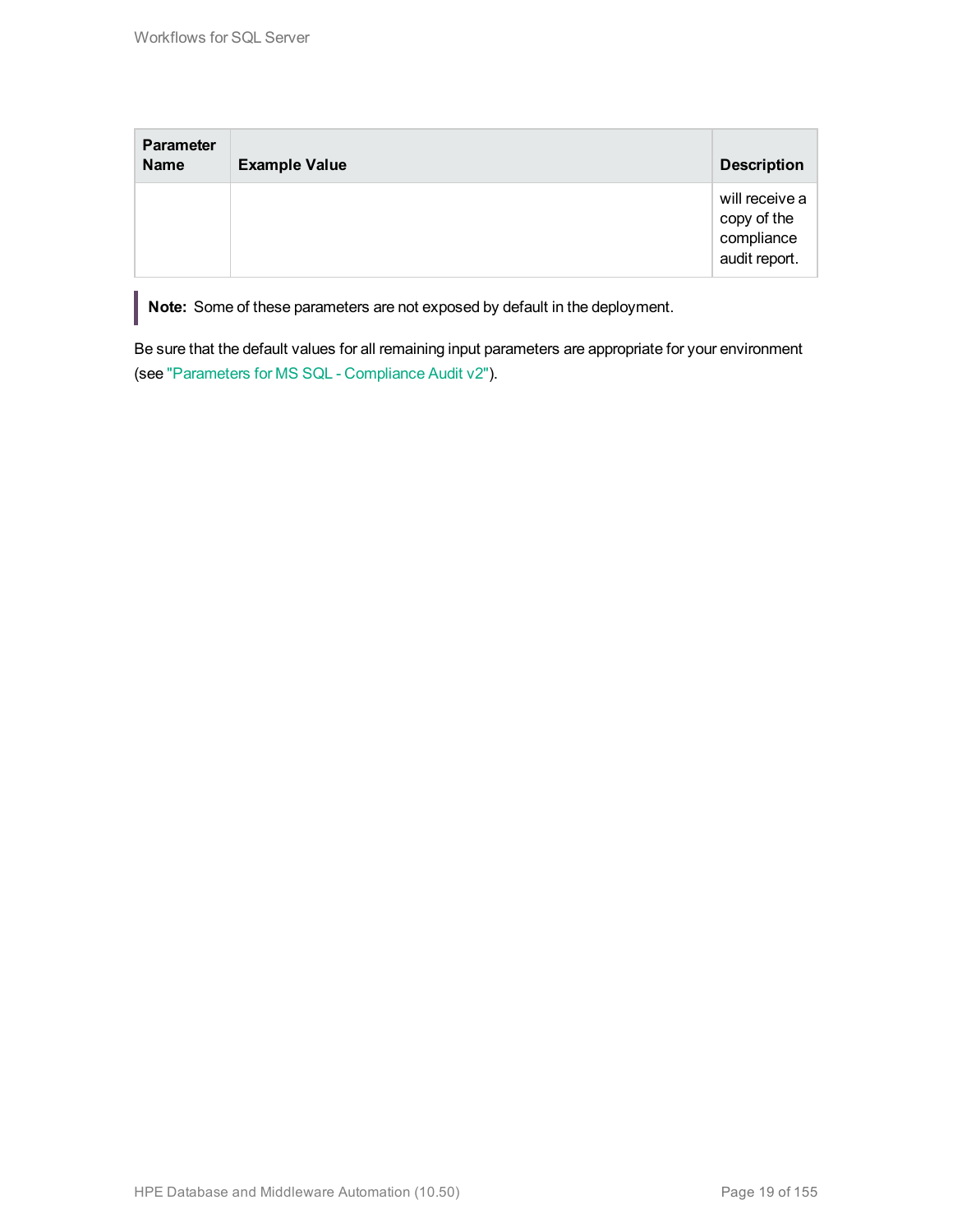| Parameter Name | Example Value | Description |
|---|---|---|
| | | will receive a copy of the compliance audit report. |

**Note:** Some of these parameters are not exposed by default in the deployment.

Be sure that the default values for all remaining input parameters are appropriate for your environment (see "Parameters for MS SQL - Compliance Audit v2").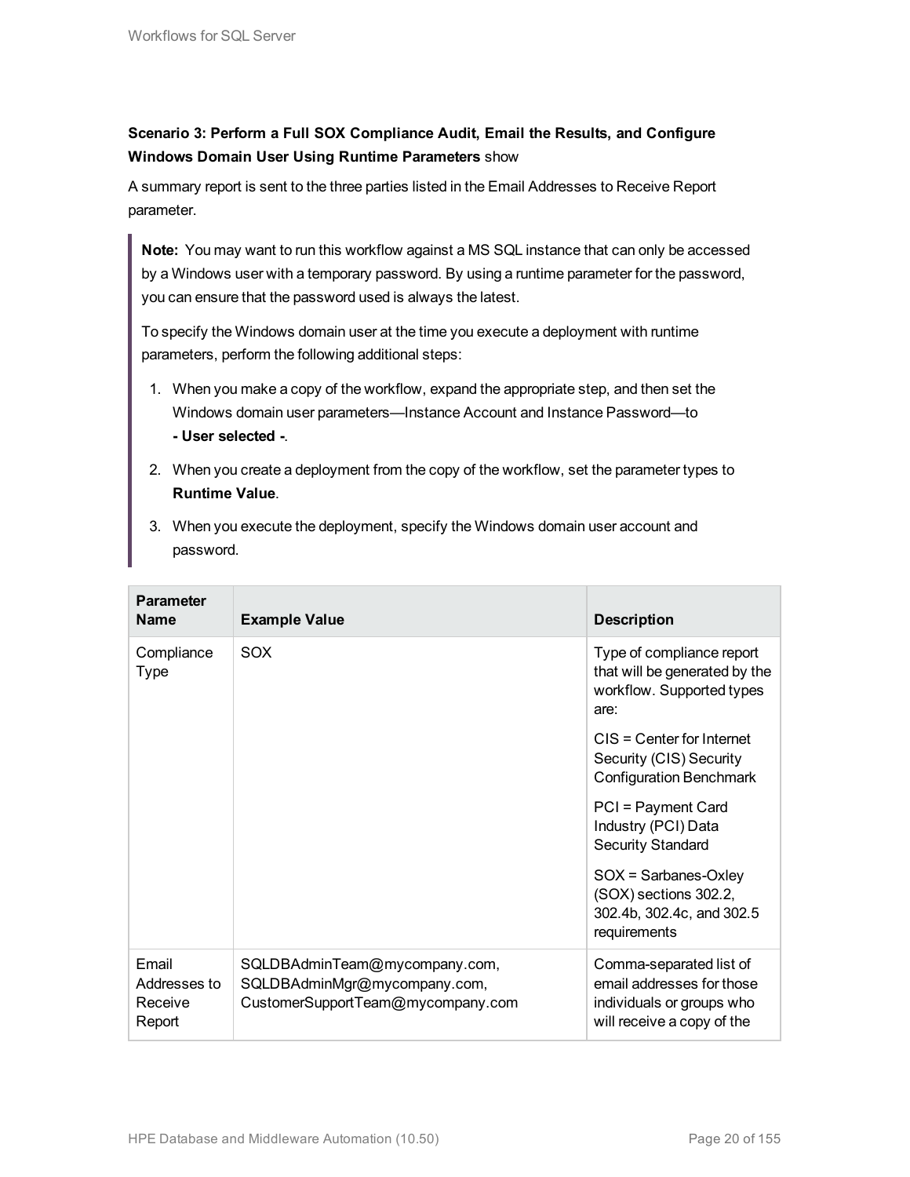**Scenario 3: Perform a Full SOX Compliance Audit, Email the Results, and Configure Windows Domain User Using Runtime Parameters** show

A summary report is sent to the three parties listed in the Email Addresses to Receive Report parameter.

> **Note:** You may want to run this workflow against a MS SQL instance that can only be accessed by a Windows user with a temporary password. By using a runtime parameter for the password, you can ensure that the password used is always the latest.
>
> To specify the Windows domain user at the time you execute a deployment with runtime parameters, perform the following additional steps:
>
> 1. When you make a copy of the workflow, expand the appropriate step, and then set the Windows domain user parameters—Instance Account and Instance Password—to **- User selected -**.
> 2. When you create a deployment from the copy of the workflow, set the parameter types to **Runtime Value**.
> 3. When you execute the deployment, specify the Windows domain user account and password.

| Parameter Name | Example Value | Description |
|---|---|---|
| Compliance Type | SOX | Type of compliance report that will be generated by the workflow. Supported types are:<br><br>CIS = Center for Internet Security (CIS) Security Configuration Benchmark<br><br>PCI = Payment Card Industry (PCI) Data Security Standard<br><br>SOX = Sarbanes-Oxley (SOX) sections 302.2, 302.4b, 302.4c, and 302.5 requirements |
| Email Addresses to Receive Report | SQLDBAdminTeam@mycompany.com, SQLDBAdminMgr@mycompany.com, CustomerSupportTeam@mycompany.com | Comma-separated list of email addresses for those individuals or groups who will receive a copy of the |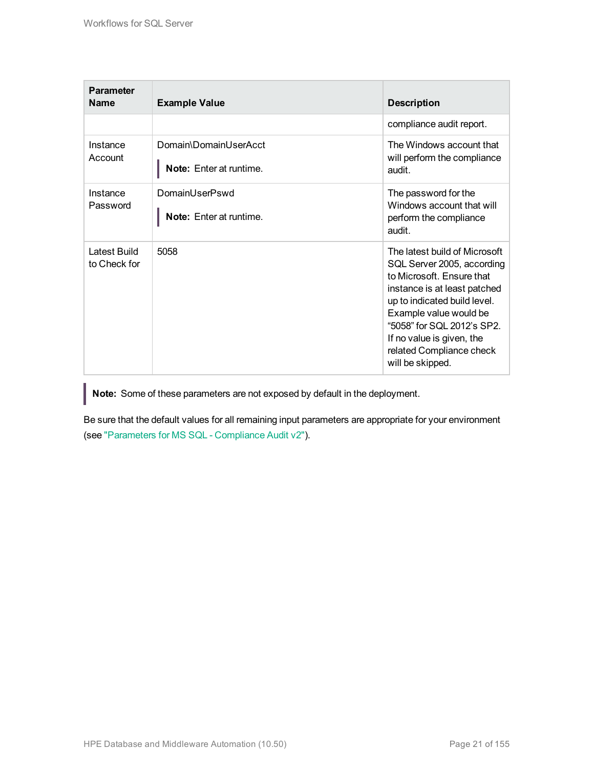| Parameter Name | Example Value | Description |
|---|---|---|
| | | compliance audit report. |
| Instance Account | Domain\DomainUserAcct<br><br>**Note:** Enter at runtime. | The Windows account that will perform the compliance audit. |
| Instance Password | DomainUserPswd<br><br>**Note:** Enter at runtime. | The password for the Windows account that will perform the compliance audit. |
| Latest Build to Check for | 5058 | The latest build of Microsoft SQL Server 2005, according to Microsoft. Ensure that instance is at least patched up to indicated build level. Example value would be "5058" for SQL 2012's SP2. If no value is given, the related Compliance check will be skipped. |

> **Note:** Some of these parameters are not exposed by default in the deployment.

Be sure that the default values for all remaining input parameters are appropriate for your environment (see "Parameters for MS SQL - Compliance Audit v2").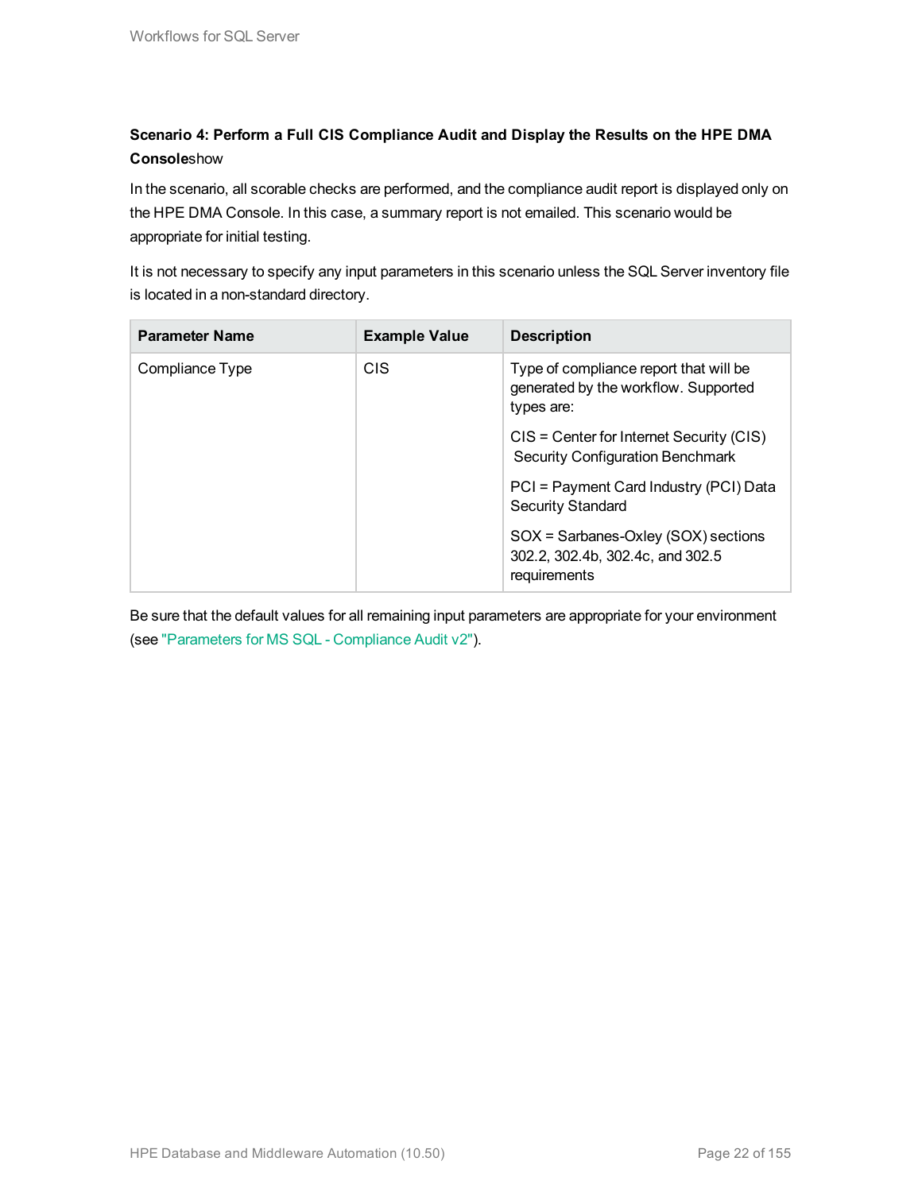**Scenario 4: Perform a Full CIS Compliance Audit and Display the Results on the HPE DMA Console**show

In the scenario, all scorable checks are performed, and the compliance audit report is displayed only on the HPE DMA Console. In this case, a summary report is not emailed. This scenario would be appropriate for initial testing.

It is not necessary to specify any input parameters in this scenario unless the SQL Server inventory file is located in a non-standard directory.

| Parameter Name | Example Value | Description |
| --- | --- | --- |
| Compliance Type | CIS | Type of compliance report that will be generated by the workflow. Supported types are:<br><br>CIS = Center for Internet Security (CIS) Security Configuration Benchmark<br><br>PCI = Payment Card Industry (PCI) Data Security Standard<br><br>SOX = Sarbanes-Oxley (SOX) sections 302.2, 302.4b, 302.4c, and 302.5 requirements |

Be sure that the default values for all remaining input parameters are appropriate for your environment (see "Parameters for MS SQL - Compliance Audit v2").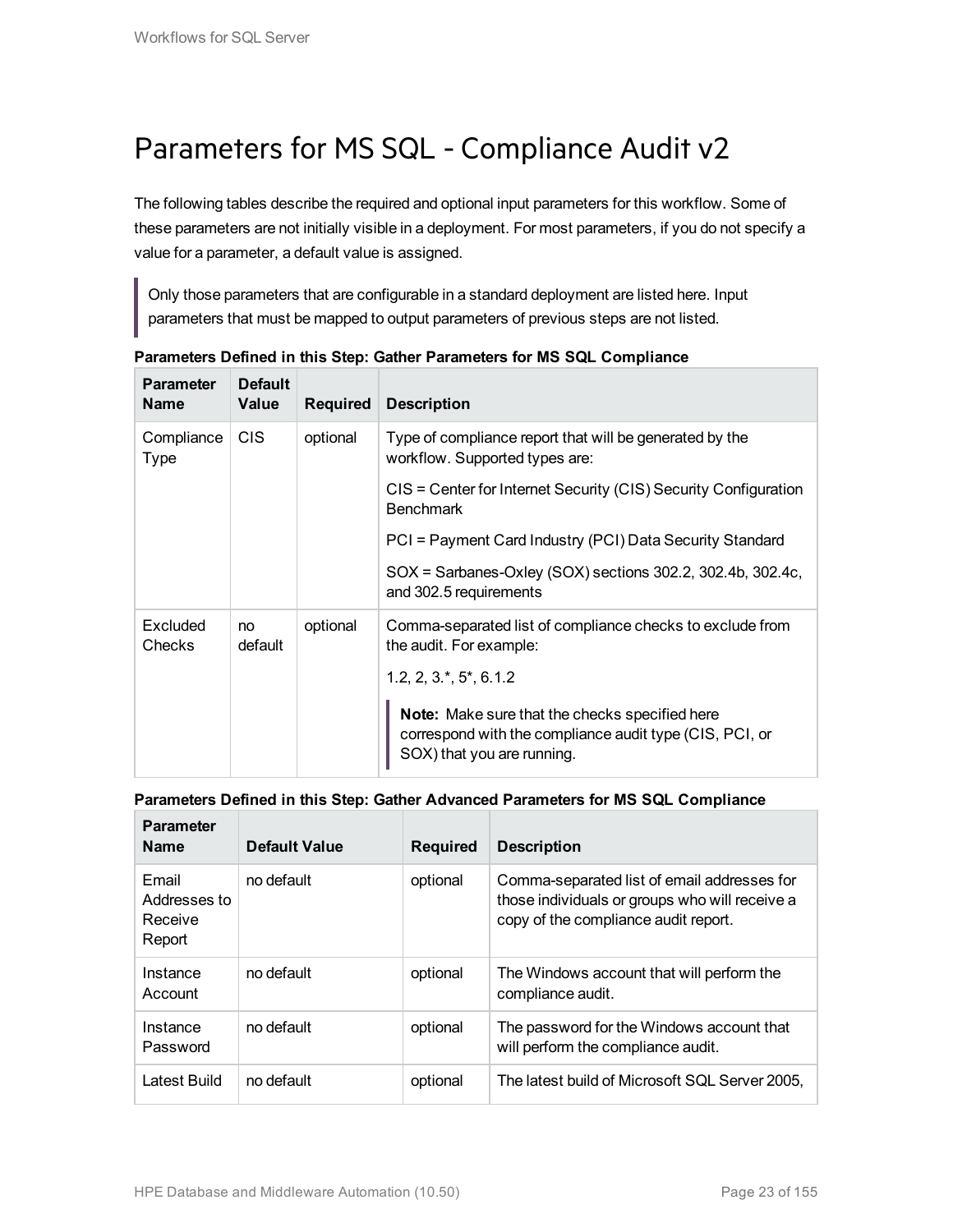# Parameters for MS SQL - Compliance Audit v2

The following tables describe the required and optional input parameters for this workflow. Some of these parameters are not initially visible in a deployment. For most parameters, if you do not specify a value for a parameter, a default value is assigned.

> Only those parameters that are configurable in a standard deployment are listed here. Input parameters that must be mapped to output parameters of previous steps are not listed.

**Parameters Defined in this Step: Gather Parameters for MS SQL Compliance**

| Parameter Name | Default Value | Required | Description |
|---|---|---|---|
| Compliance Type | CIS | optional | Type of compliance report that will be generated by the workflow. Supported types are:<br><br>CIS = Center for Internet Security (CIS) Security Configuration Benchmark<br><br>PCI = Payment Card Industry (PCI) Data Security Standard<br><br>SOX = Sarbanes-Oxley (SOX) sections 302.2, 302.4b, 302.4c, and 302.5 requirements |
| Excluded Checks | no default | optional | Comma-separated list of compliance checks to exclude from the audit. For example:<br><br>1.2, 2, 3.*, 5*, 6.1.2<br><br>**Note:** Make sure that the checks specified here correspond with the compliance audit type (CIS, PCI, or SOX) that you are running. |

**Parameters Defined in this Step: Gather Advanced Parameters for MS SQL Compliance**

| Parameter Name | Default Value | Required | Description |
|---|---|---|---|
| Email Addresses to Receive Report | no default | optional | Comma-separated list of email addresses for those individuals or groups who will receive a copy of the compliance audit report. |
| Instance Account | no default | optional | The Windows account that will perform the compliance audit. |
| Instance Password | no default | optional | The password for the Windows account that will perform the compliance audit. |
| Latest Build | no default | optional | The latest build of Microsoft SQL Server 2005, |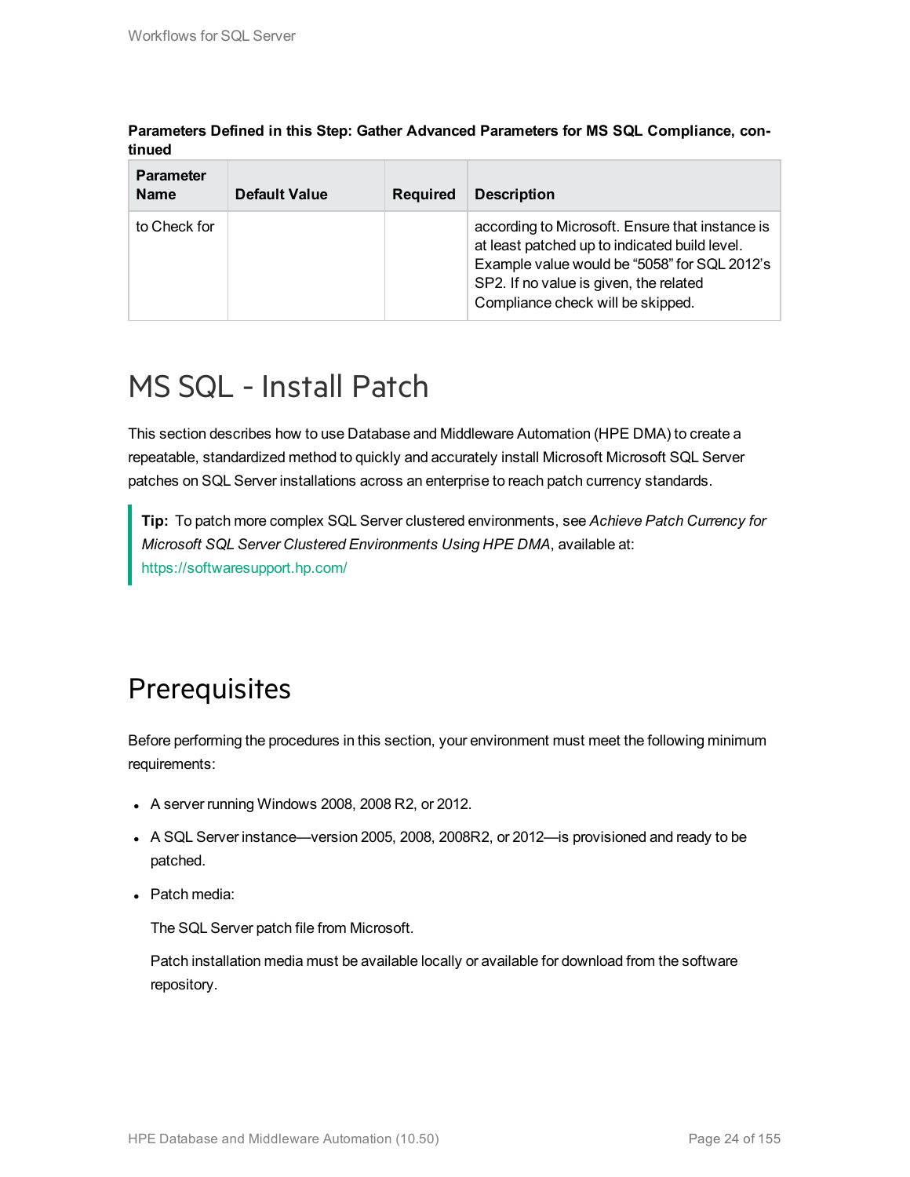**Parameters Defined in this Step: Gather Advanced Parameters for MS SQL Compliance, continued**

| Parameter Name | Default Value | Required | Description |
|---|---|---|---|
| to Check for | | | according to Microsoft. Ensure that instance is at least patched up to indicated build level. Example value would be "5058" for SQL 2012's SP2. If no value is given, the related Compliance check will be skipped. |

# MS SQL - Install Patch

This section describes how to use Database and Middleware Automation (HPE DMA) to create a repeatable, standardized method to quickly and accurately install Microsoft Microsoft SQL Server patches on SQL Server installations across an enterprise to reach patch currency standards.

> **Tip:** To patch more complex SQL Server clustered environments, see *Achieve Patch Currency for Microsoft SQL Server Clustered Environments Using HPE DMA*, available at: https://softwaresupport.hp.com/

## Prerequisites

Before performing the procedures in this section, your environment must meet the following minimum requirements:

- A server running Windows 2008, 2008 R2, or 2012.
- A SQL Server instance—version 2005, 2008, 2008R2, or 2012—is provisioned and ready to be patched.
- Patch media:

  The SQL Server patch file from Microsoft.

  Patch installation media must be available locally or available for download from the software repository.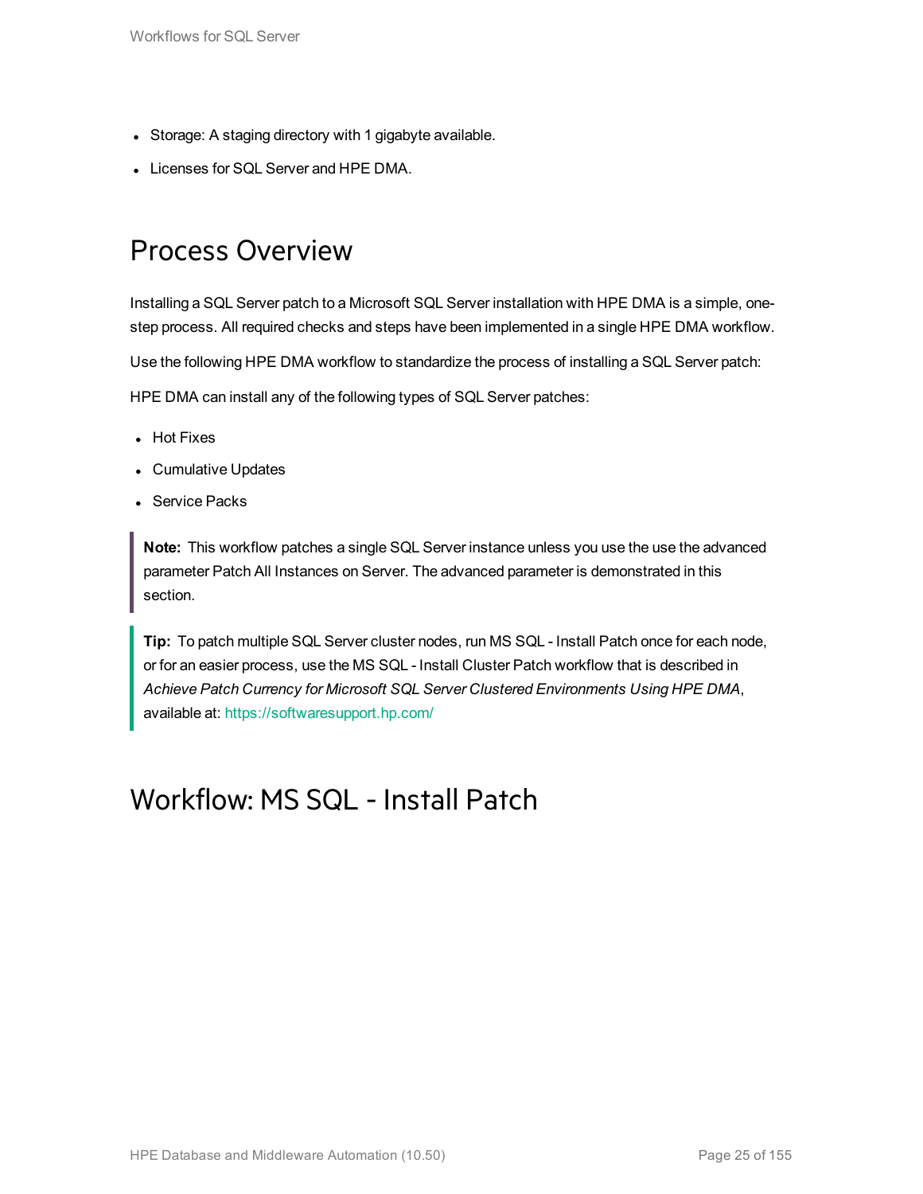- Storage: A staging directory with 1 gigabyte available.
- Licenses for SQL Server and HPE DMA.

## Process Overview

Installing a SQL Server patch to a Microsoft SQL Server installation with HPE DMA is a simple, one-step process. All required checks and steps have been implemented in a single HPE DMA workflow.

Use the following HPE DMA workflow to standardize the process of installing a SQL Server patch:

HPE DMA can install any of the following types of SQL Server patches:

- Hot Fixes
- Cumulative Updates
- Service Packs

> **Note:** This workflow patches a single SQL Server instance unless you use the use the advanced parameter Patch All Instances on Server. The advanced parameter is demonstrated in this section.

> **Tip:** To patch multiple SQL Server cluster nodes, run MS SQL - Install Patch once for each node, or for an easier process, use the MS SQL - Install Cluster Patch workflow that is described in *Achieve Patch Currency for Microsoft SQL Server Clustered Environments Using HPE DMA*, available at: https://softwaresupport.hp.com/

## Workflow: MS SQL - Install Patch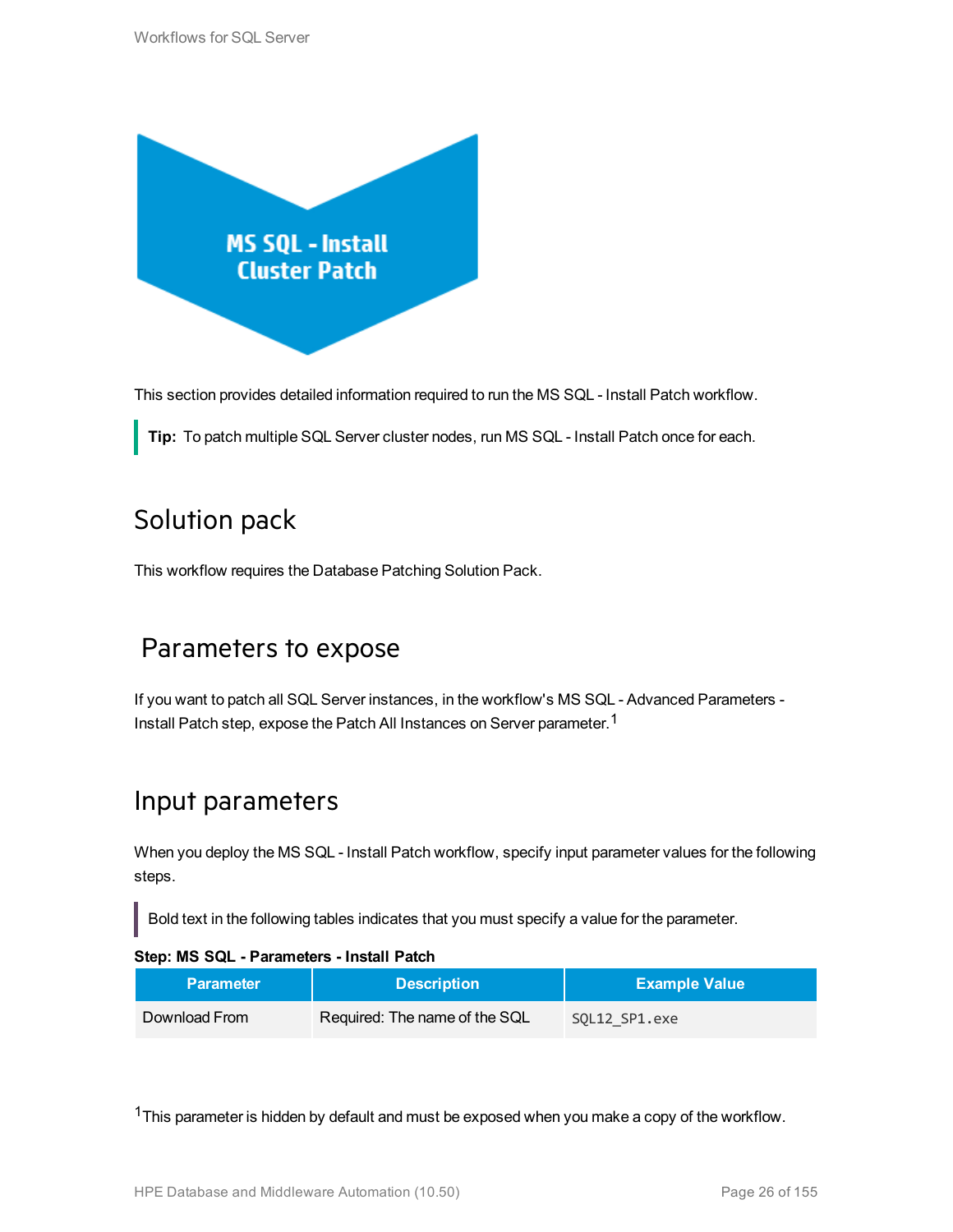# MS SQL - Install Cluster Patch

This section provides detailed information required to run the MS SQL - Install Patch workflow.

> **Tip:** To patch multiple SQL Server cluster nodes, run MS SQL - Install Patch once for each.

## Solution pack

This workflow requires the Database Patching Solution Pack.

## Parameters to expose

If you want to patch all SQL Server instances, in the workflow's MS SQL - Advanced Parameters - Install Patch step, expose the Patch All Instances on Server parameter.[1]

## Input parameters

When you deploy the MS SQL - Install Patch workflow, specify input parameter values for the following steps.

> Bold text in the following tables indicates that you must specify a value for the parameter.

**Step: MS SQL - Parameters - Install Patch**

| Parameter | Description | Example Value |
| --- | --- | --- |
| Download From | Required: The name of the SQL | `SQL12_SP1.exe` |

[1]This parameter is hidden by default and must be exposed when you make a copy of the workflow.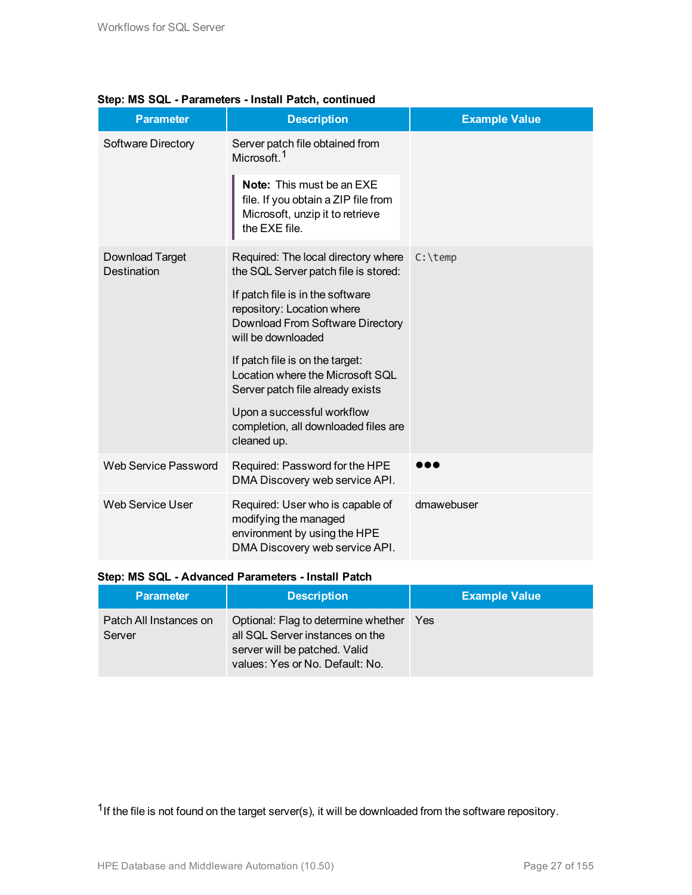**Step: MS SQL - Parameters - Install Patch, continued**

| Parameter | Description | Example Value |
|---|---|---|
| Software Directory | Server patch file obtained from Microsoft.[1]<br><br>**Note:** This must be an EXE file. If you obtain a ZIP file from Microsoft, unzip it to retrieve the EXE file. | |
| Download Target Destination | Required: The local directory where the SQL Server patch file is stored:<br><br>If patch file is in the software repository: Location where Download From Software Directory will be downloaded<br><br>If patch file is on the target: Location where the Microsoft SQL Server patch file already exists<br><br>Upon a successful workflow completion, all downloaded files are cleaned up. | `C:\temp` |
| Web Service Password | Required: Password for the HPE DMA Discovery web service API. | ●●● |
| Web Service User | Required: User who is capable of modifying the managed environment by using the HPE DMA Discovery web service API. | dmawebuser |

**Step: MS SQL - Advanced Parameters - Install Patch**

| Parameter | Description | Example Value |
|---|---|---|
| Patch All Instances on Server | Optional: Flag to determine whether all SQL Server instances on the server will be patched. Valid values: Yes or No. Default: No. | Yes |

[1] If the file is not found on the target server(s), it will be downloaded from the software repository.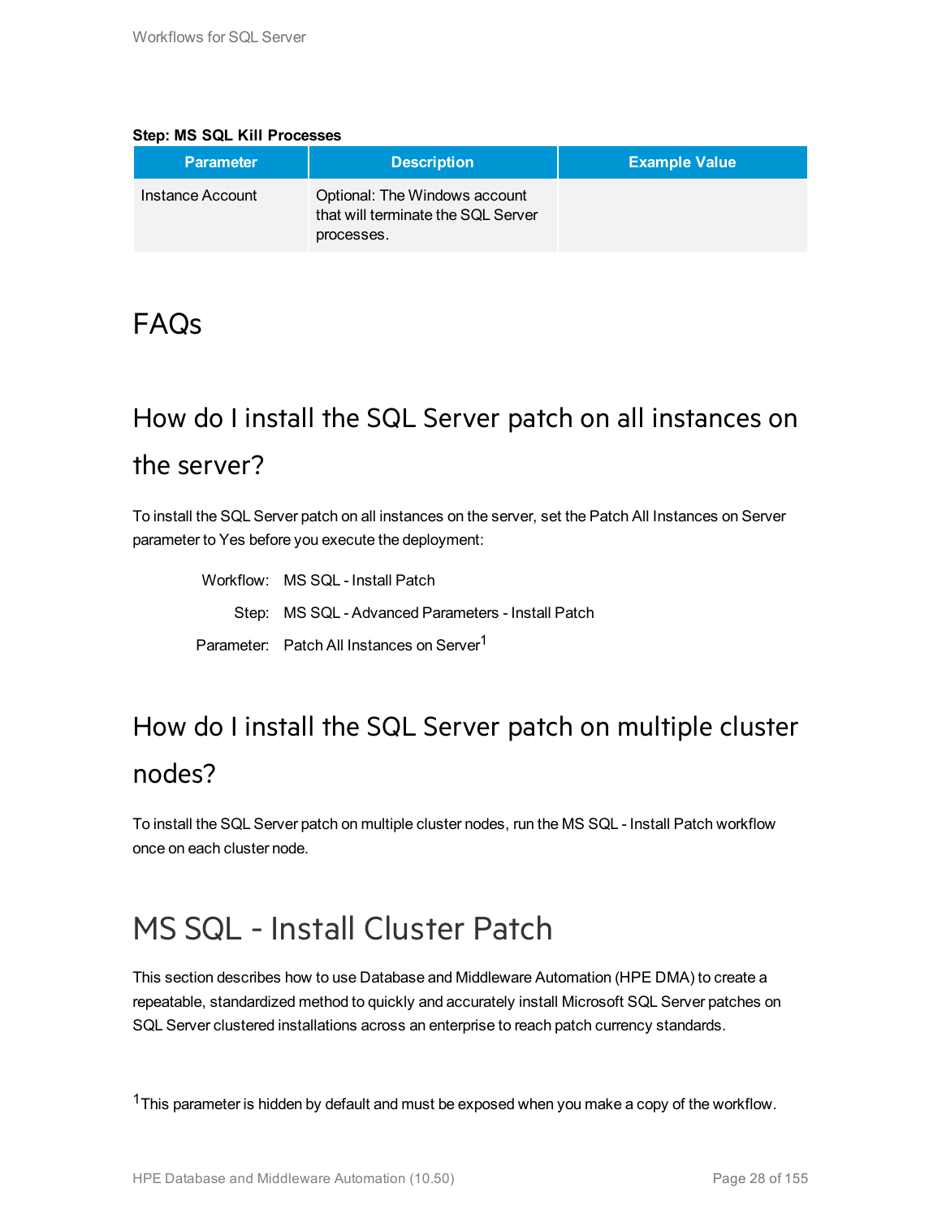**Step: MS SQL Kill Processes**

| Parameter | Description | Example Value |
| --- | --- | --- |
| Instance Account | Optional: The Windows account that will terminate the SQL Server processes. | |

# FAQs

## How do I install the SQL Server patch on all instances on the server?

To install the SQL Server patch on all instances on the server, set the Patch All Instances on Server parameter to Yes before you execute the deployment:

| | |
| --- | --- |
| Workflow: | MS SQL - Install Patch |
| Step: | MS SQL - Advanced Parameters - Install Patch |
| Parameter: | Patch All Instances on Server[1] |

## How do I install the SQL Server patch on multiple cluster nodes?

To install the SQL Server patch on multiple cluster nodes, run the MS SQL - Install Patch workflow once on each cluster node.

# MS SQL - Install Cluster Patch

This section describes how to use Database and Middleware Automation (HPE DMA) to create a repeatable, standardized method to quickly and accurately install Microsoft SQL Server patches on SQL Server clustered installations across an enterprise to reach patch currency standards.

[1] This parameter is hidden by default and must be exposed when you make a copy of the workflow.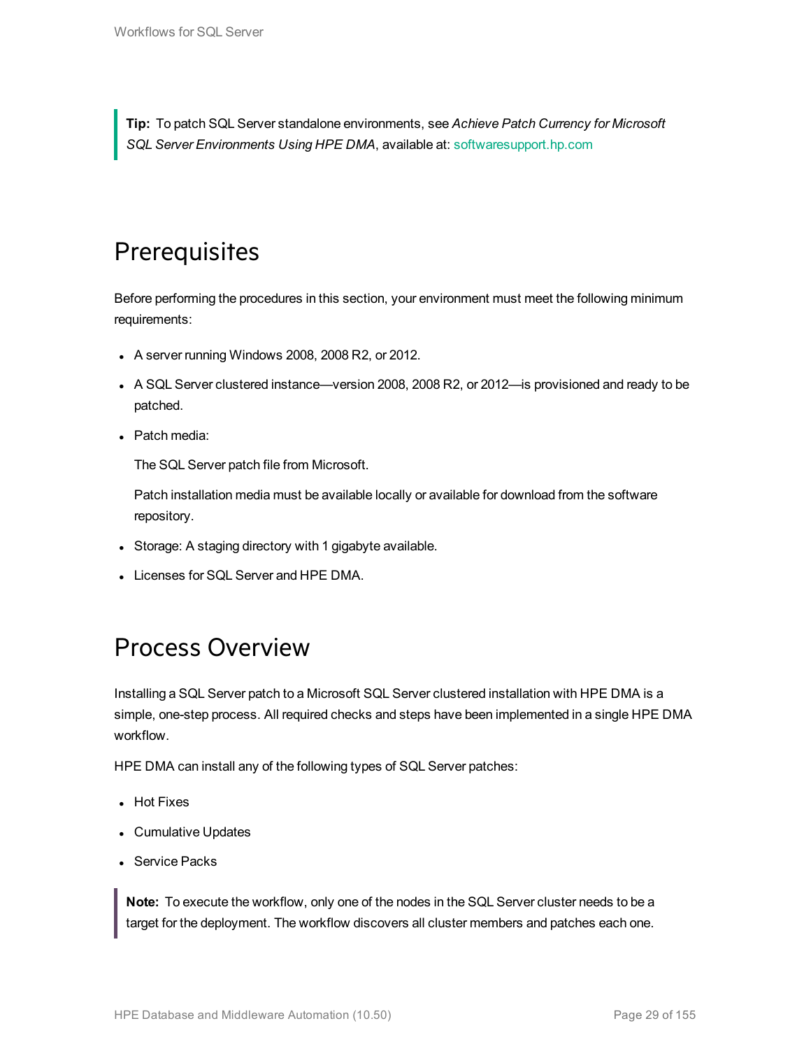**Tip:** To patch SQL Server standalone environments, see *Achieve Patch Currency for Microsoft SQL Server Environments Using HPE DMA*, available at: softwaresupport.hp.com

## Prerequisites

Before performing the procedures in this section, your environment must meet the following minimum requirements:

- A server running Windows 2008, 2008 R2, or 2012.
- A SQL Server clustered instance—version 2008, 2008 R2, or 2012—is provisioned and ready to be patched.
- Patch media:

  The SQL Server patch file from Microsoft.

  Patch installation media must be available locally or available for download from the software repository.
- Storage: A staging directory with 1 gigabyte available.
- Licenses for SQL Server and HPE DMA.

## Process Overview

Installing a SQL Server patch to a Microsoft SQL Server clustered installation with HPE DMA is a simple, one-step process. All required checks and steps have been implemented in a single HPE DMA workflow.

HPE DMA can install any of the following types of SQL Server patches:

- Hot Fixes
- Cumulative Updates
- Service Packs

**Note:** To execute the workflow, only one of the nodes in the SQL Server cluster needs to be a target for the deployment. The workflow discovers all cluster members and patches each one.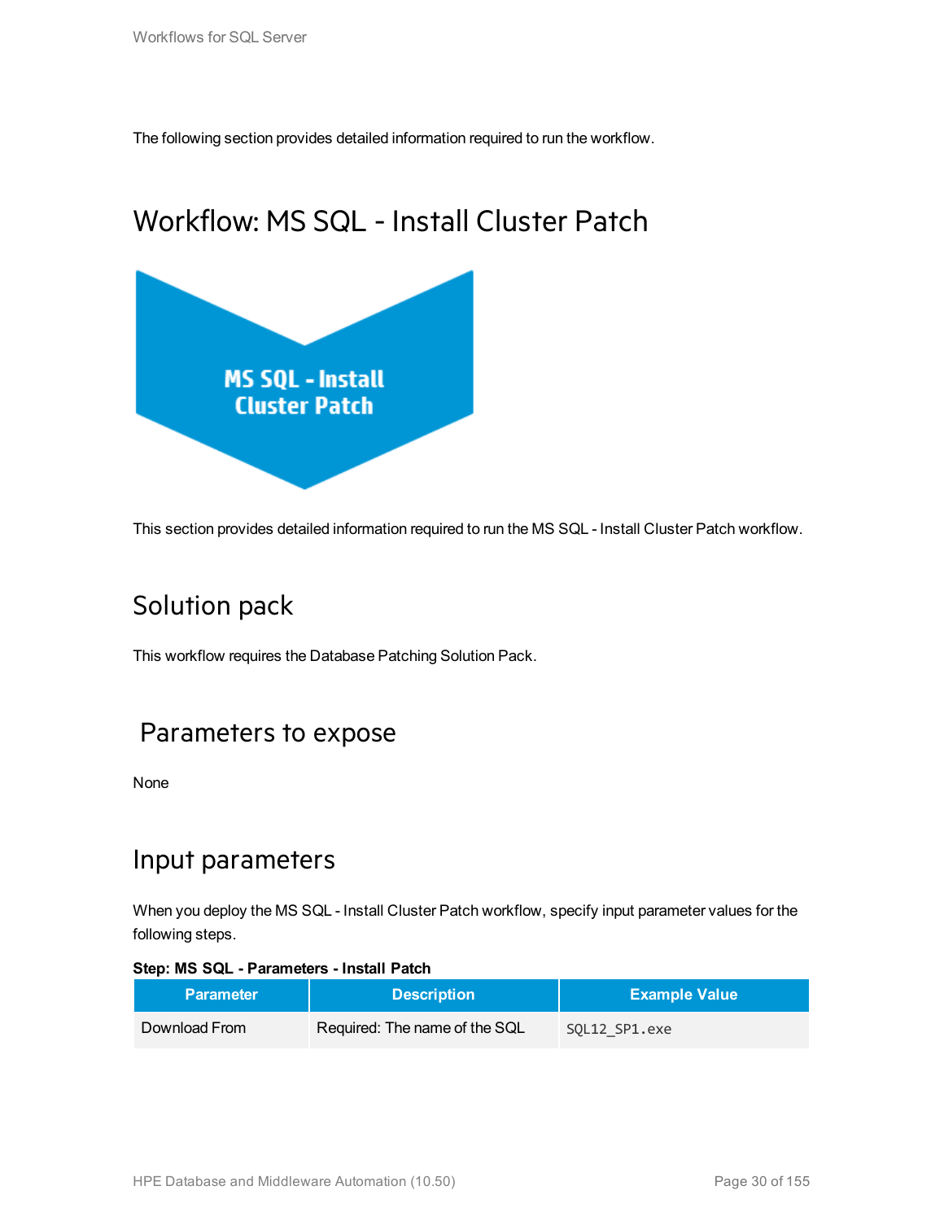The following section provides detailed information required to run the workflow.

# Workflow: MS SQL - Install Cluster Patch

MS SQL - Install Cluster Patch

This section provides detailed information required to run the MS SQL - Install Cluster Patch workflow.

## Solution pack

This workflow requires the Database Patching Solution Pack.

## Parameters to expose

None

## Input parameters

When you deploy the MS SQL - Install Cluster Patch workflow, specify input parameter values for the following steps.

**Step: MS SQL - Parameters - Install Patch**

| Parameter | Description | Example Value |
|---|---|---|
| Download From | Required: The name of the SQL | `SQL12_SP1.exe` |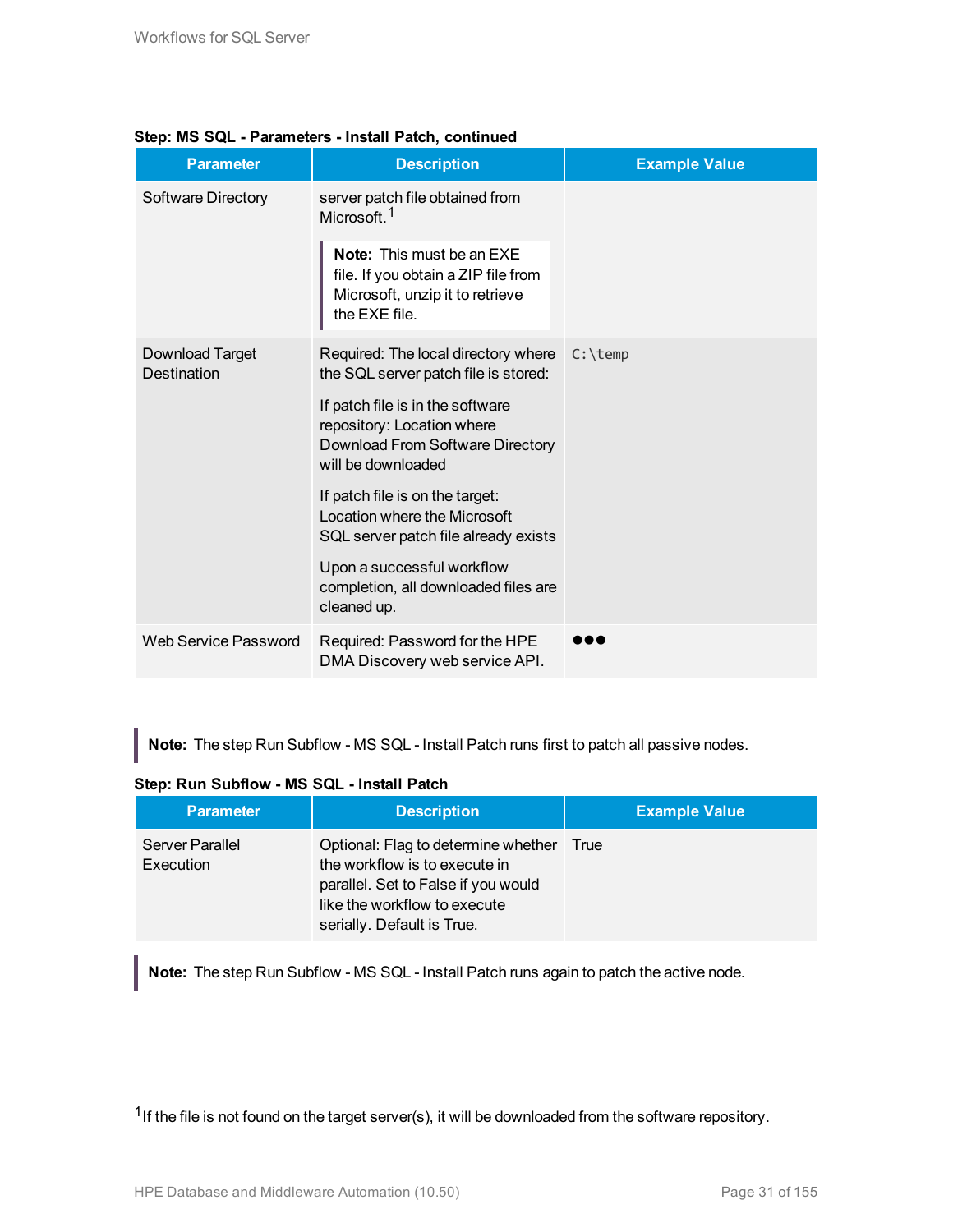**Step: MS SQL - Parameters - Install Patch, continued**

| Parameter | Description | Example Value |
|---|---|---|
| Software Directory | server patch file obtained from Microsoft.[1] **Note:** This must be an EXE file. If you obtain a ZIP file from Microsoft, unzip it to retrieve the EXE file. | |
| Download Target Destination | Required: The local directory where the SQL server patch file is stored: If patch file is in the software repository: Location where Download From Software Directory will be downloaded If patch file is on the target: Location where the Microsoft SQL server patch file already exists Upon a successful workflow completion, all downloaded files are cleaned up. | `C:\temp` |
| Web Service Password | Required: Password for the HPE DMA Discovery web service API. | ●●● |

> **Note:** The step Run Subflow - MS SQL - Install Patch runs first to patch all passive nodes.

**Step: Run Subflow - MS SQL - Install Patch**

| Parameter | Description | Example Value |
|---|---|---|
| Server Parallel Execution | Optional: Flag to determine whether the workflow is to execute in parallel. Set to False if you would like the workflow to execute serially. Default is True. | True |

> **Note:** The step Run Subflow - MS SQL - Install Patch runs again to patch the active node.

[1] If the file is not found on the target server(s), it will be downloaded from the software repository.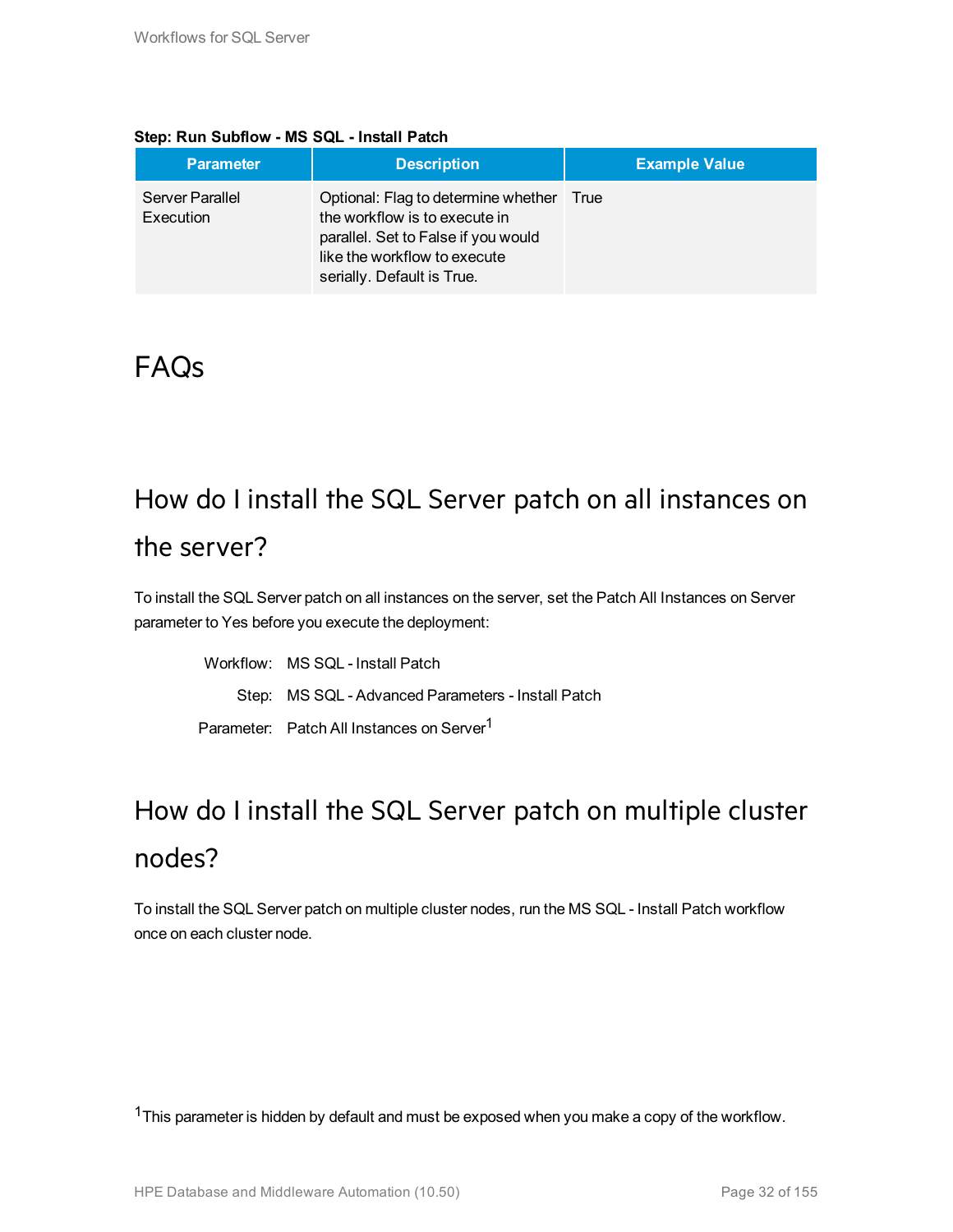**Step: Run Subflow - MS SQL - Install Patch**

| Parameter | Description | Example Value |
| --- | --- | --- |
| Server Parallel Execution | Optional: Flag to determine whether the workflow is to execute in parallel. Set to False if you would like the workflow to execute serially. Default is True. | True |

# FAQs

## How do I install the SQL Server patch on all instances on the server?

To install the SQL Server patch on all instances on the server, set the Patch All Instances on Server parameter to Yes before you execute the deployment:

Workflow: MS SQL - Install Patch

Step: MS SQL - Advanced Parameters - Install Patch

Parameter: Patch All Instances on Server[1]

## How do I install the SQL Server patch on multiple cluster nodes?

To install the SQL Server patch on multiple cluster nodes, run the MS SQL - Install Patch workflow once on each cluster node.

[1] This parameter is hidden by default and must be exposed when you make a copy of the workflow.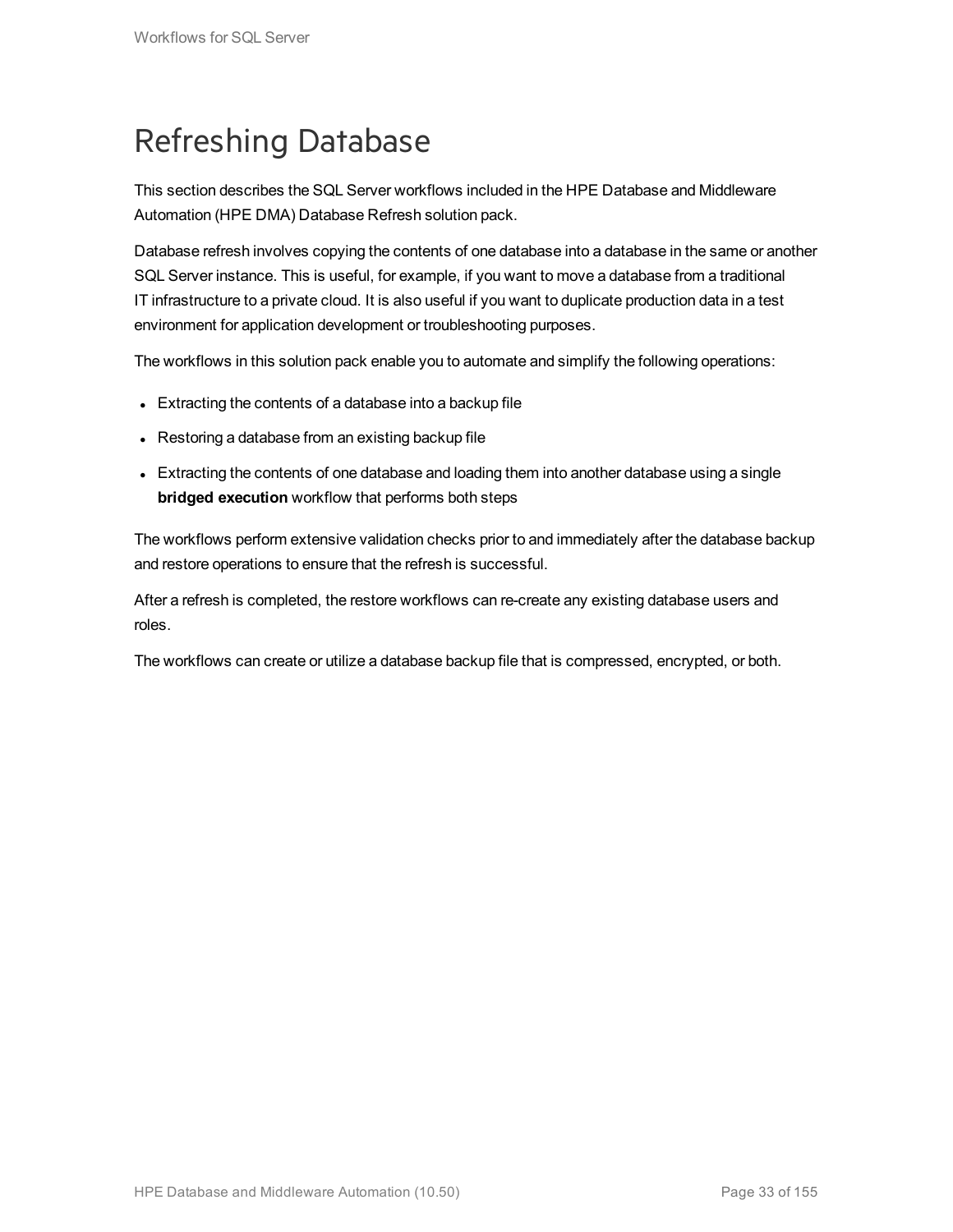# Refreshing Database

This section describes the SQL Server workflows included in the HPE Database and Middleware Automation (HPE DMA) Database Refresh solution pack.

Database refresh involves copying the contents of one database into a database in the same or another SQL Server instance. This is useful, for example, if you want to move a database from a traditional IT infrastructure to a private cloud. It is also useful if you want to duplicate production data in a test environment for application development or troubleshooting purposes.

The workflows in this solution pack enable you to automate and simplify the following operations:

- Extracting the contents of a database into a backup file
- Restoring a database from an existing backup file
- Extracting the contents of one database and loading them into another database using a single **bridged execution** workflow that performs both steps

The workflows perform extensive validation checks prior to and immediately after the database backup and restore operations to ensure that the refresh is successful.

After a refresh is completed, the restore workflows can re-create any existing database users and roles.

The workflows can create or utilize a database backup file that is compressed, encrypted, or both.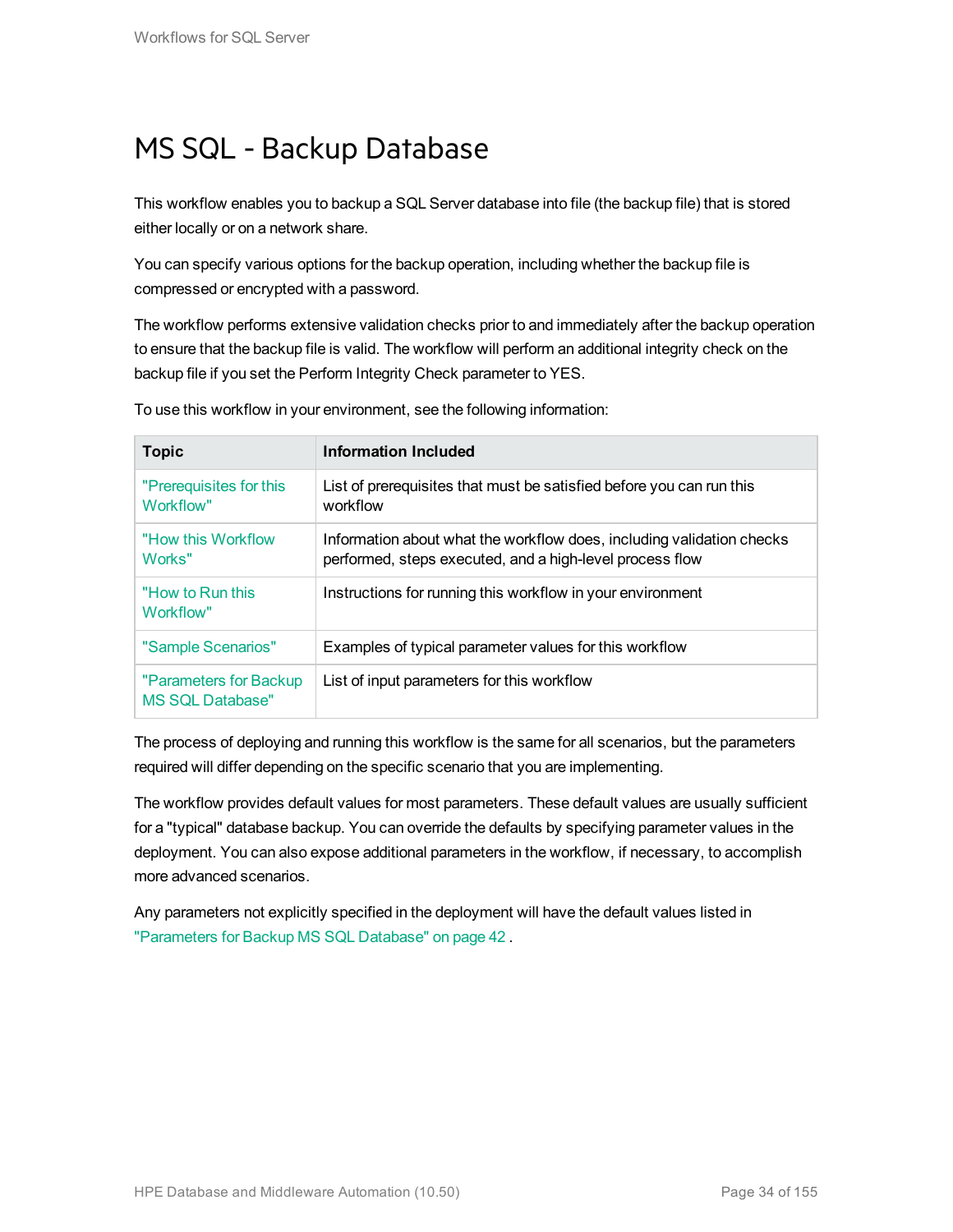# MS SQL - Backup Database

This workflow enables you to backup a SQL Server database into file (the backup file) that is stored either locally or on a network share.

You can specify various options for the backup operation, including whether the backup file is compressed or encrypted with a password.

The workflow performs extensive validation checks prior to and immediately after the backup operation to ensure that the backup file is valid. The workflow will perform an additional integrity check on the backup file if you set the Perform Integrity Check parameter to YES.

To use this workflow in your environment, see the following information:

| Topic | Information Included |
|---|---|
| "Prerequisites for this Workflow" | List of prerequisites that must be satisfied before you can run this workflow |
| "How this Workflow Works" | Information about what the workflow does, including validation checks performed, steps executed, and a high-level process flow |
| "How to Run this Workflow" | Instructions for running this workflow in your environment |
| "Sample Scenarios" | Examples of typical parameter values for this workflow |
| "Parameters for Backup MS SQL Database" | List of input parameters for this workflow |

The process of deploying and running this workflow is the same for all scenarios, but the parameters required will differ depending on the specific scenario that you are implementing.

The workflow provides default values for most parameters. These default values are usually sufficient for a "typical" database backup. You can override the defaults by specifying parameter values in the deployment. You can also expose additional parameters in the workflow, if necessary, to accomplish more advanced scenarios.

Any parameters not explicitly specified in the deployment will have the default values listed in "Parameters for Backup MS SQL Database" on page 42 .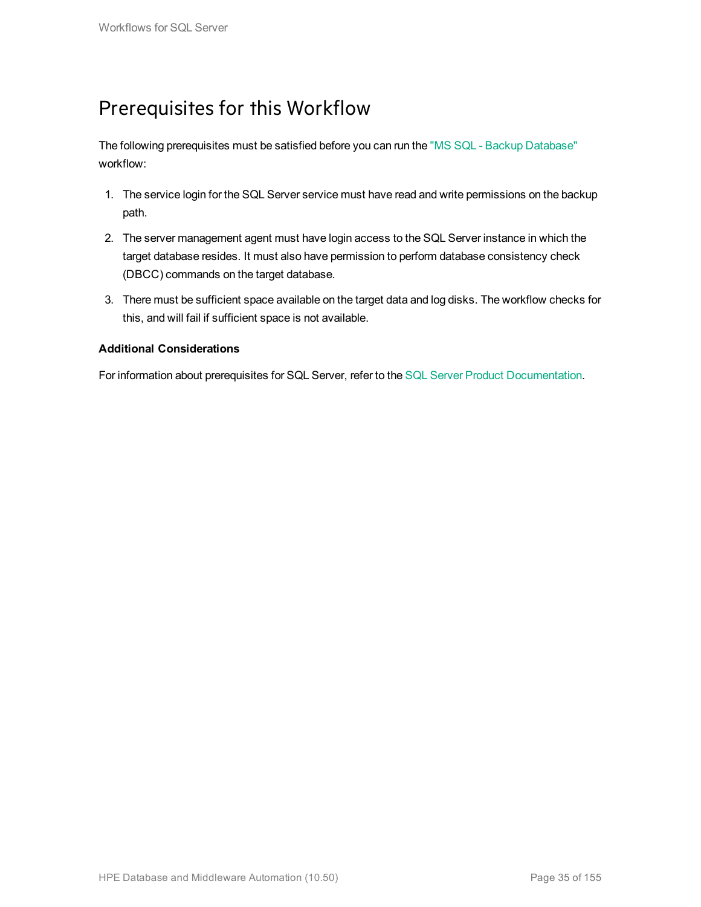## Prerequisites for this Workflow

The following prerequisites must be satisfied before you can run the "MS SQL - Backup Database" workflow:

1. The service login for the SQL Server service must have read and write permissions on the backup path.
2. The server management agent must have login access to the SQL Server instance in which the target database resides. It must also have permission to perform database consistency check (DBCC) commands on the target database.
3. There must be sufficient space available on the target data and log disks. The workflow checks for this, and will fail if sufficient space is not available.

**Additional Considerations**

For information about prerequisites for SQL Server, refer to the SQL Server Product Documentation.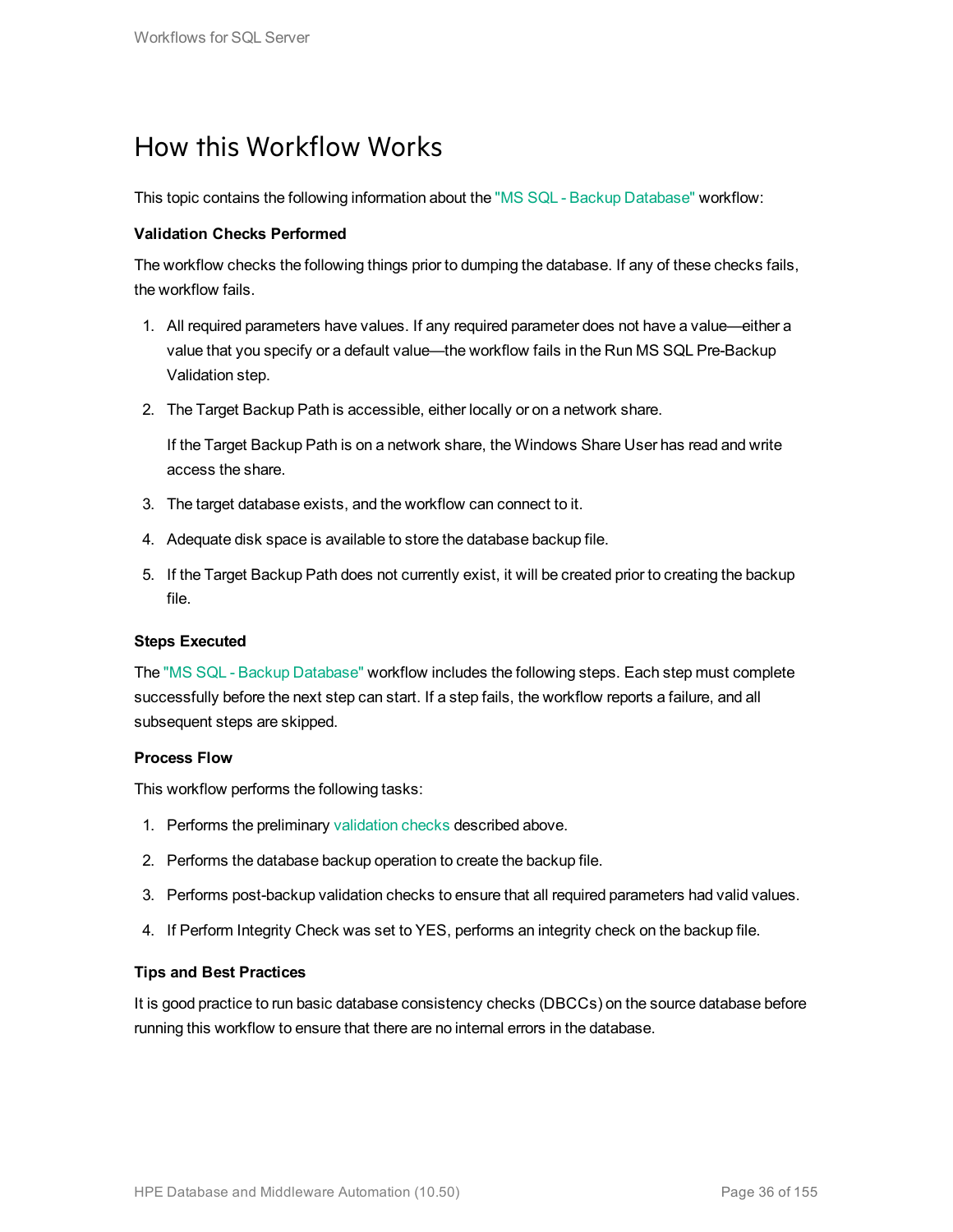# How this Workflow Works

This topic contains the following information about the "MS SQL - Backup Database" workflow:

**Validation Checks Performed**

The workflow checks the following things prior to dumping the database. If any of these checks fails, the workflow fails.

1. All required parameters have values. If any required parameter does not have a value—either a value that you specify or a default value—the workflow fails in the Run MS SQL Pre-Backup Validation step.
2. The Target Backup Path is accessible, either locally or on a network share.

   If the Target Backup Path is on a network share, the Windows Share User has read and write access the share.
3. The target database exists, and the workflow can connect to it.
4. Adequate disk space is available to store the database backup file.
5. If the Target Backup Path does not currently exist, it will be created prior to creating the backup file.

**Steps Executed**

The "MS SQL - Backup Database" workflow includes the following steps. Each step must complete successfully before the next step can start. If a step fails, the workflow reports a failure, and all subsequent steps are skipped.

**Process Flow**

This workflow performs the following tasks:

1. Performs the preliminary validation checks described above.
2. Performs the database backup operation to create the backup file.
3. Performs post-backup validation checks to ensure that all required parameters had valid values.
4. If Perform Integrity Check was set to YES, performs an integrity check on the backup file.

**Tips and Best Practices**

It is good practice to run basic database consistency checks (DBCCs) on the source database before running this workflow to ensure that there are no internal errors in the database.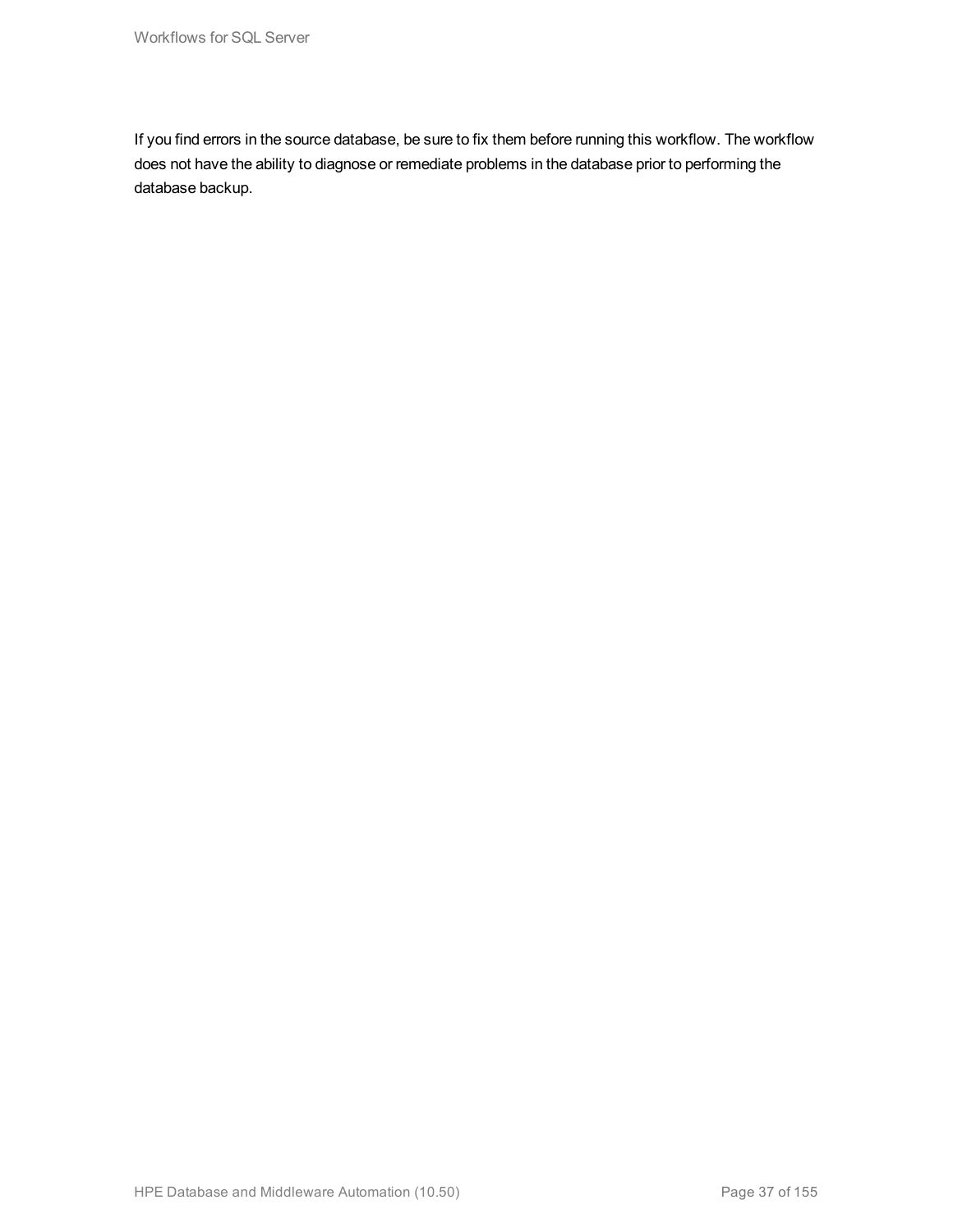If you find errors in the source database, be sure to fix them before running this workflow. The workflow does not have the ability to diagnose or remediate problems in the database prior to performing the database backup.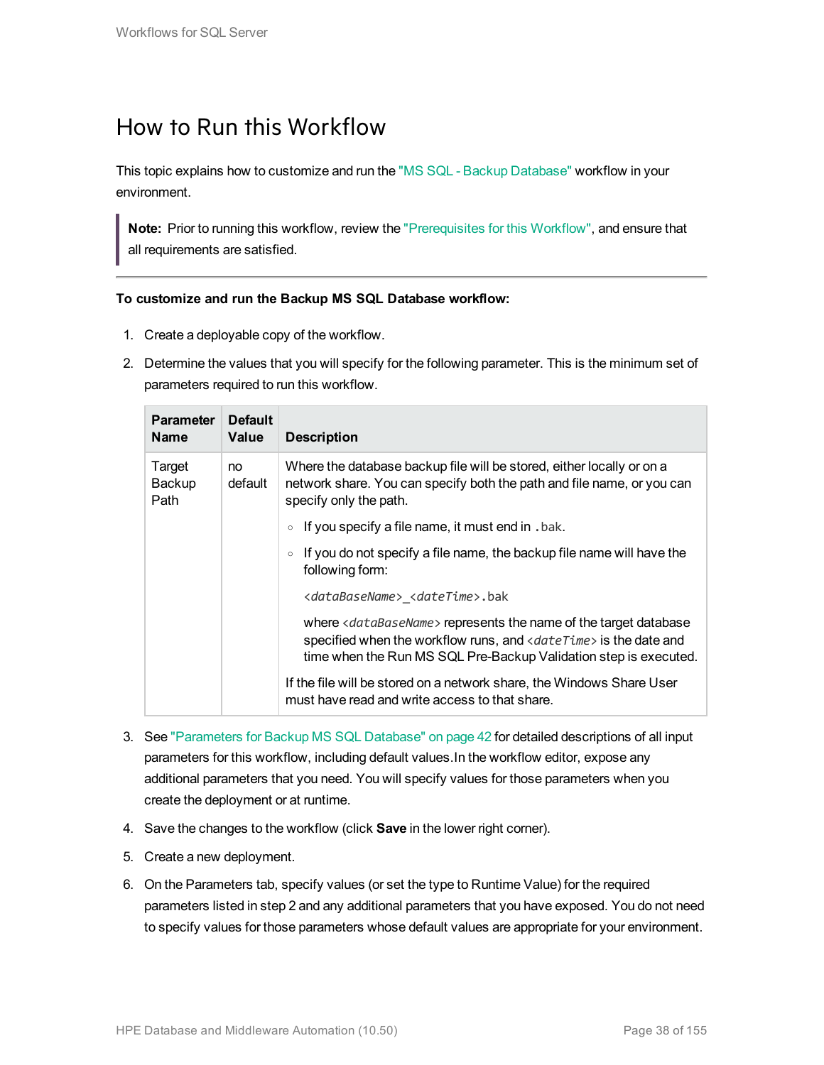# How to Run this Workflow

This topic explains how to customize and run the "MS SQL - Backup Database" workflow in your environment.

> **Note:** Prior to running this workflow, review the "Prerequisites for this Workflow", and ensure that all requirements are satisfied.

**To customize and run the Backup MS SQL Database workflow:**

1. Create a deployable copy of the workflow.
2. Determine the values that you will specify for the following parameter. This is the minimum set of parameters required to run this workflow.

| Parameter Name | Default Value | Description |
| --- | --- | --- |
| Target Backup Path | no default | Where the database backup file will be stored, either locally or on a network share. You can specify both the path and file name, or you can specify only the path.<br>◦ If you specify a file name, it must end in `.bak`.<br>◦ If you do not specify a file name, the backup file name will have the following form:<br>`<dataBaseName>_<dateTime>.bak`<br>where `<dataBaseName>` represents the name of the target database specified when the workflow runs, and `<dateTime>` is the date and time when the Run MS SQL Pre-Backup Validation step is executed.<br>If the file will be stored on a network share, the Windows Share User must have read and write access to that share. |

3. See "Parameters for Backup MS SQL Database" on page 42 for detailed descriptions of all input parameters for this workflow, including default values.In the workflow editor, expose any additional parameters that you need. You will specify values for those parameters when you create the deployment or at runtime.
4. Save the changes to the workflow (click **Save** in the lower right corner).
5. Create a new deployment.
6. On the Parameters tab, specify values (or set the type to Runtime Value) for the required parameters listed in step 2 and any additional parameters that you have exposed. You do not need to specify values for those parameters whose default values are appropriate for your environment.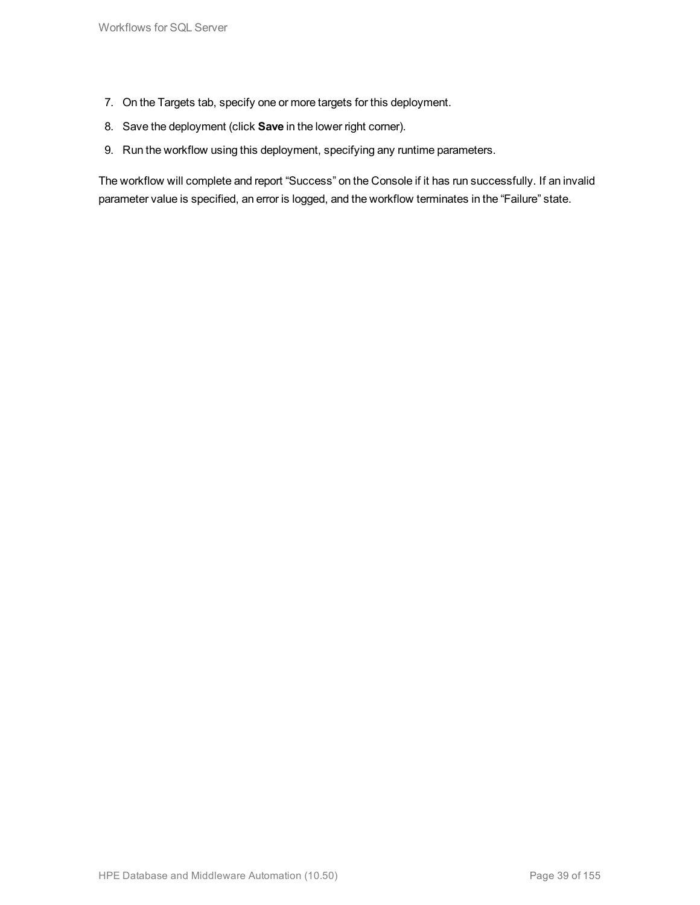7. On the Targets tab, specify one or more targets for this deployment.
8. Save the deployment (click **Save** in the lower right corner).
9. Run the workflow using this deployment, specifying any runtime parameters.

The workflow will complete and report "Success" on the Console if it has run successfully. If an invalid parameter value is specified, an error is logged, and the workflow terminates in the "Failure" state.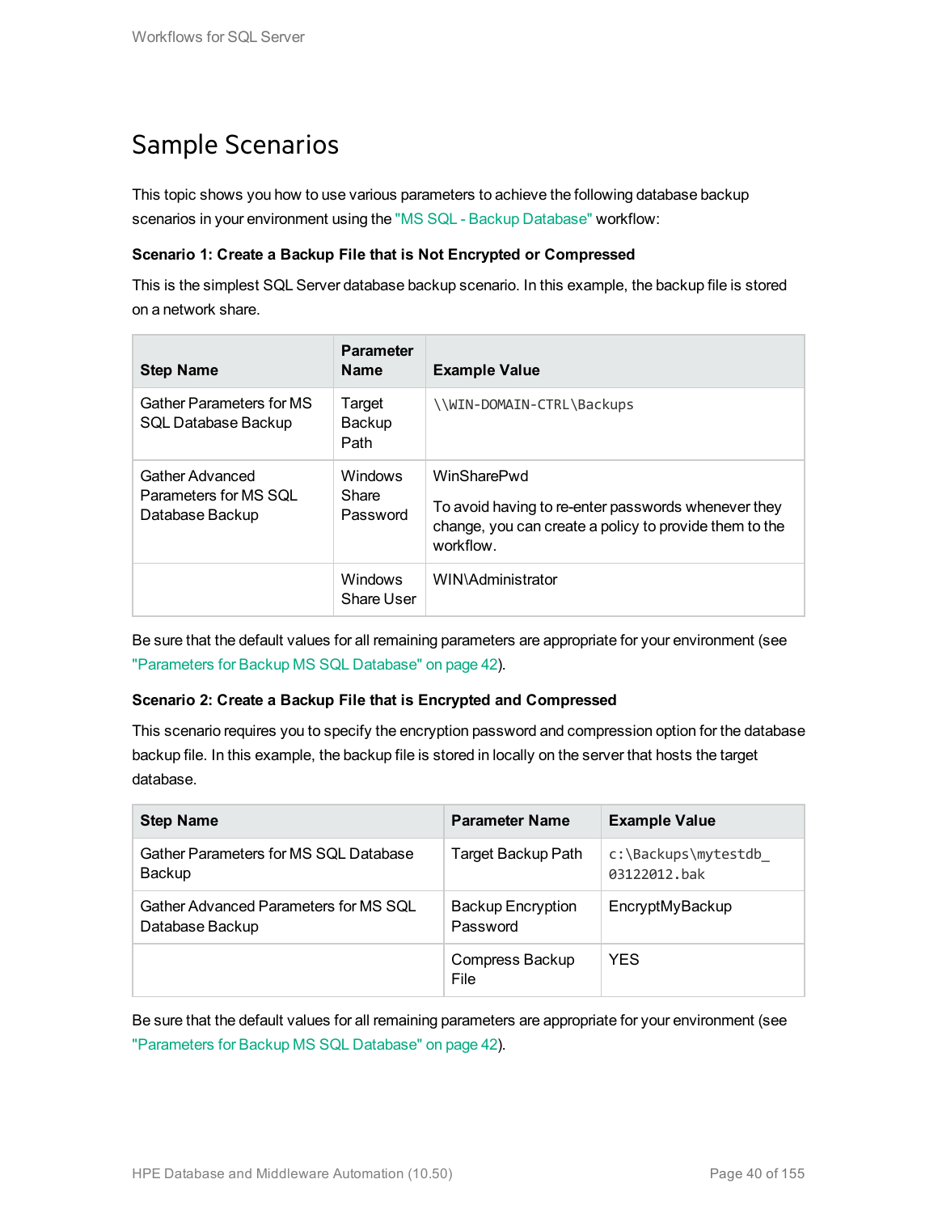# Sample Scenarios

This topic shows you how to use various parameters to achieve the following database backup scenarios in your environment using the "MS SQL - Backup Database" workflow:

**Scenario 1: Create a Backup File that is Not Encrypted or Compressed**

This is the simplest SQL Server database backup scenario. In this example, the backup file is stored on a network share.

| Step Name | Parameter Name | Example Value |
|---|---|---|
| Gather Parameters for MS SQL Database Backup | Target Backup Path | `\\WIN-DOMAIN-CTRL\Backups` |
| Gather Advanced Parameters for MS SQL Database Backup | Windows Share Password | WinSharePwd<br><br>To avoid having to re-enter passwords whenever they change, you can create a policy to provide them to the workflow. |
| | Windows Share User | WIN\Administrator |

Be sure that the default values for all remaining parameters are appropriate for your environment (see "Parameters for Backup MS SQL Database" on page 42).

**Scenario 2: Create a Backup File that is Encrypted and Compressed**

This scenario requires you to specify the encryption password and compression option for the database backup file. In this example, the backup file is stored in locally on the server that hosts the target database.

| Step Name | Parameter Name | Example Value |
|---|---|---|
| Gather Parameters for MS SQL Database Backup | Target Backup Path | `c:\Backups\mytestdb_03122012.bak` |
| Gather Advanced Parameters for MS SQL Database Backup | Backup Encryption Password | EncryptMyBackup |
| | Compress Backup File | YES |

Be sure that the default values for all remaining parameters are appropriate for your environment (see "Parameters for Backup MS SQL Database" on page 42).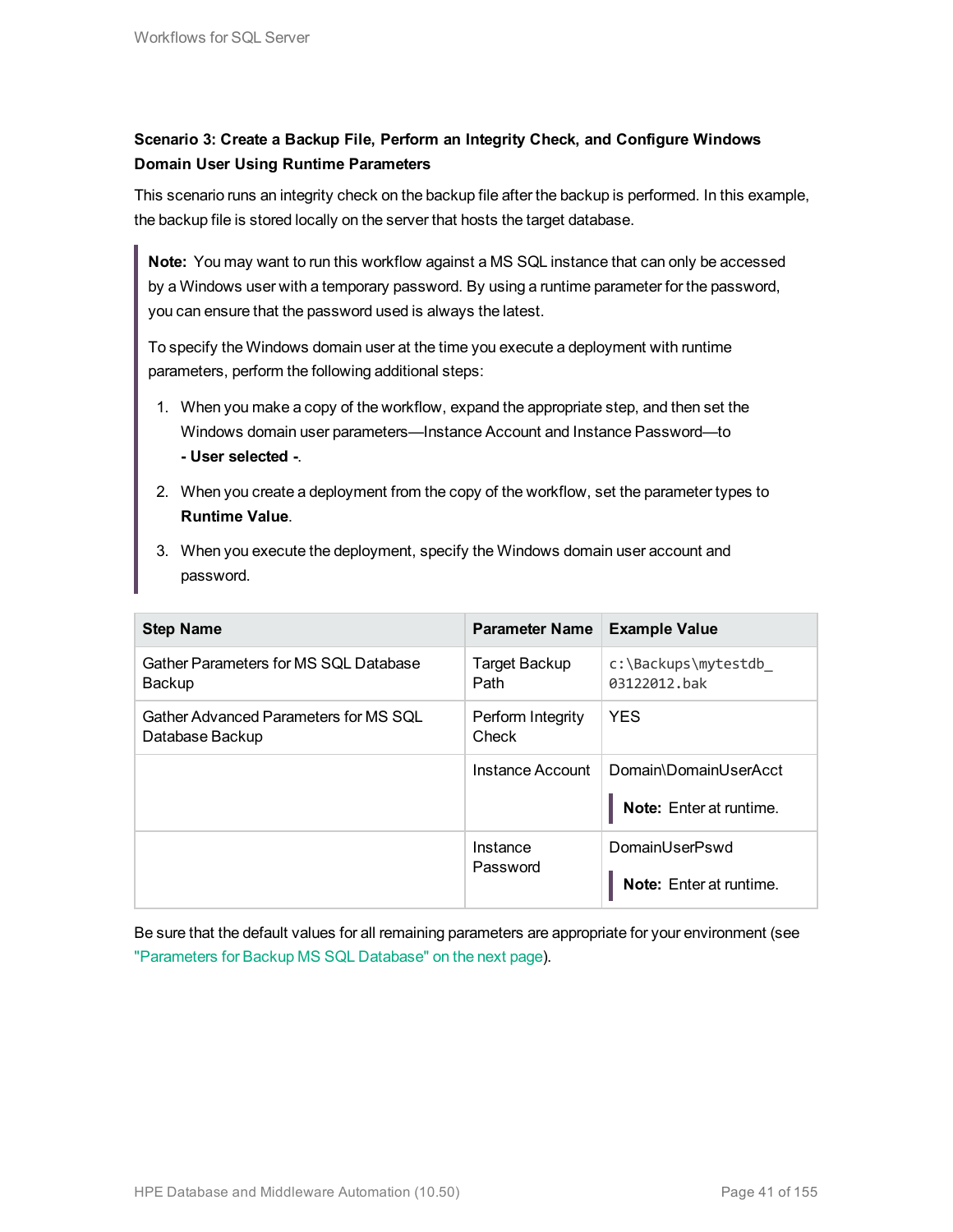**Scenario 3: Create a Backup File, Perform an Integrity Check, and Configure Windows Domain User Using Runtime Parameters**

This scenario runs an integrity check on the backup file after the backup is performed. In this example, the backup file is stored locally on the server that hosts the target database.

> **Note:** You may want to run this workflow against a MS SQL instance that can only be accessed by a Windows user with a temporary password. By using a runtime parameter for the password, you can ensure that the password used is always the latest.
>
> To specify the Windows domain user at the time you execute a deployment with runtime parameters, perform the following additional steps:
>
> 1. When you make a copy of the workflow, expand the appropriate step, and then set the Windows domain user parameters—Instance Account and Instance Password—to **- User selected -**.
> 2. When you create a deployment from the copy of the workflow, set the parameter types to **Runtime Value**.
> 3. When you execute the deployment, specify the Windows domain user account and password.

| Step Name | Parameter Name | Example Value |
|---|---|---|
| Gather Parameters for MS SQL Database Backup | Target Backup Path | `c:\Backups\mytestdb_03122012.bak` |
| Gather Advanced Parameters for MS SQL Database Backup | Perform Integrity Check | YES |
| | Instance Account | Domain\DomainUserAcct<br>**Note:** Enter at runtime. |
| | Instance Password | DomainUserPswd<br>**Note:** Enter at runtime. |

Be sure that the default values for all remaining parameters are appropriate for your environment (see "Parameters for Backup MS SQL Database" on the next page).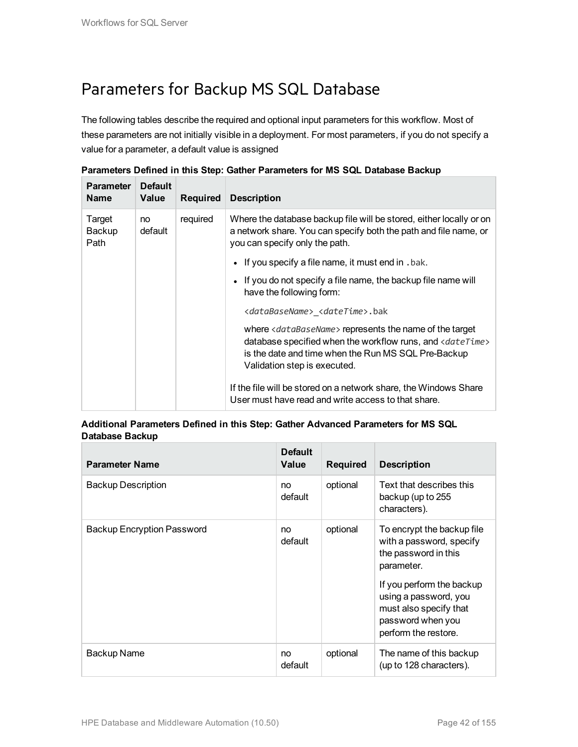# Parameters for Backup MS SQL Database

The following tables describe the required and optional input parameters for this workflow. Most of these parameters are not initially visible in a deployment. For most parameters, if you do not specify a value for a parameter, a default value is assigned

**Parameters Defined in this Step: Gather Parameters for MS SQL Database Backup**

| Parameter Name | Default Value | Required | Description |
|---|---|---|---|
| Target Backup Path | no default | required | Where the database backup file will be stored, either locally or on a network share. You can specify both the path and file name, or you can specify only the path.<br><ul><li>If you specify a file name, it must end in `.bak`.</li><li>If you do not specify a file name, the backup file name will have the following form:<br>`<dataBaseName>_<dateTime>.bak`<br>where *<dataBaseName>* represents the name of the target database specified when the workflow runs, and *<dateTime>* is the date and time when the Run MS SQL Pre-Backup Validation step is executed.</li></ul>If the file will be stored on a network share, the Windows Share User must have read and write access to that share. |

**Additional Parameters Defined in this Step: Gather Advanced Parameters for MS SQL Database Backup**

| Parameter Name | Default Value | Required | Description |
|---|---|---|---|
| Backup Description | no default | optional | Text that describes this backup (up to 255 characters). |
| Backup Encryption Password | no default | optional | To encrypt the backup file with a password, specify the password in this parameter.<br><br>If you perform the backup using a password, you must also specify that password when you perform the restore. |
| Backup Name | no default | optional | The name of this backup (up to 128 characters). |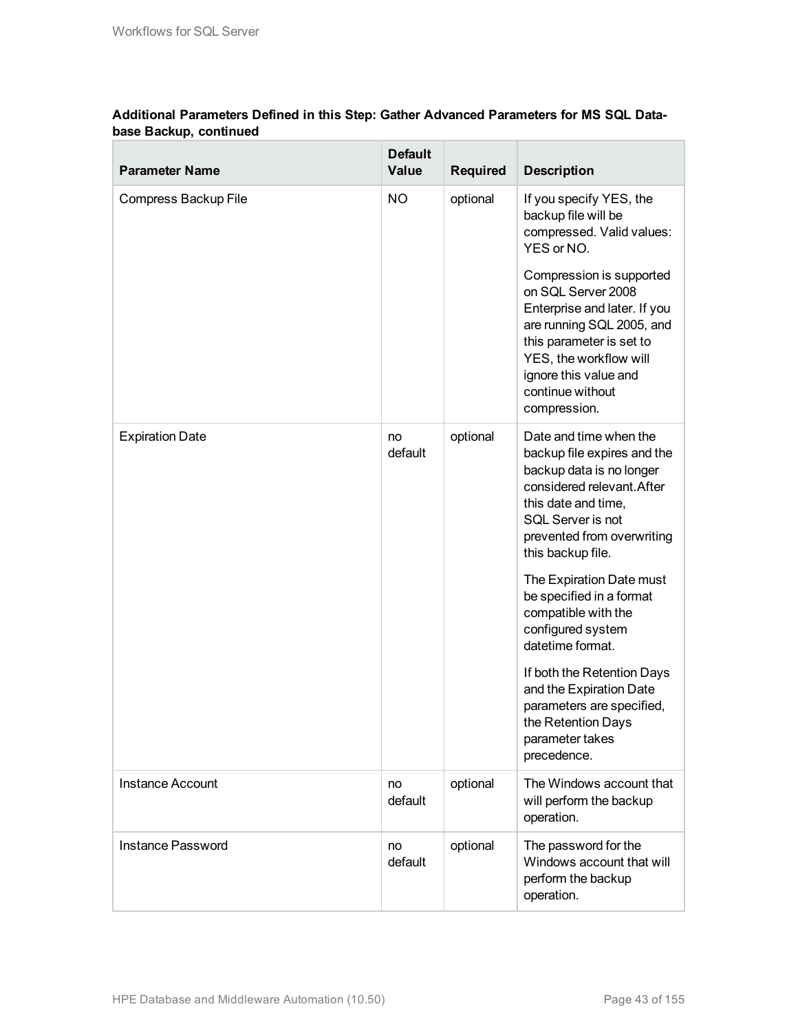**Additional Parameters Defined in this Step: Gather Advanced Parameters for MS SQL Database Backup, continued**

| Parameter Name | Default Value | Required | Description |
|---|---|---|---|
| Compress Backup File | NO | optional | If you specify YES, the backup file will be compressed. Valid values: YES or NO.<br><br>Compression is supported on SQL Server 2008 Enterprise and later. If you are running SQL 2005, and this parameter is set to YES, the workflow will ignore this value and continue without compression. |
| Expiration Date | no default | optional | Date and time when the backup file expires and the backup data is no longer considered relevant. After this date and time, SQL Server is not prevented from overwriting this backup file.<br><br>The Expiration Date must be specified in a format compatible with the configured system datetime format.<br><br>If both the Retention Days and the Expiration Date parameters are specified, the Retention Days parameter takes precedence. |
| Instance Account | no default | optional | The Windows account that will perform the backup operation. |
| Instance Password | no default | optional | The password for the Windows account that will perform the backup operation. |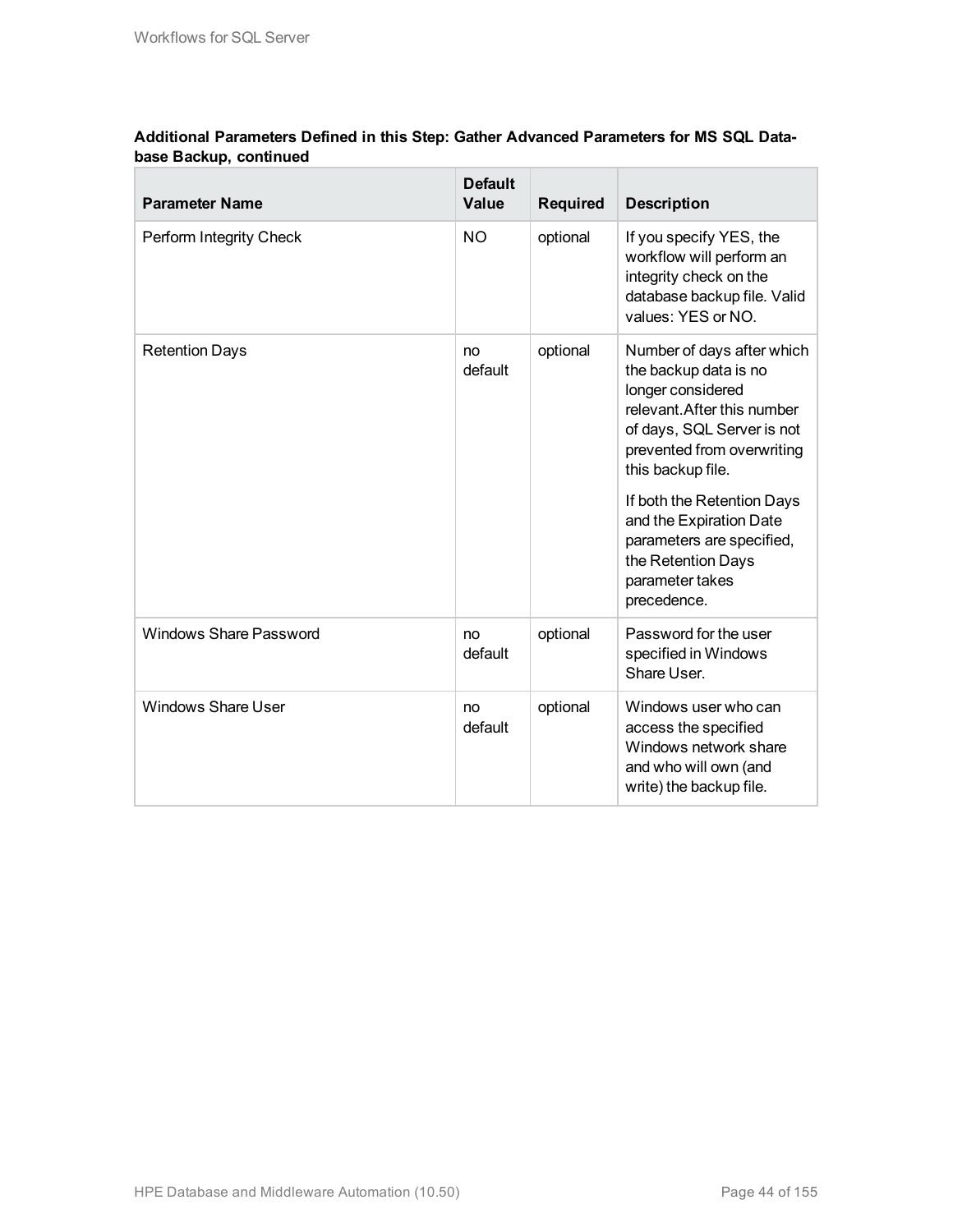**Additional Parameters Defined in this Step: Gather Advanced Parameters for MS SQL Database Backup, continued**

| Parameter Name | Default Value | Required | Description |
|---|---|---|---|
| Perform Integrity Check | NO | optional | If you specify YES, the workflow will perform an integrity check on the database backup file. Valid values: YES or NO. |
| Retention Days | no default | optional | Number of days after which the backup data is no longer considered relevant.After this number of days, SQL Server is not prevented from overwriting this backup file.<br><br>If both the Retention Days and the Expiration Date parameters are specified, the Retention Days parameter takes precedence. |
| Windows Share Password | no default | optional | Password for the user specified in Windows Share User. |
| Windows Share User | no default | optional | Windows user who can access the specified Windows network share and who will own (and write) the backup file. |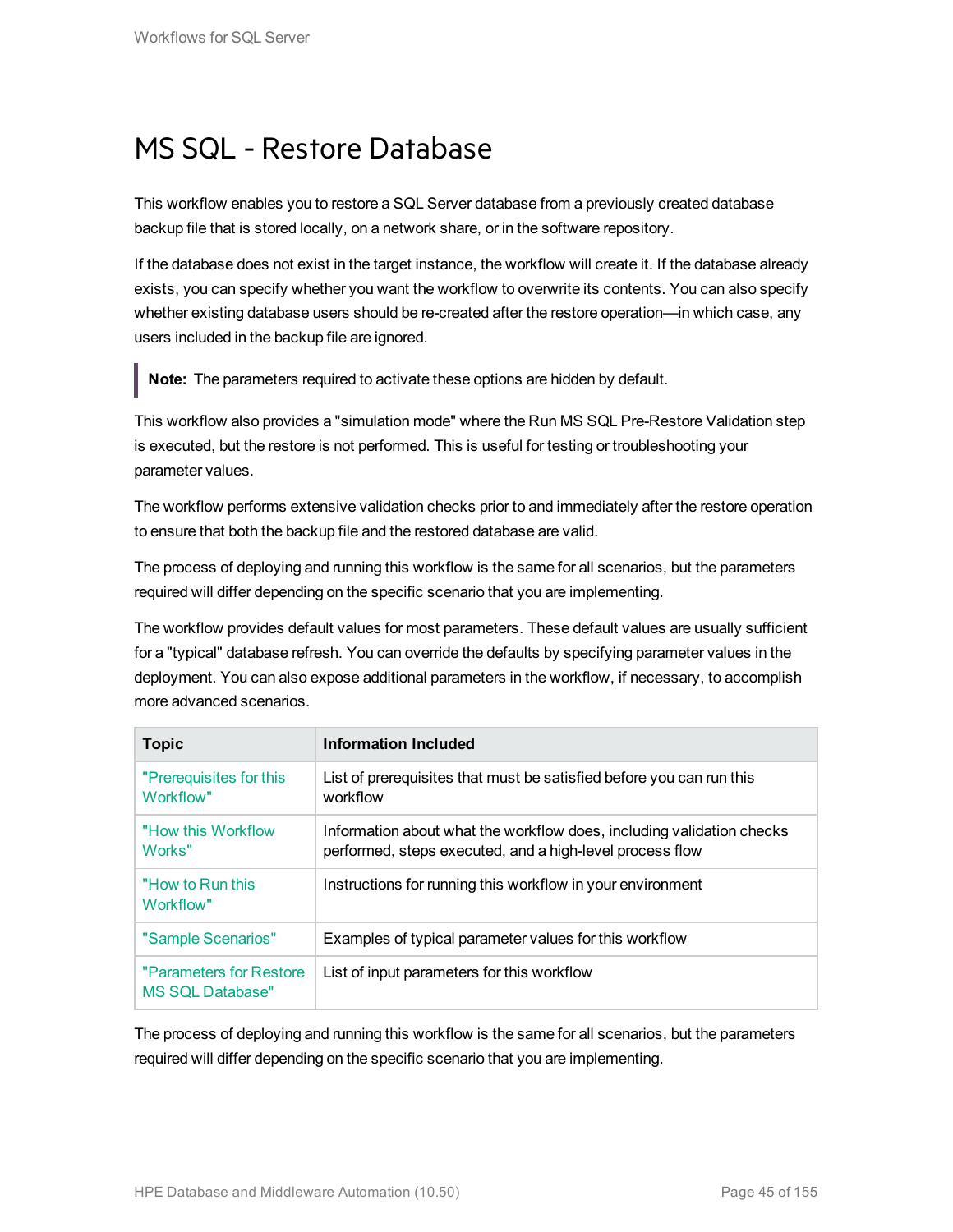# MS SQL - Restore Database

This workflow enables you to restore a SQL Server database from a previously created database backup file that is stored locally, on a network share, or in the software repository.

If the database does not exist in the target instance, the workflow will create it. If the database already exists, you can specify whether you want the workflow to overwrite its contents. You can also specify whether existing database users should be re-created after the restore operation—in which case, any users included in the backup file are ignored.

> **Note:** The parameters required to activate these options are hidden by default.

This workflow also provides a "simulation mode" where the Run MS SQL Pre-Restore Validation step is executed, but the restore is not performed. This is useful for testing or troubleshooting your parameter values.

The workflow performs extensive validation checks prior to and immediately after the restore operation to ensure that both the backup file and the restored database are valid.

The process of deploying and running this workflow is the same for all scenarios, but the parameters required will differ depending on the specific scenario that you are implementing.

The workflow provides default values for most parameters. These default values are usually sufficient for a "typical" database refresh. You can override the defaults by specifying parameter values in the deployment. You can also expose additional parameters in the workflow, if necessary, to accomplish more advanced scenarios.

| Topic | Information Included |
|---|---|
| "Prerequisites for this Workflow" | List of prerequisites that must be satisfied before you can run this workflow |
| "How this Workflow Works" | Information about what the workflow does, including validation checks performed, steps executed, and a high-level process flow |
| "How to Run this Workflow" | Instructions for running this workflow in your environment |
| "Sample Scenarios" | Examples of typical parameter values for this workflow |
| "Parameters for Restore MS SQL Database" | List of input parameters for this workflow |

The process of deploying and running this workflow is the same for all scenarios, but the parameters required will differ depending on the specific scenario that you are implementing.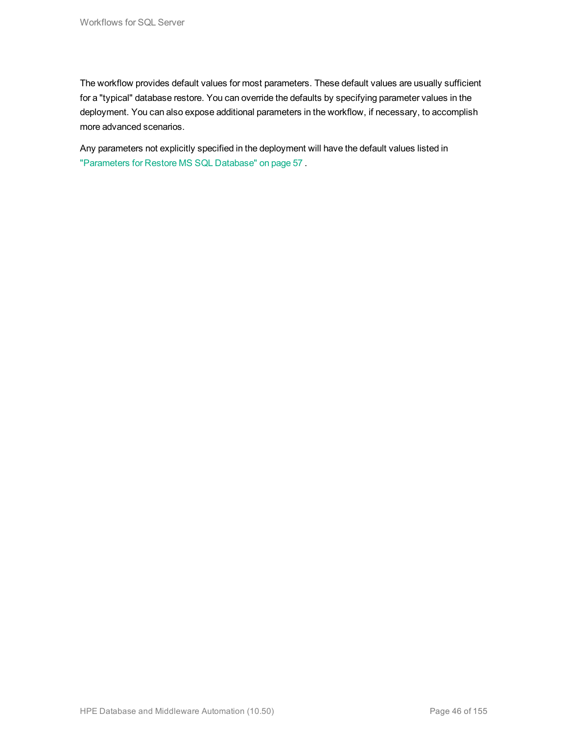The workflow provides default values for most parameters. These default values are usually sufficient for a "typical" database restore. You can override the defaults by specifying parameter values in the deployment. You can also expose additional parameters in the workflow, if necessary, to accomplish more advanced scenarios.

Any parameters not explicitly specified in the deployment will have the default values listed in "Parameters for Restore MS SQL Database" on page 57 .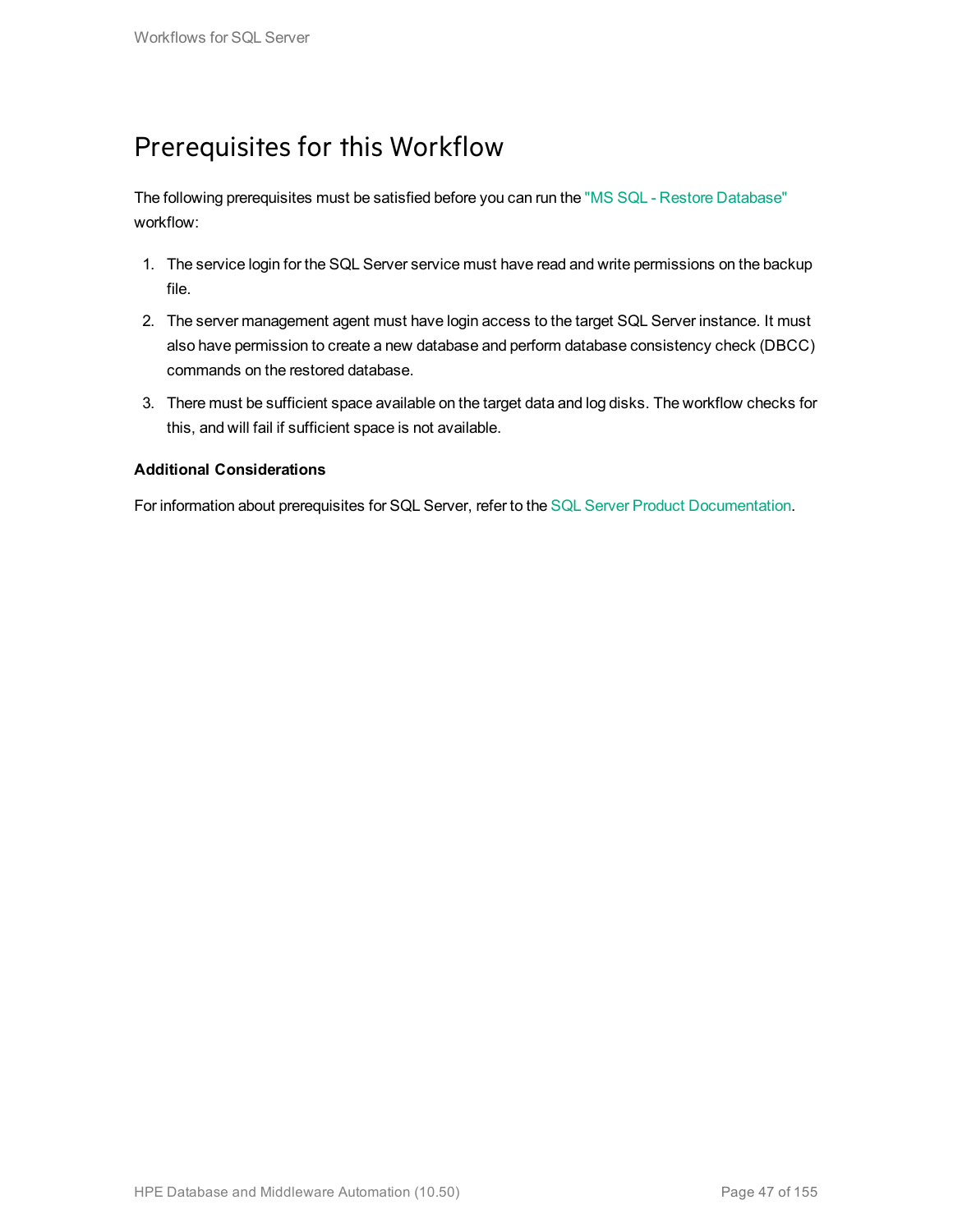# Prerequisites for this Workflow

The following prerequisites must be satisfied before you can run the "MS SQL - Restore Database" workflow:

1. The service login for the SQL Server service must have read and write permissions on the backup file.
2. The server management agent must have login access to the target SQL Server instance. It must also have permission to create a new database and perform database consistency check (DBCC) commands on the restored database.
3. There must be sufficient space available on the target data and log disks. The workflow checks for this, and will fail if sufficient space is not available.

**Additional Considerations**

For information about prerequisites for SQL Server, refer to the SQL Server Product Documentation.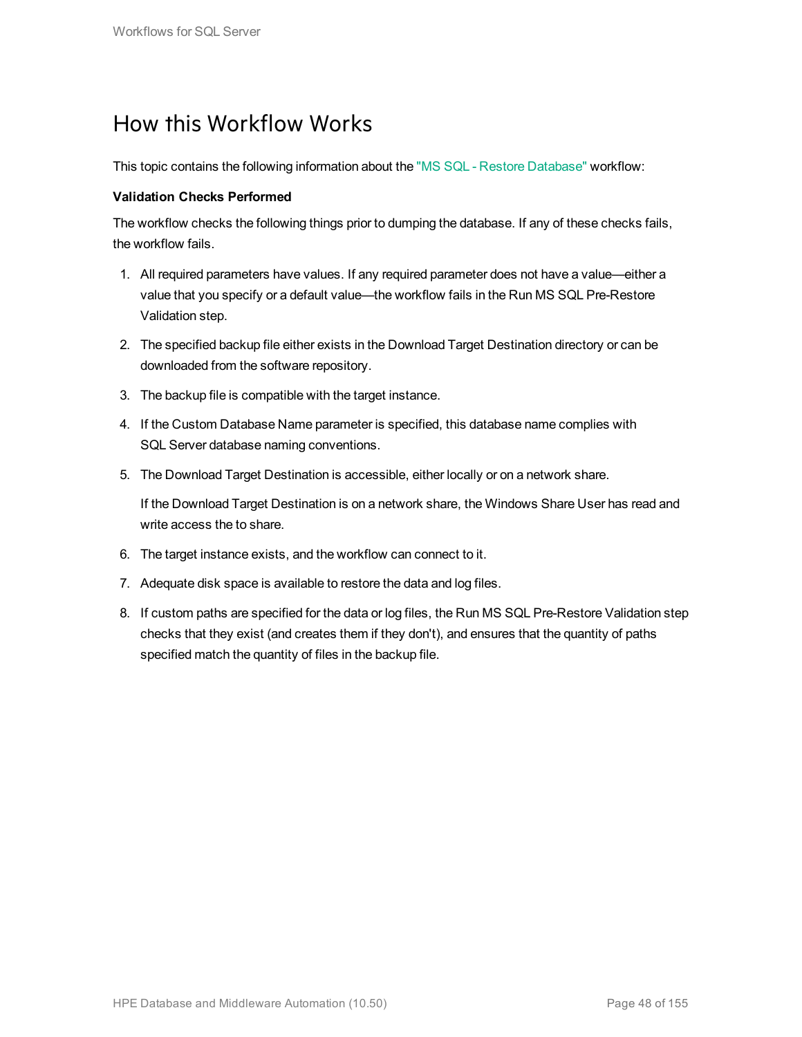# How this Workflow Works

This topic contains the following information about the "MS SQL - Restore Database" workflow:

**Validation Checks Performed**

The workflow checks the following things prior to dumping the database. If any of these checks fails, the workflow fails.

1. All required parameters have values. If any required parameter does not have a value—either a value that you specify or a default value—the workflow fails in the Run MS SQL Pre-Restore Validation step.
2. The specified backup file either exists in the Download Target Destination directory or can be downloaded from the software repository.
3. The backup file is compatible with the target instance.
4. If the Custom Database Name parameter is specified, this database name complies with SQL Server database naming conventions.
5. The Download Target Destination is accessible, either locally or on a network share.

   If the Download Target Destination is on a network share, the Windows Share User has read and write access the to share.
6. The target instance exists, and the workflow can connect to it.
7. Adequate disk space is available to restore the data and log files.
8. If custom paths are specified for the data or log files, the Run MS SQL Pre-Restore Validation step checks that they exist (and creates them if they don't), and ensures that the quantity of paths specified match the quantity of files in the backup file.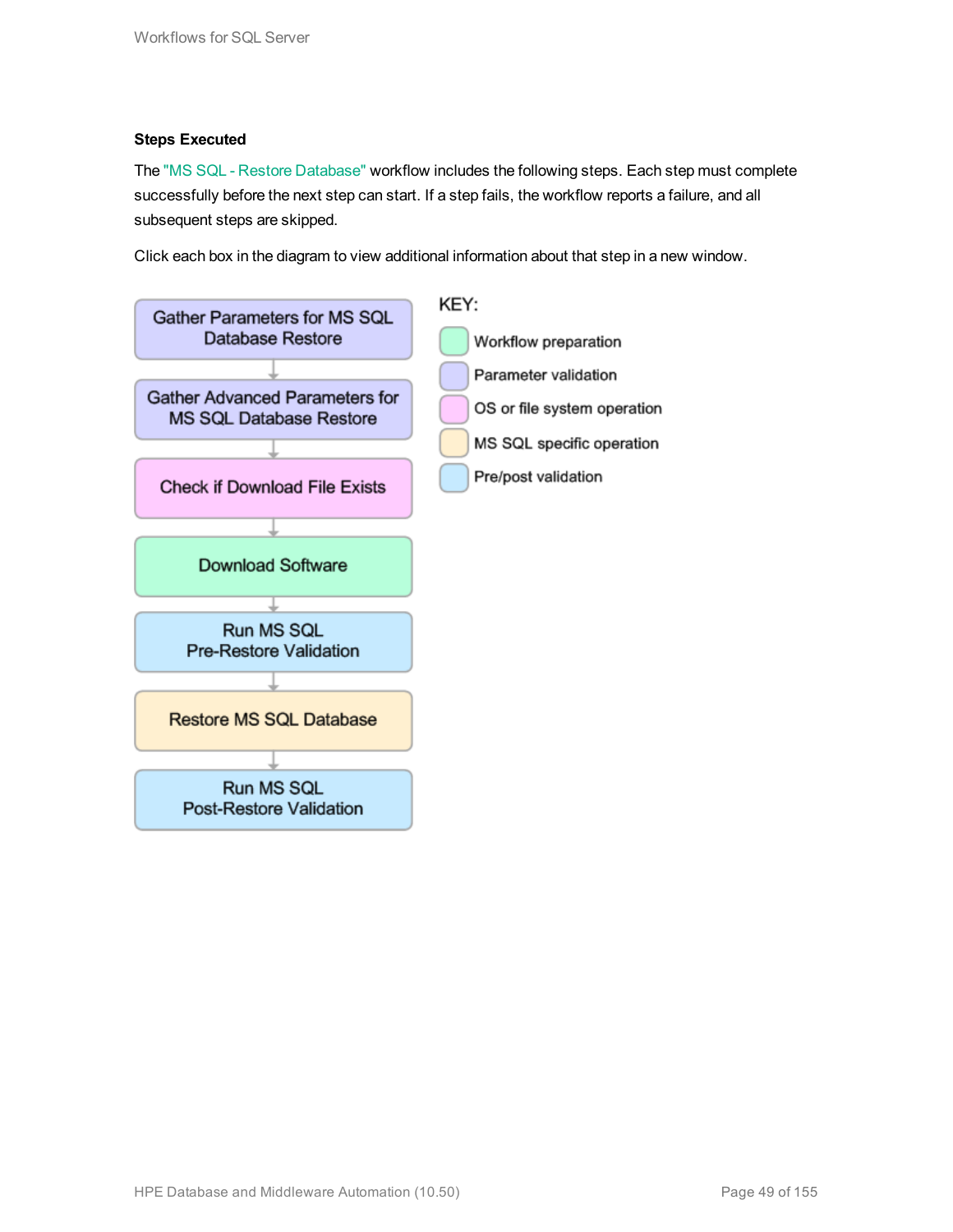### Steps Executed

The "MS SQL - Restore Database" workflow includes the following steps. Each step must complete successfully before the next step can start. If a step fails, the workflow reports a failure, and all subsequent steps are skipped.

Click each box in the diagram to view additional information about that step in a new window.

1. Gather Parameters for MS SQL Database Restore
2. Gather Advanced Parameters for MS SQL Database Restore
3. Check if Download File Exists
4. Download Software
5. Run MS SQL Pre-Restore Validation
6. Restore MS SQL Database
7. Run MS SQL Post-Restore Validation

KEY:

- Workflow preparation
- Parameter validation
- OS or file system operation
- MS SQL specific operation
- Pre/post validation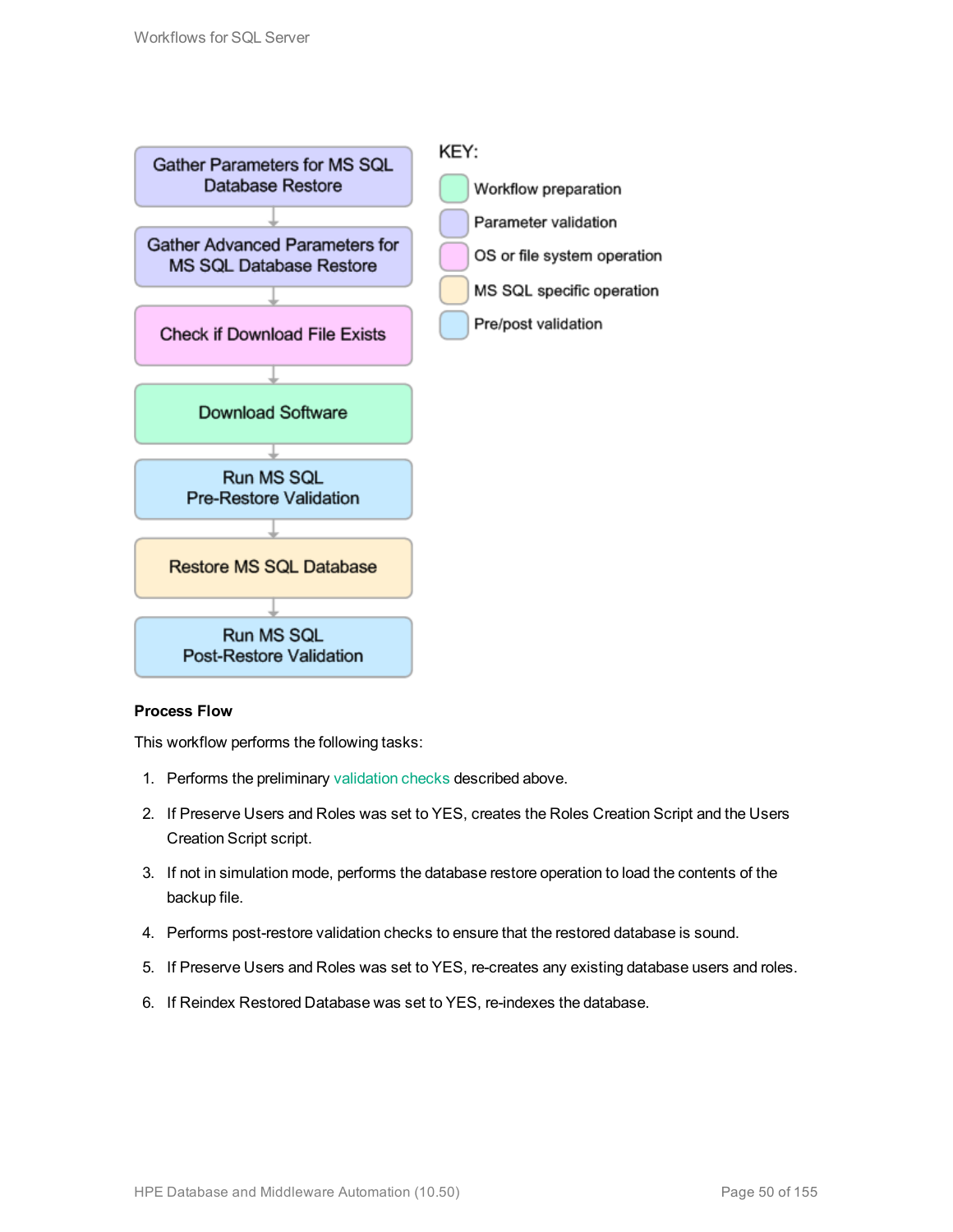Gather Parameters for MS SQL Database Restore

Gather Advanced Parameters for MS SQL Database Restore

Check if Download File Exists

Download Software

Run MS SQL Pre-Restore Validation

Restore MS SQL Database

Run MS SQL Post-Restore Validation

KEY:

- Workflow preparation
- Parameter validation
- OS or file system operation
- MS SQL specific operation
- Pre/post validation

**Process Flow**

This workflow performs the following tasks:

1. Performs the preliminary validation checks described above.
2. If Preserve Users and Roles was set to YES, creates the Roles Creation Script and the Users Creation Script script.
3. If not in simulation mode, performs the database restore operation to load the contents of the backup file.
4. Performs post-restore validation checks to ensure that the restored database is sound.
5. If Preserve Users and Roles was set to YES, re-creates any existing database users and roles.
6. If Reindex Restored Database was set to YES, re-indexes the database.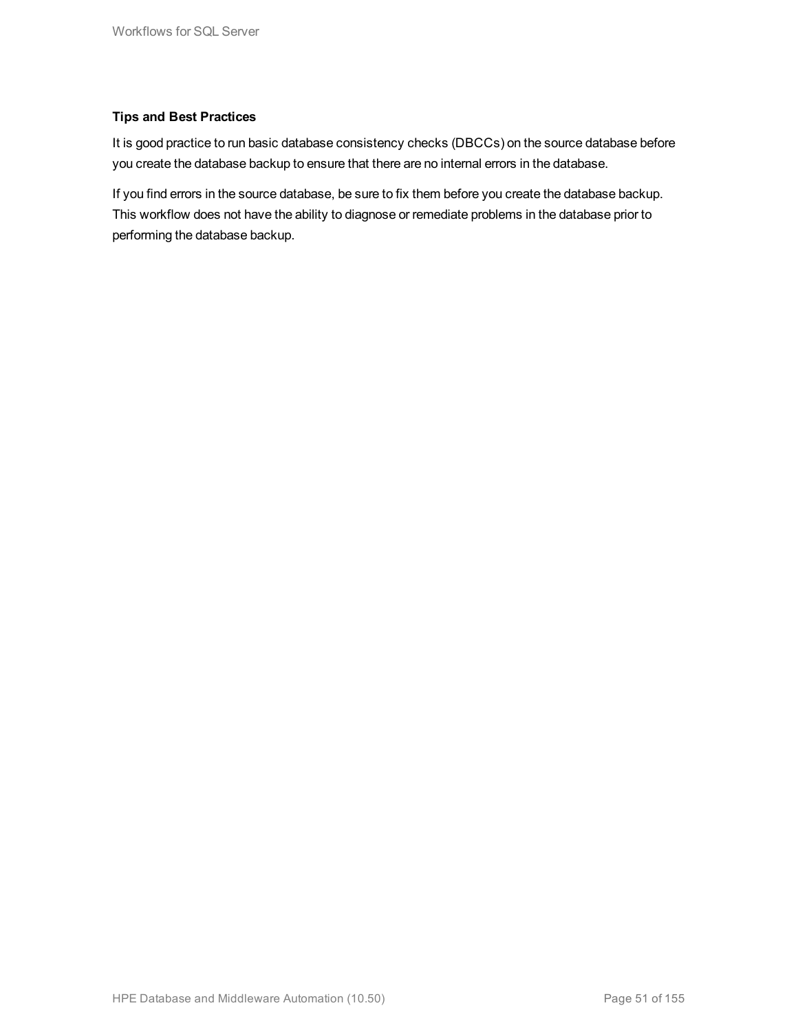**Tips and Best Practices**

It is good practice to run basic database consistency checks (DBCCs) on the source database before you create the database backup to ensure that there are no internal errors in the database.

If you find errors in the source database, be sure to fix them before you create the database backup. This workflow does not have the ability to diagnose or remediate problems in the database prior to performing the database backup.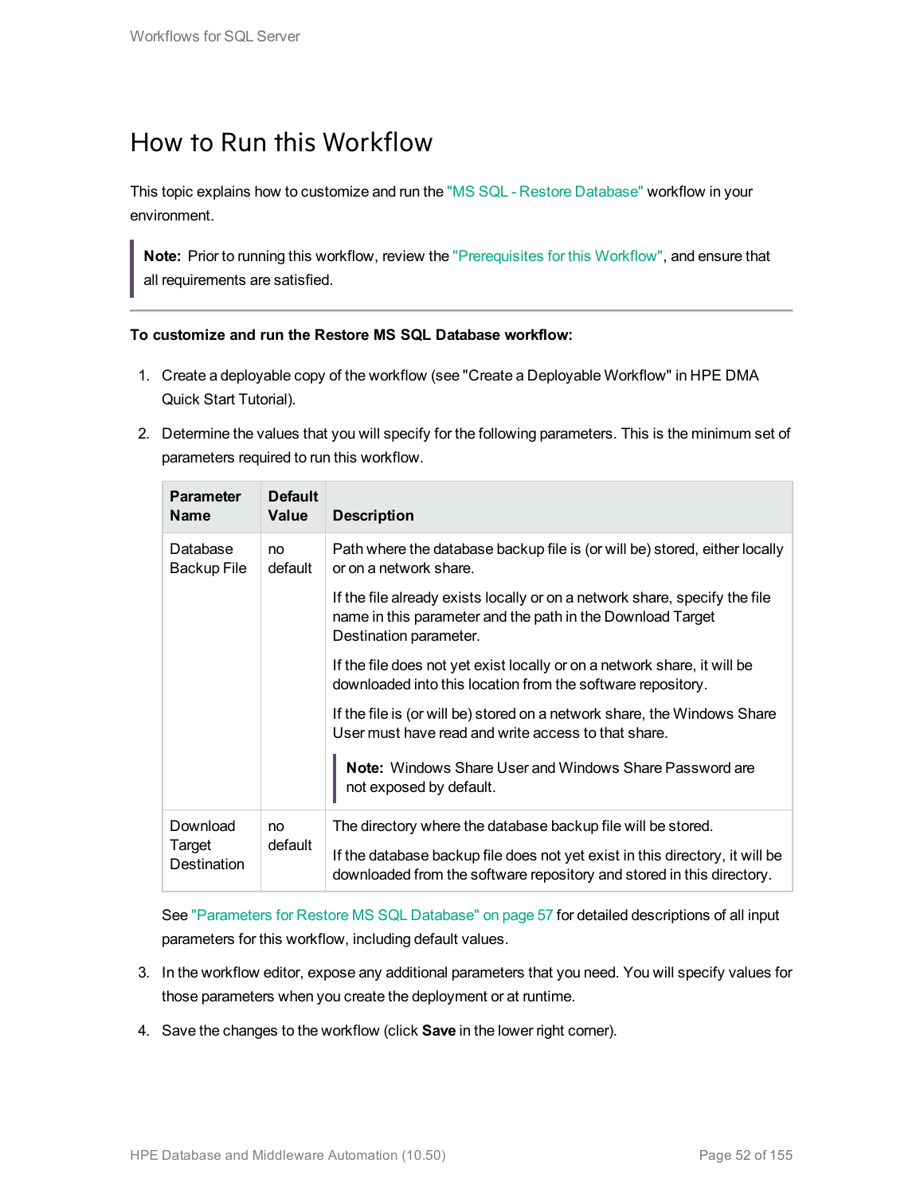# How to Run this Workflow

This topic explains how to customize and run the "MS SQL - Restore Database" workflow in your environment.

> **Note:** Prior to running this workflow, review the "Prerequisites for this Workflow", and ensure that all requirements are satisfied.

**To customize and run the Restore MS SQL Database workflow:**

1. Create a deployable copy of the workflow (see "Create a Deployable Workflow" in HPE DMA Quick Start Tutorial).

2. Determine the values that you will specify for the following parameters. This is the minimum set of parameters required to run this workflow.

| Parameter Name | Default Value | Description |
|---|---|---|
| Database Backup File | no default | Path where the database backup file is (or will be) stored, either locally or on a network share.<br><br>If the file already exists locally or on a network share, specify the file name in this parameter and the path in the Download Target Destination parameter.<br><br>If the file does not yet exist locally or on a network share, it will be downloaded into this location from the software repository.<br><br>If the file is (or will be) stored on a network share, the Windows Share User must have read and write access to that share.<br><br>**Note:** Windows Share User and Windows Share Password are not exposed by default. |
| Download Target Destination | no default | The directory where the database backup file will be stored.<br><br>If the database backup file does not yet exist in this directory, it will be downloaded from the software repository and stored in this directory. |

   See "Parameters for Restore MS SQL Database" on page 57 for detailed descriptions of all input parameters for this workflow, including default values.

3. In the workflow editor, expose any additional parameters that you need. You will specify values for those parameters when you create the deployment or at runtime.

4. Save the changes to the workflow (click **Save** in the lower right corner).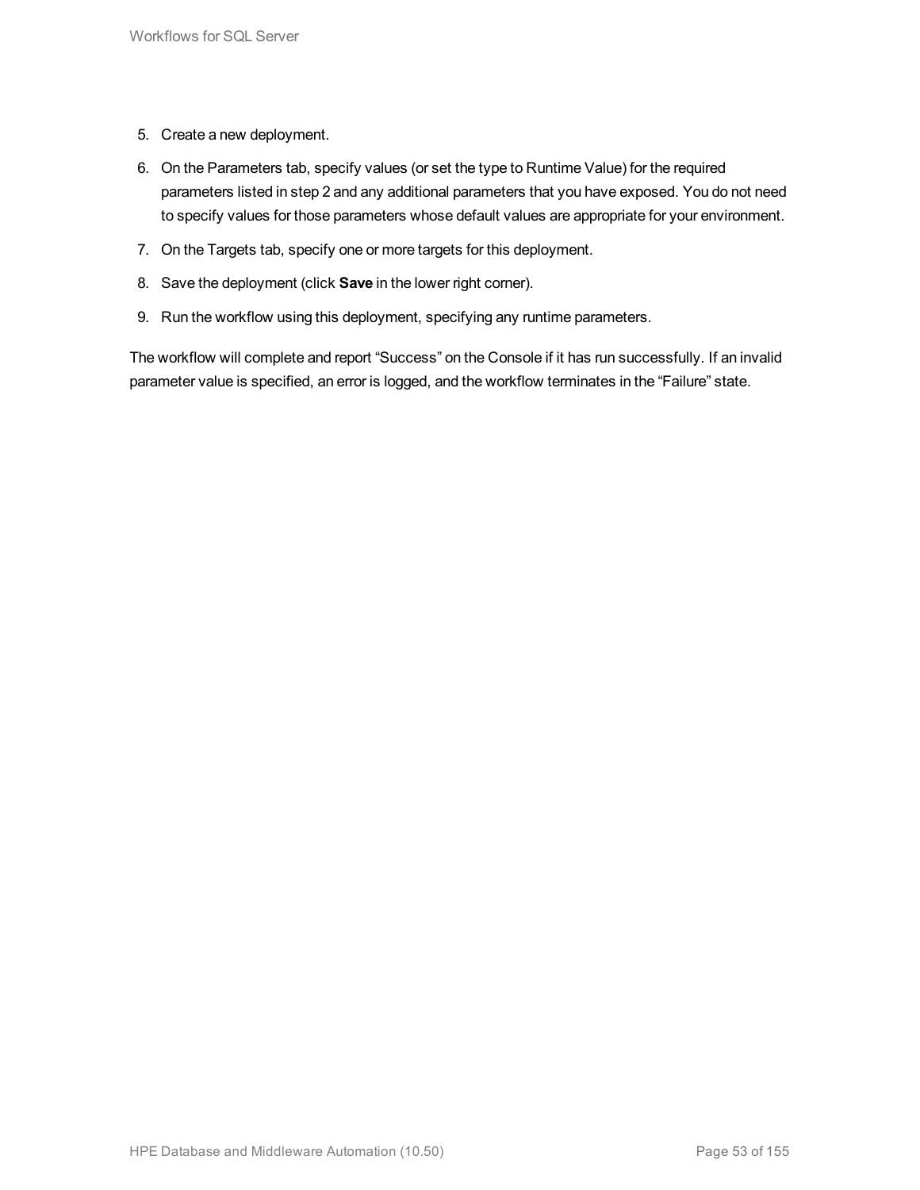5. Create a new deployment.
6. On the Parameters tab, specify values (or set the type to Runtime Value) for the required parameters listed in step 2 and any additional parameters that you have exposed. You do not need to specify values for those parameters whose default values are appropriate for your environment.
7. On the Targets tab, specify one or more targets for this deployment.
8. Save the deployment (click **Save** in the lower right corner).
9. Run the workflow using this deployment, specifying any runtime parameters.

The workflow will complete and report “Success” on the Console if it has run successfully. If an invalid parameter value is specified, an error is logged, and the workflow terminates in the “Failure” state.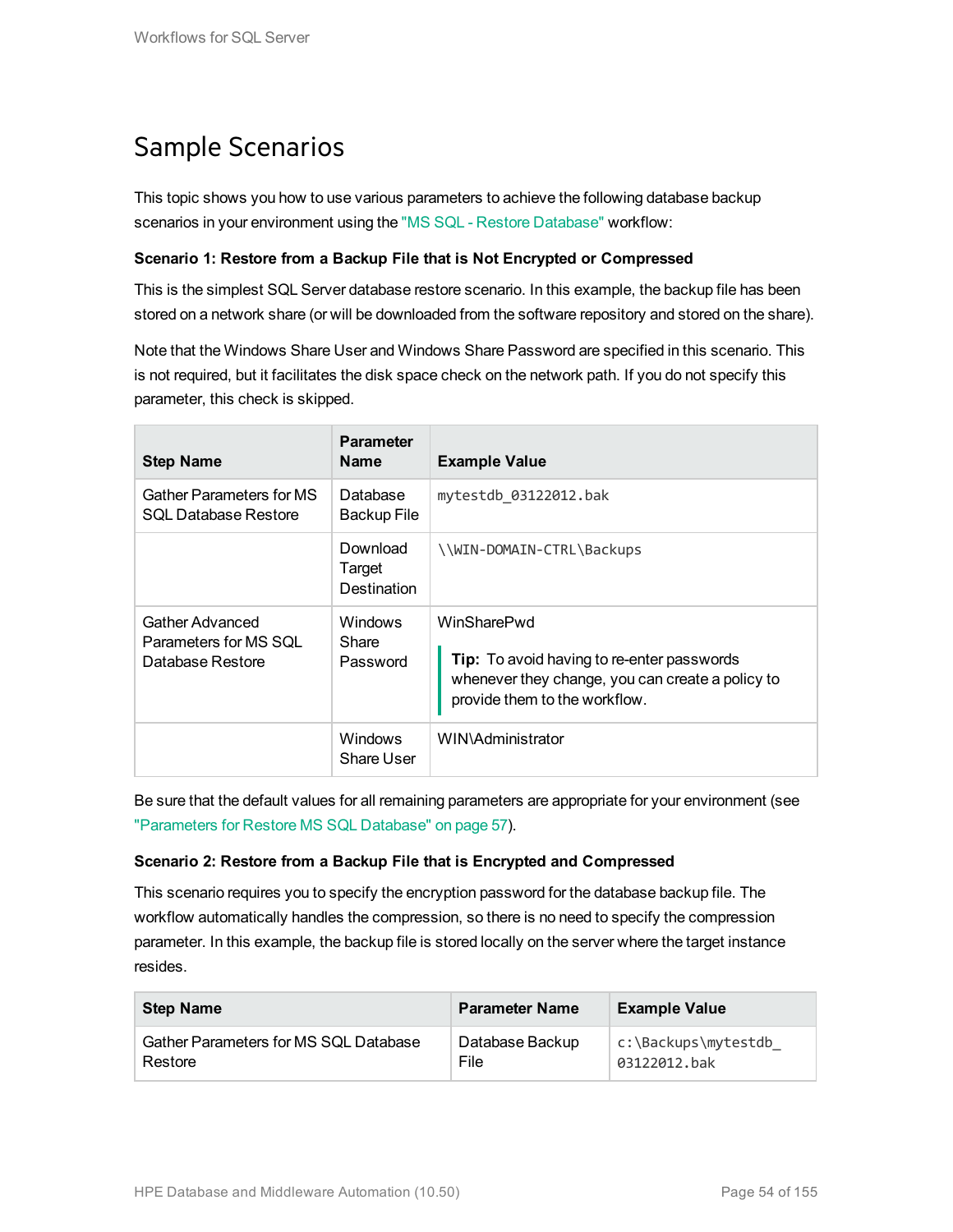# Sample Scenarios

This topic shows you how to use various parameters to achieve the following database backup scenarios in your environment using the "MS SQL - Restore Database" workflow:

**Scenario 1: Restore from a Backup File that is Not Encrypted or Compressed**

This is the simplest SQL Server database restore scenario. In this example, the backup file has been stored on a network share (or will be downloaded from the software repository and stored on the share).

Note that the Windows Share User and Windows Share Password are specified in this scenario. This is not required, but it facilitates the disk space check on the network path. If you do not specify this parameter, this check is skipped.

| Step Name | Parameter Name | Example Value |
|---|---|---|
| Gather Parameters for MS SQL Database Restore | Database Backup File | `mytestdb_03122012.bak` |
| | Download Target Destination | `\\WIN-DOMAIN-CTRL\Backups` |
| Gather Advanced Parameters for MS SQL Database Restore | Windows Share Password | WinSharePwd<br><br>**Tip:** To avoid having to re-enter passwords whenever they change, you can create a policy to provide them to the workflow. |
| | Windows Share User | WIN\Administrator |

Be sure that the default values for all remaining parameters are appropriate for your environment (see "Parameters for Restore MS SQL Database" on page 57).

**Scenario 2: Restore from a Backup File that is Encrypted and Compressed**

This scenario requires you to specify the encryption password for the database backup file. The workflow automatically handles the compression, so there is no need to specify the compression parameter. In this example, the backup file is stored locally on the server where the target instance resides.

| Step Name | Parameter Name | Example Value |
|---|---|---|
| Gather Parameters for MS SQL Database Restore | Database Backup File | `c:\Backups\mytestdb_03122012.bak` |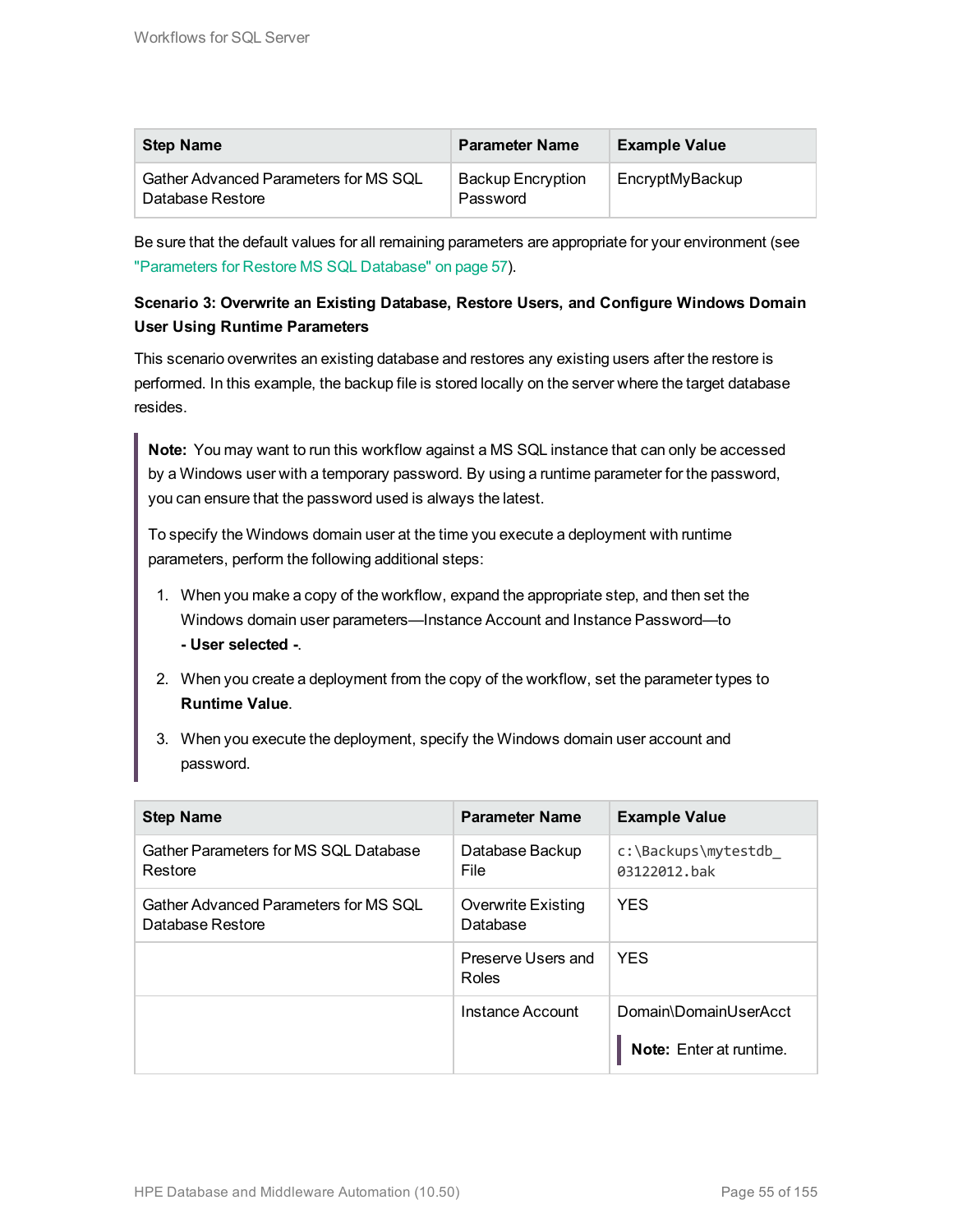| Step Name | Parameter Name | Example Value |
|---|---|---|
| Gather Advanced Parameters for MS SQL Database Restore | Backup Encryption Password | EncryptMyBackup |

Be sure that the default values for all remaining parameters are appropriate for your environment (see "Parameters for Restore MS SQL Database" on page 57).

**Scenario 3: Overwrite an Existing Database, Restore Users, and Configure Windows Domain User Using Runtime Parameters**

This scenario overwrites an existing database and restores any existing users after the restore is performed. In this example, the backup file is stored locally on the server where the target database resides.

> **Note:** You may want to run this workflow against a MS SQL instance that can only be accessed by a Windows user with a temporary password. By using a runtime parameter for the password, you can ensure that the password used is always the latest.
>
> To specify the Windows domain user at the time you execute a deployment with runtime parameters, perform the following additional steps:
>
> 1. When you make a copy of the workflow, expand the appropriate step, and then set the Windows domain user parameters—Instance Account and Instance Password—to **- User selected -**.
> 2. When you create a deployment from the copy of the workflow, set the parameter types to **Runtime Value**.
> 3. When you execute the deployment, specify the Windows domain user account and password.

| Step Name | Parameter Name | Example Value |
|---|---|---|
| Gather Parameters for MS SQL Database Restore | Database Backup File | `c:\Backups\mytestdb_03122012.bak` |
| Gather Advanced Parameters for MS SQL Database Restore | Overwrite Existing Database | YES |
| | Preserve Users and Roles | YES |
| | Instance Account | Domain\DomainUserAcct<br><br>**Note:** Enter at runtime. |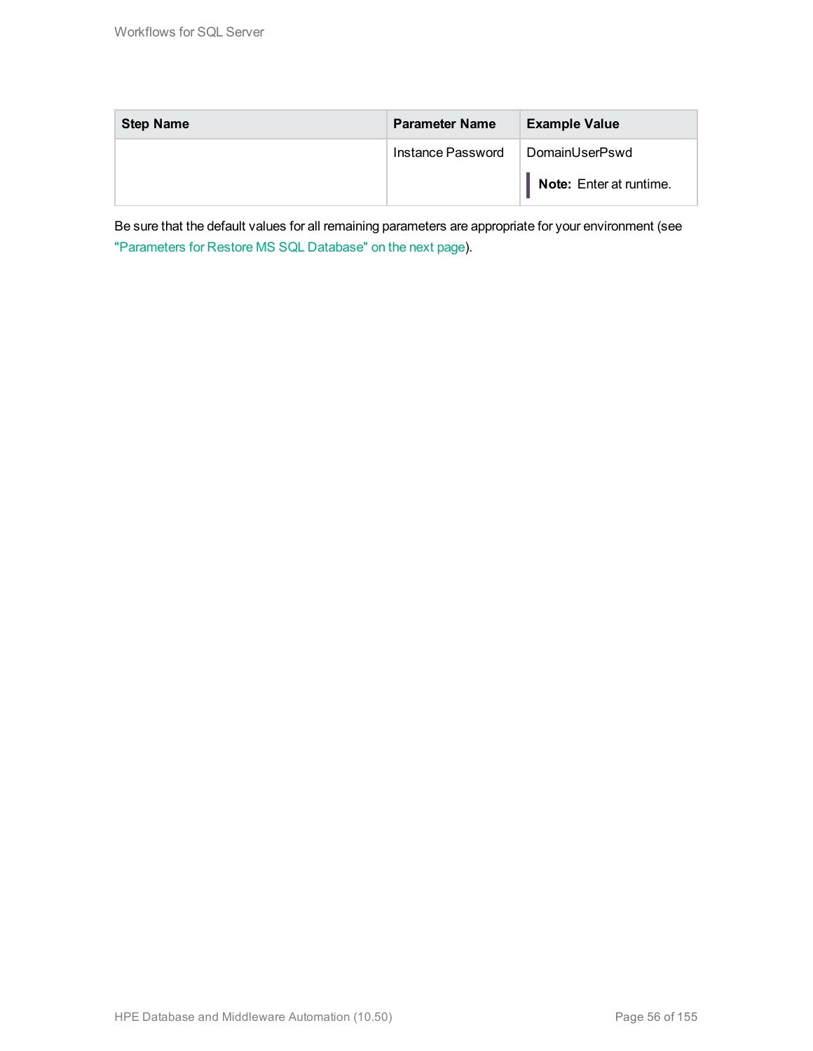| Step Name | Parameter Name | Example Value |
| --- | --- | --- |
| | Instance Password | DomainUserPswd<br>**Note:** Enter at runtime. |

Be sure that the default values for all remaining parameters are appropriate for your environment (see "Parameters for Restore MS SQL Database" on the next page).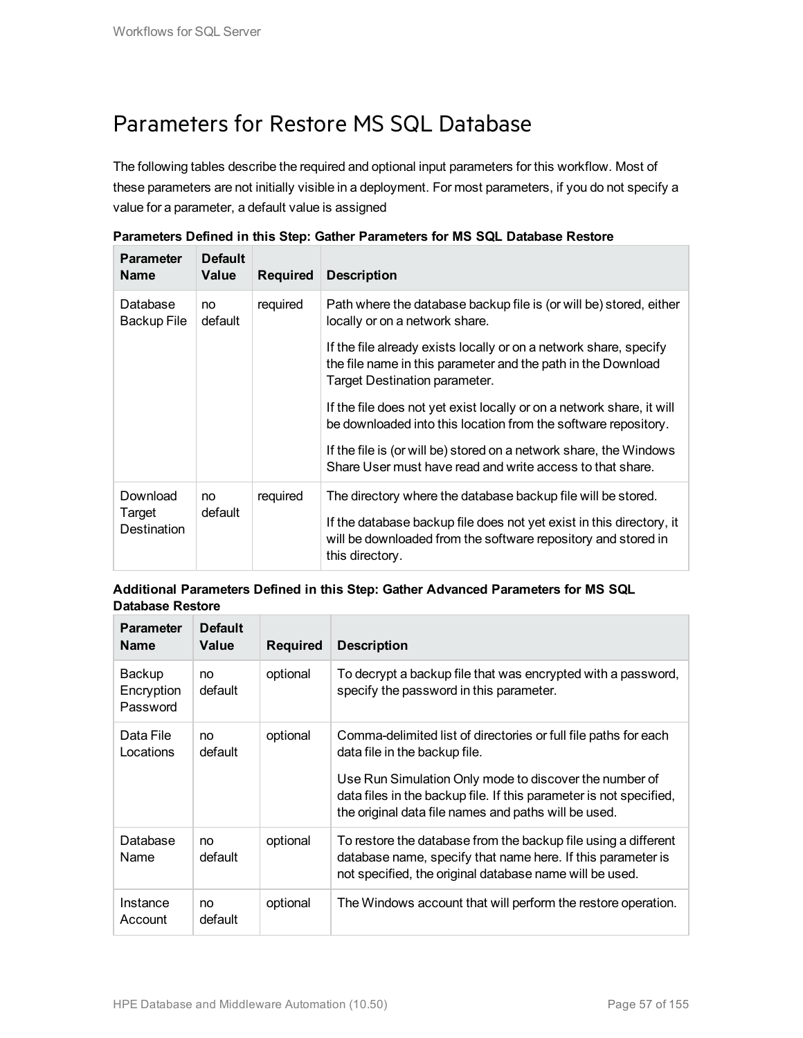# Parameters for Restore MS SQL Database

The following tables describe the required and optional input parameters for this workflow. Most of these parameters are not initially visible in a deployment. For most parameters, if you do not specify a value for a parameter, a default value is assigned

**Parameters Defined in this Step: Gather Parameters for MS SQL Database Restore**

| Parameter Name | Default Value | Required | Description |
|---|---|---|---|
| Database Backup File | no default | required | Path where the database backup file is (or will be) stored, either locally or on a network share.<br><br>If the file already exists locally or on a network share, specify the file name in this parameter and the path in the Download Target Destination parameter.<br><br>If the file does not yet exist locally or on a network share, it will be downloaded into this location from the software repository.<br><br>If the file is (or will be) stored on a network share, the Windows Share User must have read and write access to that share. |
| Download Target Destination | no default | required | The directory where the database backup file will be stored.<br><br>If the database backup file does not yet exist in this directory, it will be downloaded from the software repository and stored in this directory. |

**Additional Parameters Defined in this Step: Gather Advanced Parameters for MS SQL Database Restore**

| Parameter Name | Default Value | Required | Description |
|---|---|---|---|
| Backup Encryption Password | no default | optional | To decrypt a backup file that was encrypted with a password, specify the password in this parameter. |
| Data File Locations | no default | optional | Comma-delimited list of directories or full file paths for each data file in the backup file.<br><br>Use Run Simulation Only mode to discover the number of data files in the backup file. If this parameter is not specified, the original data file names and paths will be used. |
| Database Name | no default | optional | To restore the database from the backup file using a different database name, specify that name here. If this parameter is not specified, the original database name will be used. |
| Instance Account | no default | optional | The Windows account that will perform the restore operation. |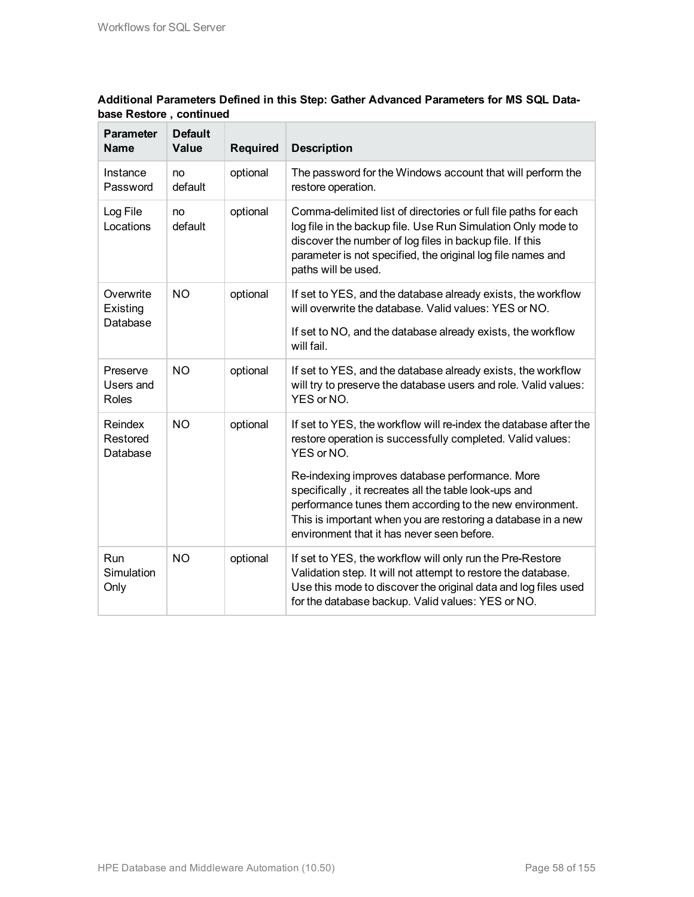**Additional Parameters Defined in this Step: Gather Advanced Parameters for MS SQL Database Restore , continued**

| Parameter Name | Default Value | Required | Description |
|---|---|---|---|
| Instance Password | no default | optional | The password for the Windows account that will perform the restore operation. |
| Log File Locations | no default | optional | Comma-delimited list of directories or full file paths for each log file in the backup file. Use Run Simulation Only mode to discover the number of log files in backup file. If this parameter is not specified, the original log file names and paths will be used. |
| Overwrite Existing Database | NO | optional | If set to YES, and the database already exists, the workflow will overwrite the database. Valid values: YES or NO.<br><br>If set to NO, and the database already exists, the workflow will fail. |
| Preserve Users and Roles | NO | optional | If set to YES, and the database already exists, the workflow will try to preserve the database users and role. Valid values: YES or NO. |
| Reindex Restored Database | NO | optional | If set to YES, the workflow will re-index the database after the restore operation is successfully completed. Valid values: YES or NO.<br><br>Re-indexing improves database performance. More specifically , it recreates all the table look-ups and performance tunes them according to the new environment. This is important when you are restoring a database in a new environment that it has never seen before. |
| Run Simulation Only | NO | optional | If set to YES, the workflow will only run the Pre-Restore Validation step. It will not attempt to restore the database. Use this mode to discover the original data and log files used for the database backup. Valid values: YES or NO. |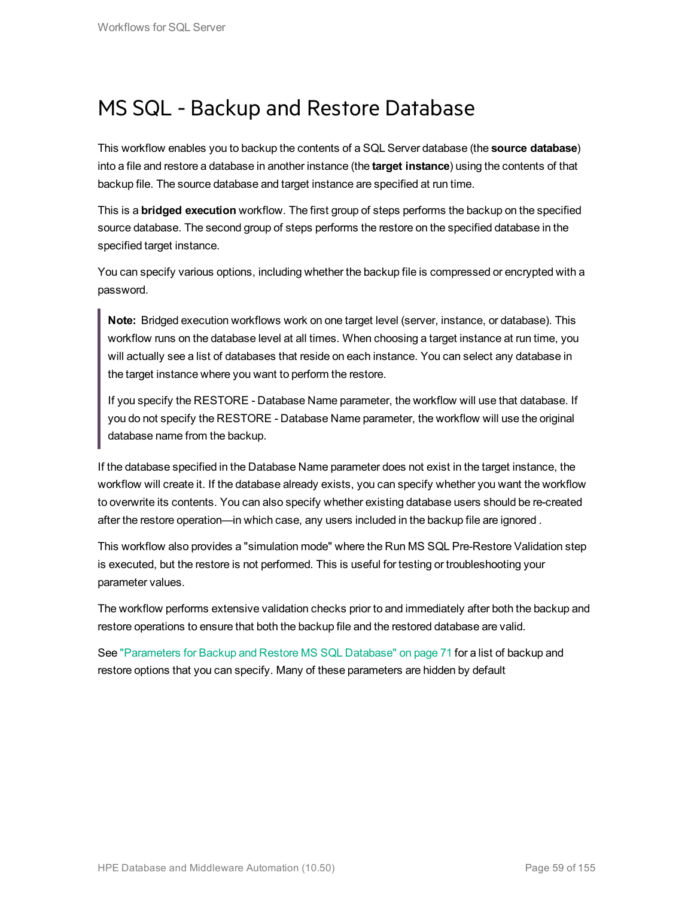# MS SQL - Backup and Restore Database

This workflow enables you to backup the contents of a SQL Server database (the **source database**) into a file and restore a database in another instance (the **target instance**) using the contents of that backup file. The source database and target instance are specified at run time.

This is a **bridged execution** workflow. The first group of steps performs the backup on the specified source database. The second group of steps performs the restore on the specified database in the specified target instance.

You can specify various options, including whether the backup file is compressed or encrypted with a password.

> **Note:** Bridged execution workflows work on one target level (server, instance, or database). This workflow runs on the database level at all times. When choosing a target instance at run time, you will actually see a list of databases that reside on each instance. You can select any database in the target instance where you want to perform the restore.
>
> If you specify the RESTORE - Database Name parameter, the workflow will use that database. If you do not specify the RESTORE - Database Name parameter, the workflow will use the original database name from the backup.

If the database specified in the Database Name parameter does not exist in the target instance, the workflow will create it. If the database already exists, you can specify whether you want the workflow to overwrite its contents. You can also specify whether existing database users should be re-created after the restore operation—in which case, any users included in the backup file are ignored .

This workflow also provides a "simulation mode" where the Run MS SQL Pre-Restore Validation step is executed, but the restore is not performed. This is useful for testing or troubleshooting your parameter values.

The workflow performs extensive validation checks prior to and immediately after both the backup and restore operations to ensure that both the backup file and the restored database are valid.

See "Parameters for Backup and Restore MS SQL Database" on page 71 for a list of backup and restore options that you can specify. Many of these parameters are hidden by default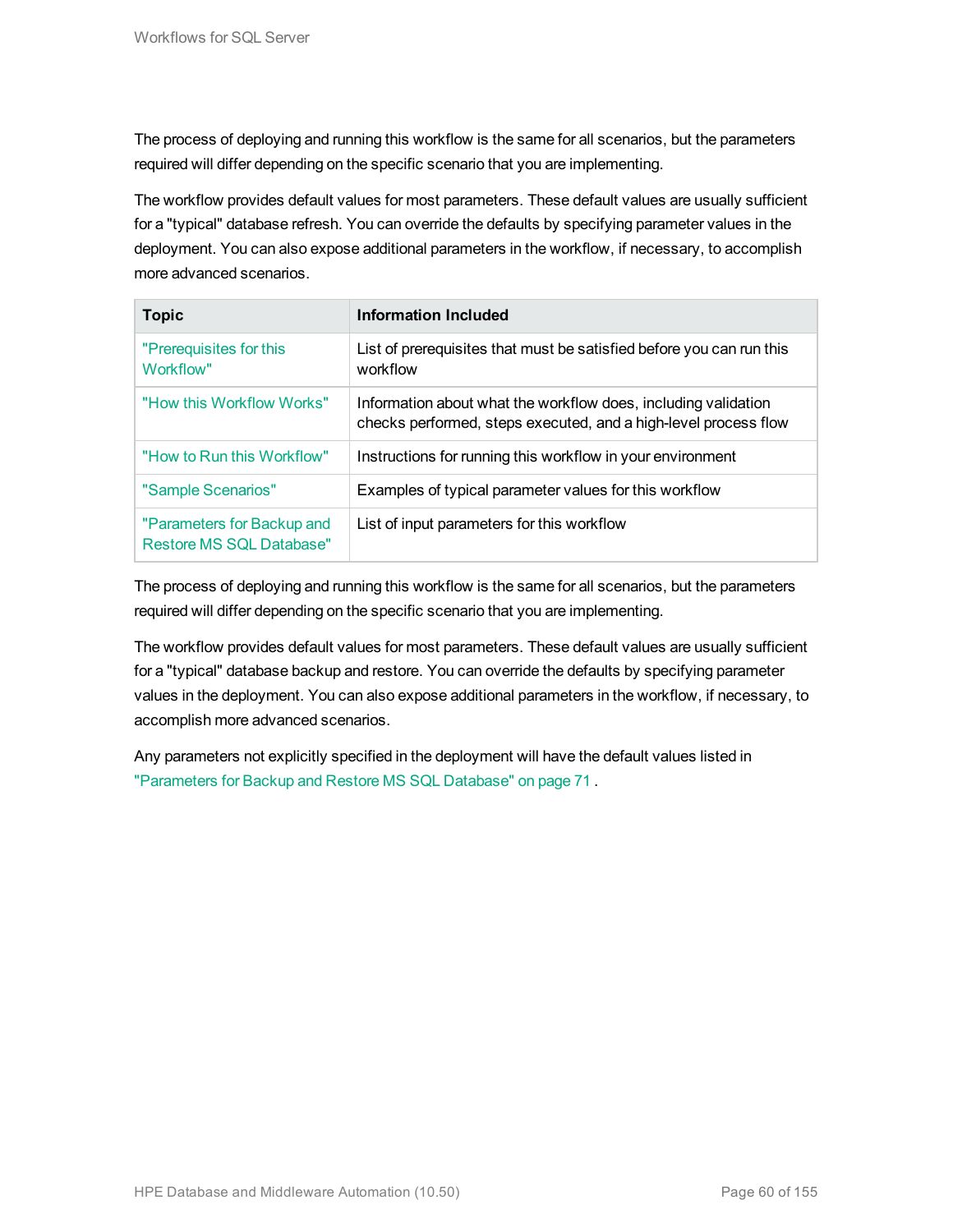The process of deploying and running this workflow is the same for all scenarios, but the parameters required will differ depending on the specific scenario that you are implementing.

The workflow provides default values for most parameters. These default values are usually sufficient for a "typical" database refresh. You can override the defaults by specifying parameter values in the deployment. You can also expose additional parameters in the workflow, if necessary, to accomplish more advanced scenarios.

| Topic | Information Included |
|---|---|
| "Prerequisites for this Workflow" | List of prerequisites that must be satisfied before you can run this workflow |
| "How this Workflow Works" | Information about what the workflow does, including validation checks performed, steps executed, and a high-level process flow |
| "How to Run this Workflow" | Instructions for running this workflow in your environment |
| "Sample Scenarios" | Examples of typical parameter values for this workflow |
| "Parameters for Backup and Restore MS SQL Database" | List of input parameters for this workflow |

The process of deploying and running this workflow is the same for all scenarios, but the parameters required will differ depending on the specific scenario that you are implementing.

The workflow provides default values for most parameters. These default values are usually sufficient for a "typical" database backup and restore. You can override the defaults by specifying parameter values in the deployment. You can also expose additional parameters in the workflow, if necessary, to accomplish more advanced scenarios.

Any parameters not explicitly specified in the deployment will have the default values listed in "Parameters for Backup and Restore MS SQL Database" on page 71 .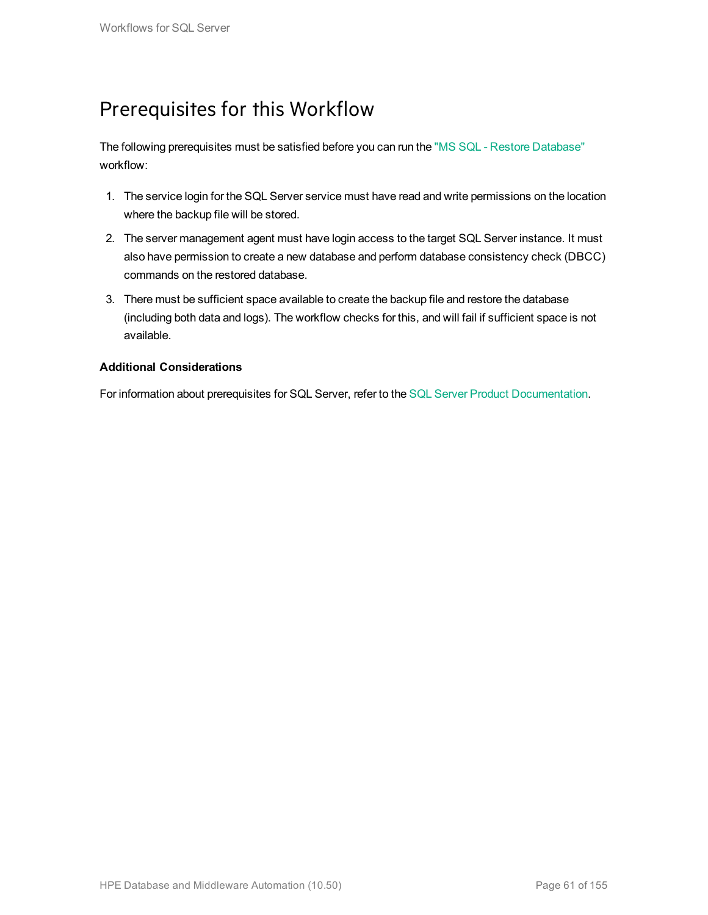# Prerequisites for this Workflow

The following prerequisites must be satisfied before you can run the "MS SQL - Restore Database" workflow:

1. The service login for the SQL Server service must have read and write permissions on the location where the backup file will be stored.
2. The server management agent must have login access to the target SQL Server instance. It must also have permission to create a new database and perform database consistency check (DBCC) commands on the restored database.
3. There must be sufficient space available to create the backup file and restore the database (including both data and logs). The workflow checks for this, and will fail if sufficient space is not available.

**Additional Considerations**

For information about prerequisites for SQL Server, refer to the SQL Server Product Documentation.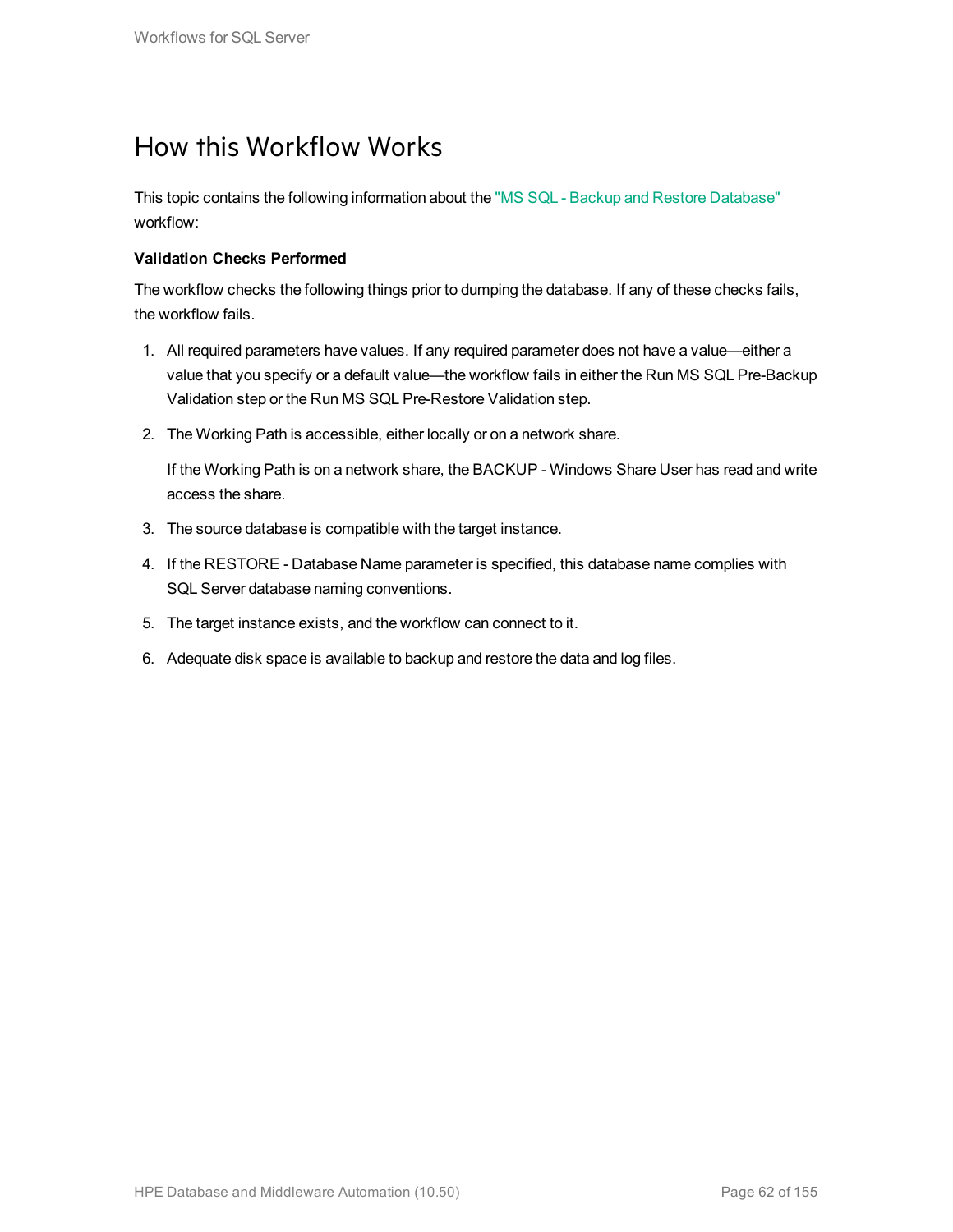# How this Workflow Works

This topic contains the following information about the "MS SQL - Backup and Restore Database" workflow:

**Validation Checks Performed**

The workflow checks the following things prior to dumping the database. If any of these checks fails, the workflow fails.

1. All required parameters have values. If any required parameter does not have a value—either a value that you specify or a default value—the workflow fails in either the Run MS SQL Pre-Backup Validation step or the Run MS SQL Pre-Restore Validation step.
2. The Working Path is accessible, either locally or on a network share.

   If the Working Path is on a network share, the BACKUP - Windows Share User has read and write access the share.
3. The source database is compatible with the target instance.
4. If the RESTORE - Database Name parameter is specified, this database name complies with SQL Server database naming conventions.
5. The target instance exists, and the workflow can connect to it.
6. Adequate disk space is available to backup and restore the data and log files.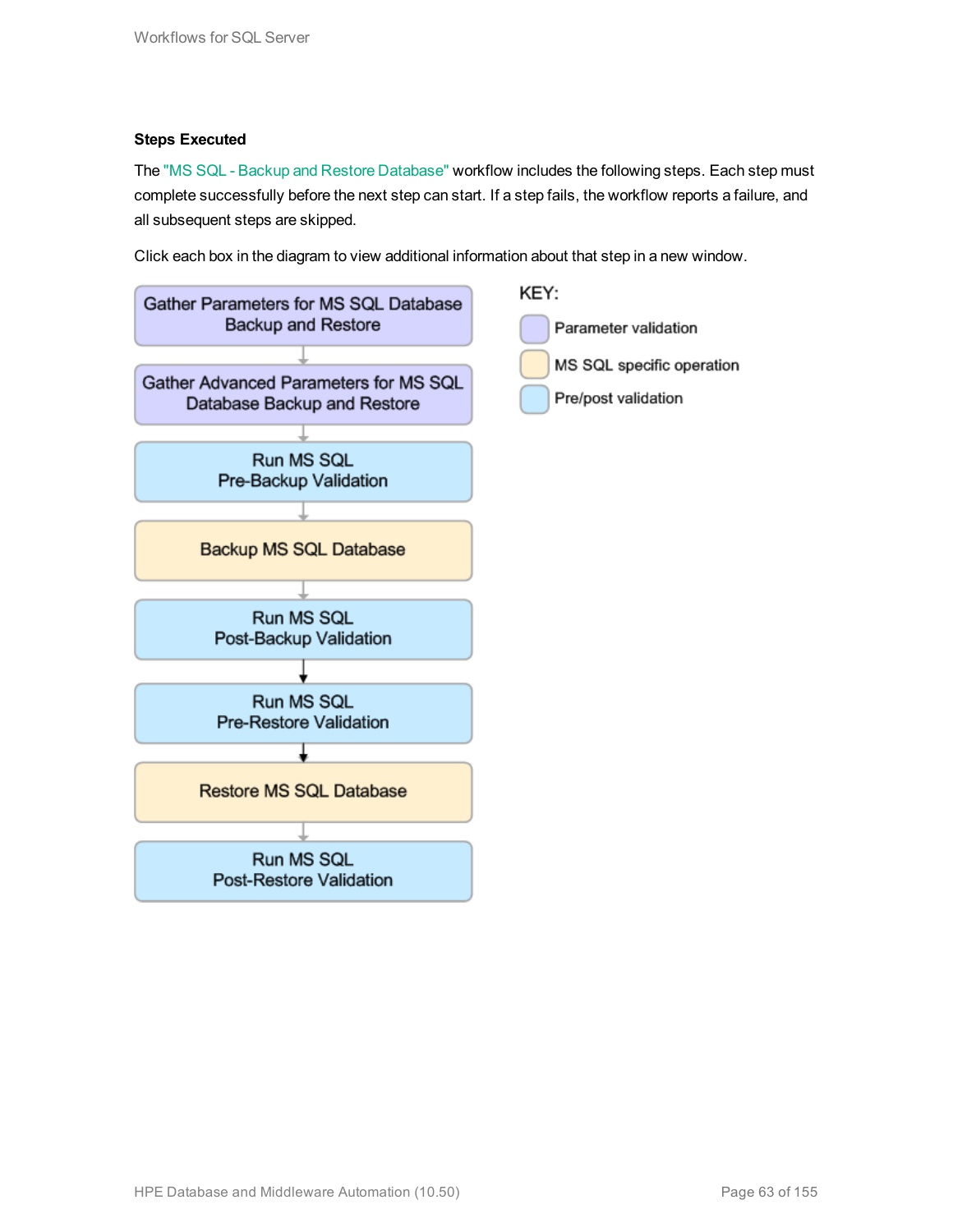**Steps Executed**

The "MS SQL - Backup and Restore Database" workflow includes the following steps. Each step must complete successfully before the next step can start. If a step fails, the workflow reports a failure, and all subsequent steps are skipped.

Click each box in the diagram to view additional information about that step in a new window.

- Gather Parameters for MS SQL Database Backup and Restore
- Gather Advanced Parameters for MS SQL Database Backup and Restore
- Run MS SQL Pre-Backup Validation
- Backup MS SQL Database
- Run MS SQL Post-Backup Validation
- Run MS SQL Pre-Restore Validation
- Restore MS SQL Database
- Run MS SQL Post-Restore Validation

KEY:

- Parameter validation
- MS SQL specific operation
- Pre/post validation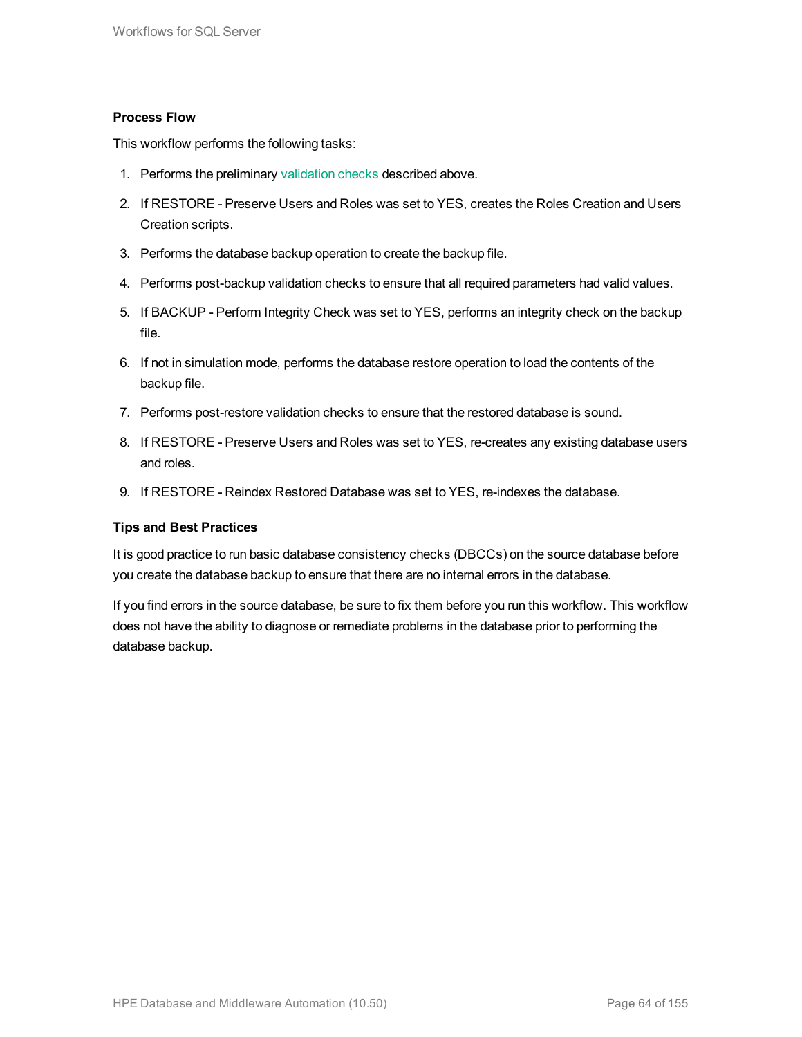**Process Flow**

This workflow performs the following tasks:

1. Performs the preliminary validation checks described above.
2. If RESTORE - Preserve Users and Roles was set to YES, creates the Roles Creation and Users Creation scripts.
3. Performs the database backup operation to create the backup file.
4. Performs post-backup validation checks to ensure that all required parameters had valid values.
5. If BACKUP - Perform Integrity Check was set to YES, performs an integrity check on the backup file.
6. If not in simulation mode, performs the database restore operation to load the contents of the backup file.
7. Performs post-restore validation checks to ensure that the restored database is sound.
8. If RESTORE - Preserve Users and Roles was set to YES, re-creates any existing database users and roles.
9. If RESTORE - Reindex Restored Database was set to YES, re-indexes the database.

**Tips and Best Practices**

It is good practice to run basic database consistency checks (DBCCs) on the source database before you create the database backup to ensure that there are no internal errors in the database.

If you find errors in the source database, be sure to fix them before you run this workflow. This workflow does not have the ability to diagnose or remediate problems in the database prior to performing the database backup.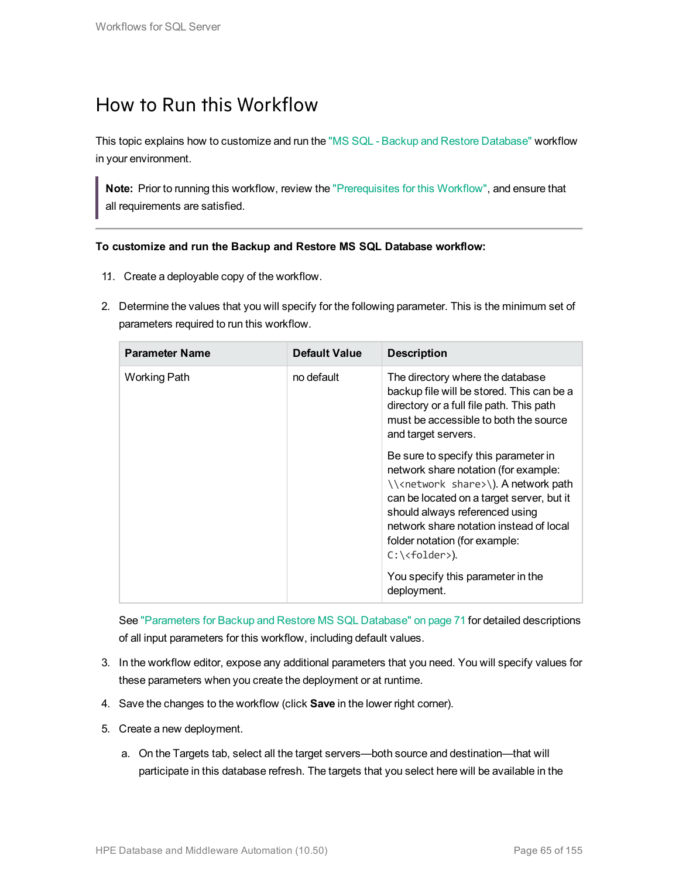# How to Run this Workflow

This topic explains how to customize and run the "MS SQL - Backup and Restore Database" workflow in your environment.

> **Note:** Prior to running this workflow, review the "Prerequisites for this Workflow", and ensure that all requirements are satisfied.

**To customize and run the Backup and Restore MS SQL Database workflow:**

1. Create a deployable copy of the workflow.
2. Determine the values that you will specify for the following parameter. This is the minimum set of parameters required to run this workflow.

| Parameter Name | Default Value | Description |
| --- | --- | --- |
| Working Path | no default | The directory where the database backup file will be stored. This can be a directory or a full file path. This path must be accessible to both the source and target servers.<br><br>Be sure to specify this parameter in network share notation (for example: `\\<network share>\`). A network path can be located on a target server, but it should always referenced using network share notation instead of local folder notation (for example: `C:\<folder>`).<br><br>You specify this parameter in the deployment. |

   See "Parameters for Backup and Restore MS SQL Database" on page 71 for detailed descriptions of all input parameters for this workflow, including default values.

3. In the workflow editor, expose any additional parameters that you need. You will specify values for these parameters when you create the deployment or at runtime.
4. Save the changes to the workflow (click **Save** in the lower right corner).
5. Create a new deployment.
   a. On the Targets tab, select all the target servers—both source and destination—that will participate in this database refresh. The targets that you select here will be available in the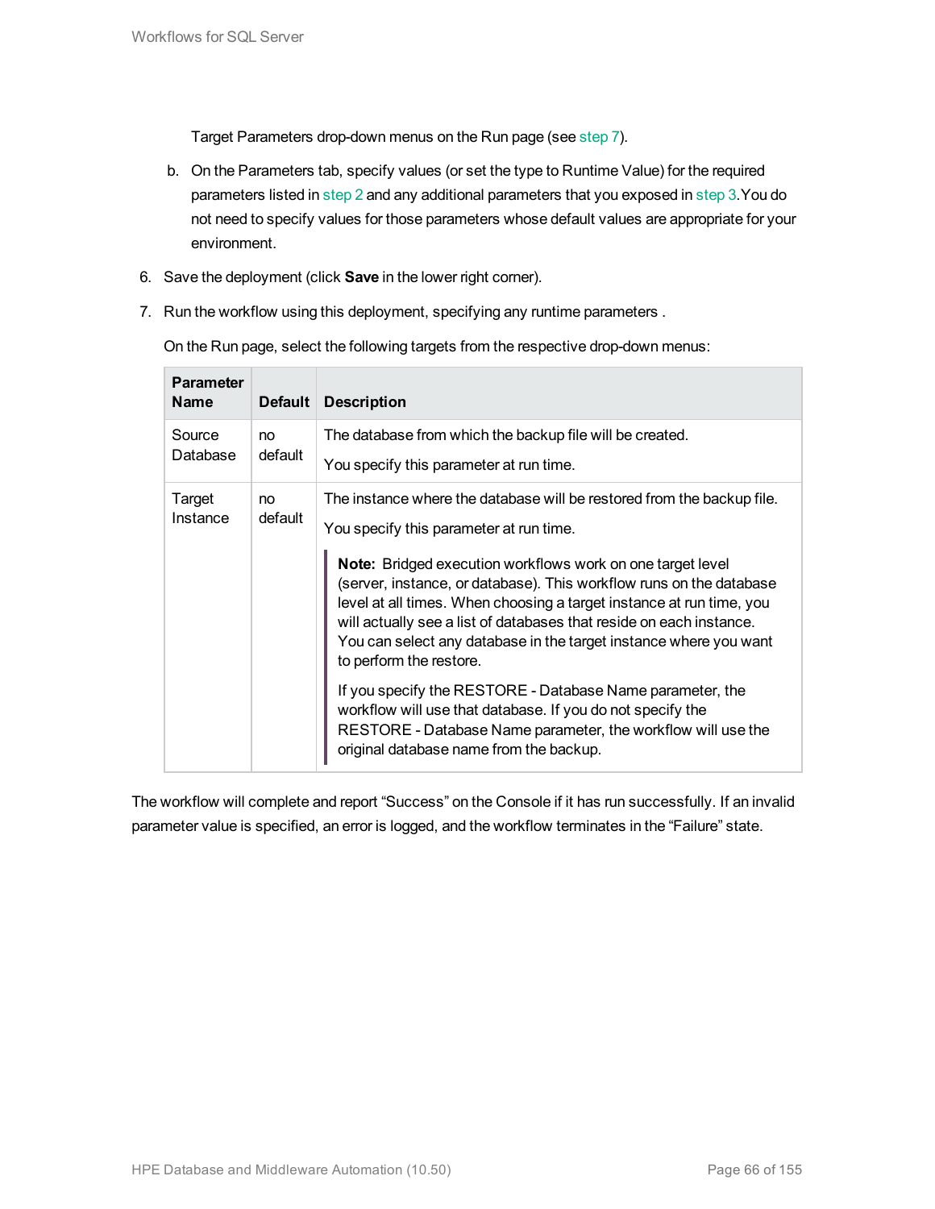Target Parameters drop-down menus on the Run page (see step 7).

b. On the Parameters tab, specify values (or set the type to Runtime Value) for the required parameters listed in step 2 and any additional parameters that you exposed in step 3.You do not need to specify values for those parameters whose default values are appropriate for your environment.

6. Save the deployment (click **Save** in the lower right corner).

7. Run the workflow using this deployment, specifying any runtime parameters .

   On the Run page, select the following targets from the respective drop-down menus:

| Parameter Name | Default | Description |
|---|---|---|
| Source Database | no default | The database from which the backup file will be created.<br><br>You specify this parameter at run time. |
| Target Instance | no default | The instance where the database will be restored from the backup file.<br><br>You specify this parameter at run time.<br><br>**Note:** Bridged execution workflows work on one target level (server, instance, or database). This workflow runs on the database level at all times. When choosing a target instance at run time, you will actually see a list of databases that reside on each instance. You can select any database in the target instance where you want to perform the restore.<br><br>If you specify the RESTORE - Database Name parameter, the workflow will use that database. If you do not specify the RESTORE - Database Name parameter, the workflow will use the original database name from the backup. |

The workflow will complete and report “Success” on the Console if it has run successfully. If an invalid parameter value is specified, an error is logged, and the workflow terminates in the “Failure” state.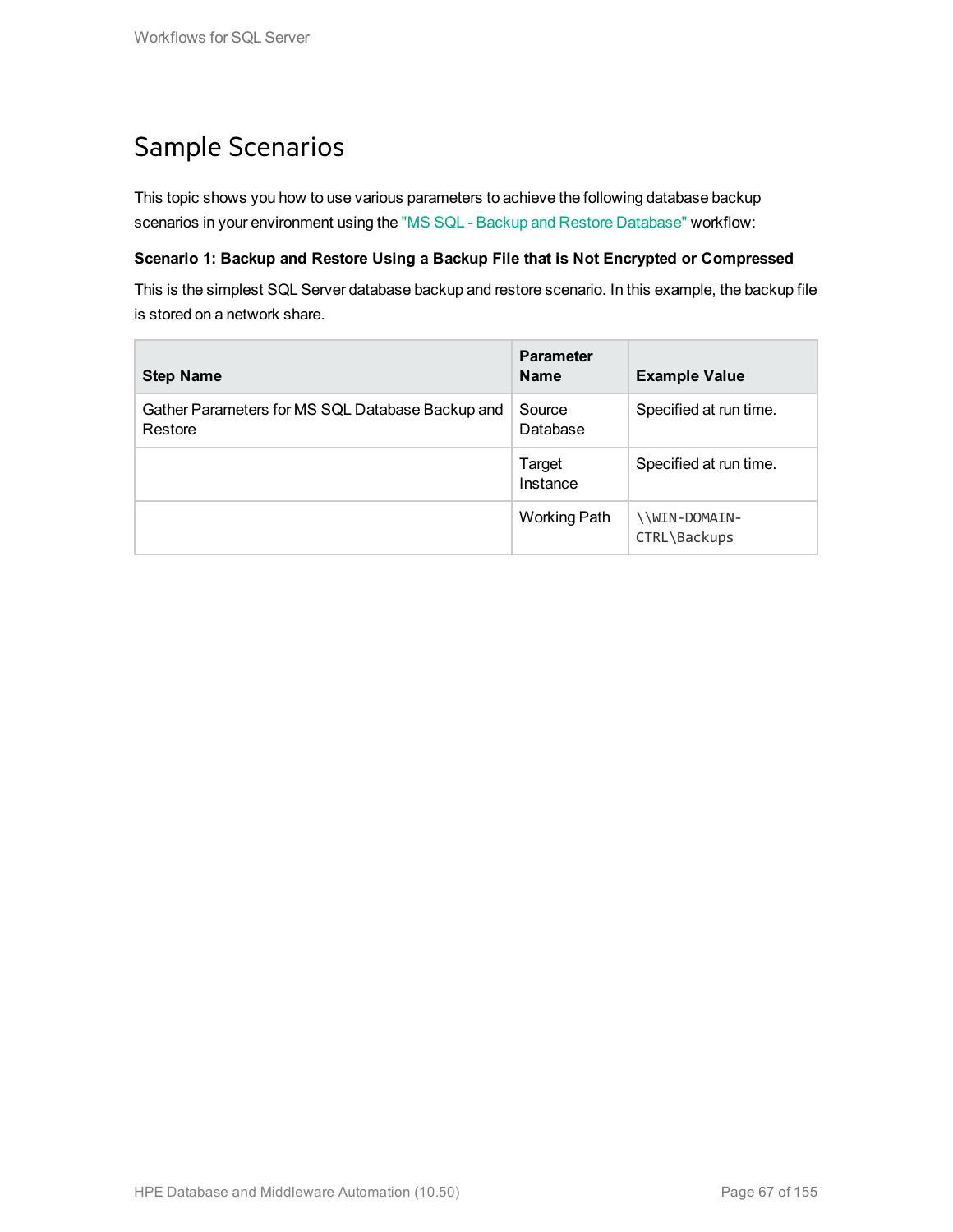# Sample Scenarios

This topic shows you how to use various parameters to achieve the following database backup scenarios in your environment using the "MS SQL - Backup and Restore Database" workflow:

**Scenario 1: Backup and Restore Using a Backup File that is Not Encrypted or Compressed**

This is the simplest SQL Server database backup and restore scenario. In this example, the backup file is stored on a network share.

| Step Name | Parameter Name | Example Value |
|---|---|---|
| Gather Parameters for MS SQL Database Backup and Restore | Source Database | Specified at run time. |
| | Target Instance | Specified at run time. |
| | Working Path | `\\WIN-DOMAIN-CTRL\Backups` |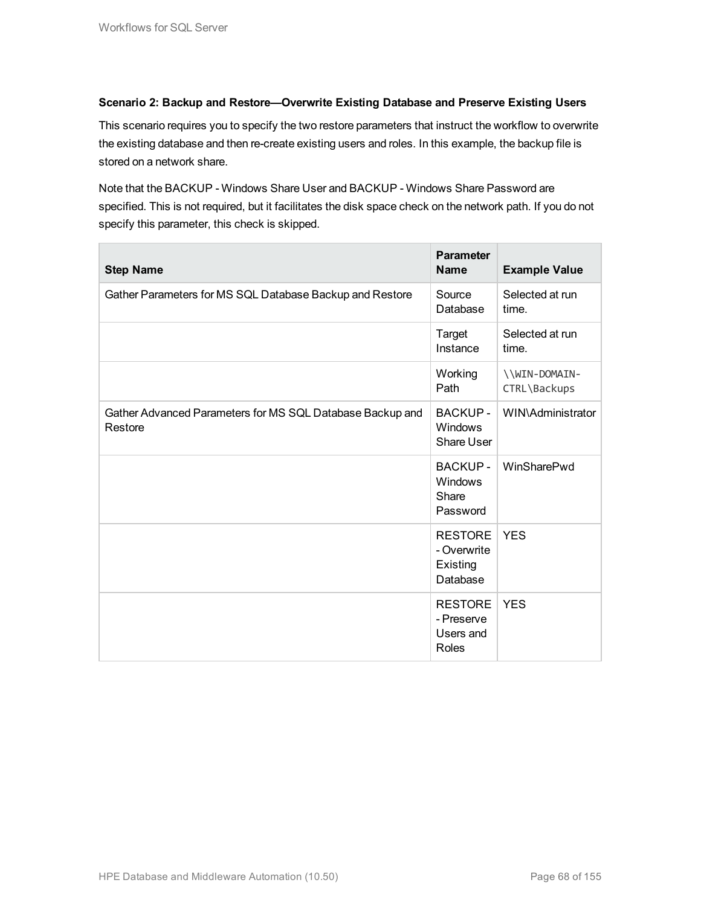**Scenario 2: Backup and Restore—Overwrite Existing Database and Preserve Existing Users**

This scenario requires you to specify the two restore parameters that instruct the workflow to overwrite the existing database and then re-create existing users and roles. In this example, the backup file is stored on a network share.

Note that the BACKUP - Windows Share User and BACKUP - Windows Share Password are specified. This is not required, but it facilitates the disk space check on the network path. If you do not specify this parameter, this check is skipped.

| Step Name | Parameter Name | Example Value |
|---|---|---|
| Gather Parameters for MS SQL Database Backup and Restore | Source Database | Selected at run time. |
| | Target Instance | Selected at run time. |
| | Working Path | `\\WIN-DOMAIN-CTRL\Backups` |
| Gather Advanced Parameters for MS SQL Database Backup and Restore | BACKUP - Windows Share User | WIN\Administrator |
| | BACKUP - Windows Share Password | WinSharePwd |
| | RESTORE - Overwrite Existing Database | YES |
| | RESTORE - Preserve Users and Roles | YES |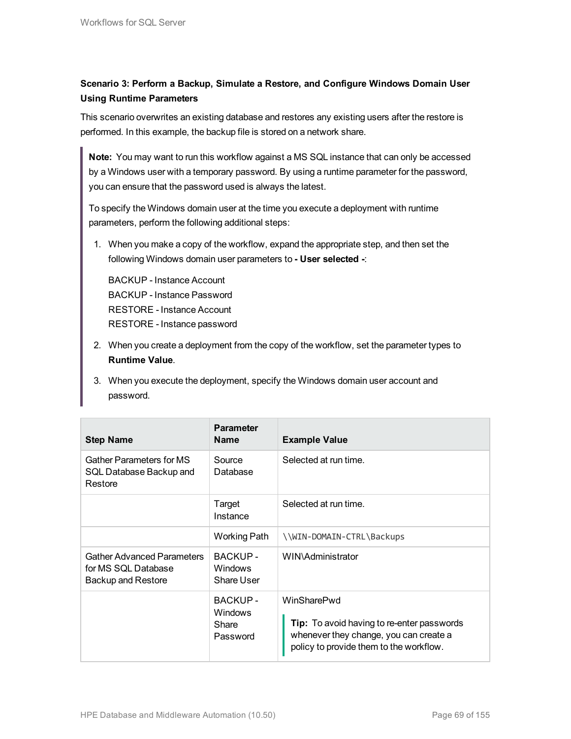#### Scenario 3: Perform a Backup, Simulate a Restore, and Configure Windows Domain User Using Runtime Parameters

This scenario overwrites an existing database and restores any existing users after the restore is performed. In this example, the backup file is stored on a network share.

> **Note:** You may want to run this workflow against a MS SQL instance that can only be accessed by a Windows user with a temporary password. By using a runtime parameter for the password, you can ensure that the password used is always the latest.
>
> To specify the Windows domain user at the time you execute a deployment with runtime parameters, perform the following additional steps:
>
> 1. When you make a copy of the workflow, expand the appropriate step, and then set the following Windows domain user parameters to **- User selected -**:
>
>    BACKUP - Instance Account
>    BACKUP - Instance Password
>    RESTORE - Instance Account
>    RESTORE - Instance password
>
> 2. When you create a deployment from the copy of the workflow, set the parameter types to **Runtime Value**.
> 3. When you execute the deployment, specify the Windows domain user account and password.

| Step Name | Parameter Name | Example Value |
|---|---|---|
| Gather Parameters for MS SQL Database Backup and Restore | Source Database | Selected at run time. |
| | Target Instance | Selected at run time. |
| | Working Path | `\\WIN-DOMAIN-CTRL\Backups` |
| Gather Advanced Parameters for MS SQL Database Backup and Restore | BACKUP - Windows Share User | WIN\Administrator |
| | BACKUP - Windows Share Password | WinSharePwd<br><br>**Tip:** To avoid having to re-enter passwords whenever they change, you can create a policy to provide them to the workflow. |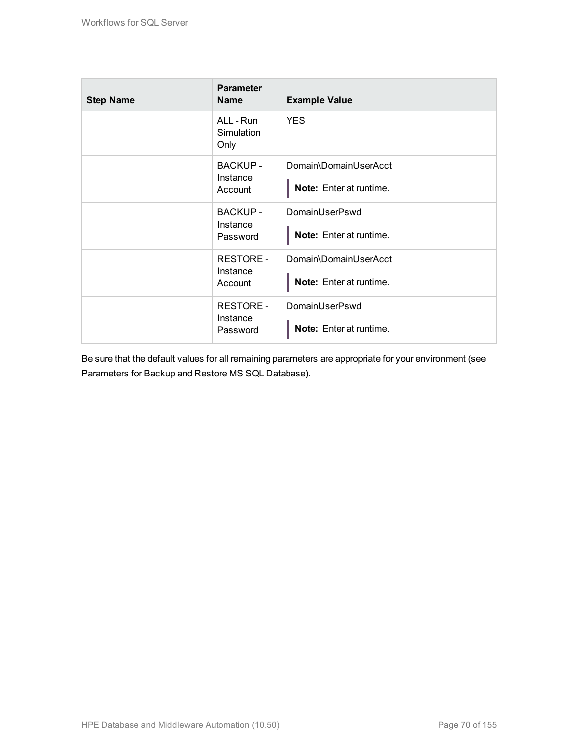| Step Name | Parameter Name | Example Value |
|---|---|---|
| | ALL - Run Simulation Only | YES |
| | BACKUP - Instance Account | Domain\DomainUserAcct<br><br>**Note:** Enter at runtime. |
| | BACKUP - Instance Password | DomainUserPswd<br><br>**Note:** Enter at runtime. |
| | RESTORE - Instance Account | Domain\DomainUserAcct<br><br>**Note:** Enter at runtime. |
| | RESTORE - Instance Password | DomainUserPswd<br><br>**Note:** Enter at runtime. |

Be sure that the default values for all remaining parameters are appropriate for your environment (see Parameters for Backup and Restore MS SQL Database).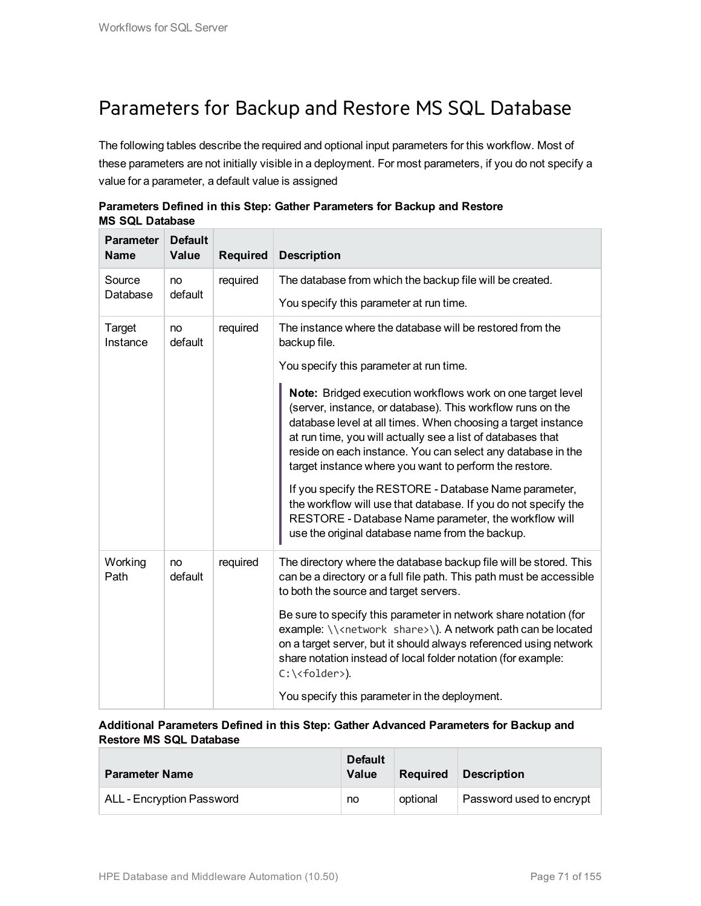# Parameters for Backup and Restore MS SQL Database

The following tables describe the required and optional input parameters for this workflow. Most of these parameters are not initially visible in a deployment. For most parameters, if you do not specify a value for a parameter, a default value is assigned

**Parameters Defined in this Step: Gather Parameters for Backup and Restore MS SQL Database**

| Parameter Name | Default Value | Required | Description |
|---|---|---|---|
| Source Database | no default | required | The database from which the backup file will be created.<br><br>You specify this parameter at run time. |
| Target Instance | no default | required | The instance where the database will be restored from the backup file.<br><br>You specify this parameter at run time.<br><br>**Note:** Bridged execution workflows work on one target level (server, instance, or database). This workflow runs on the database level at all times. When choosing a target instance at run time, you will actually see a list of databases that reside on each instance. You can select any database in the target instance where you want to perform the restore.<br><br>If you specify the RESTORE - Database Name parameter, the workflow will use that database. If you do not specify the RESTORE - Database Name parameter, the workflow will use the original database name from the backup. |
| Working Path | no default | required | The directory where the database backup file will be stored. This can be a directory or a full file path. This path must be accessible to both the source and target servers.<br><br>Be sure to specify this parameter in network share notation (for example: `\\<network share>\`). A network path can be located on a target server, but it should always referenced using network share notation instead of local folder notation (for example: `C:\<folder>`).<br><br>You specify this parameter in the deployment. |

**Additional Parameters Defined in this Step: Gather Advanced Parameters for Backup and Restore MS SQL Database**

| Parameter Name | Default Value | Required | Description |
|---|---|---|---|
| ALL - Encryption Password | no | optional | Password used to encrypt |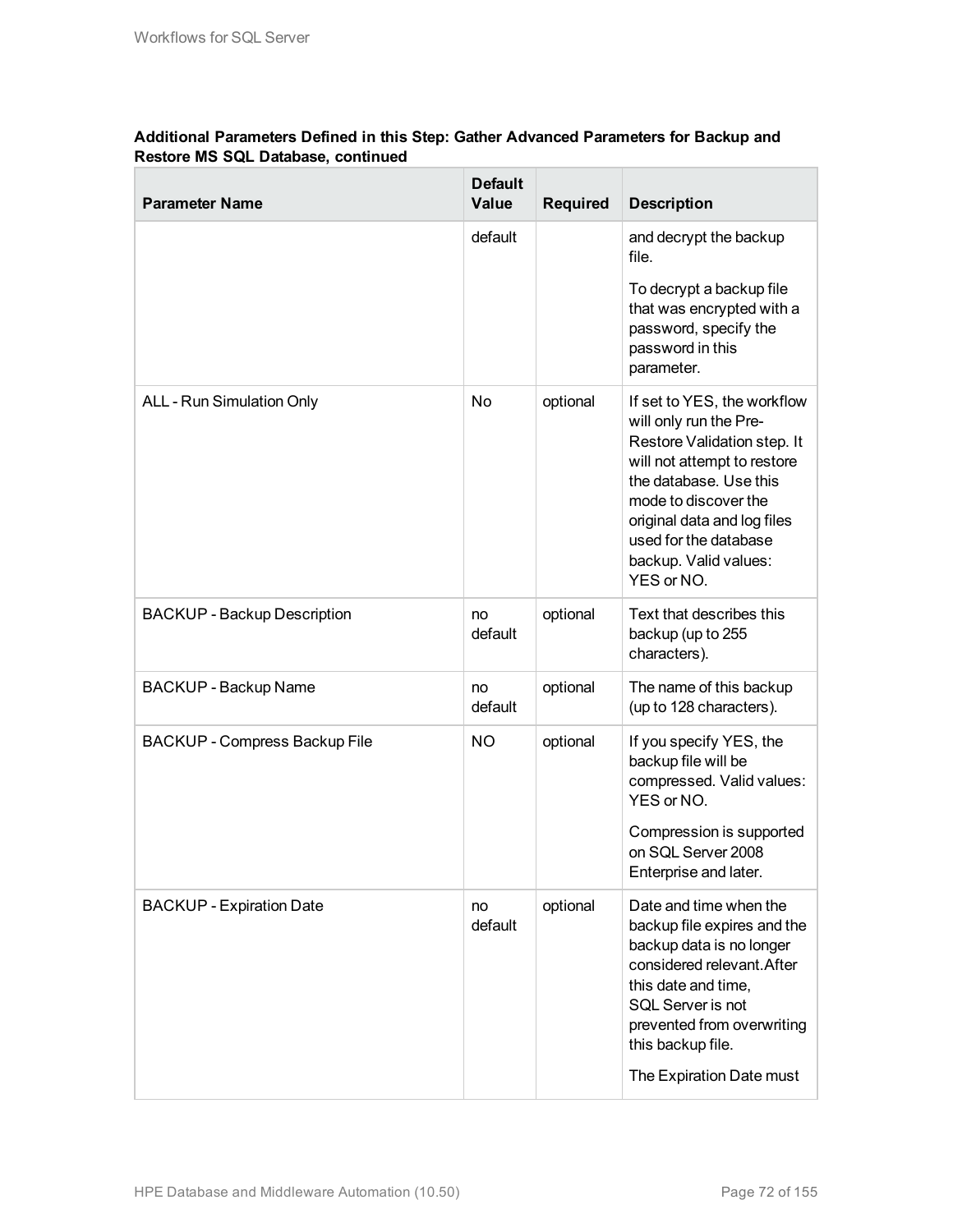**Additional Parameters Defined in this Step: Gather Advanced Parameters for Backup and Restore MS SQL Database, continued**

| Parameter Name | Default Value | Required | Description |
|---|---|---|---|
| | default | | and decrypt the backup file.<br><br>To decrypt a backup file that was encrypted with a password, specify the password in this parameter. |
| ALL - Run Simulation Only | No | optional | If set to YES, the workflow will only run the Pre-Restore Validation step. It will not attempt to restore the database. Use this mode to discover the original data and log files used for the database backup. Valid values: YES or NO. |
| BACKUP - Backup Description | no default | optional | Text that describes this backup (up to 255 characters). |
| BACKUP - Backup Name | no default | optional | The name of this backup (up to 128 characters). |
| BACKUP - Compress Backup File | NO | optional | If you specify YES, the backup file will be compressed. Valid values: YES or NO.<br><br>Compression is supported on SQL Server 2008 Enterprise and later. |
| BACKUP - Expiration Date | no default | optional | Date and time when the backup file expires and the backup data is no longer considered relevant.After this date and time, SQL Server is not prevented from overwriting this backup file.<br><br>The Expiration Date must |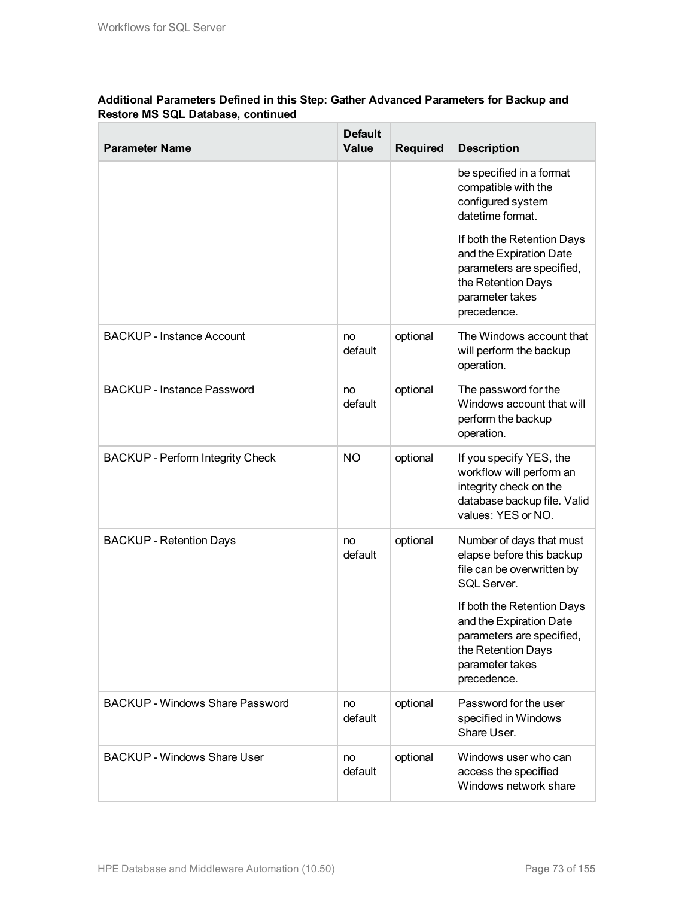**Additional Parameters Defined in this Step: Gather Advanced Parameters for Backup and Restore MS SQL Database, continued**

| Parameter Name | Default Value | Required | Description |
|---|---|---|---|
| | | | be specified in a format compatible with the configured system datetime format.<br><br>If both the Retention Days and the Expiration Date parameters are specified, the Retention Days parameter takes precedence. |
| BACKUP - Instance Account | no default | optional | The Windows account that will perform the backup operation. |
| BACKUP - Instance Password | no default | optional | The password for the Windows account that will perform the backup operation. |
| BACKUP - Perform Integrity Check | NO | optional | If you specify YES, the workflow will perform an integrity check on the database backup file. Valid values: YES or NO. |
| BACKUP - Retention Days | no default | optional | Number of days that must elapse before this backup file can be overwritten by SQL Server.<br><br>If both the Retention Days and the Expiration Date parameters are specified, the Retention Days parameter takes precedence. |
| BACKUP - Windows Share Password | no default | optional | Password for the user specified in Windows Share User. |
| BACKUP - Windows Share User | no default | optional | Windows user who can access the specified Windows network share |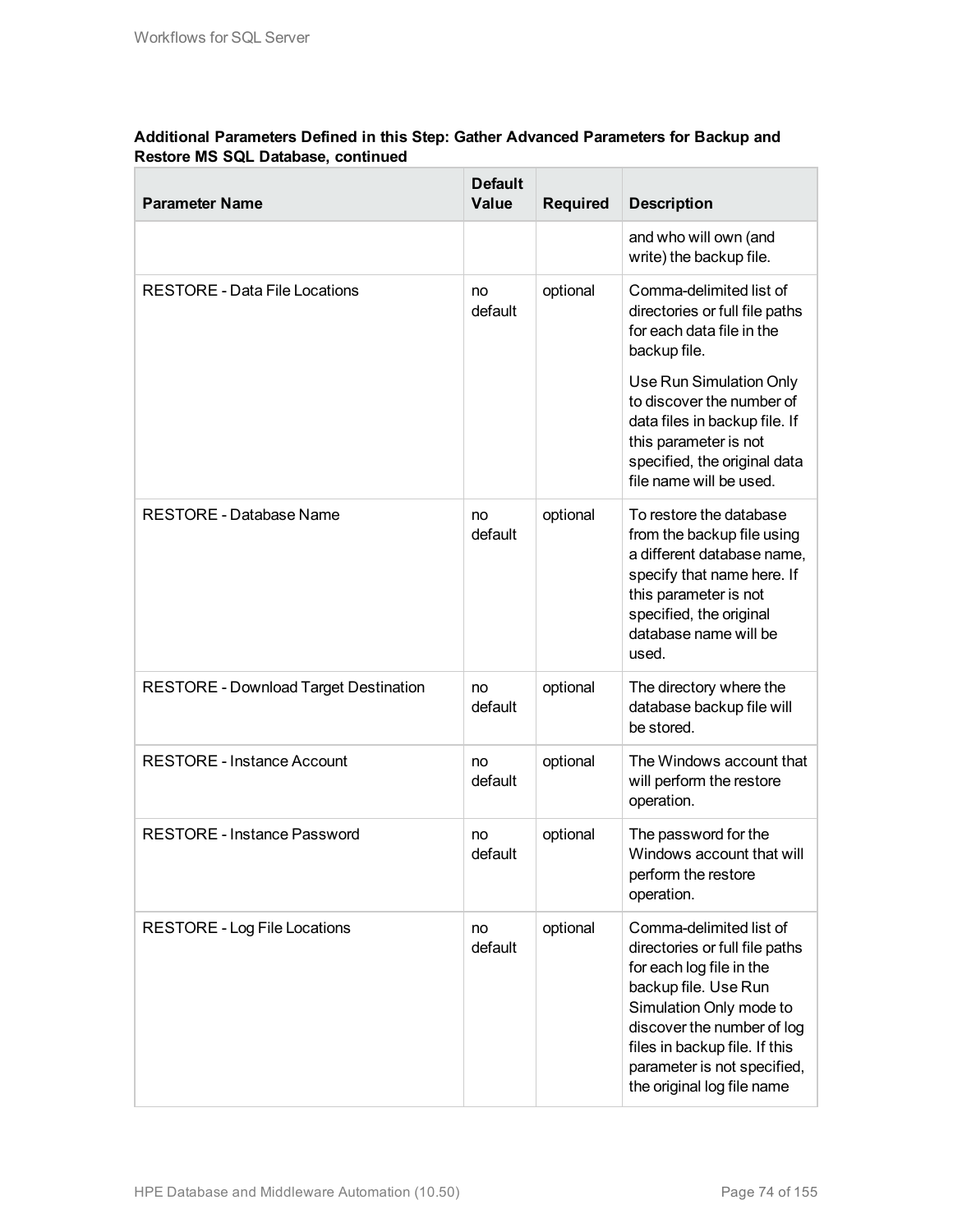**Additional Parameters Defined in this Step: Gather Advanced Parameters for Backup and Restore MS SQL Database, continued**

| Parameter Name | Default Value | Required | Description |
|---|---|---|---|
| | | | and who will own (and write) the backup file. |
| RESTORE - Data File Locations | no default | optional | Comma-delimited list of directories or full file paths for each data file in the backup file.<br><br>Use Run Simulation Only to discover the number of data files in backup file. If this parameter is not specified, the original data file name will be used. |
| RESTORE - Database Name | no default | optional | To restore the database from the backup file using a different database name, specify that name here. If this parameter is not specified, the original database name will be used. |
| RESTORE - Download Target Destination | no default | optional | The directory where the database backup file will be stored. |
| RESTORE - Instance Account | no default | optional | The Windows account that will perform the restore operation. |
| RESTORE - Instance Password | no default | optional | The password for the Windows account that will perform the restore operation. |
| RESTORE - Log File Locations | no default | optional | Comma-delimited list of directories or full file paths for each log file in the backup file. Use Run Simulation Only mode to discover the number of log files in backup file. If this parameter is not specified, the original log file name |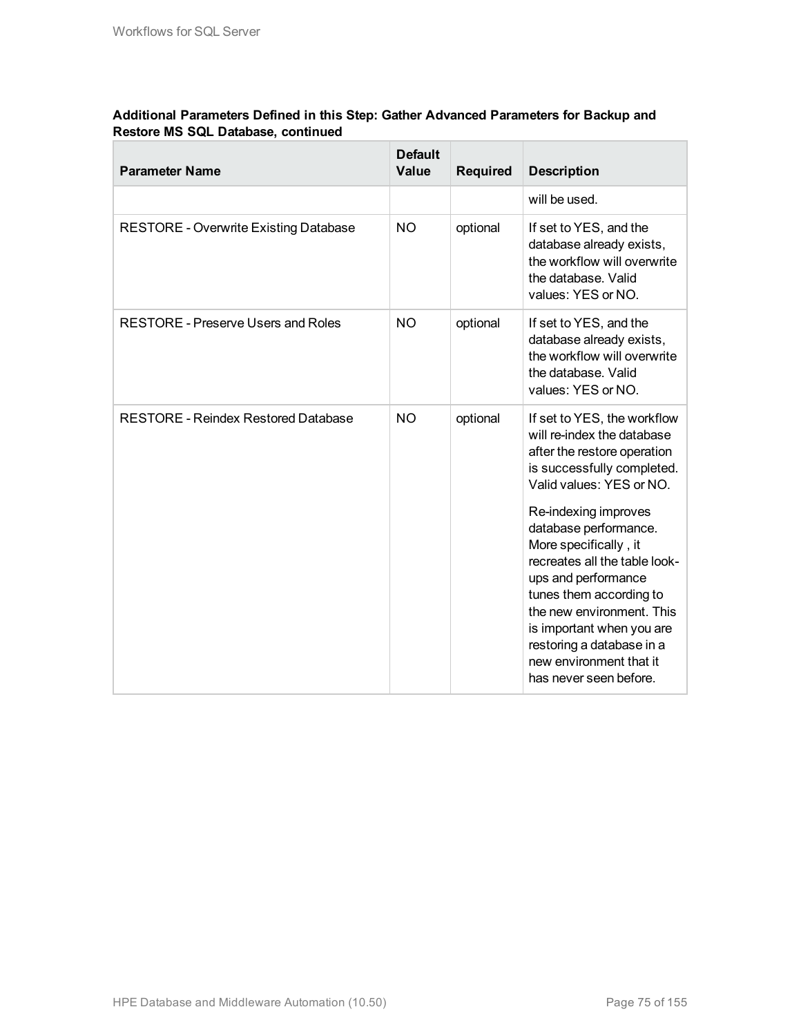**Additional Parameters Defined in this Step: Gather Advanced Parameters for Backup and Restore MS SQL Database, continued**

| Parameter Name | Default Value | Required | Description |
|---|---|---|---|
| | | | will be used. |
| RESTORE - Overwrite Existing Database | NO | optional | If set to YES, and the database already exists, the workflow will overwrite the database. Valid values: YES or NO. |
| RESTORE - Preserve Users and Roles | NO | optional | If set to YES, and the database already exists, the workflow will overwrite the database. Valid values: YES or NO. |
| RESTORE - Reindex Restored Database | NO | optional | If set to YES, the workflow will re-index the database after the restore operation is successfully completed. Valid values: YES or NO.<br><br>Re-indexing improves database performance. More specifically , it recreates all the table look-ups and performance tunes them according to the new environment. This is important when you are restoring a database in a new environment that it has never seen before. |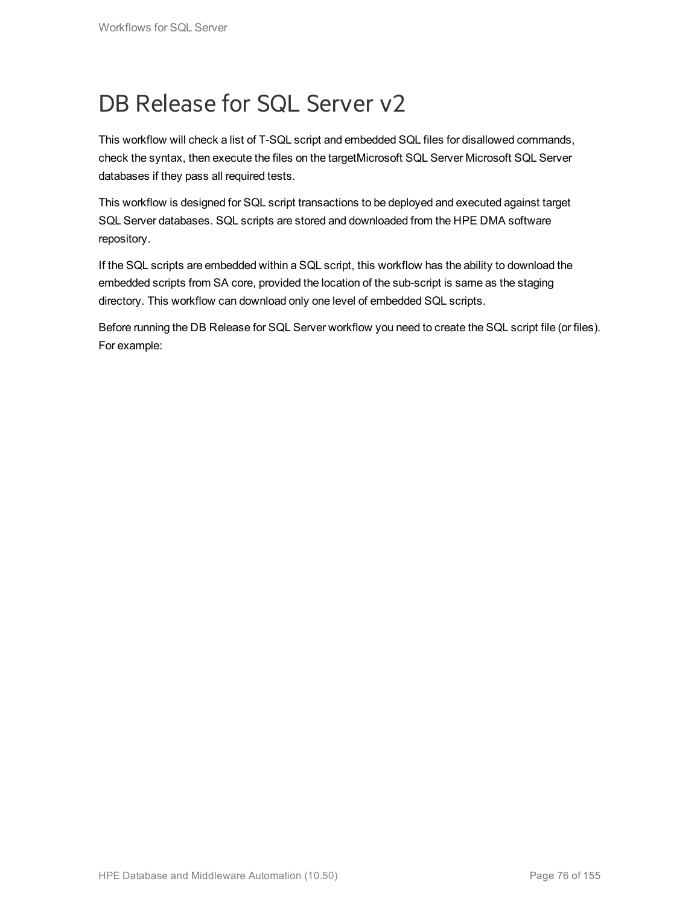# DB Release for SQL Server v2

This workflow will check a list of T-SQL script and embedded SQL files for disallowed commands, check the syntax, then execute the files on the targetMicrosoft SQL Server Microsoft SQL Server databases if they pass all required tests.

This workflow is designed for SQL script transactions to be deployed and executed against target SQL Server databases. SQL scripts are stored and downloaded from the HPE DMA software repository.

If the SQL scripts are embedded within a SQL script, this workflow has the ability to download the embedded scripts from SA core, provided the location of the sub-script is same as the staging directory. This workflow can download only one level of embedded SQL scripts.

Before running the DB Release for SQL Server workflow you need to create the SQL script file (or files). For example: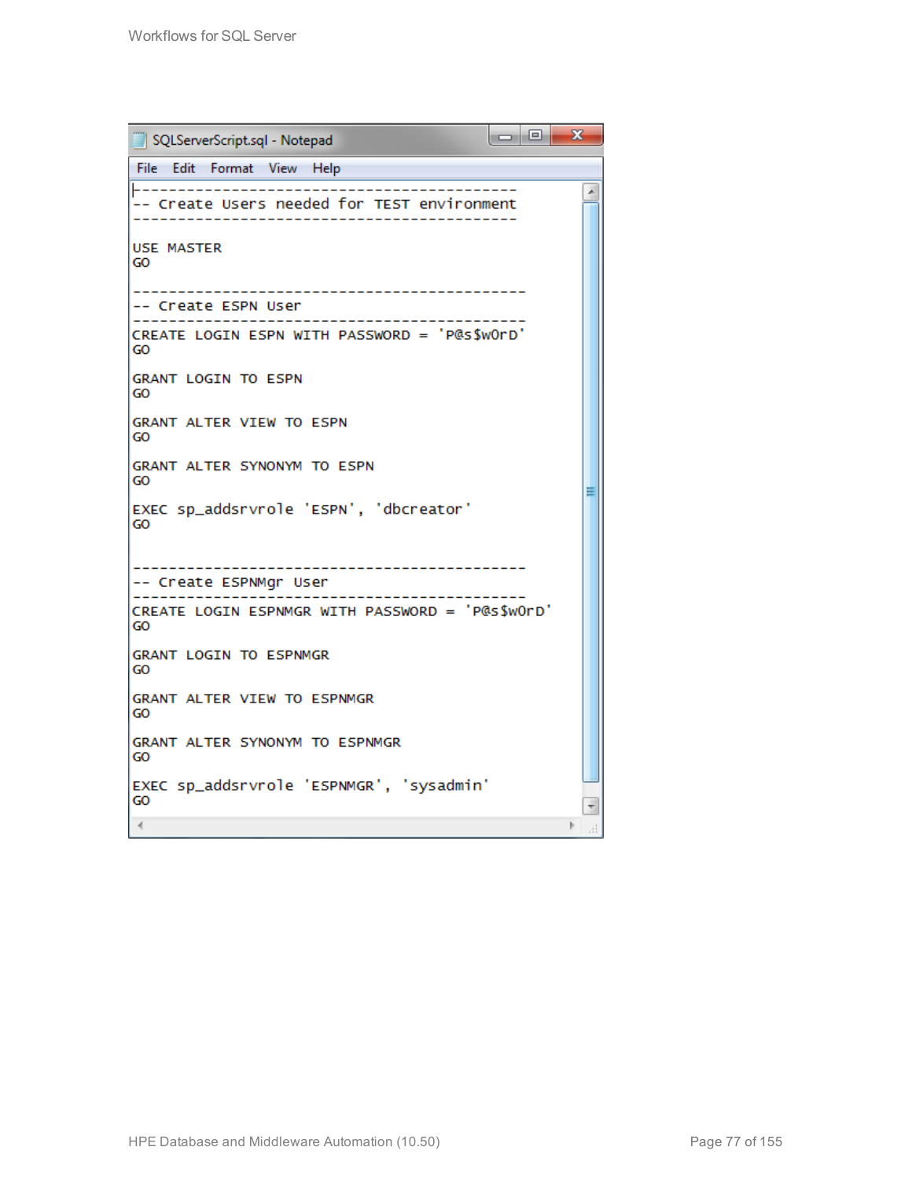```
--------------------------------------------
-- Create Users needed for TEST environment
--------------------------------------------

USE MASTER
GO

---------------------------------------------
-- Create ESPN User
---------------------------------------------
CREATE LOGIN ESPN WITH PASSWORD = 'P@s$w0rD'
GO

GRANT LOGIN TO ESPN
GO

GRANT ALTER VIEW TO ESPN
GO

GRANT ALTER SYNONYM TO ESPN
GO

EXEC sp_addsrvrole 'ESPN', 'dbcreator'
GO


---------------------------------------------
-- Create ESPNMgr User
---------------------------------------------
CREATE LOGIN ESPNMGR WITH PASSWORD = 'P@s$w0rD'
GO

GRANT LOGIN TO ESPNMGR
GO

GRANT ALTER VIEW TO ESPNMGR
GO

GRANT ALTER SYNONYM TO ESPNMGR
GO

EXEC sp_addsrvrole 'ESPNMGR', 'sysadmin'
GO
```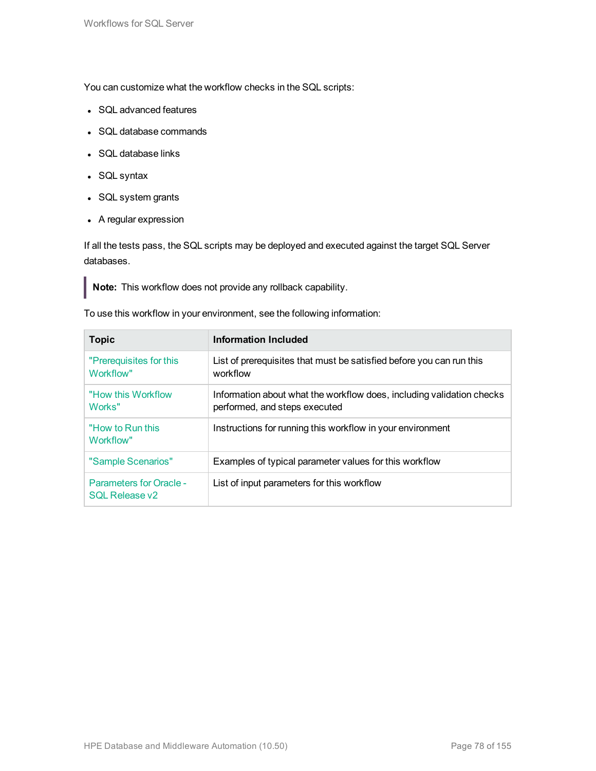You can customize what the workflow checks in the SQL scripts:

- SQL advanced features
- SQL database commands
- SQL database links
- SQL syntax
- SQL system grants
- A regular expression

If all the tests pass, the SQL scripts may be deployed and executed against the target SQL Server databases.

> **Note:** This workflow does not provide any rollback capability.

To use this workflow in your environment, see the following information:

| Topic | Information Included |
| --- | --- |
| "Prerequisites for this Workflow" | List of prerequisites that must be satisfied before you can run this workflow |
| "How this Workflow Works" | Information about what the workflow does, including validation checks performed, and steps executed |
| "How to Run this Workflow" | Instructions for running this workflow in your environment |
| "Sample Scenarios" | Examples of typical parameter values for this workflow |
| Parameters for Oracle - SQL Release v2 | List of input parameters for this workflow |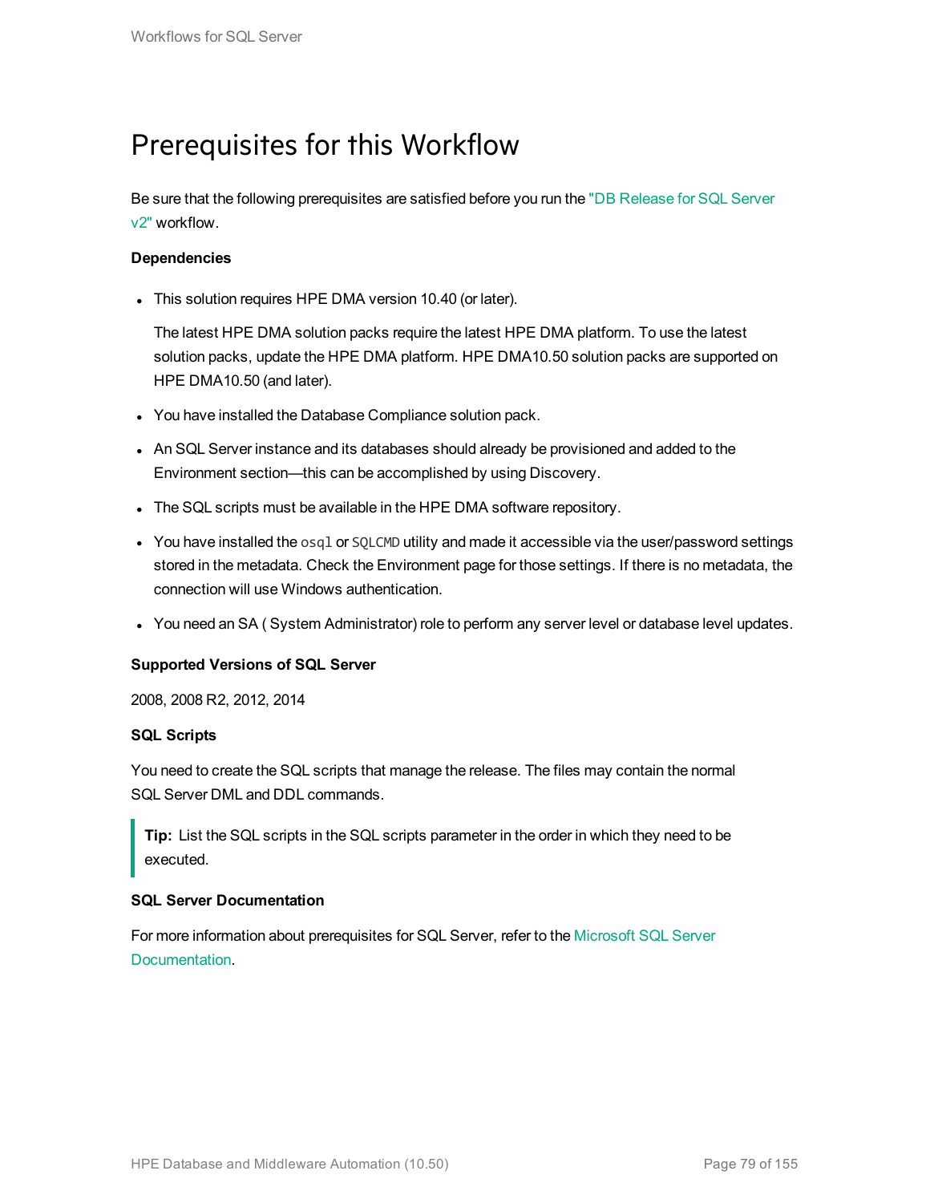# Prerequisites for this Workflow

Be sure that the following prerequisites are satisfied before you run the "DB Release for SQL Server v2" workflow.

**Dependencies**

- This solution requires HPE DMA version 10.40 (or later).

  The latest HPE DMA solution packs require the latest HPE DMA platform. To use the latest solution packs, update the HPE DMA platform. HPE DMA10.50 solution packs are supported on HPE DMA10.50 (and later).

- You have installed the Database Compliance solution pack.
- An SQL Server instance and its databases should already be provisioned and added to the Environment section—this can be accomplished by using Discovery.
- The SQL scripts must be available in the HPE DMA software repository.
- You have installed the `osql` or `SQLCMD` utility and made it accessible via the user/password settings stored in the metadata. Check the Environment page for those settings. If there is no metadata, the connection will use Windows authentication.
- You need an SA ( System Administrator) role to perform any server level or database level updates.

**Supported Versions of SQL Server**

2008, 2008 R2, 2012, 2014

**SQL Scripts**

You need to create the SQL scripts that manage the release. The files may contain the normal SQL Server DML and DDL commands.

> **Tip:** List the SQL scripts in the SQL scripts parameter in the order in which they need to be executed.

**SQL Server Documentation**

For more information about prerequisites for SQL Server, refer to the Microsoft SQL Server Documentation.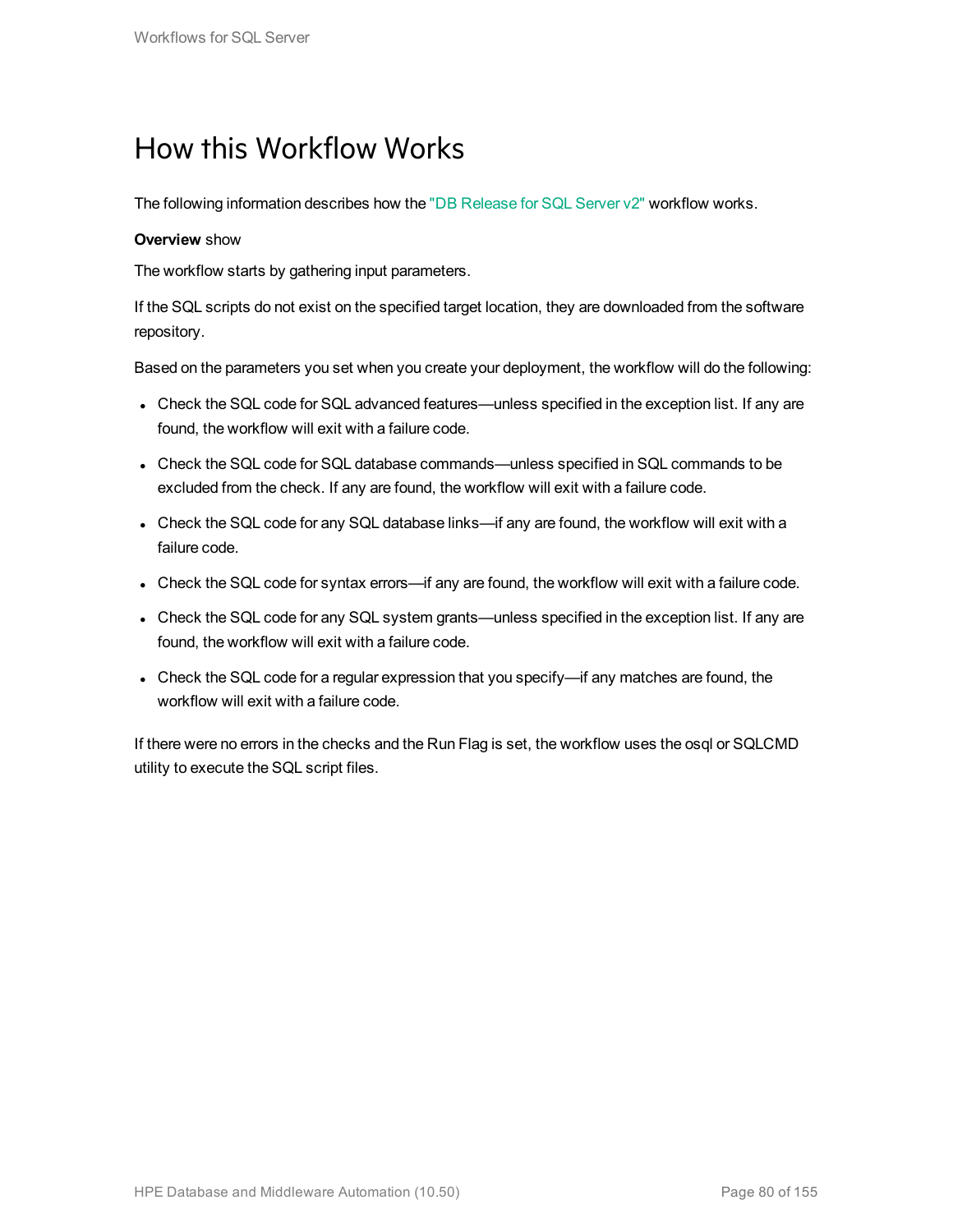# How this Workflow Works

The following information describes how the "DB Release for SQL Server v2" workflow works.

**Overview** show

The workflow starts by gathering input parameters.

If the SQL scripts do not exist on the specified target location, they are downloaded from the software repository.

Based on the parameters you set when you create your deployment, the workflow will do the following:

- Check the SQL code for SQL advanced features—unless specified in the exception list. If any are found, the workflow will exit with a failure code.
- Check the SQL code for SQL database commands—unless specified in SQL commands to be excluded from the check. If any are found, the workflow will exit with a failure code.
- Check the SQL code for any SQL database links—if any are found, the workflow will exit with a failure code.
- Check the SQL code for syntax errors—if any are found, the workflow will exit with a failure code.
- Check the SQL code for any SQL system grants—unless specified in the exception list. If any are found, the workflow will exit with a failure code.
- Check the SQL code for a regular expression that you specify—if any matches are found, the workflow will exit with a failure code.

If there were no errors in the checks and the Run Flag is set, the workflow uses the osql or SQLCMD utility to execute the SQL script files.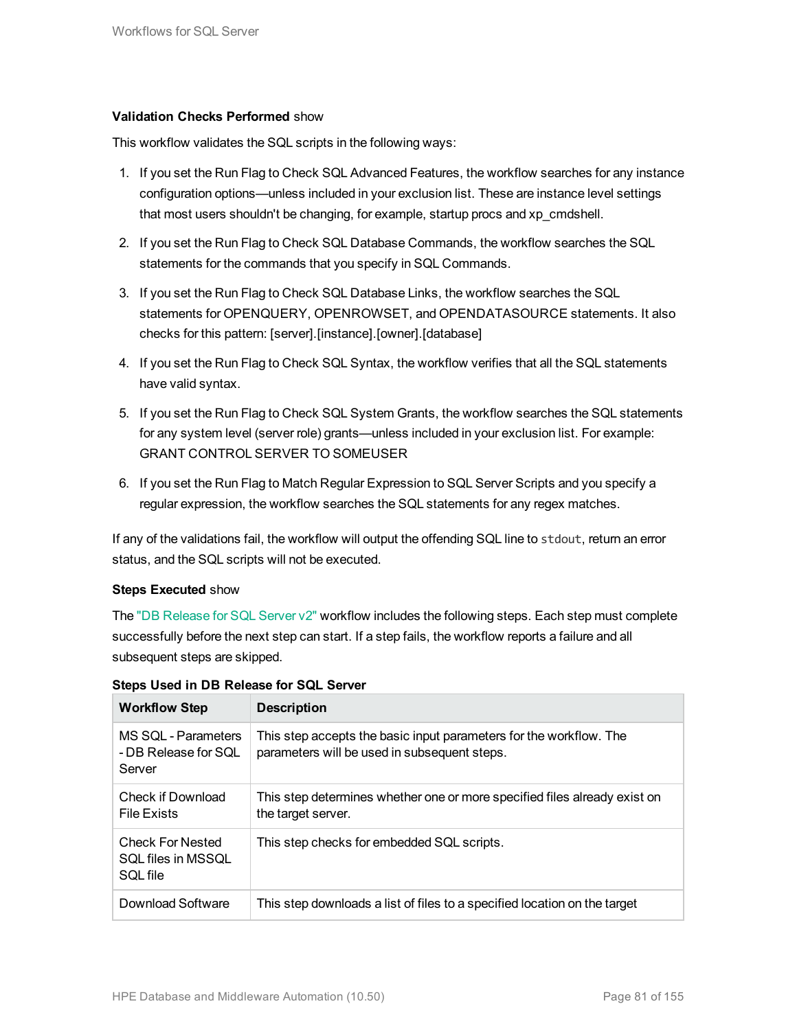**Validation Checks Performed** show

This workflow validates the SQL scripts in the following ways:

1. If you set the Run Flag to Check SQL Advanced Features, the workflow searches for any instance configuration options—unless included in your exclusion list. These are instance level settings that most users shouldn't be changing, for example, startup procs and xp_cmdshell.
2. If you set the Run Flag to Check SQL Database Commands, the workflow searches the SQL statements for the commands that you specify in SQL Commands.
3. If you set the Run Flag to Check SQL Database Links, the workflow searches the SQL statements for OPENQUERY, OPENROWSET, and OPENDATASOURCE statements. It also checks for this pattern: [server].[instance].[owner].[database]
4. If you set the Run Flag to Check SQL Syntax, the workflow verifies that all the SQL statements have valid syntax.
5. If you set the Run Flag to Check SQL System Grants, the workflow searches the SQL statements for any system level (server role) grants—unless included in your exclusion list. For example: GRANT CONTROL SERVER TO SOMEUSER
6. If you set the Run Flag to Match Regular Expression to SQL Server Scripts and you specify a regular expression, the workflow searches the SQL statements for any regex matches.

If any of the validations fail, the workflow will output the offending SQL line to `stdout`, return an error status, and the SQL scripts will not be executed.

**Steps Executed** show

The "DB Release for SQL Server v2" workflow includes the following steps. Each step must complete successfully before the next step can start. If a step fails, the workflow reports a failure and all subsequent steps are skipped.

**Steps Used in DB Release for SQL Server**

| Workflow Step | Description |
|---|---|
| MS SQL - Parameters - DB Release for SQL Server | This step accepts the basic input parameters for the workflow. The parameters will be used in subsequent steps. |
| Check if Download File Exists | This step determines whether one or more specified files already exist on the target server. |
| Check For Nested SQL files in MSSQL SQL file | This step checks for embedded SQL scripts. |
| Download Software | This step downloads a list of files to a specified location on the target |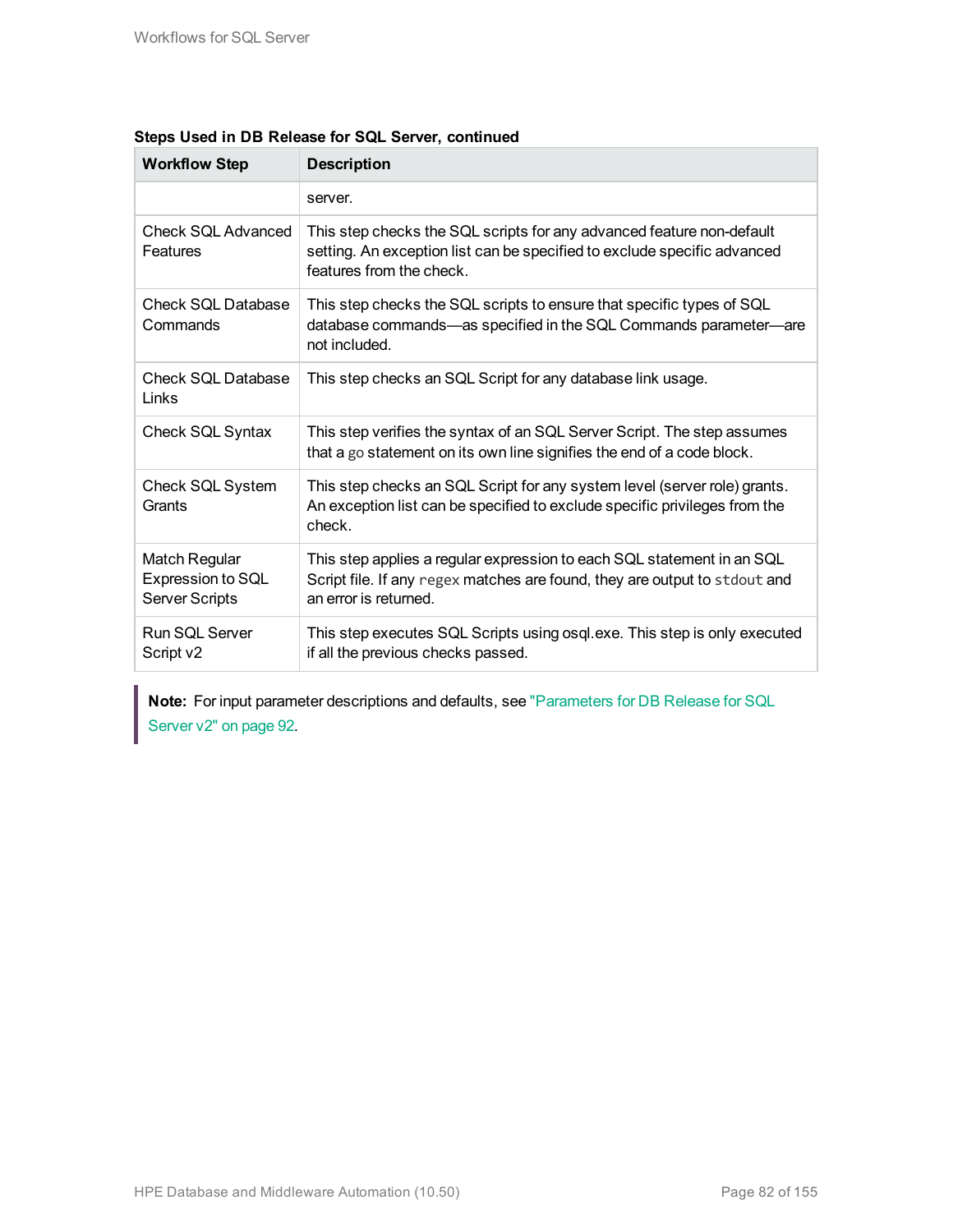**Steps Used in DB Release for SQL Server, continued**

| Workflow Step | Description |
| --- | --- |
| | server. |
| Check SQL Advanced Features | This step checks the SQL scripts for any advanced feature non-default setting. An exception list can be specified to exclude specific advanced features from the check. |
| Check SQL Database Commands | This step checks the SQL scripts to ensure that specific types of SQL database commands—as specified in the SQL Commands parameter—are not included. |
| Check SQL Database Links | This step checks an SQL Script for any database link usage. |
| Check SQL Syntax | This step verifies the syntax of an SQL Server Script. The step assumes that a `go` statement on its own line signifies the end of a code block. |
| Check SQL System Grants | This step checks an SQL Script for any system level (server role) grants. An exception list can be specified to exclude specific privileges from the check. |
| Match Regular Expression to SQL Server Scripts | This step applies a regular expression to each SQL statement in an SQL Script file. If any `regex` matches are found, they are output to `stdout` and an error is returned. |
| Run SQL Server Script v2 | This step executes SQL Scripts using osql.exe. This step is only executed if all the previous checks passed. |

> **Note:** For input parameter descriptions and defaults, see "Parameters for DB Release for SQL Server v2" on page 92.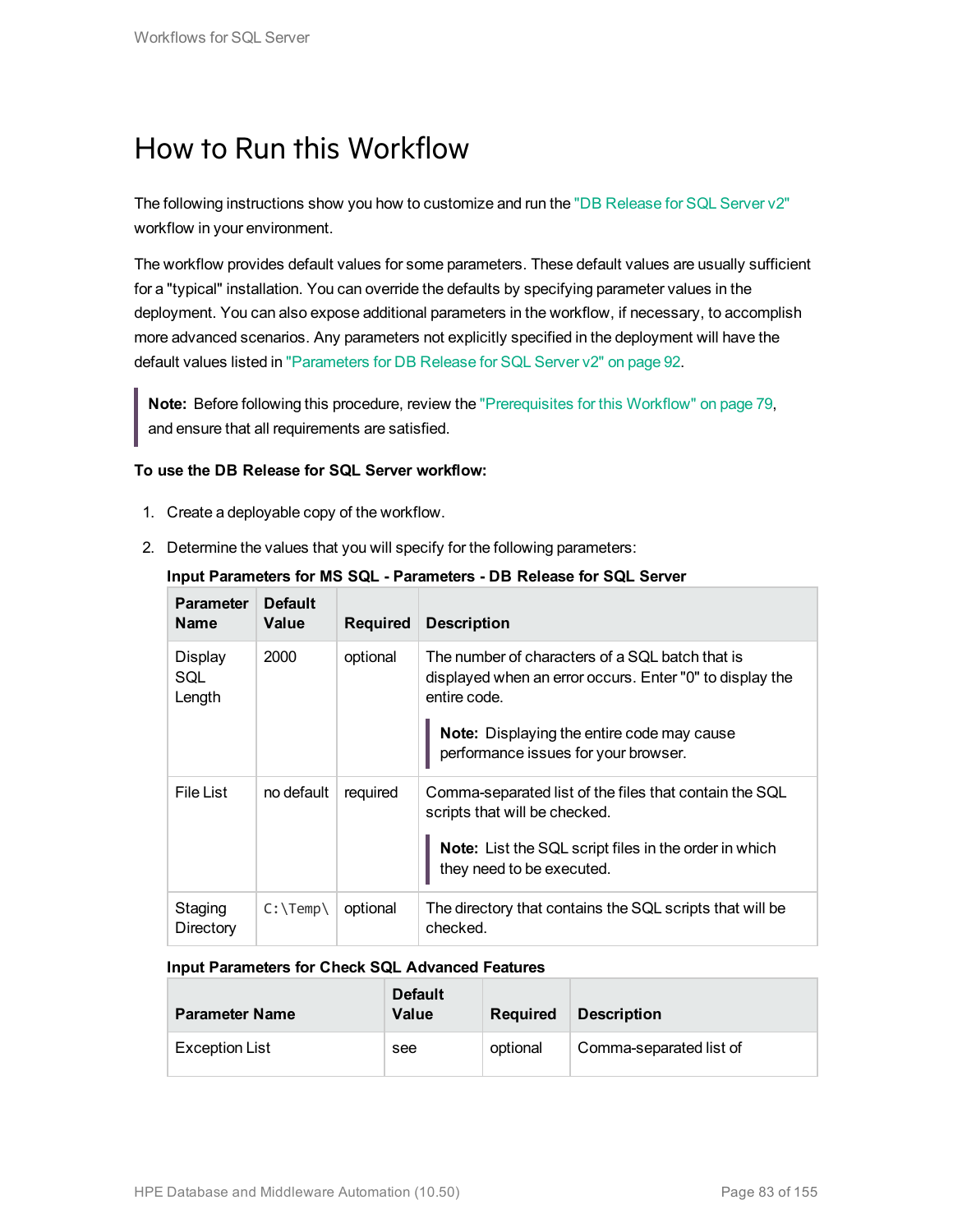// Omit running header "Workflows for SQL Server" and footer.
# How to Run this Workflow

The following instructions show you how to customize and run the "DB Release for SQL Server v2" workflow in your environment.

The workflow provides default values for some parameters. These default values are usually sufficient for a "typical" installation. You can override the defaults by specifying parameter values in the deployment. You can also expose additional parameters in the workflow, if necessary, to accomplish more advanced scenarios. Any parameters not explicitly specified in the deployment will have the default values listed in "Parameters for DB Release for SQL Server v2" on page 92.

> **Note:** Before following this procedure, review the "Prerequisites for this Workflow" on page 79, and ensure that all requirements are satisfied.

**To use the DB Release for SQL Server workflow:**

1. Create a deployable copy of the workflow.
2. Determine the values that you will specify for the following parameters:

**Input Parameters for MS SQL - Parameters - DB Release for SQL Server**

| Parameter Name | Default Value | Required | Description |
|---|---|---|---|
| Display SQL Length | 2000 | optional | The number of characters of a SQL batch that is displayed when an error occurs. Enter "0" to display the entire code.<br><br>**Note:** Displaying the entire code may cause performance issues for your browser. |
| File List | no default | required | Comma-separated list of the files that contain the SQL scripts that will be checked.<br><br>**Note:** List the SQL script files in the order in which they need to be executed. |
| Staging Directory | `C:\Temp\` | optional | The directory that contains the SQL scripts that will be checked. |

**Input Parameters for Check SQL Advanced Features**

| Parameter Name | Default Value | Required | Description |
|---|---|---|---|
| Exception List | see | optional | Comma-separated list of |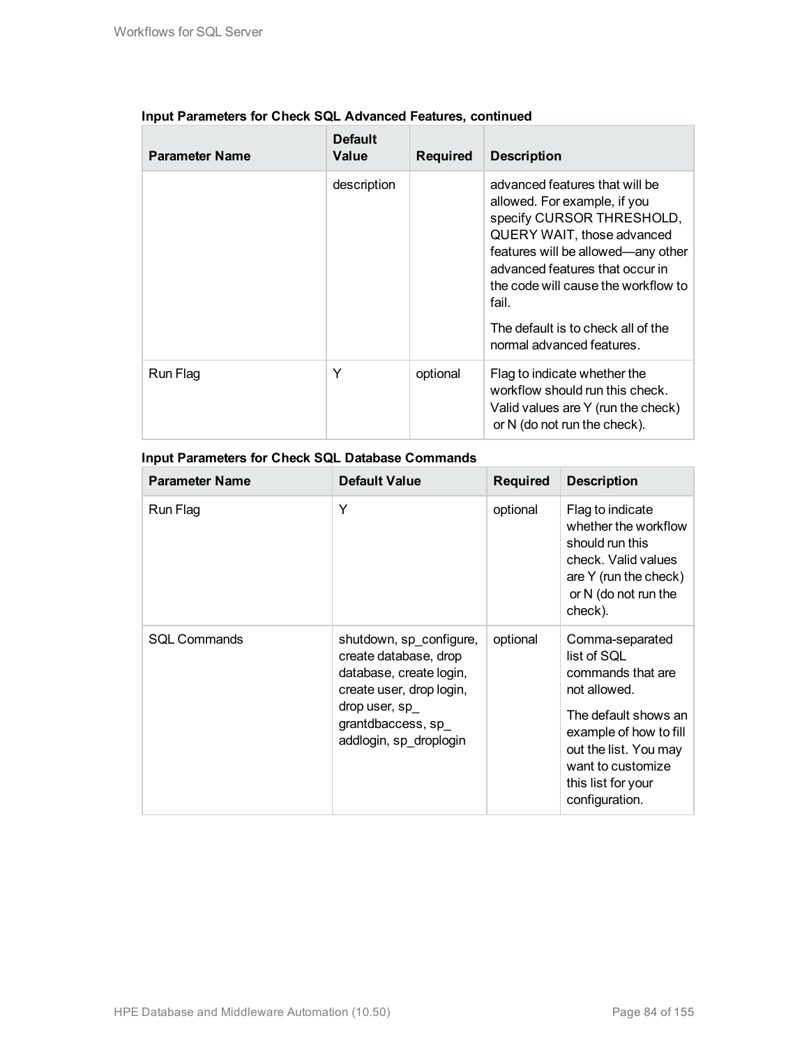**Input Parameters for Check SQL Advanced Features, continued**

| Parameter Name | Default Value | Required | Description |
|---|---|---|---|
| | description | | advanced features that will be allowed. For example, if you specify CURSOR THRESHOLD, QUERY WAIT, those advanced features will be allowed—any other advanced features that occur in the code will cause the workflow to fail.<br><br>The default is to check all of the normal advanced features. |
| Run Flag | Y | optional | Flag to indicate whether the workflow should run this check. Valid values are Y (run the check) or N (do not run the check). |

**Input Parameters for Check SQL Database Commands**

| Parameter Name | Default Value | Required | Description |
|---|---|---|---|
| Run Flag | Y | optional | Flag to indicate whether the workflow should run this check. Valid values are Y (run the check) or N (do not run the check). |
| SQL Commands | shutdown, sp_configure, create database, drop database, create login, create user, drop login, drop user, sp_grantdbaccess, sp_addlogin, sp_droplogin | optional | Comma-separated list of SQL commands that are not allowed.<br><br>The default shows an example of how to fill out the list. You may want to customize this list for your configuration. |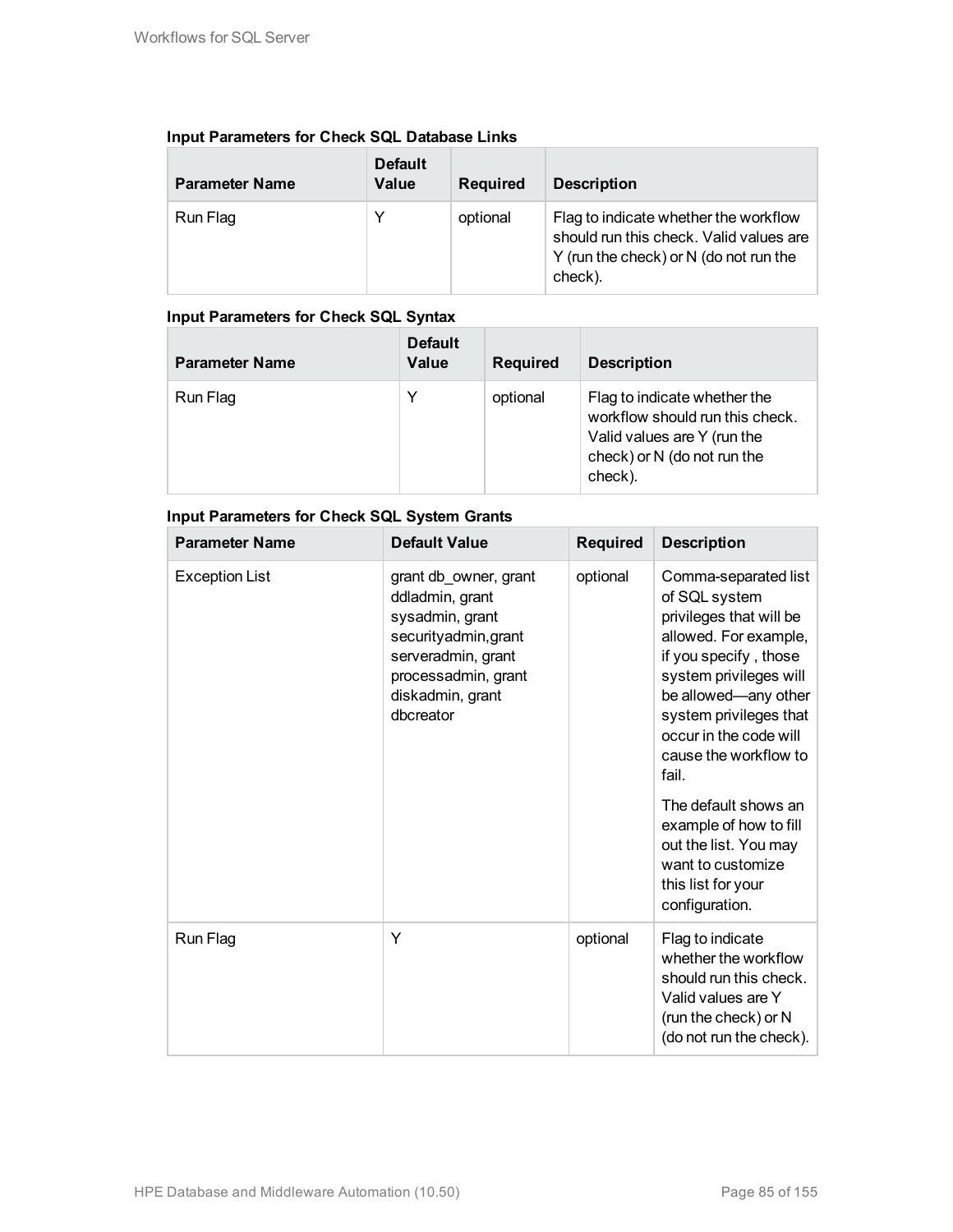**Input Parameters for Check SQL Database Links**

| Parameter Name | Default Value | Required | Description |
|---|---|---|---|
| Run Flag | Y | optional | Flag to indicate whether the workflow should run this check. Valid values are Y (run the check) or N (do not run the check). |

**Input Parameters for Check SQL Syntax**

| Parameter Name | Default Value | Required | Description |
|---|---|---|---|
| Run Flag | Y | optional | Flag to indicate whether the workflow should run this check. Valid values are Y (run the check) or N (do not run the check). |

**Input Parameters for Check SQL System Grants**

| Parameter Name | Default Value | Required | Description |
|---|---|---|---|
| Exception List | grant db_owner, grant ddladmin, grant sysadmin, grant securityadmin,grant serveradmin, grant processadmin, grant diskadmin, grant dbcreator | optional | Comma-separated list of SQL system privileges that will be allowed. For example, if you specify , those system privileges will be allowed—any other system privileges that occur in the code will cause the workflow to fail.<br><br>The default shows an example of how to fill out the list. You may want to customize this list for your configuration. |
| Run Flag | Y | optional | Flag to indicate whether the workflow should run this check. Valid values are Y (run the check) or N (do not run the check). |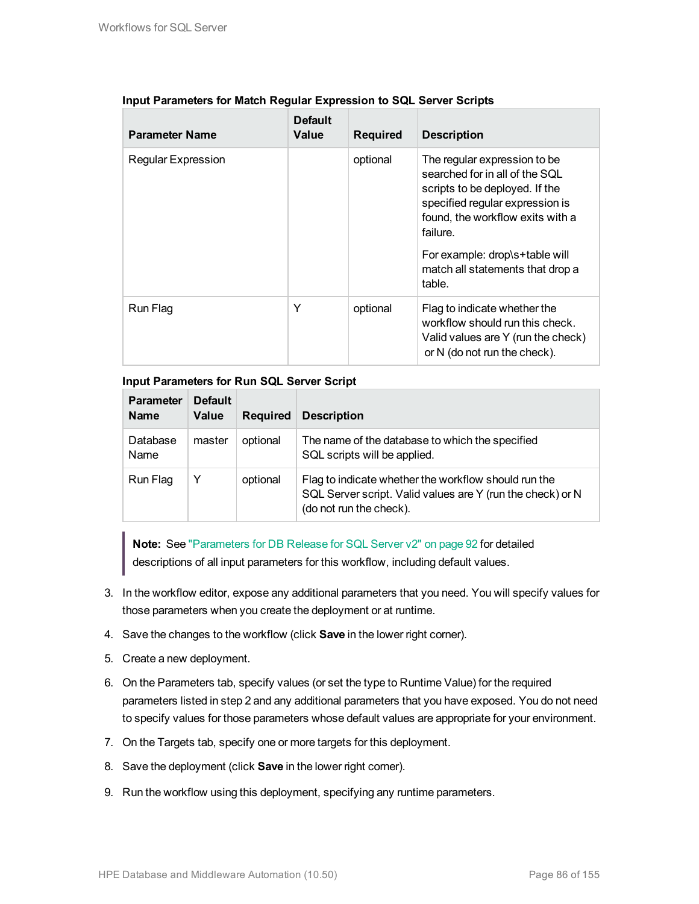**Input Parameters for Match Regular Expression to SQL Server Scripts**

| Parameter Name | Default Value | Required | Description |
|---|---|---|---|
| Regular Expression | | optional | The regular expression to be searched for in all of the SQL scripts to be deployed. If the specified regular expression is found, the workflow exits with a failure.<br><br>For example: drop\s+table will match all statements that drop a table. |
| Run Flag | Y | optional | Flag to indicate whether the workflow should run this check. Valid values are Y (run the check) or N (do not run the check). |

**Input Parameters for Run SQL Server Script**

| Parameter Name | Default Value | Required | Description |
|---|---|---|---|
| Database Name | master | optional | The name of the database to which the specified SQL scripts will be applied. |
| Run Flag | Y | optional | Flag to indicate whether the workflow should run the SQL Server script. Valid values are Y (run the check) or N (do not run the check). |

> **Note:** See "Parameters for DB Release for SQL Server v2" on page 92 for detailed descriptions of all input parameters for this workflow, including default values.

3. In the workflow editor, expose any additional parameters that you need. You will specify values for those parameters when you create the deployment or at runtime.
4. Save the changes to the workflow (click **Save** in the lower right corner).
5. Create a new deployment.
6. On the Parameters tab, specify values (or set the type to Runtime Value) for the required parameters listed in step 2 and any additional parameters that you have exposed. You do not need to specify values for those parameters whose default values are appropriate for your environment.
7. On the Targets tab, specify one or more targets for this deployment.
8. Save the deployment (click **Save** in the lower right corner).
9. Run the workflow using this deployment, specifying any runtime parameters.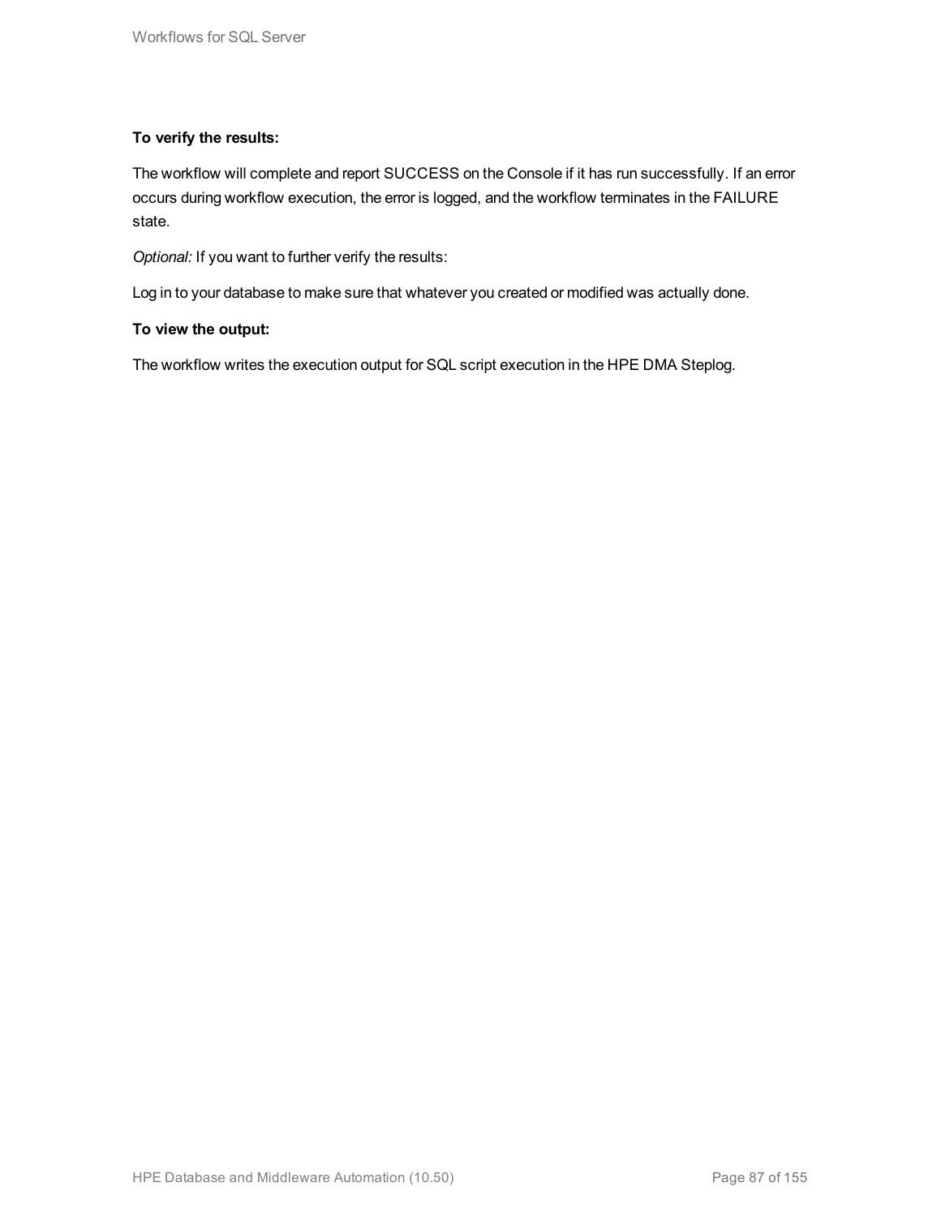**To verify the results:**

The workflow will complete and report SUCCESS on the Console if it has run successfully. If an error occurs during workflow execution, the error is logged, and the workflow terminates in the FAILURE state.

*Optional:* If you want to further verify the results:

Log in to your database to make sure that whatever you created or modified was actually done.

**To view the output:**

The workflow writes the execution output for SQL script execution in the HPE DMA Steplog.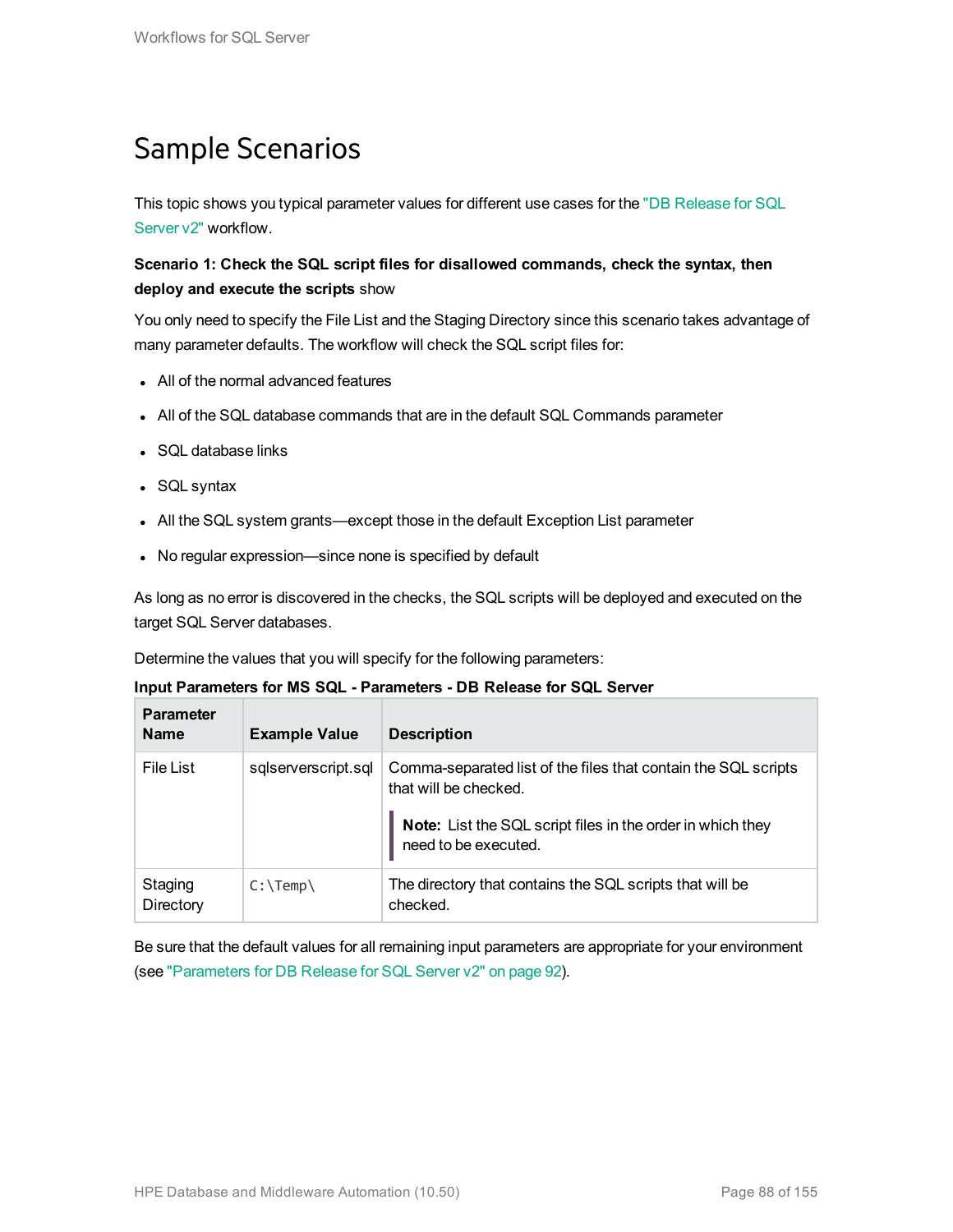# Sample Scenarios

This topic shows you typical parameter values for different use cases for the "DB Release for SQL Server v2" workflow.

**Scenario 1: Check the SQL script files for disallowed commands, check the syntax, then deploy and execute the scripts** show

You only need to specify the File List and the Staging Directory since this scenario takes advantage of many parameter defaults. The workflow will check the SQL script files for:

- All of the normal advanced features
- All of the SQL database commands that are in the default SQL Commands parameter
- SQL database links
- SQL syntax
- All the SQL system grants—except those in the default Exception List parameter
- No regular expression—since none is specified by default

As long as no error is discovered in the checks, the SQL scripts will be deployed and executed on the target SQL Server databases.

Determine the values that you will specify for the following parameters:

**Input Parameters for MS SQL - Parameters - DB Release for SQL Server**

| Parameter Name | Example Value | Description |
|---|---|---|
| File List | sqlserverscript.sql | Comma-separated list of the files that contain the SQL scripts that will be checked. **Note:** List the SQL script files in the order in which they need to be executed. |
| Staging Directory | `C:\Temp\` | The directory that contains the SQL scripts that will be checked. |

Be sure that the default values for all remaining input parameters are appropriate for your environment (see "Parameters for DB Release for SQL Server v2" on page 92).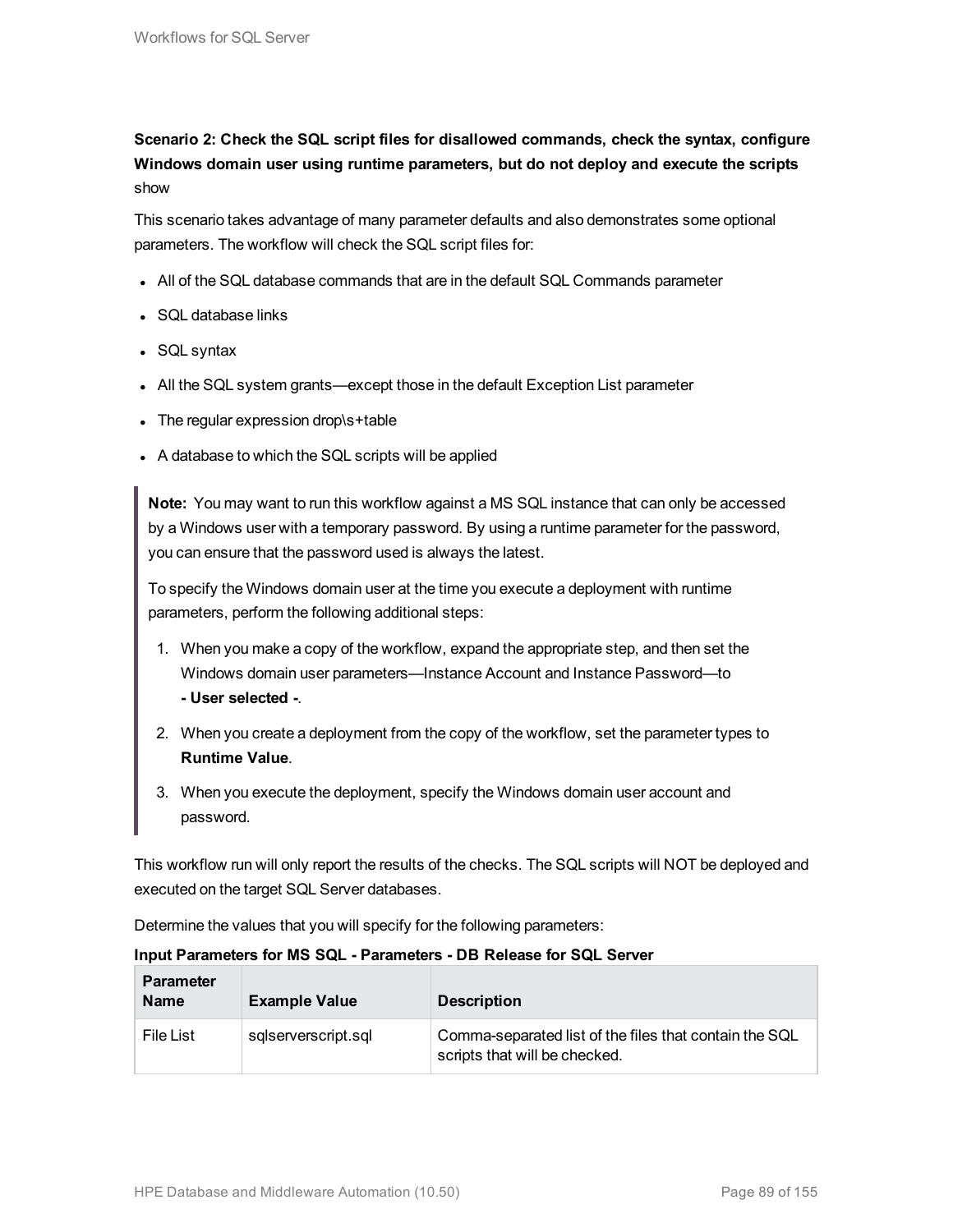**Scenario 2: Check the SQL script files for disallowed commands, check the syntax, configure Windows domain user using runtime parameters, but do not deploy and execute the scripts**
show

This scenario takes advantage of many parameter defaults and also demonstrates some optional parameters. The workflow will check the SQL script files for:

- All of the SQL database commands that are in the default SQL Commands parameter
- SQL database links
- SQL syntax
- All the SQL system grants—except those in the default Exception List parameter
- The regular expression drop\s+table
- A database to which the SQL scripts will be applied

> **Note:** You may want to run this workflow against a MS SQL instance that can only be accessed by a Windows user with a temporary password. By using a runtime parameter for the password, you can ensure that the password used is always the latest.
>
> To specify the Windows domain user at the time you execute a deployment with runtime parameters, perform the following additional steps:
>
> 1. When you make a copy of the workflow, expand the appropriate step, and then set the Windows domain user parameters—Instance Account and Instance Password—to **- User selected -**.
> 2. When you create a deployment from the copy of the workflow, set the parameter types to **Runtime Value**.
> 3. When you execute the deployment, specify the Windows domain user account and password.

This workflow run will only report the results of the checks. The SQL scripts will NOT be deployed and executed on the target SQL Server databases.

Determine the values that you will specify for the following parameters:

**Input Parameters for MS SQL - Parameters - DB Release for SQL Server**

| Parameter Name | Example Value | Description |
|---|---|---|
| File List | sqlserverscript.sql | Comma-separated list of the files that contain the SQL scripts that will be checked. |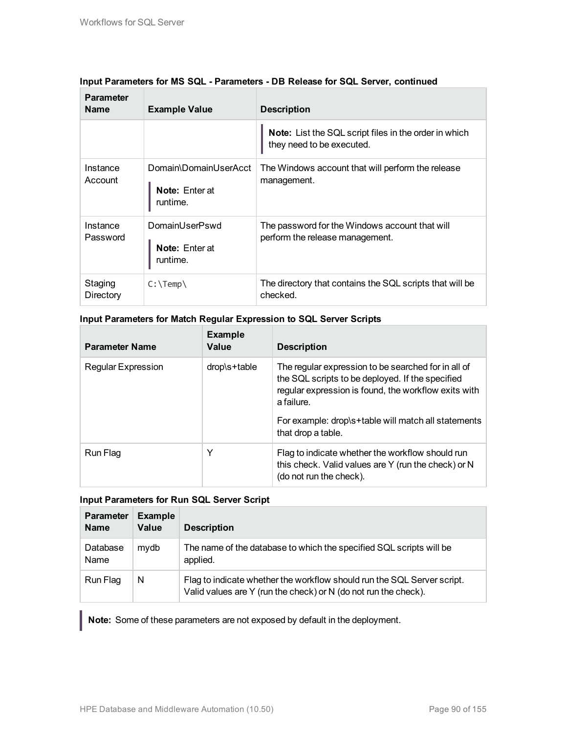**Input Parameters for MS SQL - Parameters - DB Release for SQL Server, continued**

| Parameter Name | Example Value | Description |
|---|---|---|
| | | **Note:** List the SQL script files in the order in which they need to be executed. |
| Instance Account | Domain\DomainUserAcct<br><br>**Note:** Enter at runtime. | The Windows account that will perform the release management. |
| Instance Password | DomainUserPswd<br><br>**Note:** Enter at runtime. | The password for the Windows account that will perform the release management. |
| Staging Directory | `C:\Temp\` | The directory that contains the SQL scripts that will be checked. |

**Input Parameters for Match Regular Expression to SQL Server Scripts**

| Parameter Name | Example Value | Description |
|---|---|---|
| Regular Expression | drop\s+table | The regular expression to be searched for in all of the SQL scripts to be deployed. If the specified regular expression is found, the workflow exits with a failure.<br><br>For example: drop\s+table will match all statements that drop a table. |
| Run Flag | Y | Flag to indicate whether the workflow should run this check. Valid values are Y (run the check) or N (do not run the check). |

**Input Parameters for Run SQL Server Script**

| Parameter Name | Example Value | Description |
|---|---|---|
| Database Name | mydb | The name of the database to which the specified SQL scripts will be applied. |
| Run Flag | N | Flag to indicate whether the workflow should run the SQL Server script. Valid values are Y (run the check) or N (do not run the check). |

**Note:** Some of these parameters are not exposed by default in the deployment.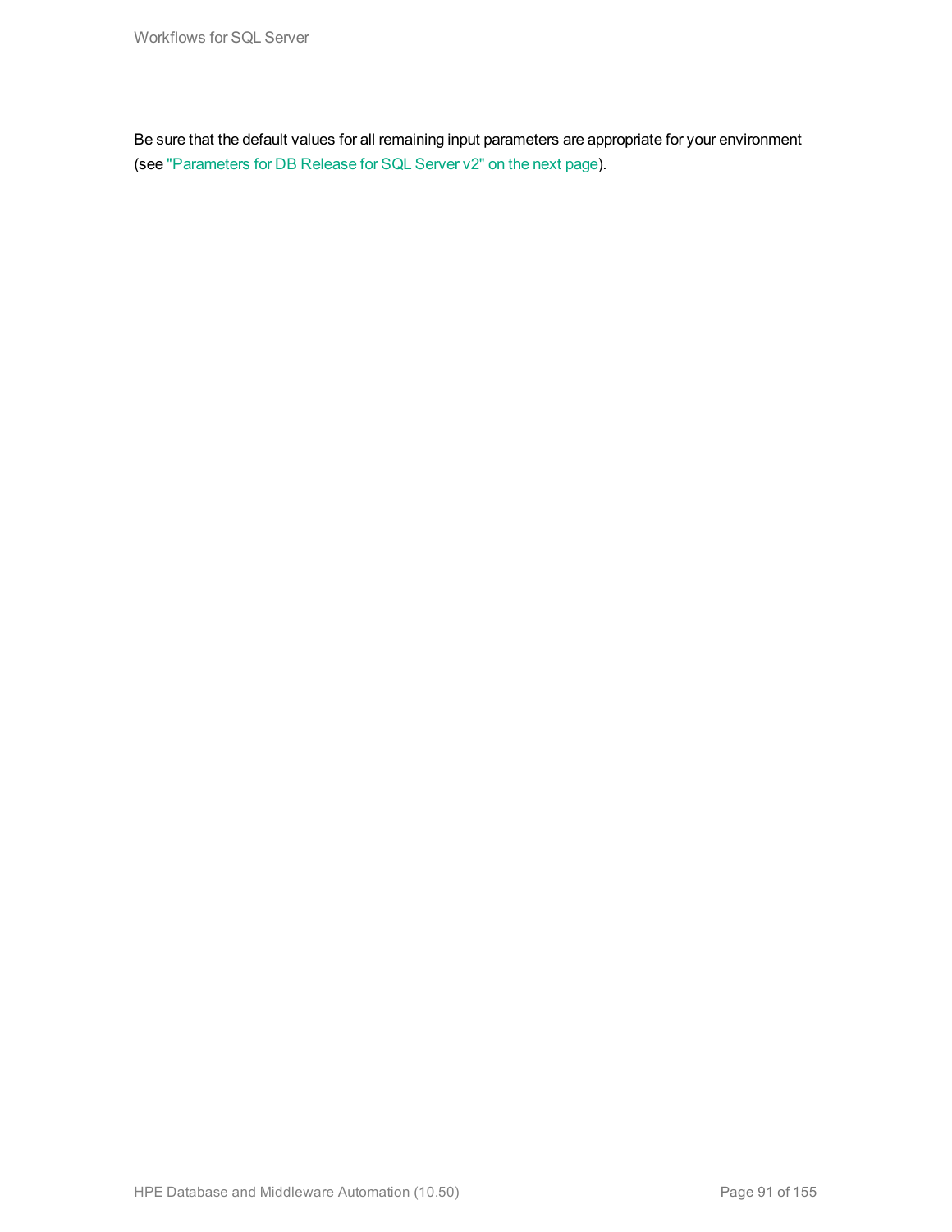Be sure that the default values for all remaining input parameters are appropriate for your environment (see "Parameters for DB Release for SQL Server v2" on the next page).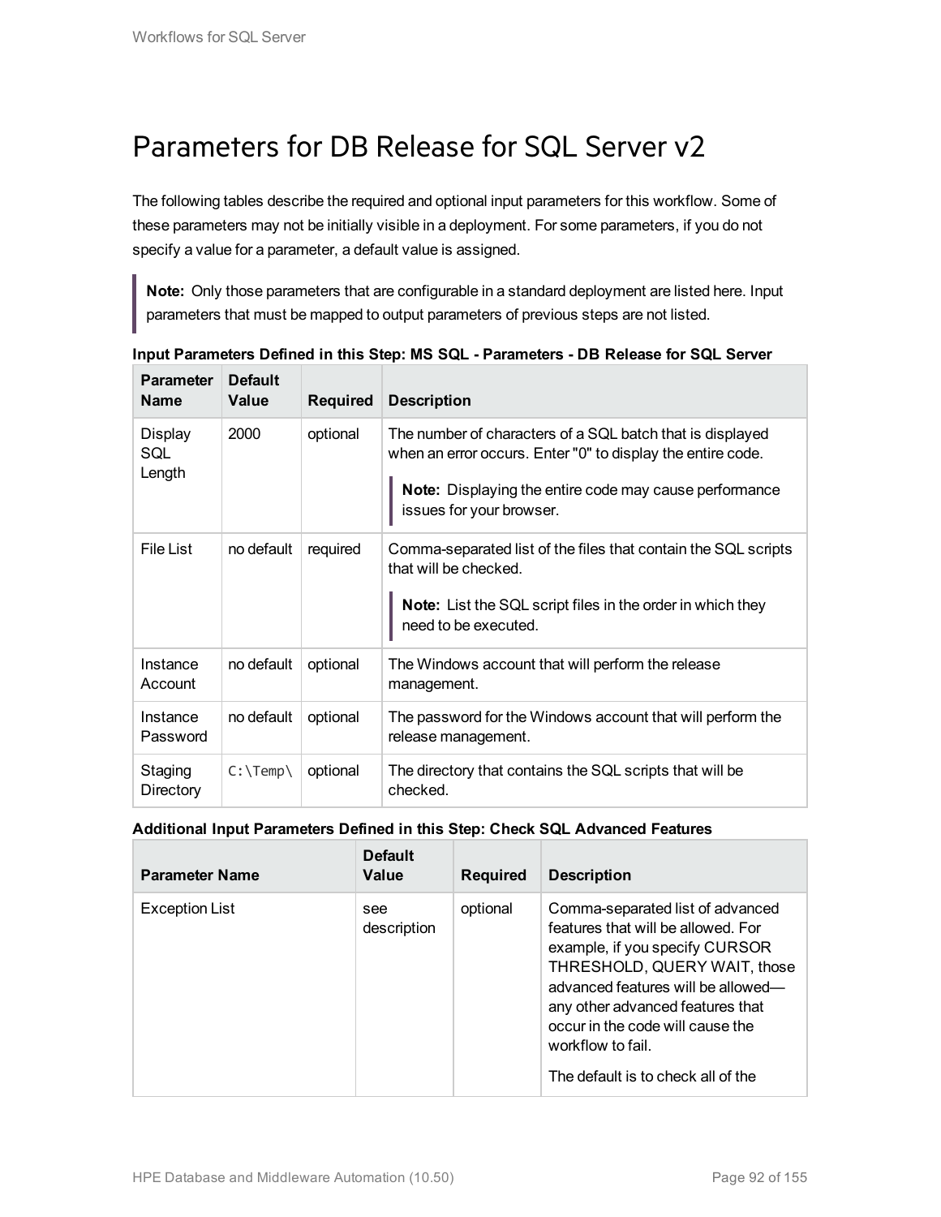# Parameters for DB Release for SQL Server v2

The following tables describe the required and optional input parameters for this workflow. Some of these parameters may not be initially visible in a deployment. For some parameters, if you do not specify a value for a parameter, a default value is assigned.

> **Note:** Only those parameters that are configurable in a standard deployment are listed here. Input parameters that must be mapped to output parameters of previous steps are not listed.

**Input Parameters Defined in this Step: MS SQL - Parameters - DB Release for SQL Server**

| Parameter Name | Default Value | Required | Description |
|---|---|---|---|
| Display SQL Length | 2000 | optional | The number of characters of a SQL batch that is displayed when an error occurs. Enter "0" to display the entire code.<br><br>**Note:** Displaying the entire code may cause performance issues for your browser. |
| File List | no default | required | Comma-separated list of the files that contain the SQL scripts that will be checked.<br><br>**Note:** List the SQL script files in the order in which they need to be executed. |
| Instance Account | no default | optional | The Windows account that will perform the release management. |
| Instance Password | no default | optional | The password for the Windows account that will perform the release management. |
| Staging Directory | `C:\Temp\` | optional | The directory that contains the SQL scripts that will be checked. |

**Additional Input Parameters Defined in this Step: Check SQL Advanced Features**

| Parameter Name | Default Value | Required | Description |
|---|---|---|---|
| Exception List | see description | optional | Comma-separated list of advanced features that will be allowed. For example, if you specify CURSOR THRESHOLD, QUERY WAIT, those advanced features will be allowed—any other advanced features that occur in the code will cause the workflow to fail.<br><br>The default is to check all of the |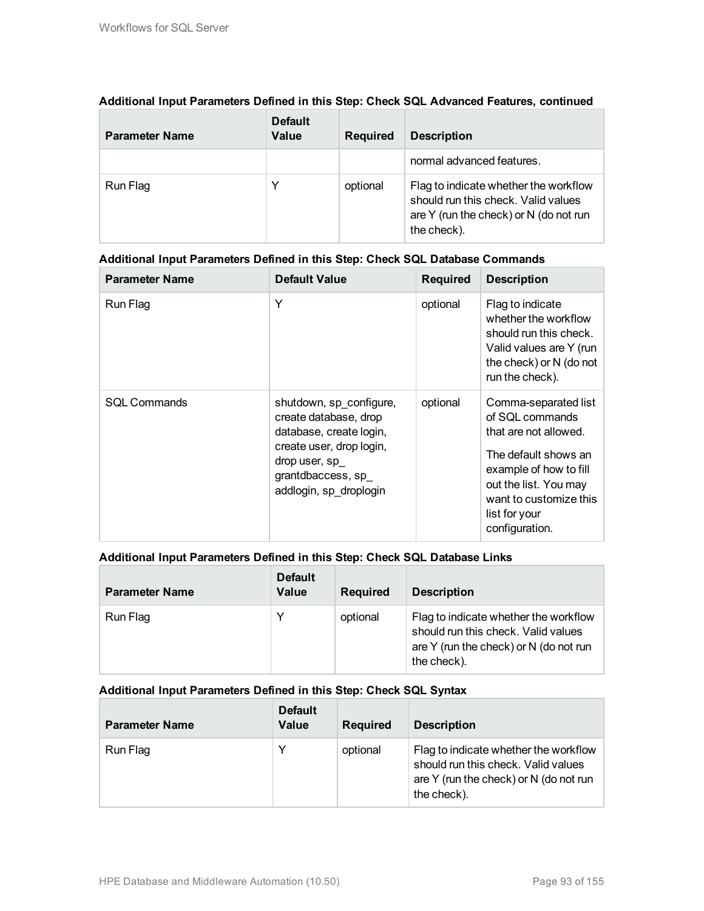**Additional Input Parameters Defined in this Step: Check SQL Advanced Features, continued**

| Parameter Name | Default Value | Required | Description |
|---|---|---|---|
| | | | normal advanced features. |
| Run Flag | Y | optional | Flag to indicate whether the workflow should run this check. Valid values are Y (run the check) or N (do not run the check). |

**Additional Input Parameters Defined in this Step: Check SQL Database Commands**

| Parameter Name | Default Value | Required | Description |
|---|---|---|---|
| Run Flag | Y | optional | Flag to indicate whether the workflow should run this check. Valid values are Y (run the check) or N (do not run the check). |
| SQL Commands | shutdown, sp_configure, create database, drop database, create login, create user, drop login, drop user, sp_grantdbaccess, sp_addlogin, sp_droplogin | optional | Comma-separated list of SQL commands that are not allowed.<br><br>The default shows an example of how to fill out the list. You may want to customize this list for your configuration. |

**Additional Input Parameters Defined in this Step: Check SQL Database Links**

| Parameter Name | Default Value | Required | Description |
|---|---|---|---|
| Run Flag | Y | optional | Flag to indicate whether the workflow should run this check. Valid values are Y (run the check) or N (do not run the check). |

**Additional Input Parameters Defined in this Step: Check SQL Syntax**

| Parameter Name | Default Value | Required | Description |
|---|---|---|---|
| Run Flag | Y | optional | Flag to indicate whether the workflow should run this check. Valid values are Y (run the check) or N (do not run the check). |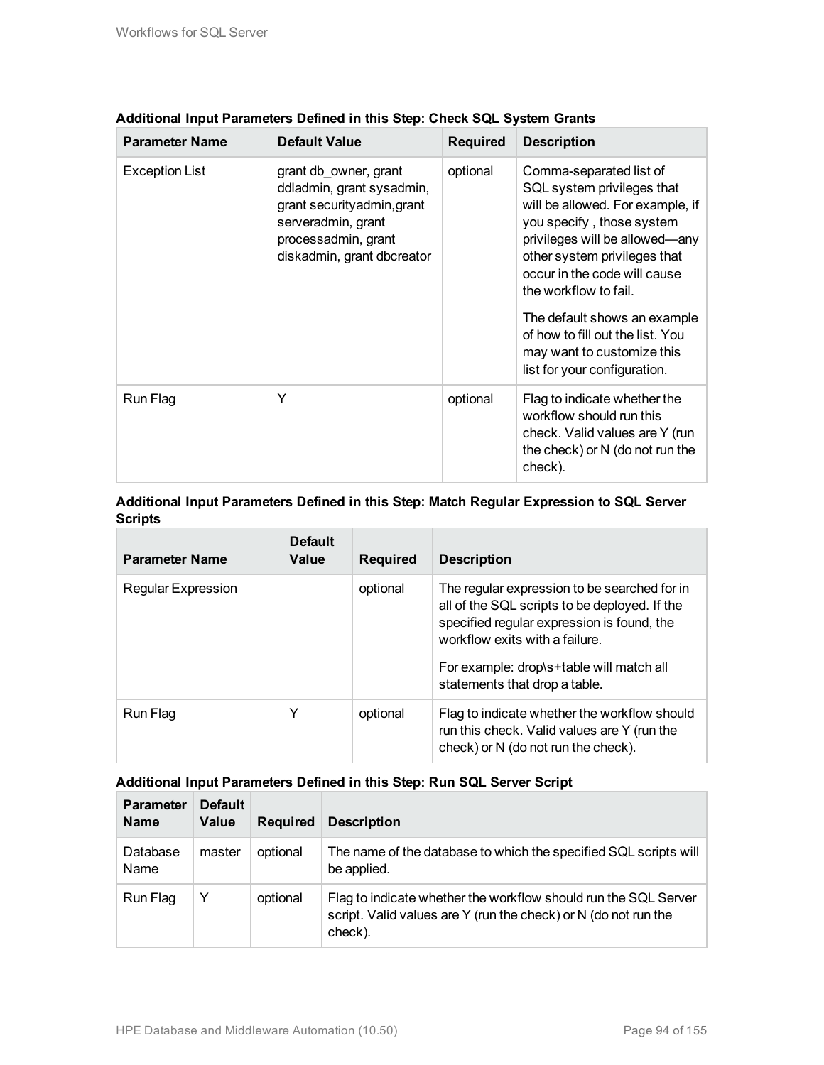**Additional Input Parameters Defined in this Step: Check SQL System Grants**

| Parameter Name | Default Value | Required | Description |
|---|---|---|---|
| Exception List | grant db_owner, grant ddladmin, grant sysadmin, grant securityadmin,grant serveradmin, grant processadmin, grant diskadmin, grant dbcreator | optional | Comma-separated list of SQL system privileges that will be allowed. For example, if you specify , those system privileges will be allowed—any other system privileges that occur in the code will cause the workflow to fail.<br><br>The default shows an example of how to fill out the list. You may want to customize this list for your configuration. |
| Run Flag | Y | optional | Flag to indicate whether the workflow should run this check. Valid values are Y (run the check) or N (do not run the check). |

**Additional Input Parameters Defined in this Step: Match Regular Expression to SQL Server Scripts**

| Parameter Name | Default Value | Required | Description |
|---|---|---|---|
| Regular Expression | | optional | The regular expression to be searched for in all of the SQL scripts to be deployed. If the specified regular expression is found, the workflow exits with a failure.<br><br>For example: drop\s+table will match all statements that drop a table. |
| Run Flag | Y | optional | Flag to indicate whether the workflow should run this check. Valid values are Y (run the check) or N (do not run the check). |

**Additional Input Parameters Defined in this Step: Run SQL Server Script**

| Parameter Name | Default Value | Required | Description |
|---|---|---|---|
| Database Name | master | optional | The name of the database to which the specified SQL scripts will be applied. |
| Run Flag | Y | optional | Flag to indicate whether the workflow should run the SQL Server script. Valid values are Y (run the check) or N (do not run the check). |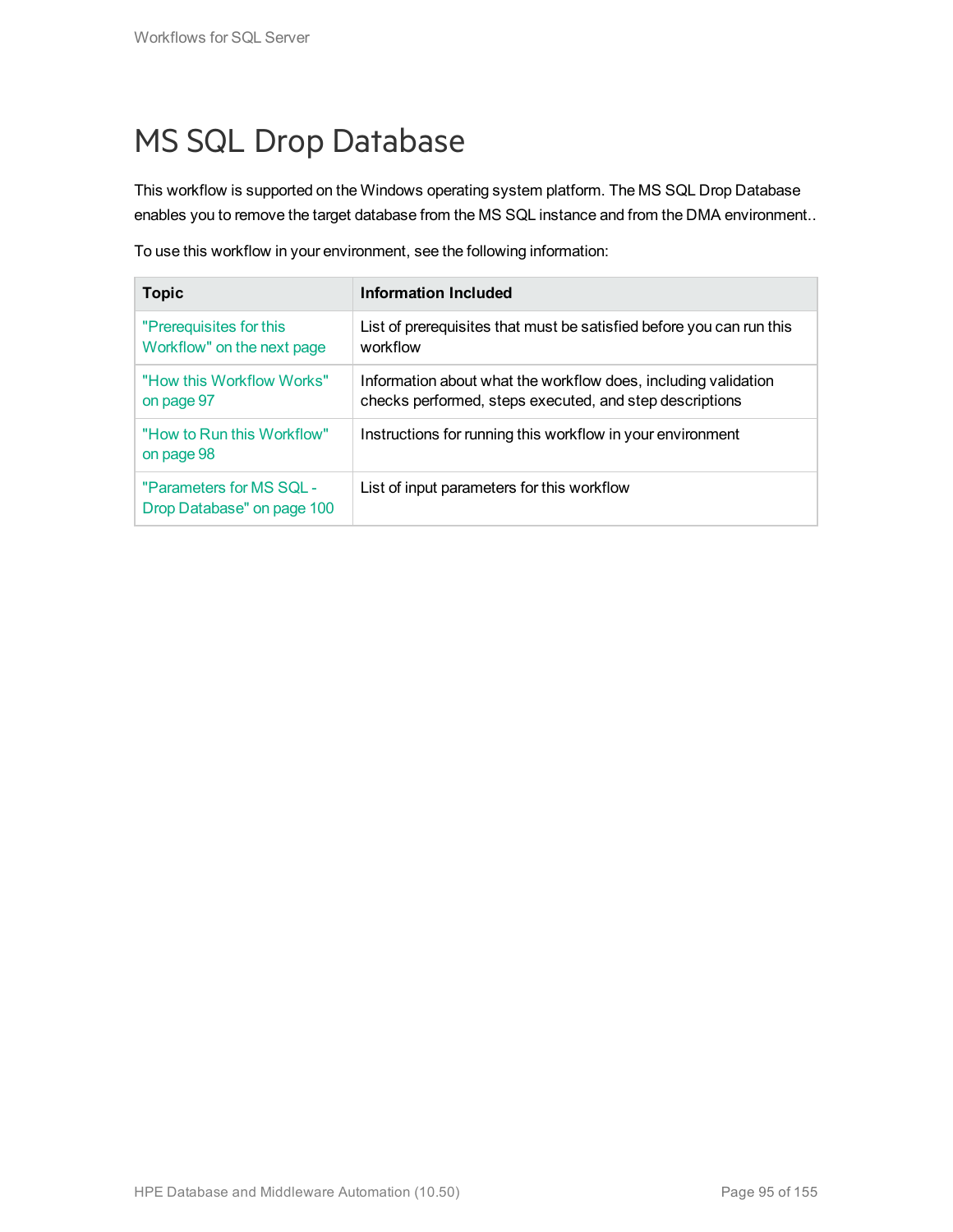# MS SQL Drop Database

This workflow is supported on the Windows operating system platform. The MS SQL Drop Database enables you to remove the target database from the MS SQL instance and from the DMA environment..

To use this workflow in your environment, see the following information:

| Topic | Information Included |
|---|---|
| "Prerequisites for this Workflow" on the next page | List of prerequisites that must be satisfied before you can run this workflow |
| "How this Workflow Works" on page 97 | Information about what the workflow does, including validation checks performed, steps executed, and step descriptions |
| "How to Run this Workflow" on page 98 | Instructions for running this workflow in your environment |
| "Parameters for MS SQL - Drop Database" on page 100 | List of input parameters for this workflow |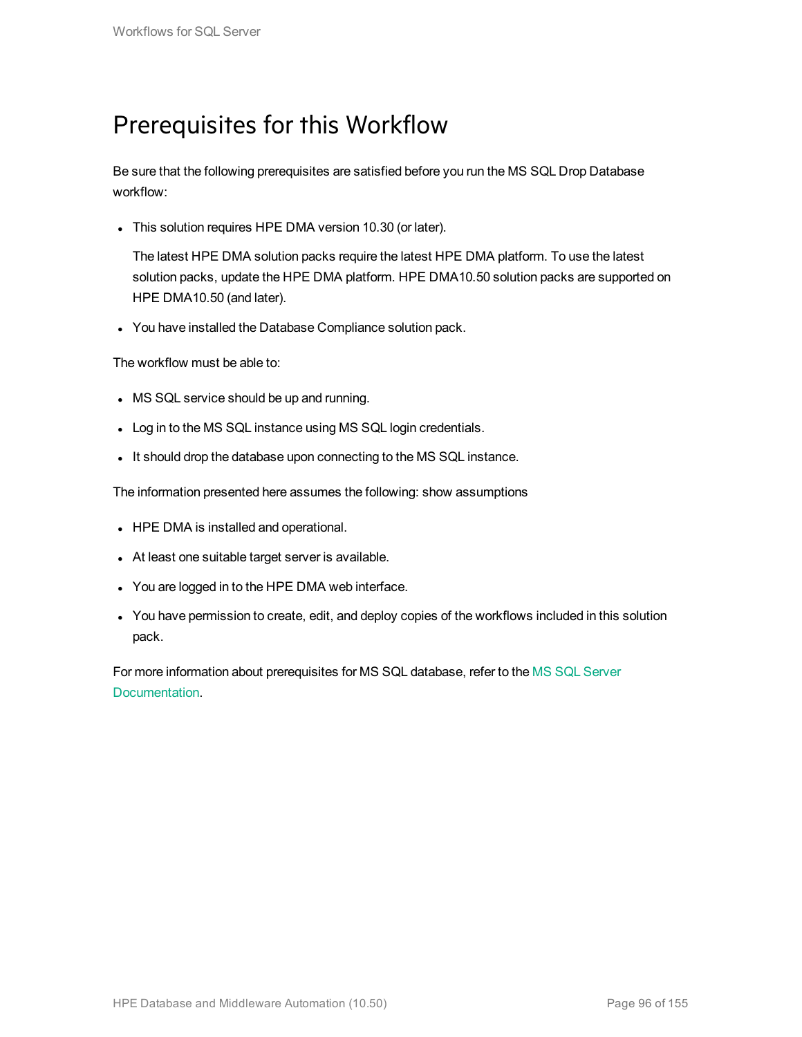# Prerequisites for this Workflow

Be sure that the following prerequisites are satisfied before you run the MS SQL Drop Database workflow:

- This solution requires HPE DMA version 10.30 (or later).

  The latest HPE DMA solution packs require the latest HPE DMA platform. To use the latest solution packs, update the HPE DMA platform. HPE DMA10.50 solution packs are supported on HPE DMA10.50 (and later).

- You have installed the Database Compliance solution pack.

The workflow must be able to:

- MS SQL service should be up and running.
- Log in to the MS SQL instance using MS SQL login credentials.
- It should drop the database upon connecting to the MS SQL instance.

The information presented here assumes the following: show assumptions

- HPE DMA is installed and operational.
- At least one suitable target server is available.
- You are logged in to the HPE DMA web interface.
- You have permission to create, edit, and deploy copies of the workflows included in this solution pack.

For more information about prerequisites for MS SQL database, refer to the MS SQL Server Documentation.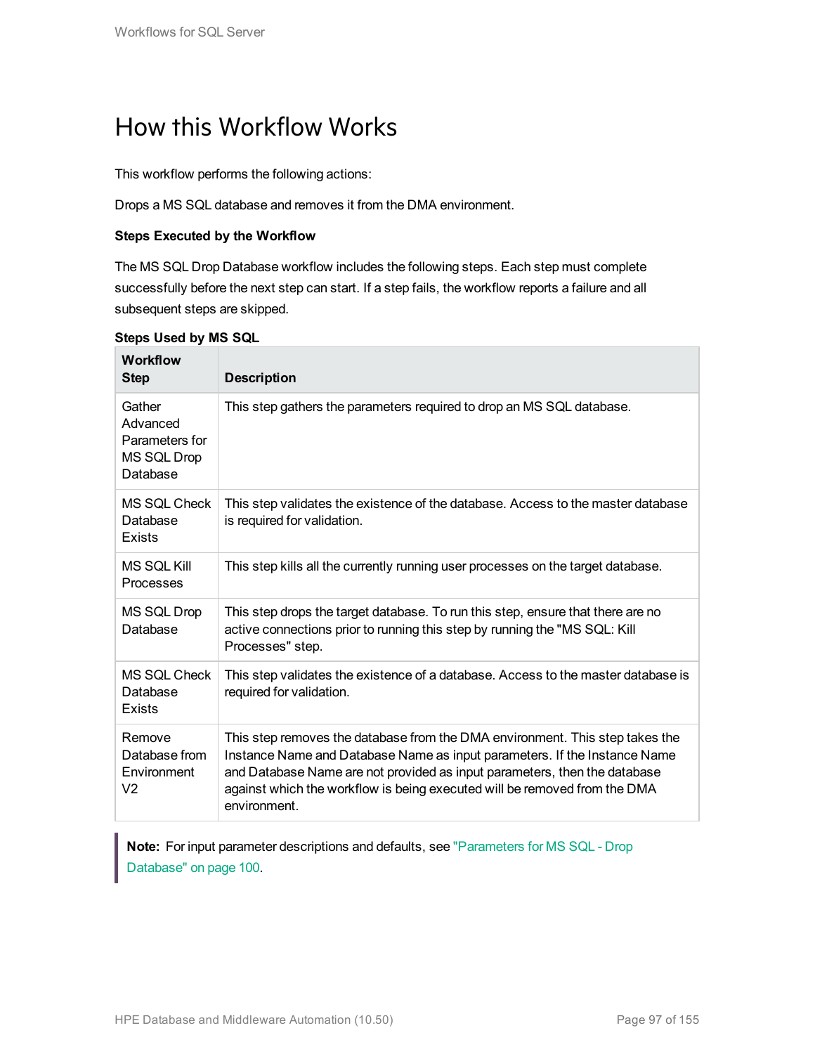# How this Workflow Works

This workflow performs the following actions:

Drops a MS SQL database and removes it from the DMA environment.

**Steps Executed by the Workflow**

The MS SQL Drop Database workflow includes the following steps. Each step must complete successfully before the next step can start. If a step fails, the workflow reports a failure and all subsequent steps are skipped.

**Steps Used by MS SQL**

| Workflow Step | Description |
|---|---|
| Gather Advanced Parameters for MS SQL Drop Database | This step gathers the parameters required to drop an MS SQL database. |
| MS SQL Check Database Exists | This step validates the existence of the database. Access to the master database is required for validation. |
| MS SQL Kill Processes | This step kills all the currently running user processes on the target database. |
| MS SQL Drop Database | This step drops the target database. To run this step, ensure that there are no active connections prior to running this step by running the "MS SQL: Kill Processes" step. |
| MS SQL Check Database Exists | This step validates the existence of a database. Access to the master database is required for validation. |
| Remove Database from Environment V2 | This step removes the database from the DMA environment. This step takes the Instance Name and Database Name as input parameters. If the Instance Name and Database Name are not provided as input parameters, then the database against which the workflow is being executed will be removed from the DMA environment. |

> **Note:** For input parameter descriptions and defaults, see "Parameters for MS SQL - Drop Database" on page 100.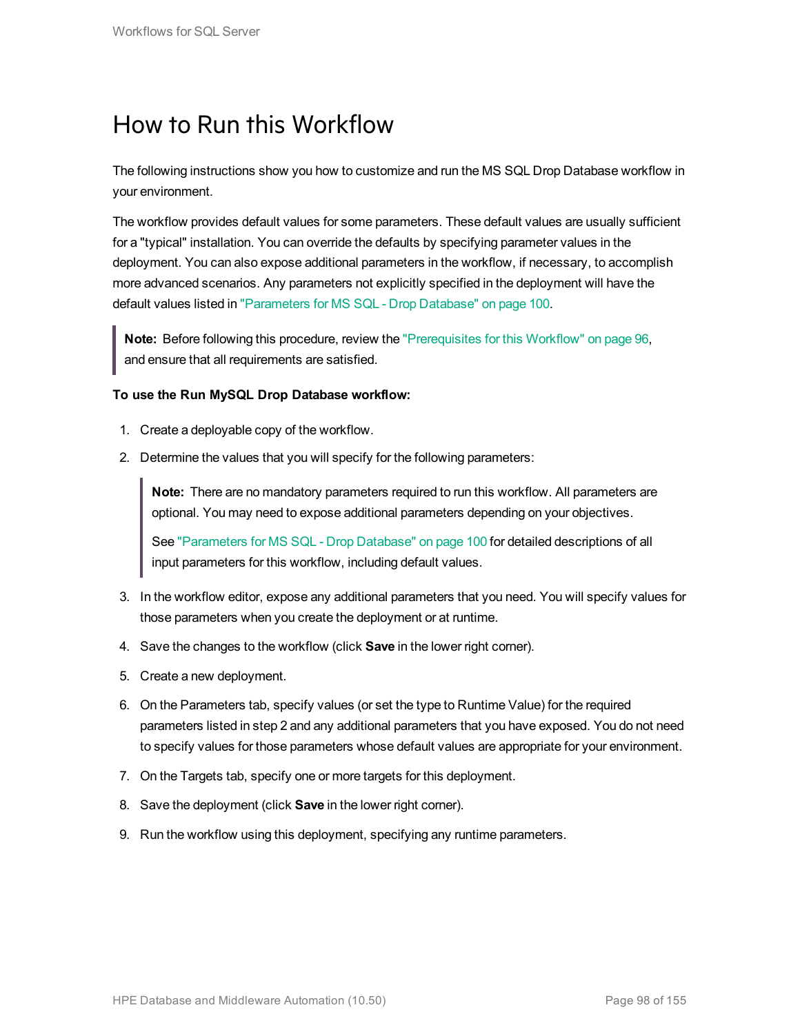# How to Run this Workflow

The following instructions show you how to customize and run the MS SQL Drop Database workflow in your environment.

The workflow provides default values for some parameters. These default values are usually sufficient for a "typical" installation. You can override the defaults by specifying parameter values in the deployment. You can also expose additional parameters in the workflow, if necessary, to accomplish more advanced scenarios. Any parameters not explicitly specified in the deployment will have the default values listed in "Parameters for MS SQL - Drop Database" on page 100.

> **Note:** Before following this procedure, review the "Prerequisites for this Workflow" on page 96, and ensure that all requirements are satisfied.

**To use the Run MySQL Drop Database workflow:**

1. Create a deployable copy of the workflow.
2. Determine the values that you will specify for the following parameters:

   > **Note:** There are no mandatory parameters required to run this workflow. All parameters are optional. You may need to expose additional parameters depending on your objectives.
   >
   > See "Parameters for MS SQL - Drop Database" on page 100 for detailed descriptions of all input parameters for this workflow, including default values.

3. In the workflow editor, expose any additional parameters that you need. You will specify values for those parameters when you create the deployment or at runtime.
4. Save the changes to the workflow (click **Save** in the lower right corner).
5. Create a new deployment.
6. On the Parameters tab, specify values (or set the type to Runtime Value) for the required parameters listed in step 2 and any additional parameters that you have exposed. You do not need to specify values for those parameters whose default values are appropriate for your environment.
7. On the Targets tab, specify one or more targets for this deployment.
8. Save the deployment (click **Save** in the lower right corner).
9. Run the workflow using this deployment, specifying any runtime parameters.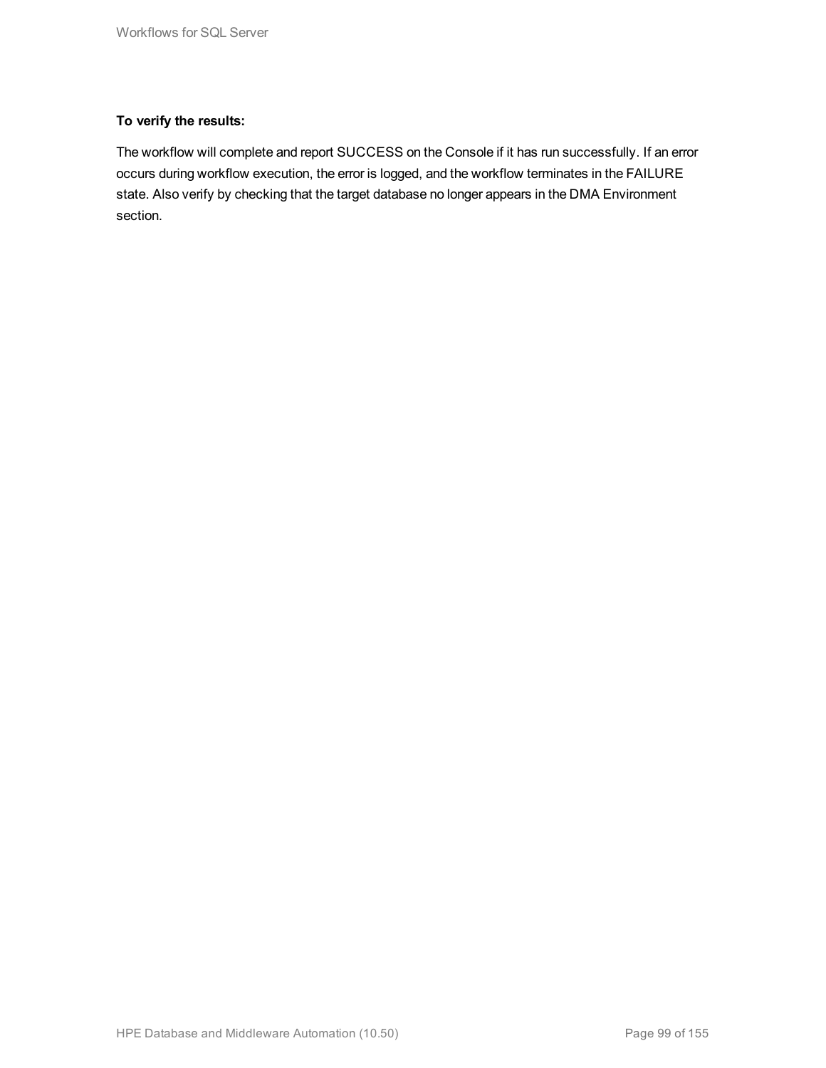**To verify the results:**

The workflow will complete and report SUCCESS on the Console if it has run successfully. If an error occurs during workflow execution, the error is logged, and the workflow terminates in the FAILURE state. Also verify by checking that the target database no longer appears in the DMA Environment section.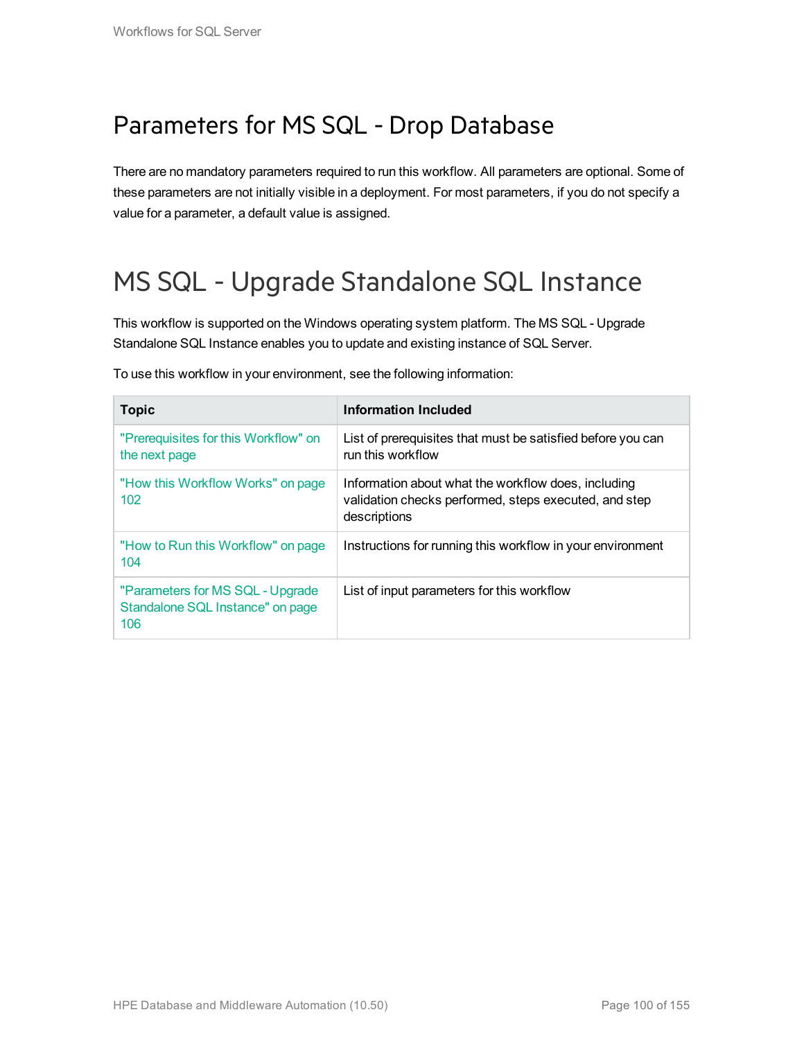## Parameters for MS SQL - Drop Database

There are no mandatory parameters required to run this workflow. All parameters are optional. Some of these parameters are not initially visible in a deployment. For most parameters, if you do not specify a value for a parameter, a default value is assigned.

# MS SQL - Upgrade Standalone SQL Instance

This workflow is supported on the Windows operating system platform. The MS SQL - Upgrade Standalone SQL Instance enables you to update and existing instance of SQL Server.

To use this workflow in your environment, see the following information:

| Topic | Information Included |
| --- | --- |
| "Prerequisites for this Workflow" on the next page | List of prerequisites that must be satisfied before you can run this workflow |
| "How this Workflow Works" on page 102 | Information about what the workflow does, including validation checks performed, steps executed, and step descriptions |
| "How to Run this Workflow" on page 104 | Instructions for running this workflow in your environment |
| "Parameters for MS SQL - Upgrade Standalone SQL Instance" on page 106 | List of input parameters for this workflow |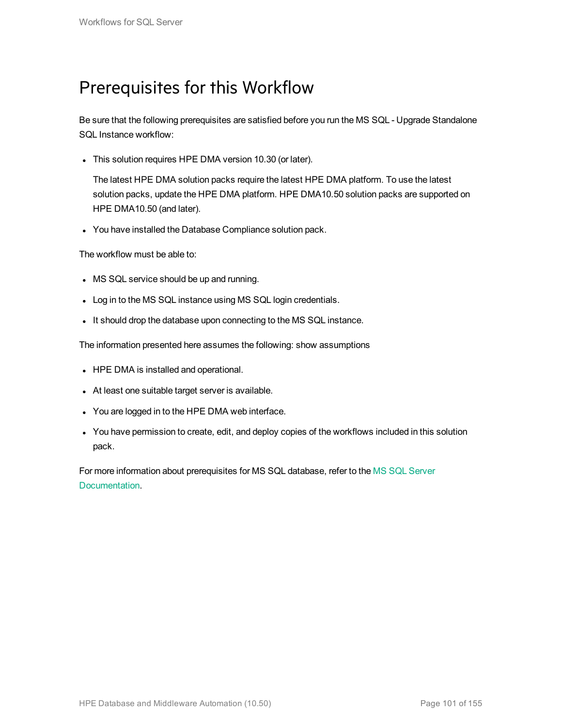# Prerequisites for this Workflow

Be sure that the following prerequisites are satisfied before you run the MS SQL - Upgrade Standalone SQL Instance workflow:

- This solution requires HPE DMA version 10.30 (or later).

  The latest HPE DMA solution packs require the latest HPE DMA platform. To use the latest solution packs, update the HPE DMA platform. HPE DMA10.50 solution packs are supported on HPE DMA10.50 (and later).

- You have installed the Database Compliance solution pack.

The workflow must be able to:

- MS SQL service should be up and running.
- Log in to the MS SQL instance using MS SQL login credentials.
- It should drop the database upon connecting to the MS SQL instance.

The information presented here assumes the following: show assumptions

- HPE DMA is installed and operational.
- At least one suitable target server is available.
- You are logged in to the HPE DMA web interface.
- You have permission to create, edit, and deploy copies of the workflows included in this solution pack.

For more information about prerequisites for MS SQL database, refer to the MS SQL Server Documentation.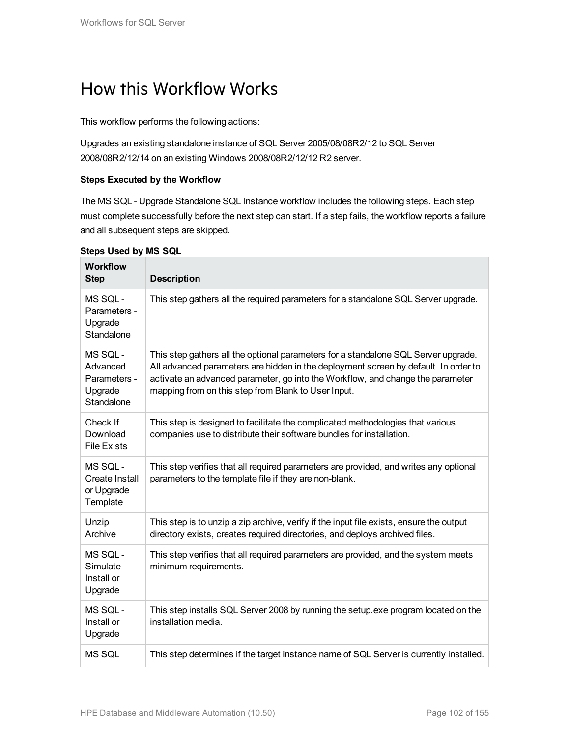# How this Workflow Works

This workflow performs the following actions:

Upgrades an existing standalone instance of SQL Server 2005/08/08R2/12 to SQL Server 2008/08R2/12/14 on an existing Windows 2008/08R2/12/12 R2 server.

**Steps Executed by the Workflow**

The MS SQL - Upgrade Standalone SQL Instance workflow includes the following steps. Each step must complete successfully before the next step can start. If a step fails, the workflow reports a failure and all subsequent steps are skipped.

**Steps Used by MS SQL**

| Workflow Step | Description |
|---|---|
| MS SQL - Parameters - Upgrade Standalone | This step gathers all the required parameters for a standalone SQL Server upgrade. |
| MS SQL - Advanced Parameters - Upgrade Standalone | This step gathers all the optional parameters for a standalone SQL Server upgrade. All advanced parameters are hidden in the deployment screen by default. In order to activate an advanced parameter, go into the Workflow, and change the parameter mapping from on this step from Blank to User Input. |
| Check If Download File Exists | This step is designed to facilitate the complicated methodologies that various companies use to distribute their software bundles for installation. |
| MS SQL - Create Install or Upgrade Template | This step verifies that all required parameters are provided, and writes any optional parameters to the template file if they are non-blank. |
| Unzip Archive | This step is to unzip a zip archive, verify if the input file exists, ensure the output directory exists, creates required directories, and deploys archived files. |
| MS SQL - Simulate - Install or Upgrade | This step verifies that all required parameters are provided, and the system meets minimum requirements. |
| MS SQL - Install or Upgrade | This step installs SQL Server 2008 by running the setup.exe program located on the installation media. |
| MS SQL | This step determines if the target instance name of SQL Server is currently installed. |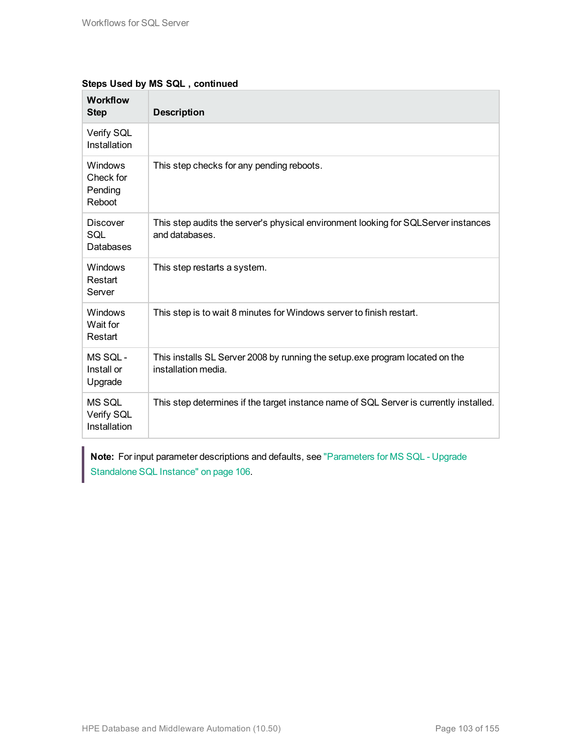**Steps Used by MS SQL , continued**

| Workflow Step | Description |
|---|---|
| Verify SQL Installation | |
| Windows Check for Pending Reboot | This step checks for any pending reboots. |
| Discover SQL Databases | This step audits the server's physical environment looking for SQLServer instances and databases. |
| Windows Restart Server | This step restarts a system. |
| Windows Wait for Restart | This step is to wait 8 minutes for Windows server to finish restart. |
| MS SQL - Install or Upgrade | This installs SL Server 2008 by running the setup.exe program located on the installation media. |
| MS SQL Verify SQL Installation | This step determines if the target instance name of SQL Server is currently installed. |

> **Note:** For input parameter descriptions and defaults, see "Parameters for MS SQL - Upgrade Standalone SQL Instance" on page 106.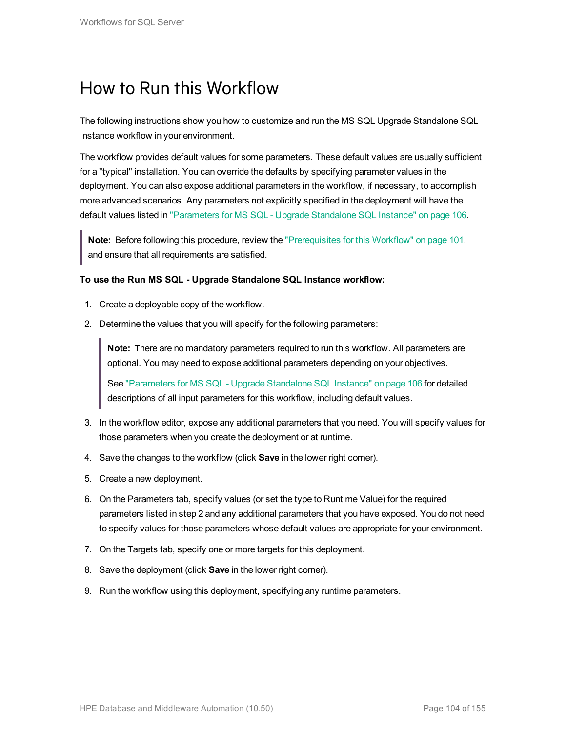# How to Run this Workflow

The following instructions show you how to customize and run the MS SQL Upgrade Standalone SQL Instance workflow in your environment.

The workflow provides default values for some parameters. These default values are usually sufficient for a "typical" installation. You can override the defaults by specifying parameter values in the deployment. You can also expose additional parameters in the workflow, if necessary, to accomplish more advanced scenarios. Any parameters not explicitly specified in the deployment will have the default values listed in "Parameters for MS SQL - Upgrade Standalone SQL Instance" on page 106.

> **Note:** Before following this procedure, review the "Prerequisites for this Workflow" on page 101, and ensure that all requirements are satisfied.

**To use the Run MS SQL - Upgrade Standalone SQL Instance workflow:**

1. Create a deployable copy of the workflow.
2. Determine the values that you will specify for the following parameters:

   > **Note:** There are no mandatory parameters required to run this workflow. All parameters are optional. You may need to expose additional parameters depending on your objectives.
   >
   > See "Parameters for MS SQL - Upgrade Standalone SQL Instance" on page 106 for detailed descriptions of all input parameters for this workflow, including default values.

3. In the workflow editor, expose any additional parameters that you need. You will specify values for those parameters when you create the deployment or at runtime.
4. Save the changes to the workflow (click **Save** in the lower right corner).
5. Create a new deployment.
6. On the Parameters tab, specify values (or set the type to Runtime Value) for the required parameters listed in step 2 and any additional parameters that you have exposed. You do not need to specify values for those parameters whose default values are appropriate for your environment.
7. On the Targets tab, specify one or more targets for this deployment.
8. Save the deployment (click **Save** in the lower right corner).
9. Run the workflow using this deployment, specifying any runtime parameters.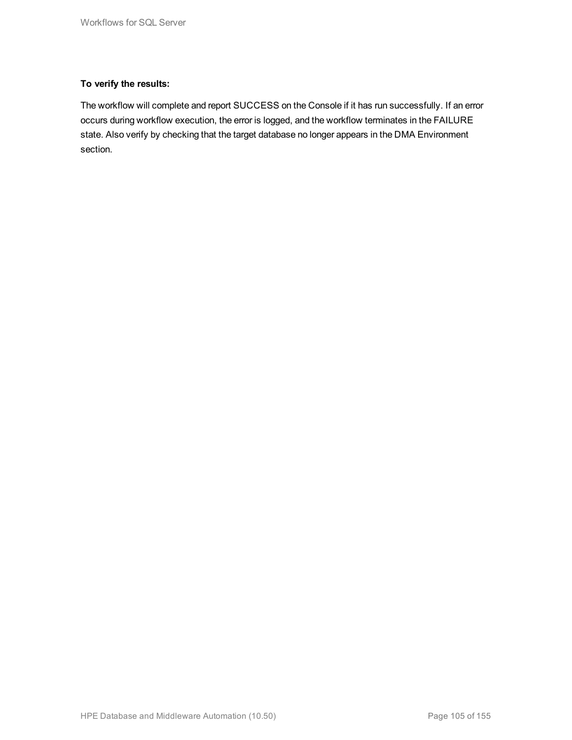**To verify the results:**

The workflow will complete and report SUCCESS on the Console if it has run successfully. If an error occurs during workflow execution, the error is logged, and the workflow terminates in the FAILURE state. Also verify by checking that the target database no longer appears in the DMA Environment section.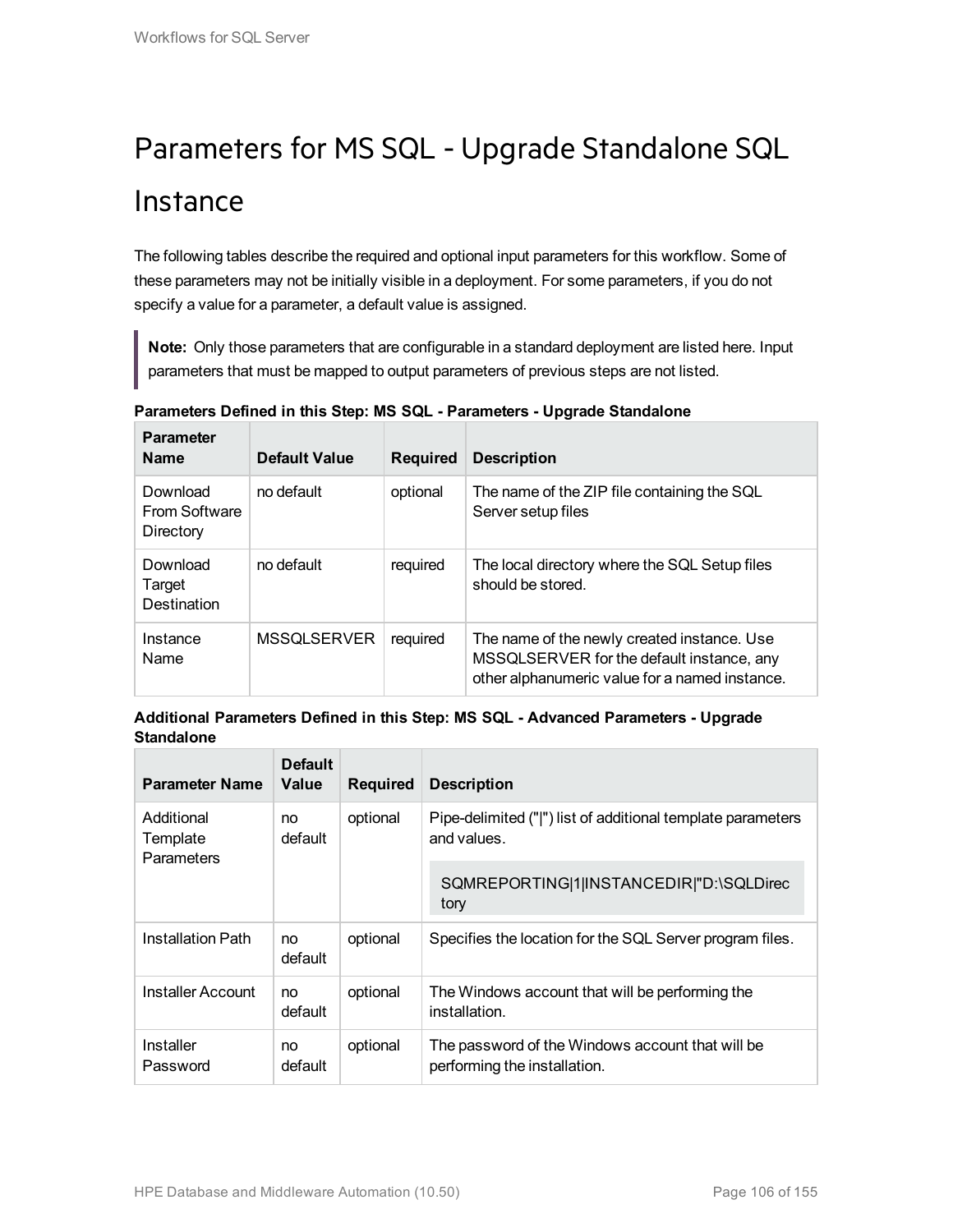# Parameters for MS SQL - Upgrade Standalone SQL Instance

The following tables describe the required and optional input parameters for this workflow. Some of these parameters may not be initially visible in a deployment. For some parameters, if you do not specify a value for a parameter, a default value is assigned.

> **Note:** Only those parameters that are configurable in a standard deployment are listed here. Input parameters that must be mapped to output parameters of previous steps are not listed.

**Parameters Defined in this Step: MS SQL - Parameters - Upgrade Standalone**

| Parameter Name | Default Value | Required | Description |
|---|---|---|---|
| Download From Software Directory | no default | optional | The name of the ZIP file containing the SQL Server setup files |
| Download Target Destination | no default | required | The local directory where the SQL Setup files should be stored. |
| Instance Name | MSSQLSERVER | required | The name of the newly created instance. Use MSSQLSERVER for the default instance, any other alphanumeric value for a named instance. |

**Additional Parameters Defined in this Step: MS SQL - Advanced Parameters - Upgrade Standalone**

| Parameter Name | Default Value | Required | Description |
|---|---|---|---|
| Additional Template Parameters | no default | optional | Pipe-delimited ("\|") list of additional template parameters and values. `SQMREPORTING|1|INSTANCEDIR|"D:\SQLDirectory` |
| Installation Path | no default | optional | Specifies the location for the SQL Server program files. |
| Installer Account | no default | optional | The Windows account that will be performing the installation. |
| Installer Password | no default | optional | The password of the Windows account that will be performing the installation. |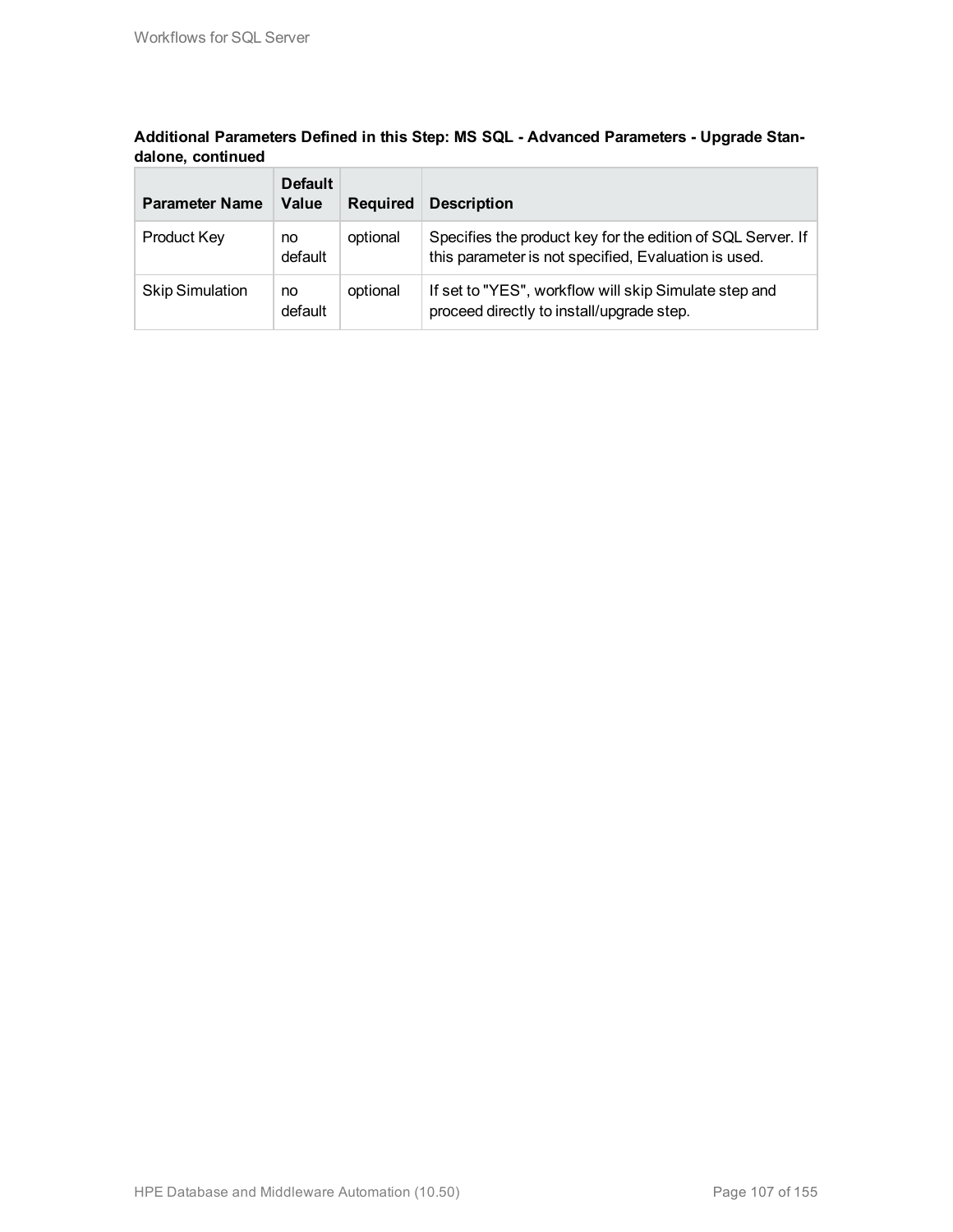**Additional Parameters Defined in this Step: MS SQL - Advanced Parameters - Upgrade Standalone, continued**

| Parameter Name | Default Value | Required | Description |
|---|---|---|---|
| Product Key | no default | optional | Specifies the product key for the edition of SQL Server. If this parameter is not specified, Evaluation is used. |
| Skip Simulation | no default | optional | If set to "YES", workflow will skip Simulate step and proceed directly to install/upgrade step. |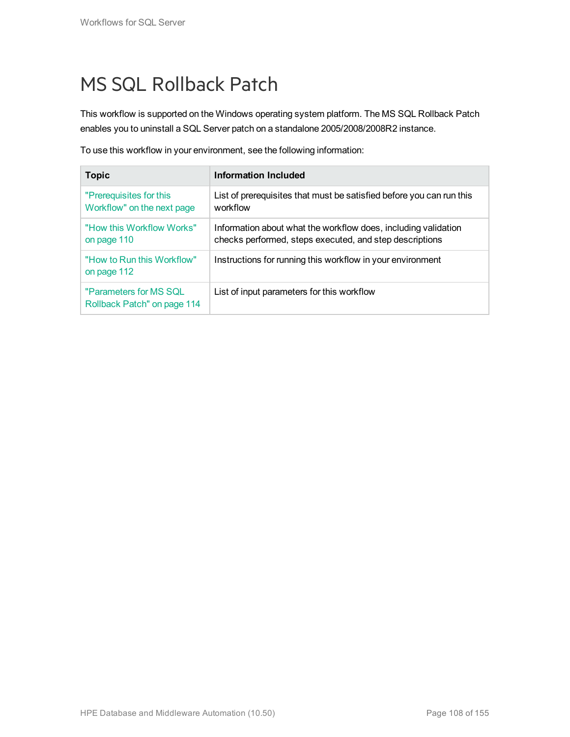# MS SQL Rollback Patch

This workflow is supported on the Windows operating system platform. The MS SQL Rollback Patch enables you to uninstall a SQL Server patch on a standalone 2005/2008/2008R2 instance.

To use this workflow in your environment, see the following information:

| Topic | Information Included |
|---|---|
| "Prerequisites for this Workflow" on the next page | List of prerequisites that must be satisfied before you can run this workflow |
| "How this Workflow Works" on page 110 | Information about what the workflow does, including validation checks performed, steps executed, and step descriptions |
| "How to Run this Workflow" on page 112 | Instructions for running this workflow in your environment |
| "Parameters for MS SQL Rollback Patch" on page 114 | List of input parameters for this workflow |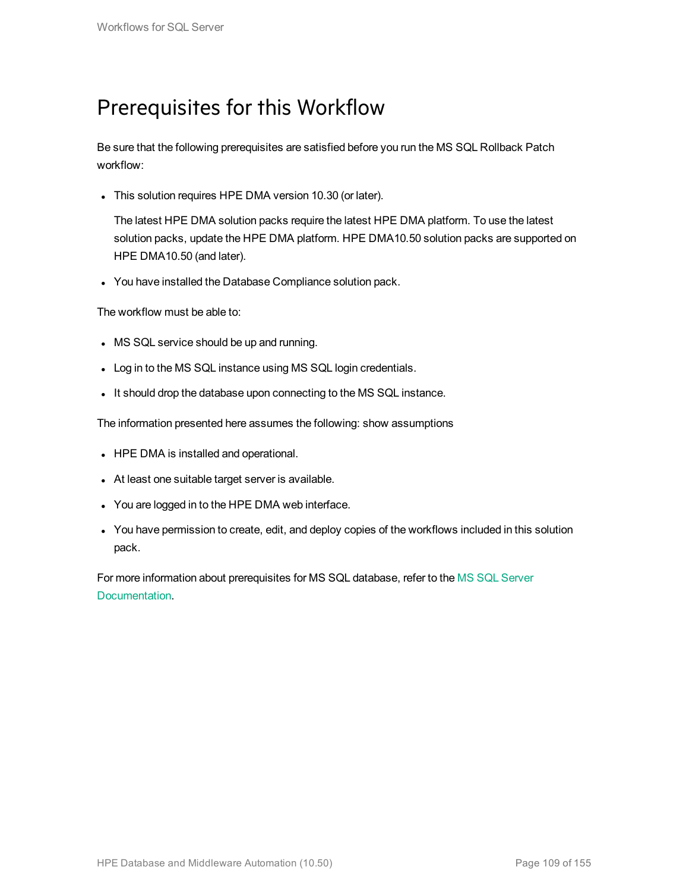# Prerequisites for this Workflow

Be sure that the following prerequisites are satisfied before you run the MS SQL Rollback Patch workflow:

- This solution requires HPE DMA version 10.30 (or later).

  The latest HPE DMA solution packs require the latest HPE DMA platform. To use the latest solution packs, update the HPE DMA platform. HPE DMA10.50 solution packs are supported on HPE DMA10.50 (and later).

- You have installed the Database Compliance solution pack.

The workflow must be able to:

- MS SQL service should be up and running.
- Log in to the MS SQL instance using MS SQL login credentials.
- It should drop the database upon connecting to the MS SQL instance.

The information presented here assumes the following: show assumptions

- HPE DMA is installed and operational.
- At least one suitable target server is available.
- You are logged in to the HPE DMA web interface.
- You have permission to create, edit, and deploy copies of the workflows included in this solution pack.

For more information about prerequisites for MS SQL database, refer to the MS SQL Server Documentation.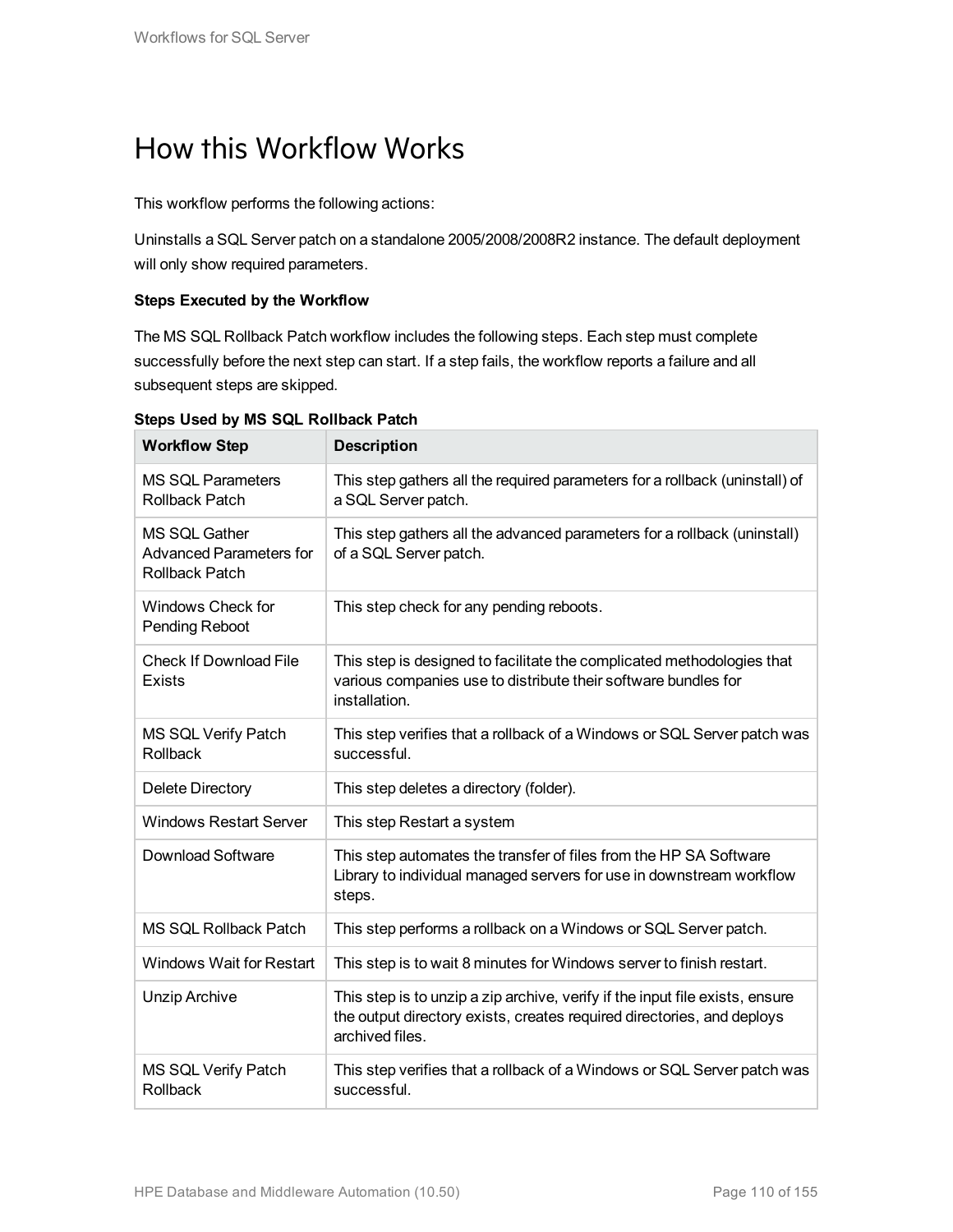# How this Workflow Works

This workflow performs the following actions:

Uninstalls a SQL Server patch on a standalone 2005/2008/2008R2 instance. The default deployment will only show required parameters.

**Steps Executed by the Workflow**

The MS SQL Rollback Patch workflow includes the following steps. Each step must complete successfully before the next step can start. If a step fails, the workflow reports a failure and all subsequent steps are skipped.

**Steps Used by MS SQL Rollback Patch**

| Workflow Step | Description |
|---|---|
| MS SQL Parameters Rollback Patch | This step gathers all the required parameters for a rollback (uninstall) of a SQL Server patch. |
| MS SQL Gather Advanced Parameters for Rollback Patch | This step gathers all the advanced parameters for a rollback (uninstall) of a SQL Server patch. |
| Windows Check for Pending Reboot | This step check for any pending reboots. |
| Check If Download File Exists | This step is designed to facilitate the complicated methodologies that various companies use to distribute their software bundles for installation. |
| MS SQL Verify Patch Rollback | This step verifies that a rollback of a Windows or SQL Server patch was successful. |
| Delete Directory | This step deletes a directory (folder). |
| Windows Restart Server | This step Restart a system |
| Download Software | This step automates the transfer of files from the HP SA Software Library to individual managed servers for use in downstream workflow steps. |
| MS SQL Rollback Patch | This step performs a rollback on a Windows or SQL Server patch. |
| Windows Wait for Restart | This step is to wait 8 minutes for Windows server to finish restart. |
| Unzip Archive | This step is to unzip a zip archive, verify if the input file exists, ensure the output directory exists, creates required directories, and deploys archived files. |
| MS SQL Verify Patch Rollback | This step verifies that a rollback of a Windows or SQL Server patch was successful. |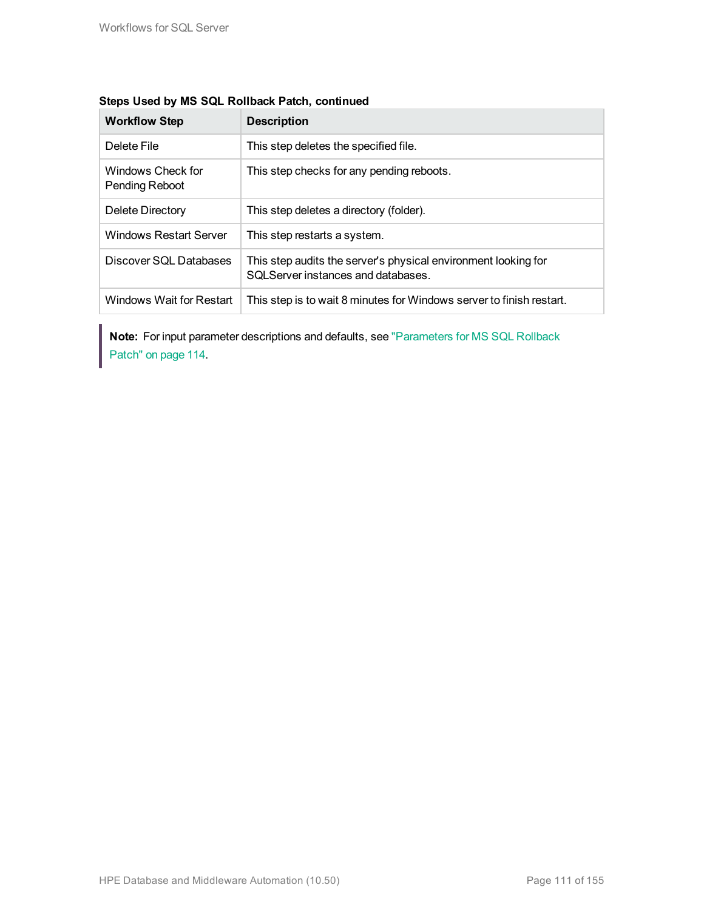**Steps Used by MS SQL Rollback Patch, continued**

| Workflow Step | Description |
| --- | --- |
| Delete File | This step deletes the specified file. |
| Windows Check for Pending Reboot | This step checks for any pending reboots. |
| Delete Directory | This step deletes a directory (folder). |
| Windows Restart Server | This step restarts a system. |
| Discover SQL Databases | This step audits the server's physical environment looking for SQLServer instances and databases. |
| Windows Wait for Restart | This step is to wait 8 minutes for Windows server to finish restart. |

> **Note:** For input parameter descriptions and defaults, see "Parameters for MS SQL Rollback Patch" on page 114.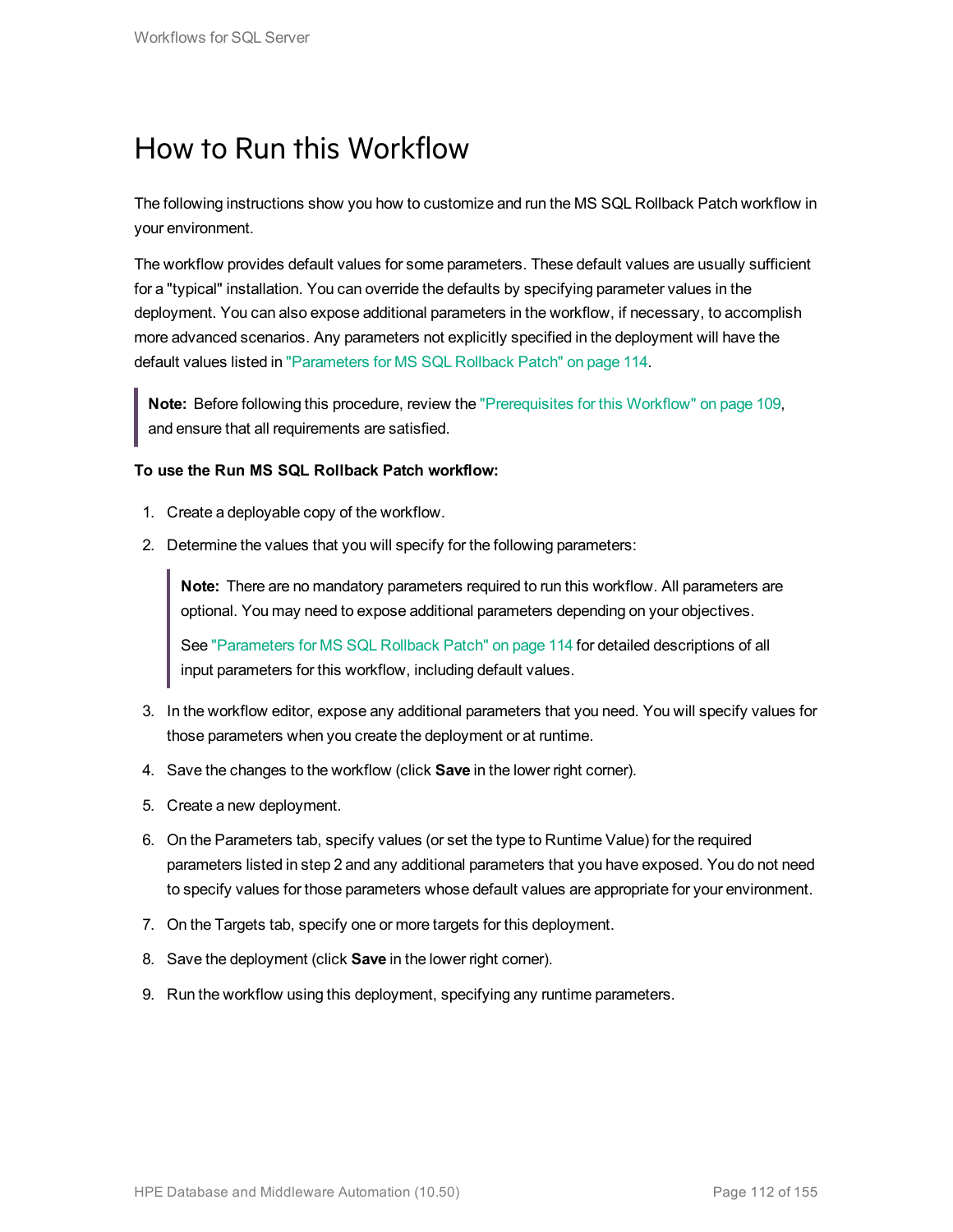# How to Run this Workflow

The following instructions show you how to customize and run the MS SQL Rollback Patch workflow in your environment.

The workflow provides default values for some parameters. These default values are usually sufficient for a "typical" installation. You can override the defaults by specifying parameter values in the deployment. You can also expose additional parameters in the workflow, if necessary, to accomplish more advanced scenarios. Any parameters not explicitly specified in the deployment will have the default values listed in "Parameters for MS SQL Rollback Patch" on page 114.

> **Note:** Before following this procedure, review the "Prerequisites for this Workflow" on page 109, and ensure that all requirements are satisfied.

**To use the Run MS SQL Rollback Patch workflow:**

1. Create a deployable copy of the workflow.
2. Determine the values that you will specify for the following parameters:

   > **Note:** There are no mandatory parameters required to run this workflow. All parameters are optional. You may need to expose additional parameters depending on your objectives.
   >
   > See "Parameters for MS SQL Rollback Patch" on page 114 for detailed descriptions of all input parameters for this workflow, including default values.

3. In the workflow editor, expose any additional parameters that you need. You will specify values for those parameters when you create the deployment or at runtime.
4. Save the changes to the workflow (click **Save** in the lower right corner).
5. Create a new deployment.
6. On the Parameters tab, specify values (or set the type to Runtime Value) for the required parameters listed in step 2 and any additional parameters that you have exposed. You do not need to specify values for those parameters whose default values are appropriate for your environment.
7. On the Targets tab, specify one or more targets for this deployment.
8. Save the deployment (click **Save** in the lower right corner).
9. Run the workflow using this deployment, specifying any runtime parameters.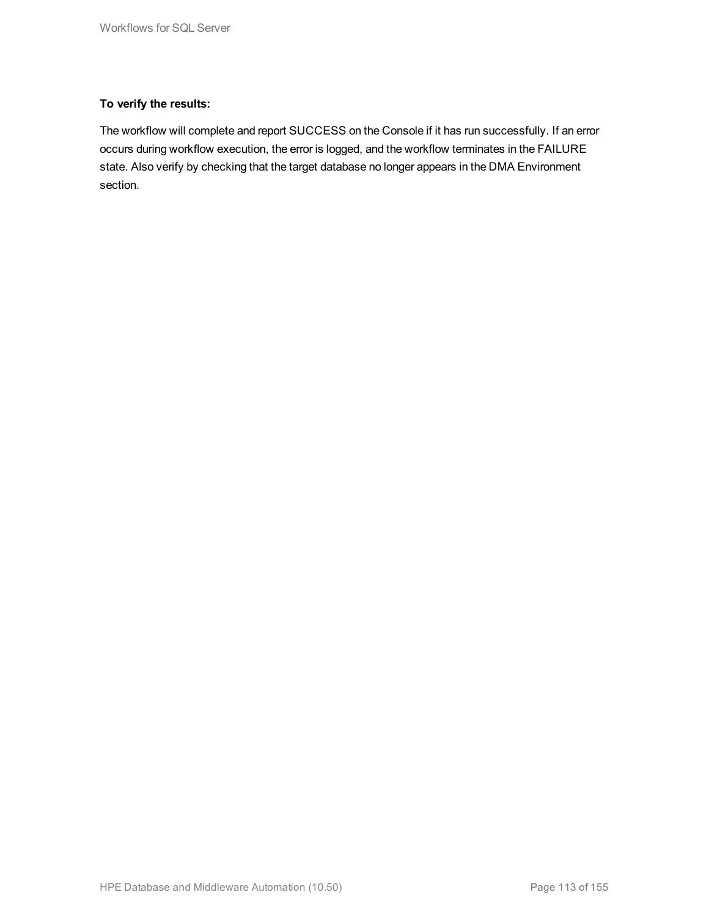**To verify the results:**

The workflow will complete and report SUCCESS on the Console if it has run successfully. If an error occurs during workflow execution, the error is logged, and the workflow terminates in the FAILURE state. Also verify by checking that the target database no longer appears in the DMA Environment section.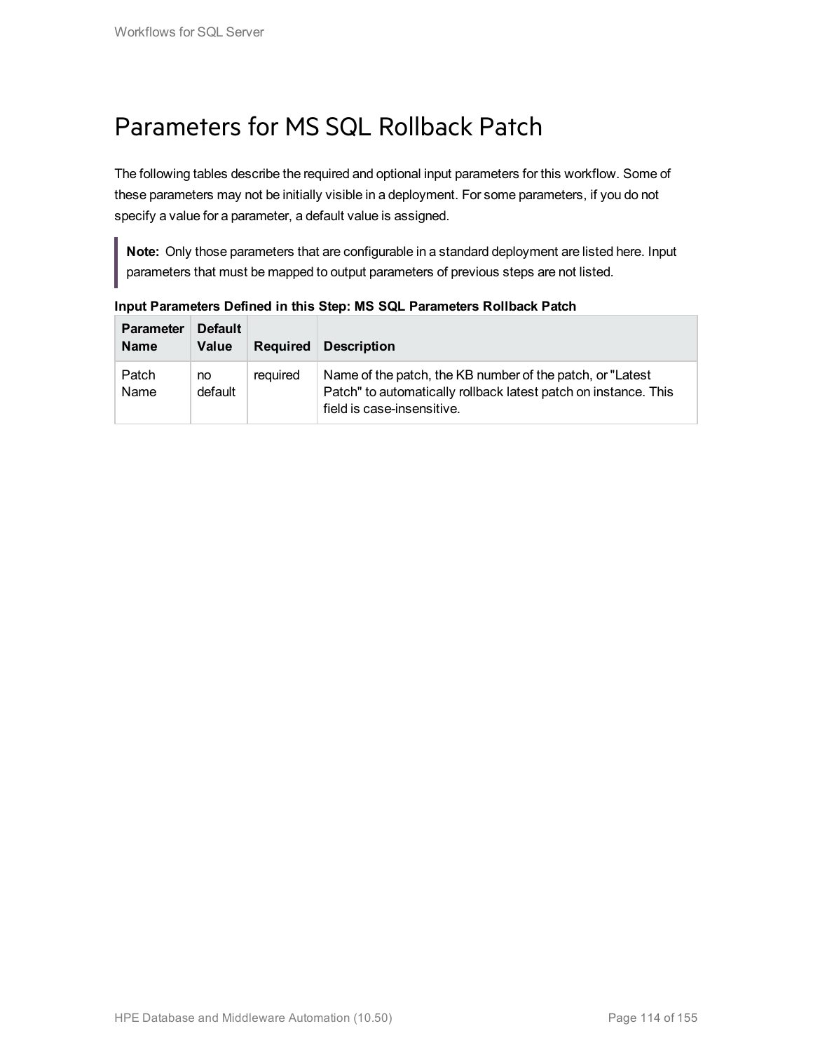# Parameters for MS SQL Rollback Patch

The following tables describe the required and optional input parameters for this workflow. Some of these parameters may not be initially visible in a deployment. For some parameters, if you do not specify a value for a parameter, a default value is assigned.

> **Note:** Only those parameters that are configurable in a standard deployment are listed here. Input parameters that must be mapped to output parameters of previous steps are not listed.

**Input Parameters Defined in this Step: MS SQL Parameters Rollback Patch**

| Parameter Name | Default Value | Required | Description |
|---|---|---|---|
| Patch Name | no default | required | Name of the patch, the KB number of the patch, or "Latest Patch" to automatically rollback latest patch on instance. This field is case-insensitive. |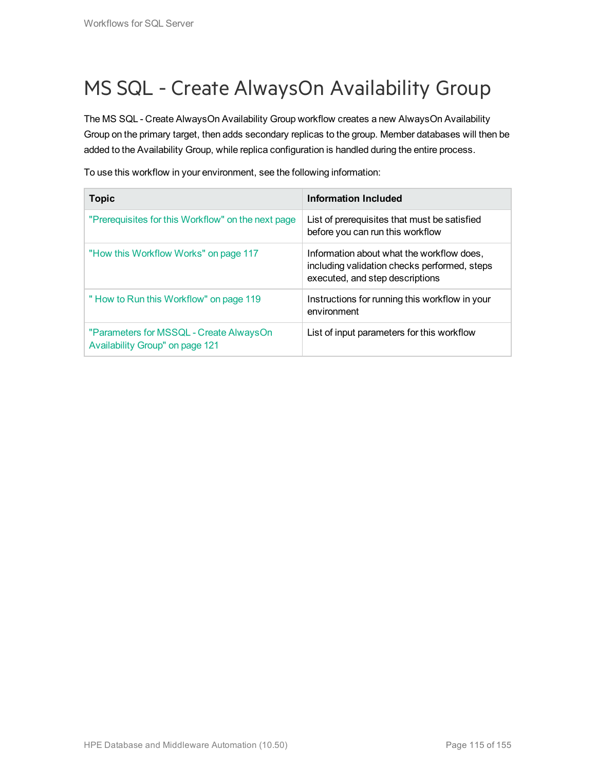# MS SQL - Create AlwaysOn Availability Group

The MS SQL - Create AlwaysOn Availability Group workflow creates a new AlwaysOn Availability Group on the primary target, then adds secondary replicas to the group. Member databases will then be added to the Availability Group, while replica configuration is handled during the entire process.

To use this workflow in your environment, see the following information:

| Topic | Information Included |
| --- | --- |
| "Prerequisites for this Workflow" on the next page | List of prerequisites that must be satisfied before you can run this workflow |
| "How this Workflow Works" on page 117 | Information about what the workflow does, including validation checks performed, steps executed, and step descriptions |
| " How to Run this Workflow" on page 119 | Instructions for running this workflow in your environment |
| "Parameters for MSSQL - Create AlwaysOn Availability Group" on page 121 | List of input parameters for this workflow |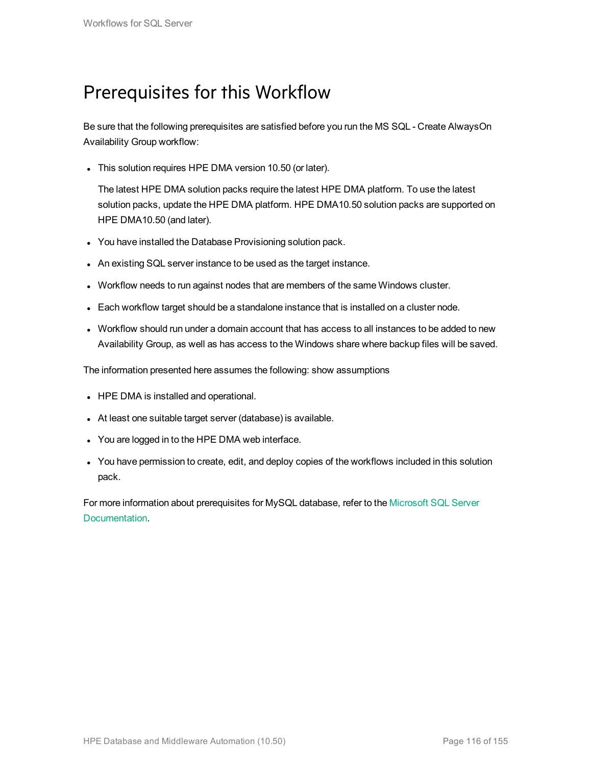# Prerequisites for this Workflow

Be sure that the following prerequisites are satisfied before you run the MS SQL - Create AlwaysOn Availability Group workflow:

- This solution requires HPE DMA version 10.50 (or later).

  The latest HPE DMA solution packs require the latest HPE DMA platform. To use the latest solution packs, update the HPE DMA platform. HPE DMA10.50 solution packs are supported on HPE DMA10.50 (and later).

- You have installed the Database Provisioning solution pack.
- An existing SQL server instance to be used as the target instance.
- Workflow needs to run against nodes that are members of the same Windows cluster.
- Each workflow target should be a standalone instance that is installed on a cluster node.
- Workflow should run under a domain account that has access to all instances to be added to new Availability Group, as well as has access to the Windows share where backup files will be saved.

The information presented here assumes the following: show assumptions

- HPE DMA is installed and operational.
- At least one suitable target server (database) is available.
- You are logged in to the HPE DMA web interface.
- You have permission to create, edit, and deploy copies of the workflows included in this solution pack.

For more information about prerequisites for MySQL database, refer to the Microsoft SQL Server Documentation.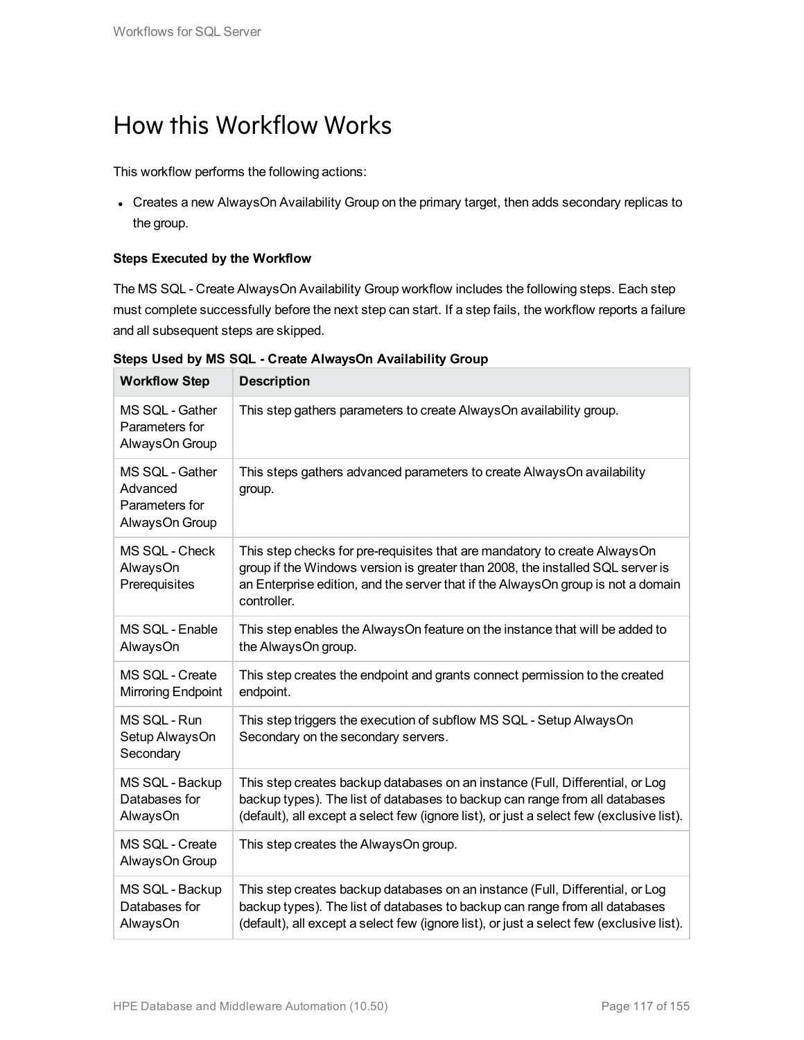# How this Workflow Works

This workflow performs the following actions:

- Creates a new AlwaysOn Availability Group on the primary target, then adds secondary replicas to the group.

**Steps Executed by the Workflow**

The MS SQL - Create AlwaysOn Availability Group workflow includes the following steps. Each step must complete successfully before the next step can start. If a step fails, the workflow reports a failure and all subsequent steps are skipped.

**Steps Used by MS SQL - Create AlwaysOn Availability Group**

| Workflow Step | Description |
|---|---|
| MS SQL - Gather Parameters for AlwaysOn Group | This step gathers parameters to create AlwaysOn availability group. |
| MS SQL - Gather Advanced Parameters for AlwaysOn Group | This steps gathers advanced parameters to create AlwaysOn availability group. |
| MS SQL - Check AlwaysOn Prerequisites | This step checks for pre-requisites that are mandatory to create AlwaysOn group if the Windows version is greater than 2008, the installed SQL server is an Enterprise edition, and the server that if the AlwaysOn group is not a domain controller. |
| MS SQL - Enable AlwaysOn | This step enables the AlwaysOn feature on the instance that will be added to the AlwaysOn group. |
| MS SQL - Create Mirroring Endpoint | This step creates the endpoint and grants connect permission to the created endpoint. |
| MS SQL - Run Setup AlwaysOn Secondary | This step triggers the execution of subflow MS SQL - Setup AlwaysOn Secondary on the secondary servers. |
| MS SQL - Backup Databases for AlwaysOn | This step creates backup databases on an instance (Full, Differential, or Log backup types). The list of databases to backup can range from all databases (default), all except a select few (ignore list), or just a select few (exclusive list). |
| MS SQL - Create AlwaysOn Group | This step creates the AlwaysOn group. |
| MS SQL - Backup Databases for AlwaysOn | This step creates backup databases on an instance (Full, Differential, or Log backup types). The list of databases to backup can range from all databases (default), all except a select few (ignore list), or just a select few (exclusive list). |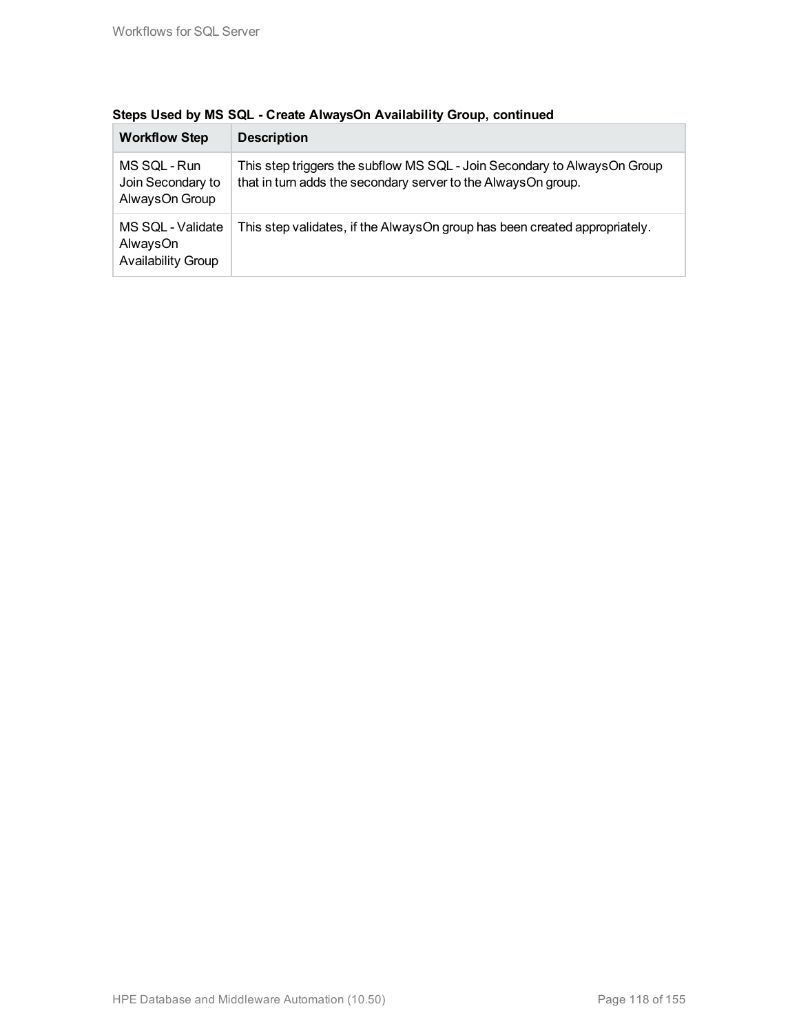**Steps Used by MS SQL - Create AlwaysOn Availability Group, continued**

| Workflow Step | Description |
| --- | --- |
| MS SQL - Run Join Secondary to AlwaysOn Group | This step triggers the subflow MS SQL - Join Secondary to AlwaysOn Group that in turn adds the secondary server to the AlwaysOn group. |
| MS SQL - Validate AlwaysOn Availability Group | This step validates, if the AlwaysOn group has been created appropriately. |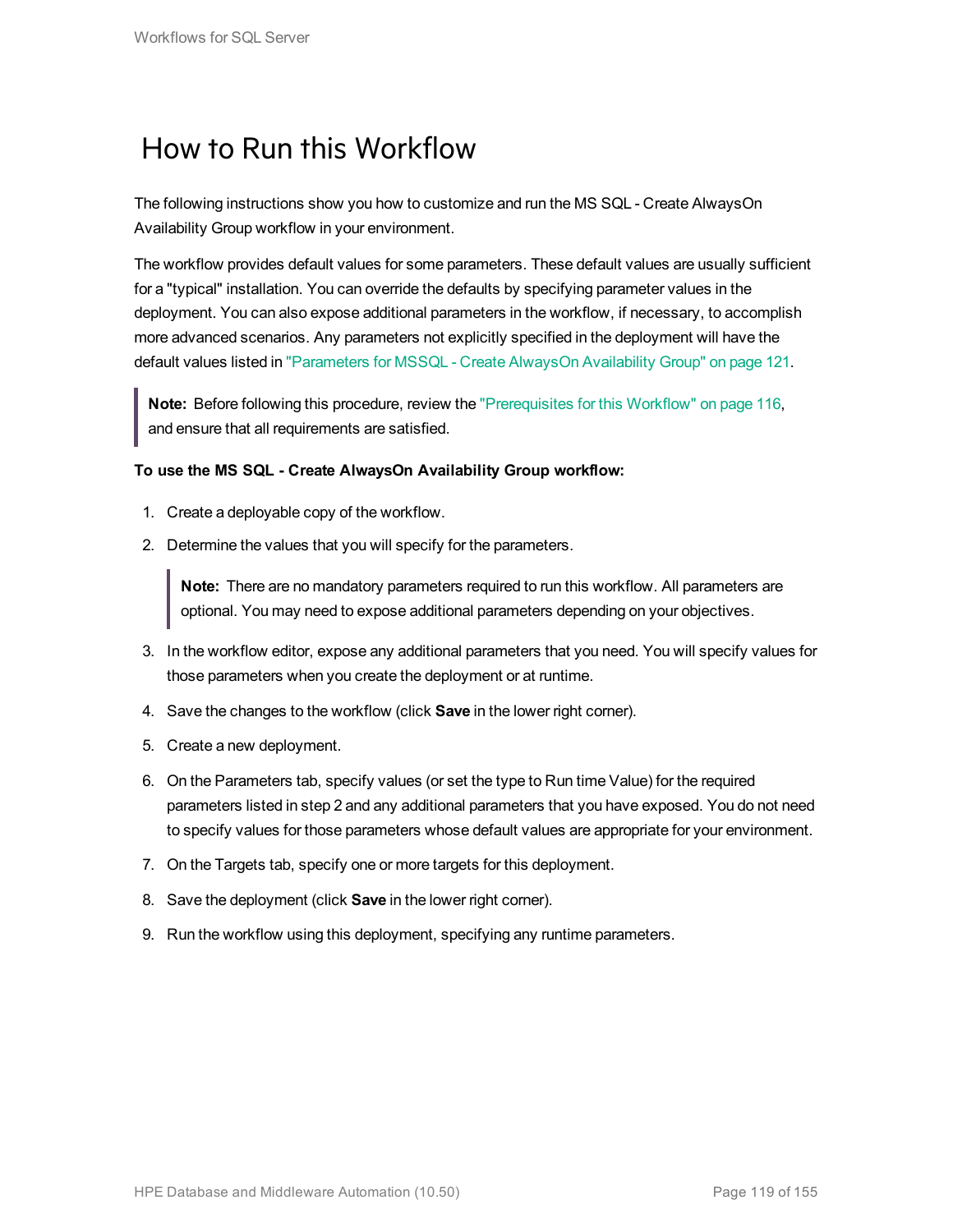# How to Run this Workflow

The following instructions show you how to customize and run the MS SQL - Create AlwaysOn Availability Group workflow in your environment.

The workflow provides default values for some parameters. These default values are usually sufficient for a "typical" installation. You can override the defaults by specifying parameter values in the deployment. You can also expose additional parameters in the workflow, if necessary, to accomplish more advanced scenarios. Any parameters not explicitly specified in the deployment will have the default values listed in "Parameters for MSSQL - Create AlwaysOn Availability Group" on page 121.

> **Note:** Before following this procedure, review the "Prerequisites for this Workflow" on page 116, and ensure that all requirements are satisfied.

**To use the MS SQL - Create AlwaysOn Availability Group workflow:**

1. Create a deployable copy of the workflow.
2. Determine the values that you will specify for the parameters.

   > **Note:** There are no mandatory parameters required to run this workflow. All parameters are optional. You may need to expose additional parameters depending on your objectives.

3. In the workflow editor, expose any additional parameters that you need. You will specify values for those parameters when you create the deployment or at runtime.
4. Save the changes to the workflow (click **Save** in the lower right corner).
5. Create a new deployment.
6. On the Parameters tab, specify values (or set the type to Run time Value) for the required parameters listed in step 2 and any additional parameters that you have exposed. You do not need to specify values for those parameters whose default values are appropriate for your environment.
7. On the Targets tab, specify one or more targets for this deployment.
8. Save the deployment (click **Save** in the lower right corner).
9. Run the workflow using this deployment, specifying any runtime parameters.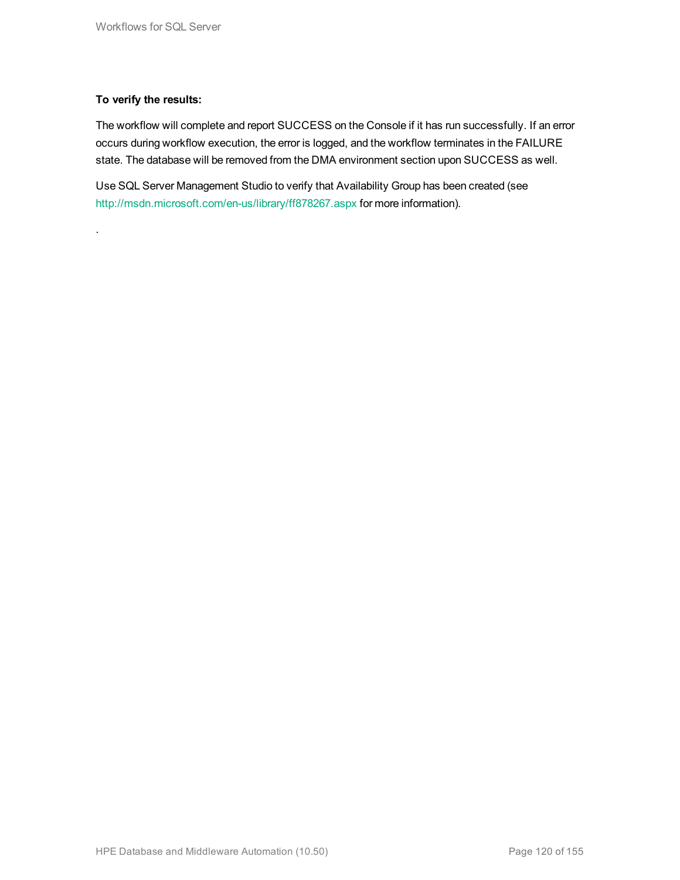**To verify the results:**

The workflow will complete and report SUCCESS on the Console if it has run successfully. If an error occurs during workflow execution, the error is logged, and the workflow terminates in the FAILURE state. The database will be removed from the DMA environment section upon SUCCESS as well.

Use SQL Server Management Studio to verify that Availability Group has been created (see http://msdn.microsoft.com/en-us/library/ff878267.aspx for more information).

.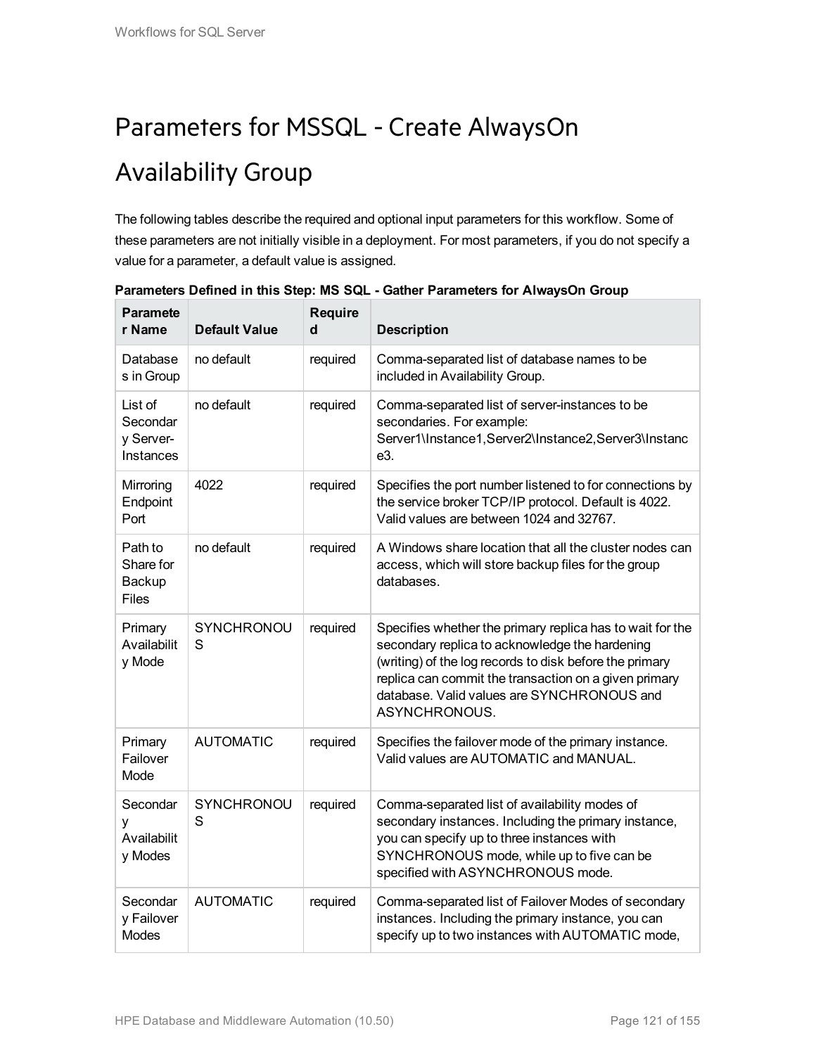# Parameters for MSSQL - Create AlwaysOn Availability Group

The following tables describe the required and optional input parameters for this workflow. Some of these parameters are not initially visible in a deployment. For most parameters, if you do not specify a value for a parameter, a default value is assigned.

**Parameters Defined in this Step: MS SQL - Gather Parameters for AlwaysOn Group**

| Parameter Name | Default Value | Required | Description |
|---|---|---|---|
| Databases in Group | no default | required | Comma-separated list of database names to be included in Availability Group. |
| List of Secondary Server-Instances | no default | required | Comma-separated list of server-instances to be secondaries. For example: Server1\Instance1,Server2\Instance2,Server3\Instance3. |
| Mirroring Endpoint Port | 4022 | required | Specifies the port number listened to for connections by the service broker TCP/IP protocol. Default is 4022. Valid values are between 1024 and 32767. |
| Path to Share for Backup Files | no default | required | A Windows share location that all the cluster nodes can access, which will store backup files for the group databases. |
| Primary Availability Mode | SYNCHRONOUS | required | Specifies whether the primary replica has to wait for the secondary replica to acknowledge the hardening (writing) of the log records to disk before the primary replica can commit the transaction on a given primary database. Valid values are SYNCHRONOUS and ASYNCHRONOUS. |
| Primary Failover Mode | AUTOMATIC | required | Specifies the failover mode of the primary instance. Valid values are AUTOMATIC and MANUAL. |
| Secondary Availability Modes | SYNCHRONOUS | required | Comma-separated list of availability modes of secondary instances. Including the primary instance, you can specify up to three instances with SYNCHRONOUS mode, while up to five can be specified with ASYNCHRONOUS mode. |
| Secondary Failover Modes | AUTOMATIC | required | Comma-separated list of Failover Modes of secondary instances. Including the primary instance, you can specify up to two instances with AUTOMATIC mode, |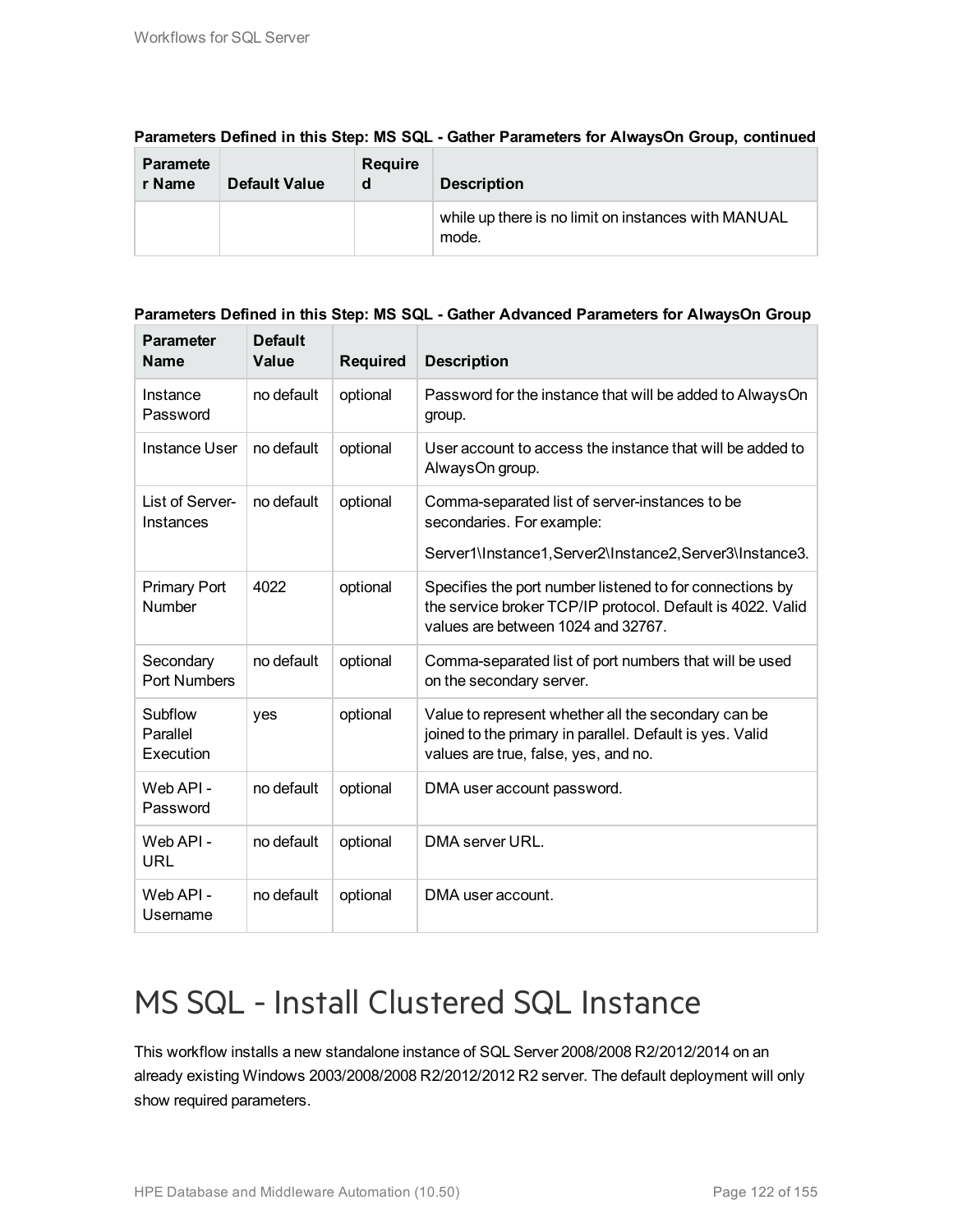**Parameters Defined in this Step: MS SQL - Gather Parameters for AlwaysOn Group, continued**

| Parameter Name | Default Value | Required | Description |
| --- | --- | --- | --- |
| | | | while up there is no limit on instances with MANUAL mode. |

**Parameters Defined in this Step: MS SQL - Gather Advanced Parameters for AlwaysOn Group**

| Parameter Name | Default Value | Required | Description |
| --- | --- | --- | --- |
| Instance Password | no default | optional | Password for the instance that will be added to AlwaysOn group. |
| Instance User | no default | optional | User account to access the instance that will be added to AlwaysOn group. |
| List of Server-Instances | no default | optional | Comma-separated list of server-instances to be secondaries. For example:<br><br>Server1\Instance1,Server2\Instance2,Server3\Instance3. |
| Primary Port Number | 4022 | optional | Specifies the port number listened to for connections by the service broker TCP/IP protocol. Default is 4022. Valid values are between 1024 and 32767. |
| Secondary Port Numbers | no default | optional | Comma-separated list of port numbers that will be used on the secondary server. |
| Subflow Parallel Execution | yes | optional | Value to represent whether all the secondary can be joined to the primary in parallel. Default is yes. Valid values are true, false, yes, and no. |
| Web API - Password | no default | optional | DMA user account password. |
| Web API - URL | no default | optional | DMA server URL. |
| Web API - Username | no default | optional | DMA user account. |

# MS SQL - Install Clustered SQL Instance

This workflow installs a new standalone instance of SQL Server 2008/2008 R2/2012/2014 on an already existing Windows 2003/2008/2008 R2/2012/2012 R2 server. The default deployment will only show required parameters.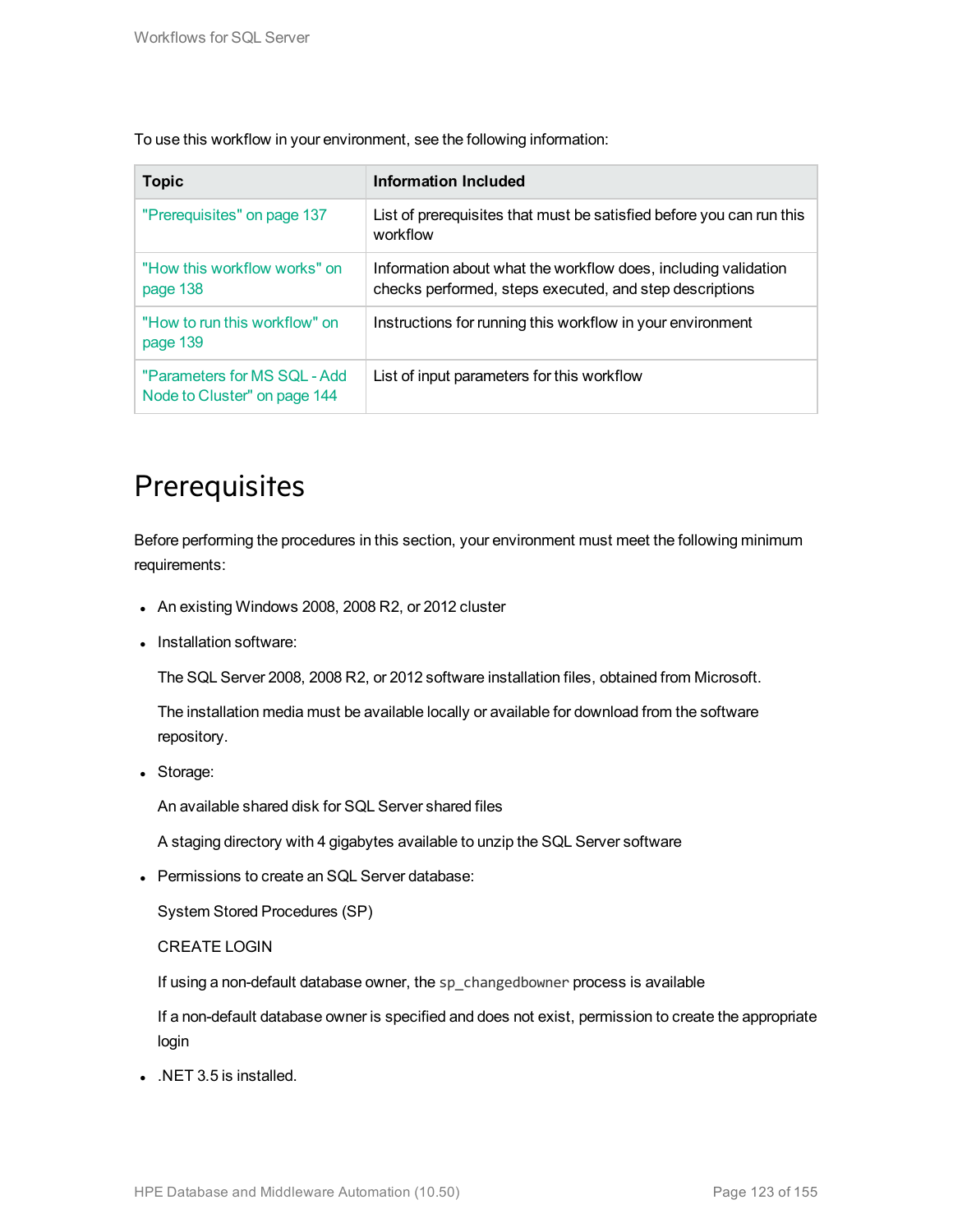To use this workflow in your environment, see the following information:

| Topic | Information Included |
| --- | --- |
| "Prerequisites" on page 137 | List of prerequisites that must be satisfied before you can run this workflow |
| "How this workflow works" on page 138 | Information about what the workflow does, including validation checks performed, steps executed, and step descriptions |
| "How to run this workflow" on page 139 | Instructions for running this workflow in your environment |
| "Parameters for MS SQL - Add Node to Cluster" on page 144 | List of input parameters for this workflow |

# Prerequisites

Before performing the procedures in this section, your environment must meet the following minimum requirements:

- An existing Windows 2008, 2008 R2, or 2012 cluster
- Installation software:

  The SQL Server 2008, 2008 R2, or 2012 software installation files, obtained from Microsoft.

  The installation media must be available locally or available for download from the software repository.
- Storage:

  An available shared disk for SQL Server shared files

  A staging directory with 4 gigabytes available to unzip the SQL Server software
- Permissions to create an SQL Server database:

  System Stored Procedures (SP)

  CREATE LOGIN

  If using a non-default database owner, the `sp_changedbowner` process is available

  If a non-default database owner is specified and does not exist, permission to create the appropriate login
- .NET 3.5 is installed.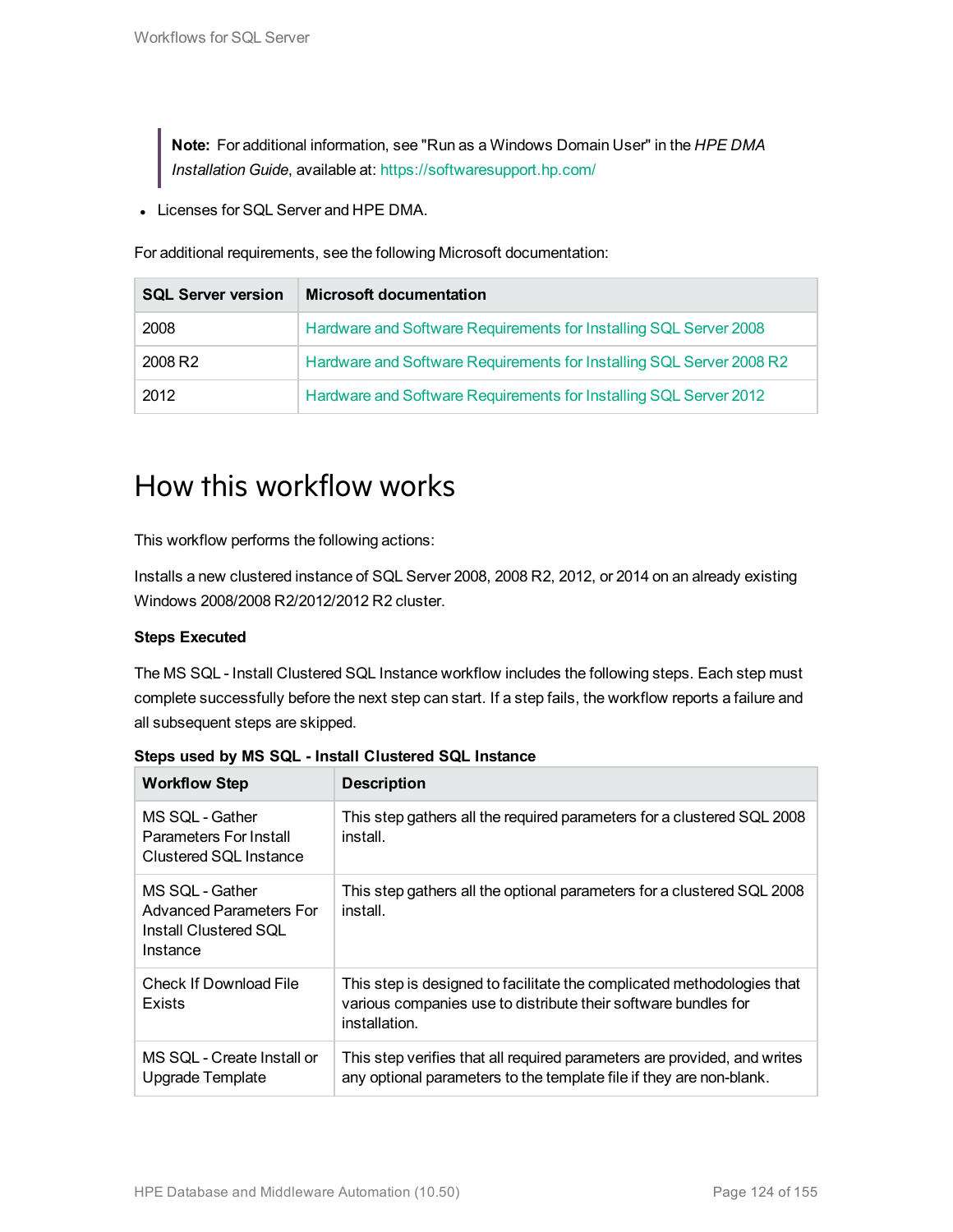> **Note:** For additional information, see "Run as a Windows Domain User" in the *HPE DMA Installation Guide*, available at: https://softwaresupport.hp.com/

- Licenses for SQL Server and HPE DMA.

For additional requirements, see the following Microsoft documentation:

| SQL Server version | Microsoft documentation |
|---|---|
| 2008 | Hardware and Software Requirements for Installing SQL Server 2008 |
| 2008 R2 | Hardware and Software Requirements for Installing SQL Server 2008 R2 |
| 2012 | Hardware and Software Requirements for Installing SQL Server 2012 |

# How this workflow works

This workflow performs the following actions:

Installs a new clustered instance of SQL Server 2008, 2008 R2, 2012, or 2014 on an already existing Windows 2008/2008 R2/2012/2012 R2 cluster.

**Steps Executed**

The MS SQL - Install Clustered SQL Instance workflow includes the following steps. Each step must complete successfully before the next step can start. If a step fails, the workflow reports a failure and all subsequent steps are skipped.

**Steps used by MS SQL - Install Clustered SQL Instance**

| Workflow Step | Description |
|---|---|
| MS SQL - Gather Parameters For Install Clustered SQL Instance | This step gathers all the required parameters for a clustered SQL 2008 install. |
| MS SQL - Gather Advanced Parameters For Install Clustered SQL Instance | This step gathers all the optional parameters for a clustered SQL 2008 install. |
| Check If Download File Exists | This step is designed to facilitate the complicated methodologies that various companies use to distribute their software bundles for installation. |
| MS SQL - Create Install or Upgrade Template | This step verifies that all required parameters are provided, and writes any optional parameters to the template file if they are non-blank. |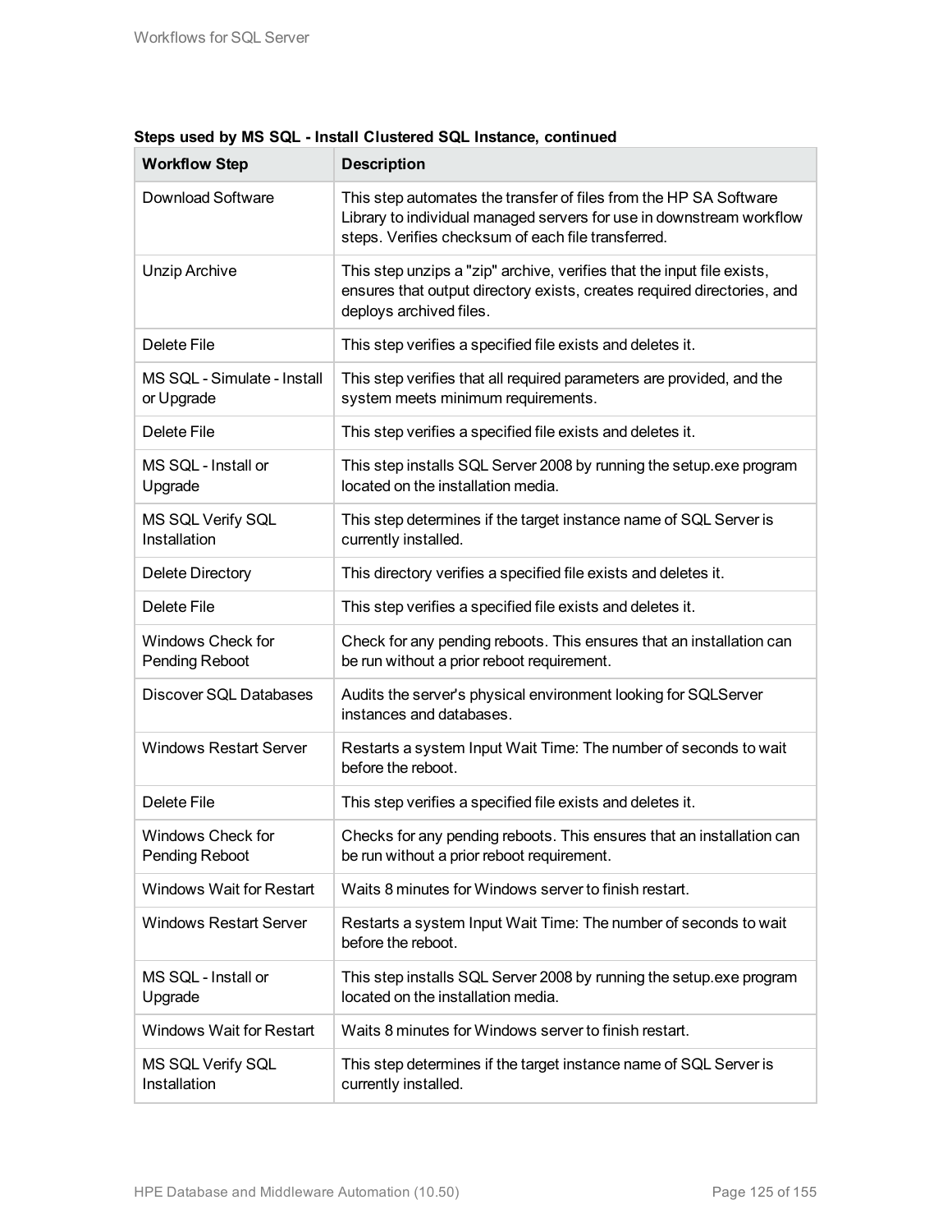**Steps used by MS SQL - Install Clustered SQL Instance, continued**

| Workflow Step | Description |
|---|---|
| Download Software | This step automates the transfer of files from the HP SA Software Library to individual managed servers for use in downstream workflow steps. Verifies checksum of each file transferred. |
| Unzip Archive | This step unzips a "zip" archive, verifies that the input file exists, ensures that output directory exists, creates required directories, and deploys archived files. |
| Delete File | This step verifies a specified file exists and deletes it. |
| MS SQL - Simulate - Install or Upgrade | This step verifies that all required parameters are provided, and the system meets minimum requirements. |
| Delete File | This step verifies a specified file exists and deletes it. |
| MS SQL - Install or Upgrade | This step installs SQL Server 2008 by running the setup.exe program located on the installation media. |
| MS SQL Verify SQL Installation | This step determines if the target instance name of SQL Server is currently installed. |
| Delete Directory | This directory verifies a specified file exists and deletes it. |
| Delete File | This step verifies a specified file exists and deletes it. |
| Windows Check for Pending Reboot | Check for any pending reboots. This ensures that an installation can be run without a prior reboot requirement. |
| Discover SQL Databases | Audits the server's physical environment looking for SQLServer instances and databases. |
| Windows Restart Server | Restarts a system Input Wait Time: The number of seconds to wait before the reboot. |
| Delete File | This step verifies a specified file exists and deletes it. |
| Windows Check for Pending Reboot | Checks for any pending reboots. This ensures that an installation can be run without a prior reboot requirement. |
| Windows Wait for Restart | Waits 8 minutes for Windows server to finish restart. |
| Windows Restart Server | Restarts a system Input Wait Time: The number of seconds to wait before the reboot. |
| MS SQL - Install or Upgrade | This step installs SQL Server 2008 by running the setup.exe program located on the installation media. |
| Windows Wait for Restart | Waits 8 minutes for Windows server to finish restart. |
| MS SQL Verify SQL Installation | This step determines if the target instance name of SQL Server is currently installed. |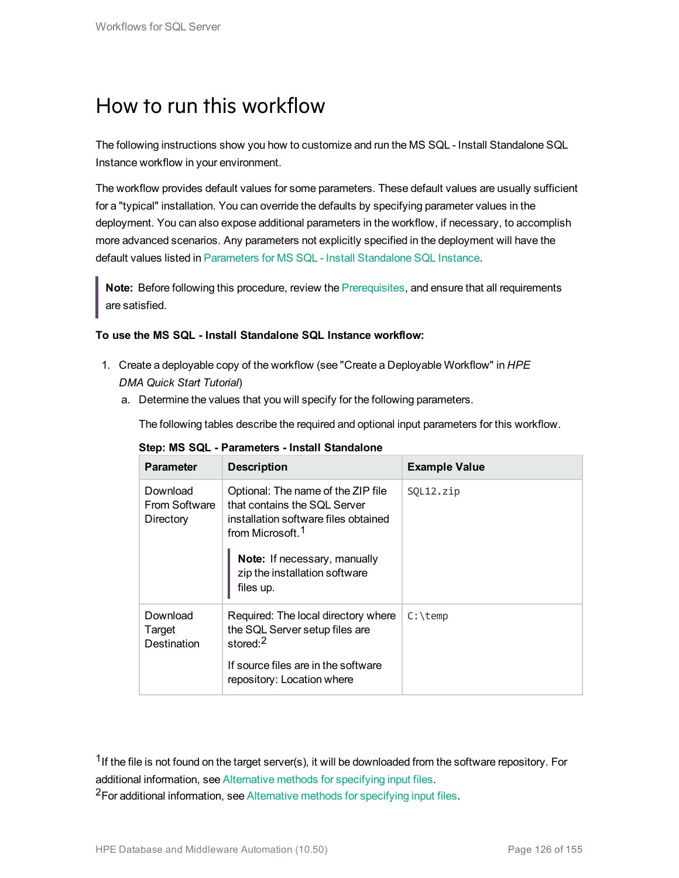# How to run this workflow

The following instructions show you how to customize and run the MS SQL - Install Standalone SQL Instance workflow in your environment.

The workflow provides default values for some parameters. These default values are usually sufficient for a "typical" installation. You can override the defaults by specifying parameter values in the deployment. You can also expose additional parameters in the workflow, if necessary, to accomplish more advanced scenarios. Any parameters not explicitly specified in the deployment will have the default values listed in Parameters for MS SQL - Install Standalone SQL Instance.

> **Note:** Before following this procedure, review the Prerequisites, and ensure that all requirements are satisfied.

**To use the MS SQL - Install Standalone SQL Instance workflow:**

1. Create a deployable copy of the workflow (see "Create a Deployable Workflow" in *HPE DMA Quick Start Tutorial*)
   a. Determine the values that you will specify for the following parameters.

      The following tables describe the required and optional input parameters for this workflow.

      **Step: MS SQL - Parameters - Install Standalone**

| Parameter | Description | Example Value |
|---|---|---|
| Download From Software Directory | Optional: The name of the ZIP file that contains the SQL Server installation software files obtained from Microsoft.[1]<br><br>**Note:** If necessary, manually zip the installation software files up. | `SQL12.zip` |
| Download Target Destination | Required: The local directory where the SQL Server setup files are stored:[2]<br><br>If source files are in the software repository: Location where | `C:\temp` |

[1] If the file is not found on the target server(s), it will be downloaded from the software repository. For additional information, see Alternative methods for specifying input files.

[2] For additional information, see Alternative methods for specifying input files.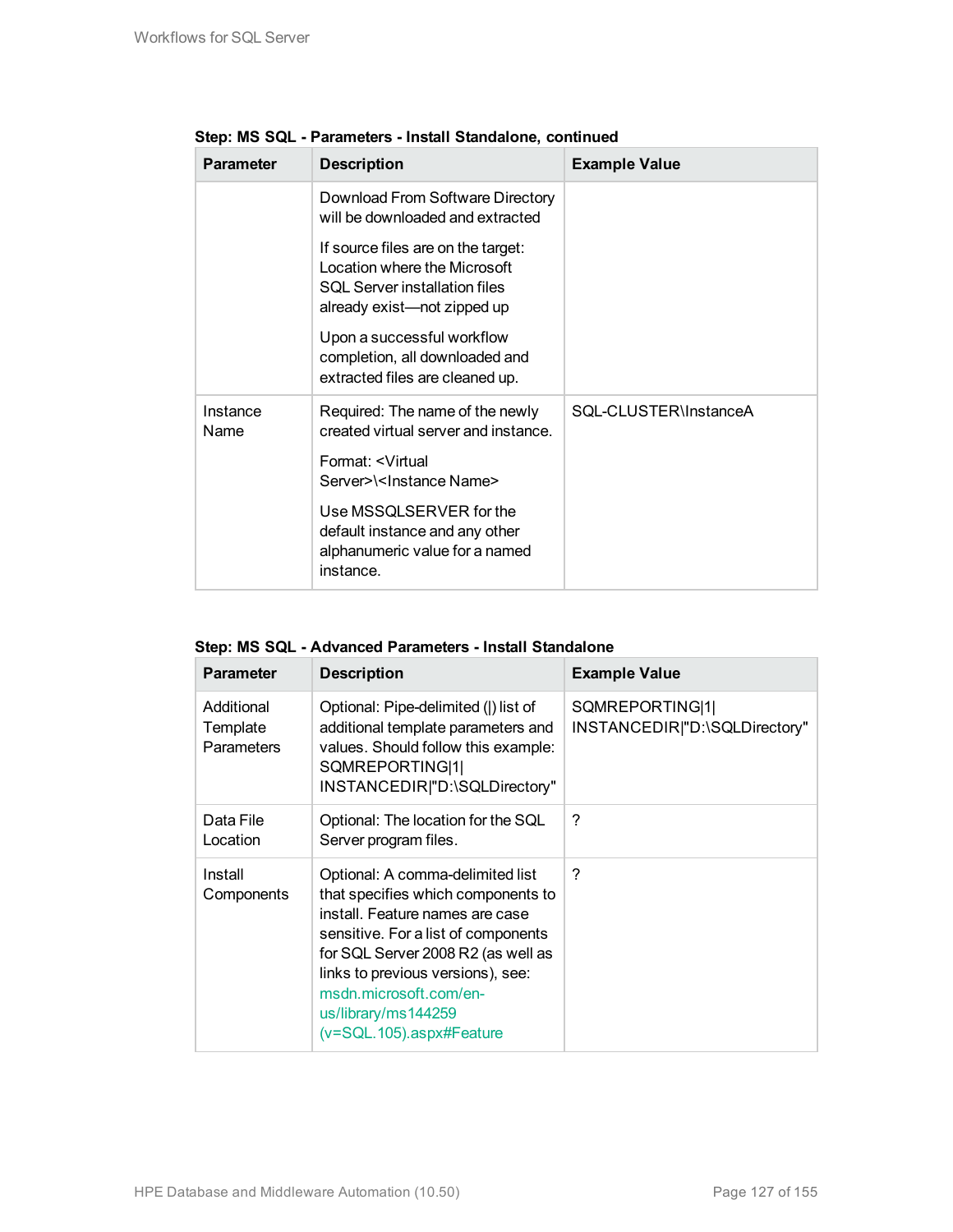**Step: MS SQL - Parameters - Install Standalone, continued**

| Parameter | Description | Example Value |
|---|---|---|
| | Download From Software Directory will be downloaded and extracted<br><br>If source files are on the target: Location where the Microsoft SQL Server installation files already exist—not zipped up<br><br>Upon a successful workflow completion, all downloaded and extracted files are cleaned up. | |
| Instance Name | Required: The name of the newly created virtual server and instance.<br><br>Format: <Virtual Server>\<Instance Name><br><br>Use MSSQLSERVER for the default instance and any other alphanumeric value for a named instance. | SQL-CLUSTER\InstanceA |

**Step: MS SQL - Advanced Parameters - Install Standalone**

| Parameter | Description | Example Value |
|---|---|---|
| Additional Template Parameters | Optional: Pipe-delimited (\|) list of additional template parameters and values. Should follow this example: SQMREPORTING\|1\|INSTANCEDIR\|"D:\SQLDirectory" | SQMREPORTING\|1\|INSTANCEDIR\|"D:\SQLDirectory" |
| Data File Location | Optional: The location for the SQL Server program files. | ? |
| Install Components | Optional: A comma-delimited list that specifies which components to install. Feature names are case sensitive. For a list of components for SQL Server 2008 R2 (as well as links to previous versions), see: msdn.microsoft.com/en-us/library/ms144259(v=SQL.105).aspx#Feature | ? |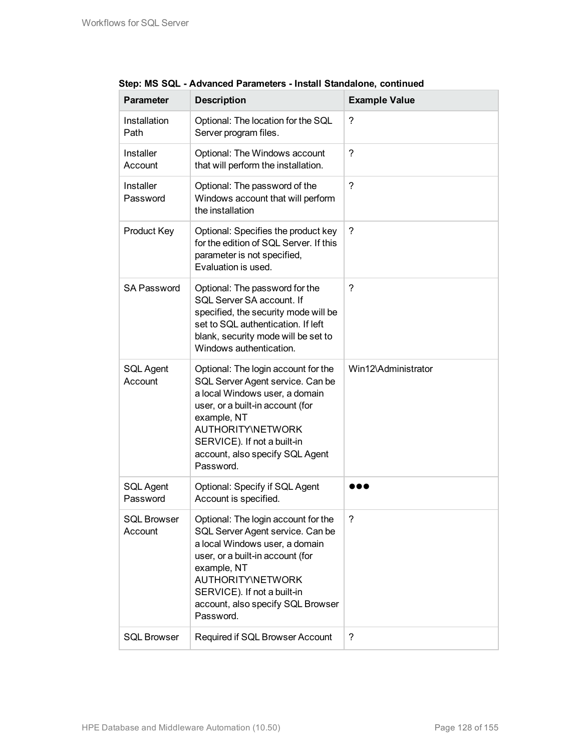**Step: MS SQL - Advanced Parameters - Install Standalone, continued**

| Parameter | Description | Example Value |
|---|---|---|
| Installation Path | Optional: The location for the SQL Server program files. | ? |
| Installer Account | Optional: The Windows account that will perform the installation. | ? |
| Installer Password | Optional: The password of the Windows account that will perform the installation | ? |
| Product Key | Optional: Specifies the product key for the edition of SQL Server. If this parameter is not specified, Evaluation is used. | ? |
| SA Password | Optional: The password for the SQL Server SA account. If specified, the security mode will be set to SQL authentication. If left blank, security mode will be set to Windows authentication. | ? |
| SQL Agent Account | Optional: The login account for the SQL Server Agent service. Can be a local Windows user, a domain user, or a built-in account (for example, NT AUTHORITY\NETWORK SERVICE). If not a built-in account, also specify SQL Agent Password. | Win12\Administrator |
| SQL Agent Password | Optional: Specify if SQL Agent Account is specified. | ●●● |
| SQL Browser Account | Optional: The login account for the SQL Server Agent service. Can be a local Windows user, a domain user, or a built-in account (for example, NT AUTHORITY\NETWORK SERVICE). If not a built-in account, also specify SQL Browser Password. | ? |
| SQL Browser | Required if SQL Browser Account | ? |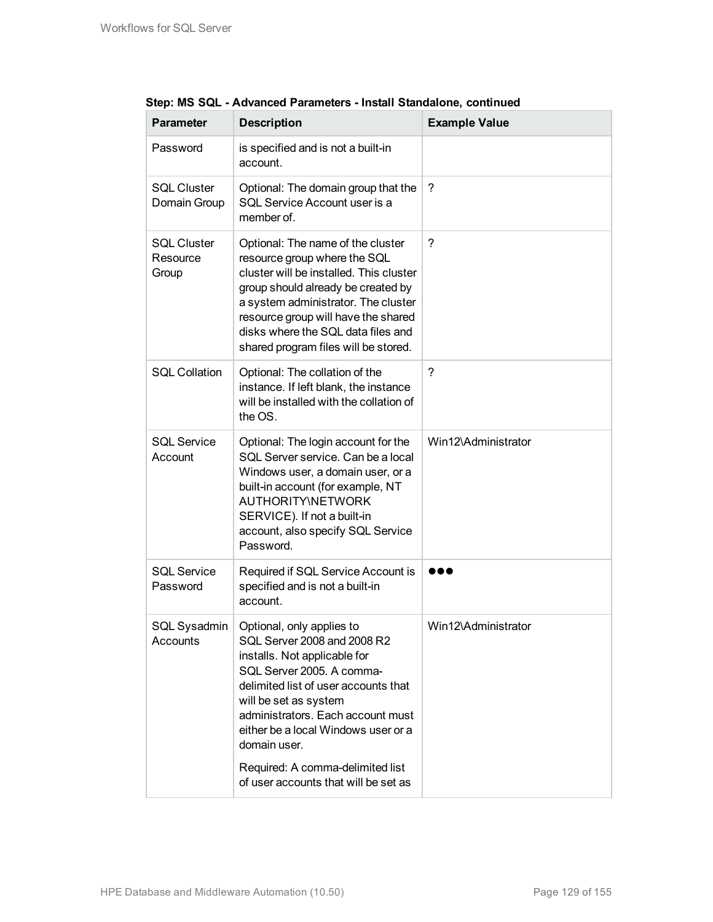**Step: MS SQL - Advanced Parameters - Install Standalone, continued**

| Parameter | Description | Example Value |
|---|---|---|
| Password | is specified and is not a built-in account. | |
| SQL Cluster Domain Group | Optional: The domain group that the SQL Service Account user is a member of. | ? |
| SQL Cluster Resource Group | Optional: The name of the cluster resource group where the SQL cluster will be installed. This cluster group should already be created by a system administrator. The cluster resource group will have the shared disks where the SQL data files and shared program files will be stored. | ? |
| SQL Collation | Optional: The collation of the instance. If left blank, the instance will be installed with the collation of the OS. | ? |
| SQL Service Account | Optional: The login account for the SQL Server service. Can be a local Windows user, a domain user, or a built-in account (for example, NT AUTHORITY\NETWORK SERVICE). If not a built-in account, also specify SQL Service Password. | Win12\Administrator |
| SQL Service Password | Required if SQL Service Account is specified and is not a built-in account. | ●●● |
| SQL Sysadmin Accounts | Optional, only applies to SQL Server 2008 and 2008 R2 installs. Not applicable for SQL Server 2005. A comma-delimited list of user accounts that will be set as system administrators. Each account must either be a local Windows user or a domain user.<br><br>Required: A comma-delimited list of user accounts that will be set as | Win12\Administrator |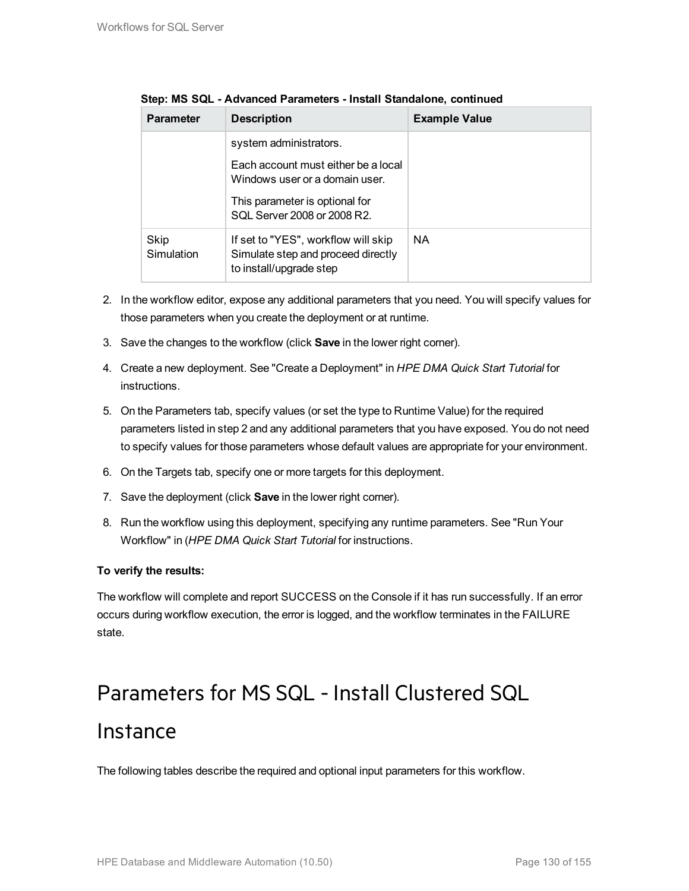**Step: MS SQL - Advanced Parameters - Install Standalone, continued**

| Parameter | Description | Example Value |
|---|---|---|
| | system administrators.<br><br>Each account must either be a local Windows user or a domain user.<br><br>This parameter is optional for SQL Server 2008 or 2008 R2. | |
| Skip Simulation | If set to "YES", workflow will skip Simulate step and proceed directly to install/upgrade step | NA |

2. In the workflow editor, expose any additional parameters that you need. You will specify values for those parameters when you create the deployment or at runtime.
3. Save the changes to the workflow (click **Save** in the lower right corner).
4. Create a new deployment. See "Create a Deployment" in *HPE DMA Quick Start Tutorial* for instructions.
5. On the Parameters tab, specify values (or set the type to Runtime Value) for the required parameters listed in step 2 and any additional parameters that you have exposed. You do not need to specify values for those parameters whose default values are appropriate for your environment.
6. On the Targets tab, specify one or more targets for this deployment.
7. Save the deployment (click **Save** in the lower right corner).
8. Run the workflow using this deployment, specifying any runtime parameters. See "Run Your Workflow" in (*HPE DMA Quick Start Tutorial* for instructions.

**To verify the results:**

The workflow will complete and report SUCCESS on the Console if it has run successfully. If an error occurs during workflow execution, the error is logged, and the workflow terminates in the FAILURE state.

# Parameters for MS SQL - Install Clustered SQL Instance

The following tables describe the required and optional input parameters for this workflow.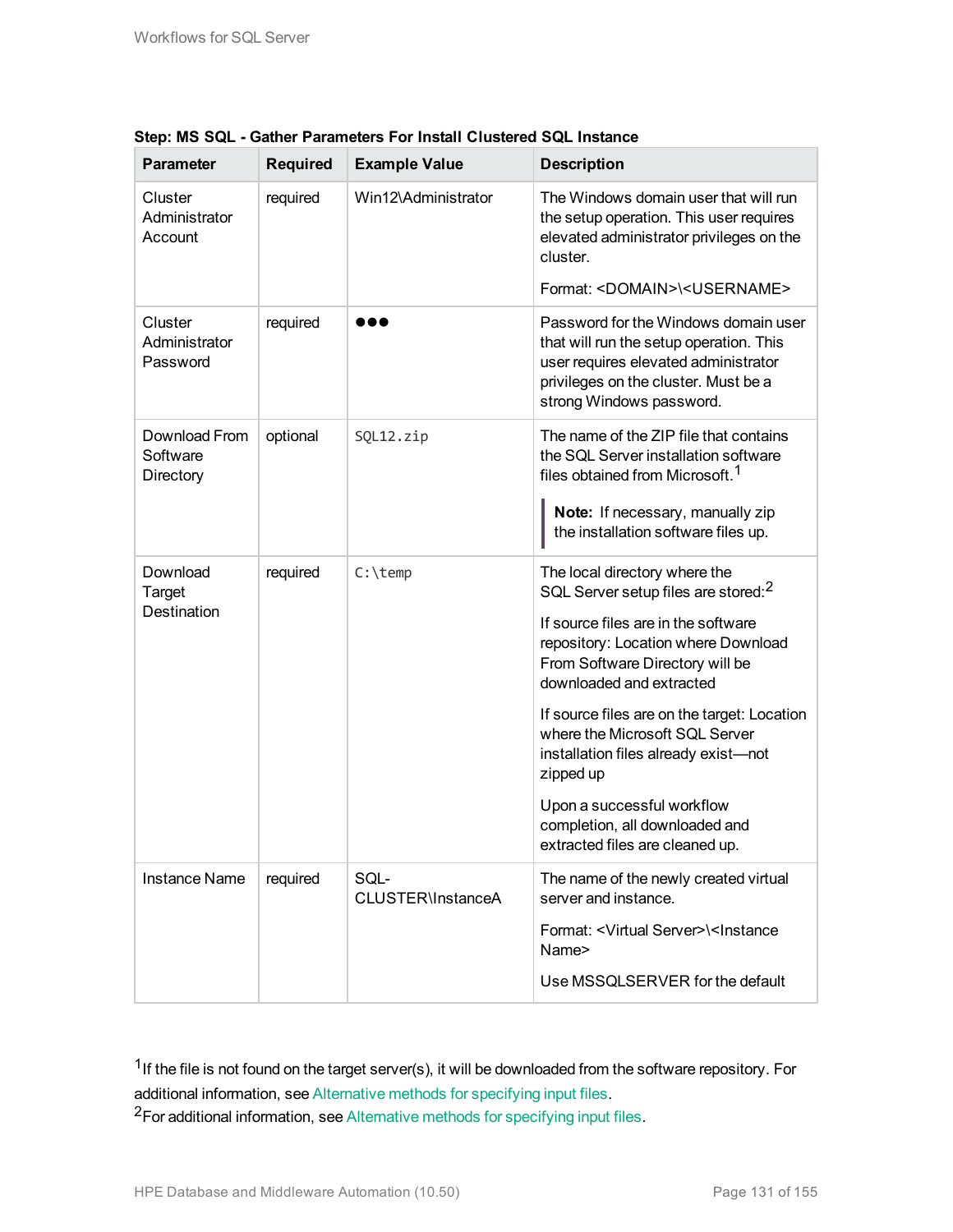**Step: MS SQL - Gather Parameters For Install Clustered SQL Instance**

| Parameter | Required | Example Value | Description |
|---|---|---|---|
| Cluster Administrator Account | required | Win12\Administrator | The Windows domain user that will run the setup operation. This user requires elevated administrator privileges on the cluster.<br><br>Format: <DOMAIN>\<USERNAME> |
| Cluster Administrator Password | required | ●●● | Password for the Windows domain user that will run the setup operation. This user requires elevated administrator privileges on the cluster. Must be a strong Windows password. |
| Download From Software Directory | optional | `SQL12.zip` | The name of the ZIP file that contains the SQL Server installation software files obtained from Microsoft.[1]<br><br>**Note:** If necessary, manually zip the installation software files up. |
| Download Target Destination | required | `C:\temp` | The local directory where the SQL Server setup files are stored:[2]<br><br>If source files are in the software repository: Location where Download From Software Directory will be downloaded and extracted<br><br>If source files are on the target: Location where the Microsoft SQL Server installation files already exist—not zipped up<br><br>Upon a successful workflow completion, all downloaded and extracted files are cleaned up. |
| Instance Name | required | SQL-CLUSTER\InstanceA | The name of the newly created virtual server and instance.<br><br>Format: <Virtual Server>\<Instance Name><br><br>Use MSSQLSERVER for the default |

[1] If the file is not found on the target server(s), it will be downloaded from the software repository. For additional information, see Alternative methods for specifying input files.

[2] For additional information, see Alternative methods for specifying input files.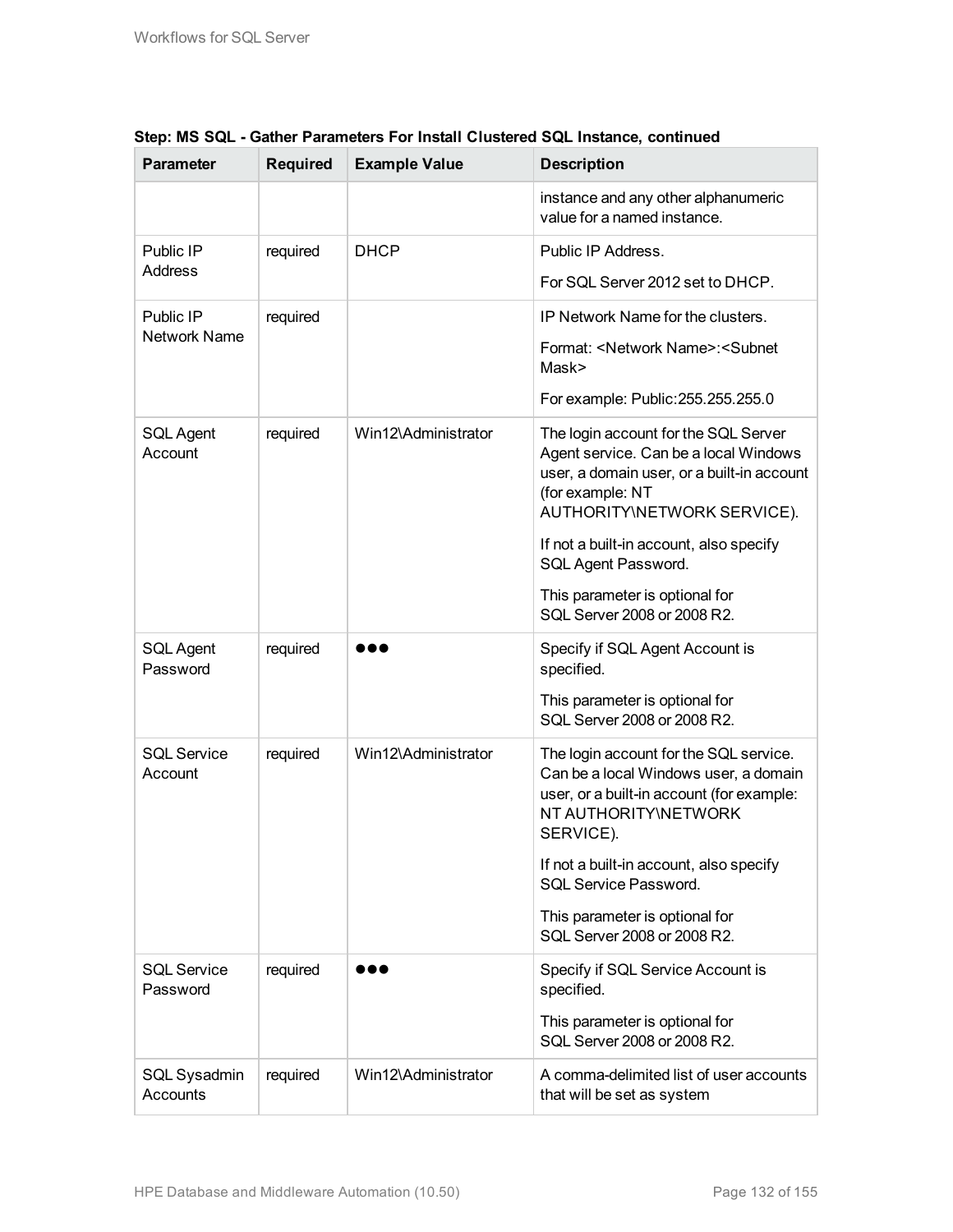**Step: MS SQL - Gather Parameters For Install Clustered SQL Instance, continued**

| Parameter | Required | Example Value | Description |
|---|---|---|---|
| | | | instance and any other alphanumeric value for a named instance. |
| Public IP Address | required | DHCP | Public IP Address.<br><br>For SQL Server 2012 set to DHCP. |
| Public IP Network Name | required | | IP Network Name for the clusters.<br><br>Format: <Network Name>:<Subnet Mask><br><br>For example: Public:255.255.255.0 |
| SQL Agent Account | required | Win12\Administrator | The login account for the SQL Server Agent service. Can be a local Windows user, a domain user, or a built-in account (for example: NT AUTHORITY\NETWORK SERVICE).<br><br>If not a built-in account, also specify SQL Agent Password.<br><br>This parameter is optional for SQL Server 2008 or 2008 R2. |
| SQL Agent Password | required | ●●● | Specify if SQL Agent Account is specified.<br><br>This parameter is optional for SQL Server 2008 or 2008 R2. |
| SQL Service Account | required | Win12\Administrator | The login account for the SQL service. Can be a local Windows user, a domain user, or a built-in account (for example: NT AUTHORITY\NETWORK SERVICE).<br><br>If not a built-in account, also specify SQL Service Password.<br><br>This parameter is optional for SQL Server 2008 or 2008 R2. |
| SQL Service Password | required | ●●● | Specify if SQL Service Account is specified.<br><br>This parameter is optional for SQL Server 2008 or 2008 R2. |
| SQL Sysadmin Accounts | required | Win12\Administrator | A comma-delimited list of user accounts that will be set as system |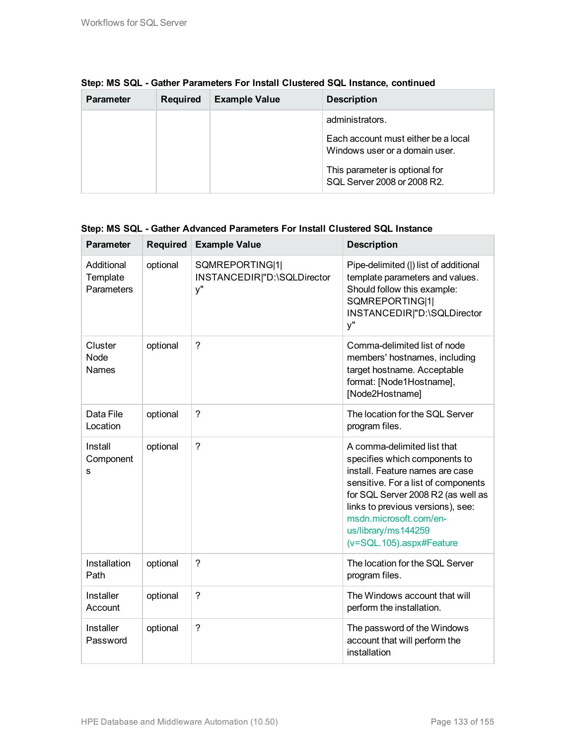**Step: MS SQL - Gather Parameters For Install Clustered SQL Instance, continued**

| Parameter | Required | Example Value | Description |
|---|---|---|---|
| | | | administrators.<br><br>Each account must either be a local Windows user or a domain user.<br><br>This parameter is optional for SQL Server 2008 or 2008 R2. |

**Step: MS SQL - Gather Advanced Parameters For Install Clustered SQL Instance**

| Parameter | Required | Example Value | Description |
|---|---|---|---|
| Additional Template Parameters | optional | SQMREPORTING\|1\|INSTANCEDIR\|"D:\SQLDirectory" | Pipe-delimited (\|) list of additional template parameters and values. Should follow this example: SQMREPORTING\|1\|INSTANCEDIR\|"D:\SQLDirectory" |
| Cluster Node Names | optional | ? | Comma-delimited list of node members' hostnames, including target hostname. Acceptable format: [Node1Hostname], [Node2Hostname] |
| Data File Location | optional | ? | The location for the SQL Server program files. |
| Install Components | optional | ? | A comma-delimited list that specifies which components to install. Feature names are case sensitive. For a list of components for SQL Server 2008 R2 (as well as links to previous versions), see: msdn.microsoft.com/en-us/library/ms144259(v=SQL.105).aspx#Feature |
| Installation Path | optional | ? | The location for the SQL Server program files. |
| Installer Account | optional | ? | The Windows account that will perform the installation. |
| Installer Password | optional | ? | The password of the Windows account that will perform the installation |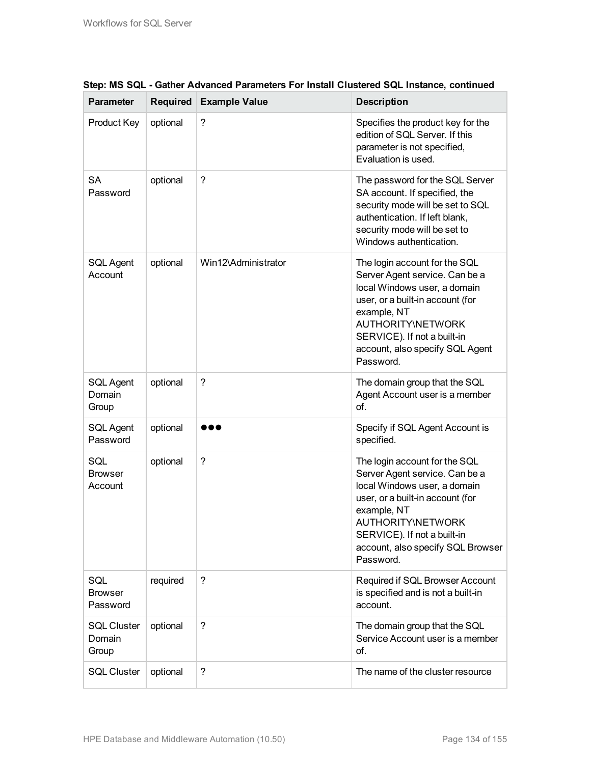**Step: MS SQL - Gather Advanced Parameters For Install Clustered SQL Instance, continued**

| Parameter | Required | Example Value | Description |
|---|---|---|---|
| Product Key | optional | ? | Specifies the product key for the edition of SQL Server. If this parameter is not specified, Evaluation is used. |
| SA Password | optional | ? | The password for the SQL Server SA account. If specified, the security mode will be set to SQL authentication. If left blank, security mode will be set to Windows authentication. |
| SQL Agent Account | optional | Win12\Administrator | The login account for the SQL Server Agent service. Can be a local Windows user, a domain user, or a built-in account (for example, NT AUTHORITY\NETWORK SERVICE). If not a built-in account, also specify SQL Agent Password. |
| SQL Agent Domain Group | optional | ? | The domain group that the SQL Agent Account user is a member of. |
| SQL Agent Password | optional | ●●● | Specify if SQL Agent Account is specified. |
| SQL Browser Account | optional | ? | The login account for the SQL Server Agent service. Can be a local Windows user, a domain user, or a built-in account (for example, NT AUTHORITY\NETWORK SERVICE). If not a built-in account, also specify SQL Browser Password. |
| SQL Browser Password | required | ? | Required if SQL Browser Account is specified and is not a built-in account. |
| SQL Cluster Domain Group | optional | ? | The domain group that the SQL Service Account user is a member of. |
| SQL Cluster | optional | ? | The name of the cluster resource |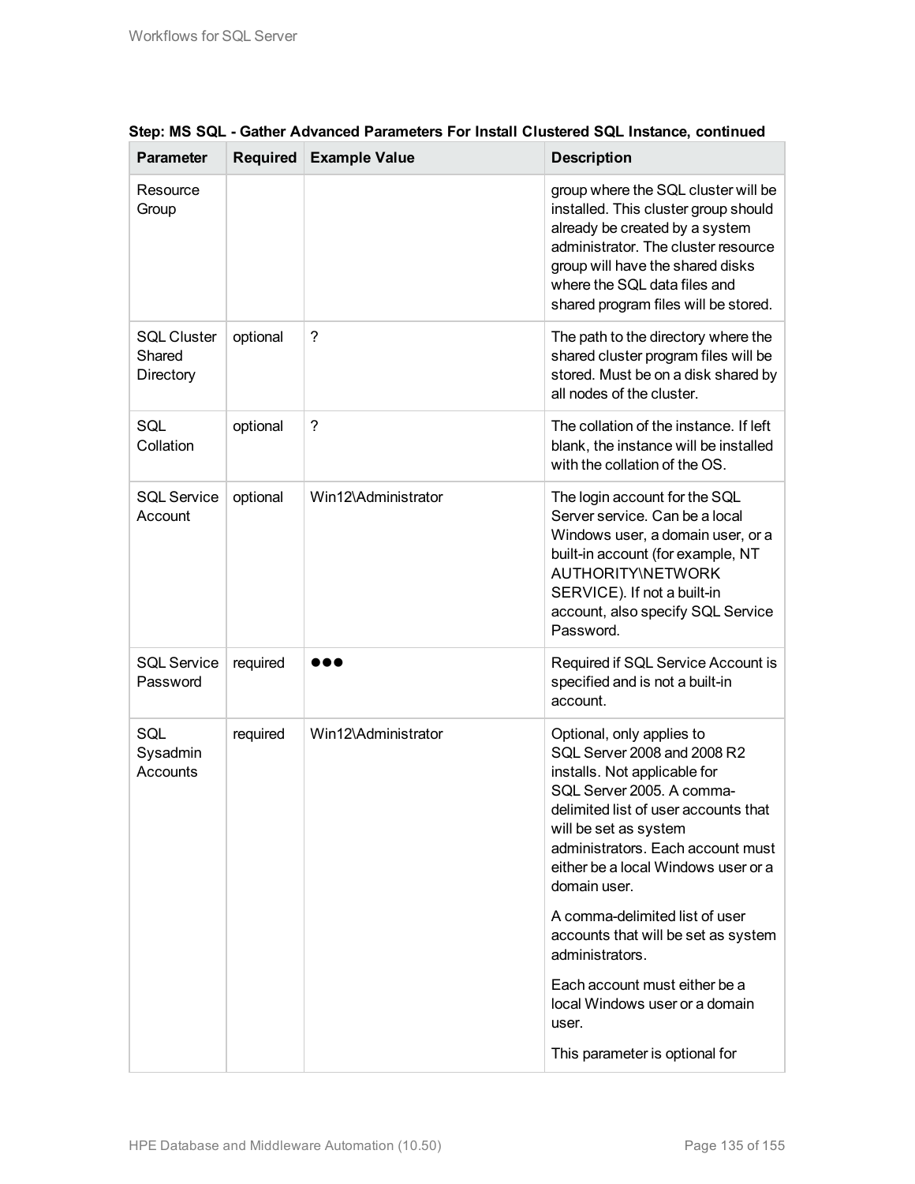**Step: MS SQL - Gather Advanced Parameters For Install Clustered SQL Instance, continued**

| Parameter | Required | Example Value | Description |
|---|---|---|---|
| Resource Group | | | group where the SQL cluster will be installed. This cluster group should already be created by a system administrator. The cluster resource group will have the shared disks where the SQL data files and shared program files will be stored. |
| SQL Cluster Shared Directory | optional | ? | The path to the directory where the shared cluster program files will be stored. Must be on a disk shared by all nodes of the cluster. |
| SQL Collation | optional | ? | The collation of the instance. If left blank, the instance will be installed with the collation of the OS. |
| SQL Service Account | optional | Win12\Administrator | The login account for the SQL Server service. Can be a local Windows user, a domain user, or a built-in account (for example, NT AUTHORITY\NETWORK SERVICE). If not a built-in account, also specify SQL Service Password. |
| SQL Service Password | required | ●●● | Required if SQL Service Account is specified and is not a built-in account. |
| SQL Sysadmin Accounts | required | Win12\Administrator | Optional, only applies to SQL Server 2008 and 2008 R2 installs. Not applicable for SQL Server 2005. A comma-delimited list of user accounts that will be set as system administrators. Each account must either be a local Windows user or a domain user.<br><br>A comma-delimited list of user accounts that will be set as system administrators.<br><br>Each account must either be a local Windows user or a domain user.<br><br>This parameter is optional for |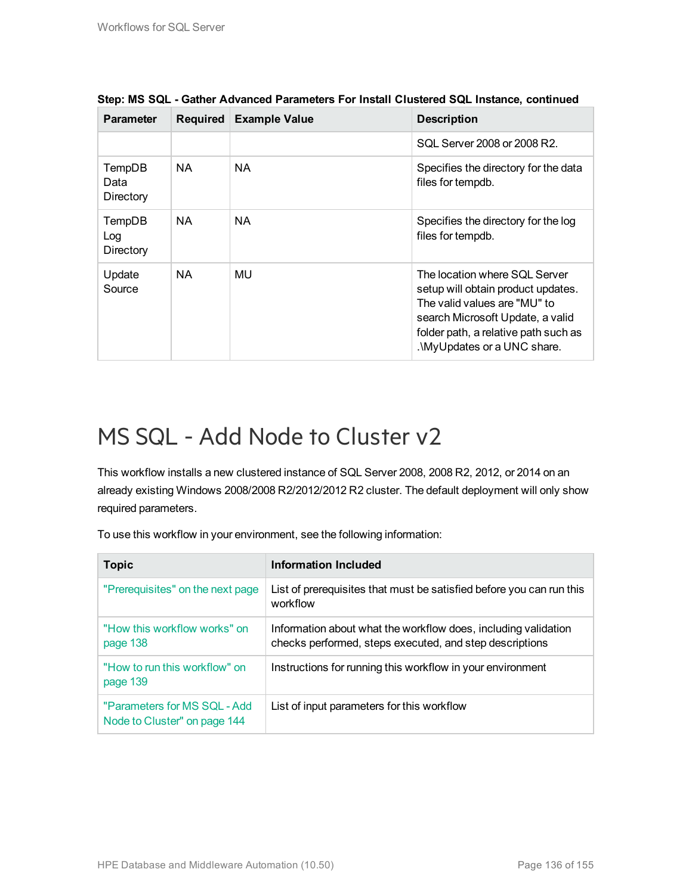**Step: MS SQL - Gather Advanced Parameters For Install Clustered SQL Instance, continued**

| Parameter | Required | Example Value | Description |
|---|---|---|---|
| | | | SQL Server 2008 or 2008 R2. |
| TempDB Data Directory | NA | NA | Specifies the directory for the data files for tempdb. |
| TempDB Log Directory | NA | NA | Specifies the directory for the log files for tempdb. |
| Update Source | NA | MU | The location where SQL Server setup will obtain product updates. The valid values are "MU" to search Microsoft Update, a valid folder path, a relative path such as .\MyUpdates or a UNC share. |

# MS SQL - Add Node to Cluster v2

This workflow installs a new clustered instance of SQL Server 2008, 2008 R2, 2012, or 2014 on an already existing Windows 2008/2008 R2/2012/2012 R2 cluster. The default deployment will only show required parameters.

To use this workflow in your environment, see the following information:

| Topic | Information Included |
|---|---|
| "Prerequisites" on the next page | List of prerequisites that must be satisfied before you can run this workflow |
| "How this workflow works" on page 138 | Information about what the workflow does, including validation checks performed, steps executed, and step descriptions |
| "How to run this workflow" on page 139 | Instructions for running this workflow in your environment |
| "Parameters for MS SQL - Add Node to Cluster" on page 144 | List of input parameters for this workflow |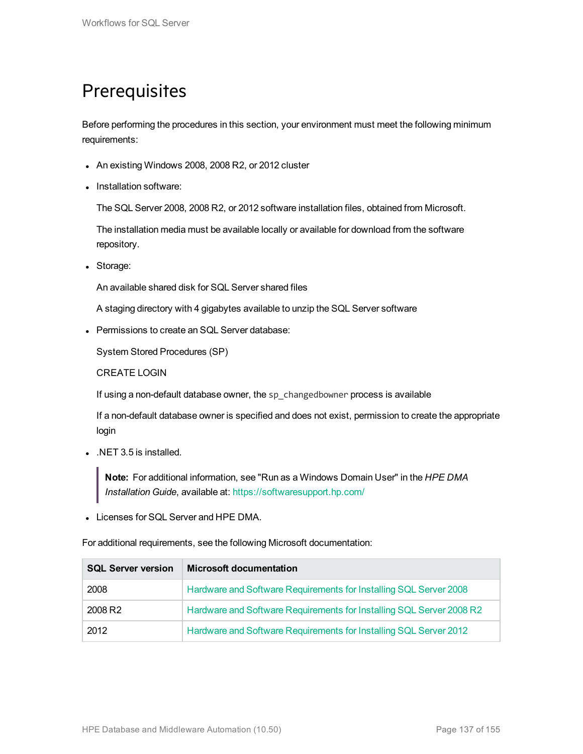# Prerequisites

Before performing the procedures in this section, your environment must meet the following minimum requirements:

- An existing Windows 2008, 2008 R2, or 2012 cluster
- Installation software:

  The SQL Server 2008, 2008 R2, or 2012 software installation files, obtained from Microsoft.

  The installation media must be available locally or available for download from the software repository.
- Storage:

  An available shared disk for SQL Server shared files

  A staging directory with 4 gigabytes available to unzip the SQL Server software
- Permissions to create an SQL Server database:

  System Stored Procedures (SP)

  CREATE LOGIN

  If using a non-default database owner, the `sp_changedbowner` process is available

  If a non-default database owner is specified and does not exist, permission to create the appropriate login
- .NET 3.5 is installed.

  > **Note:** For additional information, see "Run as a Windows Domain User" in the *HPE DMA Installation Guide*, available at: https://softwaresupport.hp.com/
- Licenses for SQL Server and HPE DMA.

For additional requirements, see the following Microsoft documentation:

| SQL Server version | Microsoft documentation |
|---|---|
| 2008 | Hardware and Software Requirements for Installing SQL Server 2008 |
| 2008 R2 | Hardware and Software Requirements for Installing SQL Server 2008 R2 |
| 2012 | Hardware and Software Requirements for Installing SQL Server 2012 |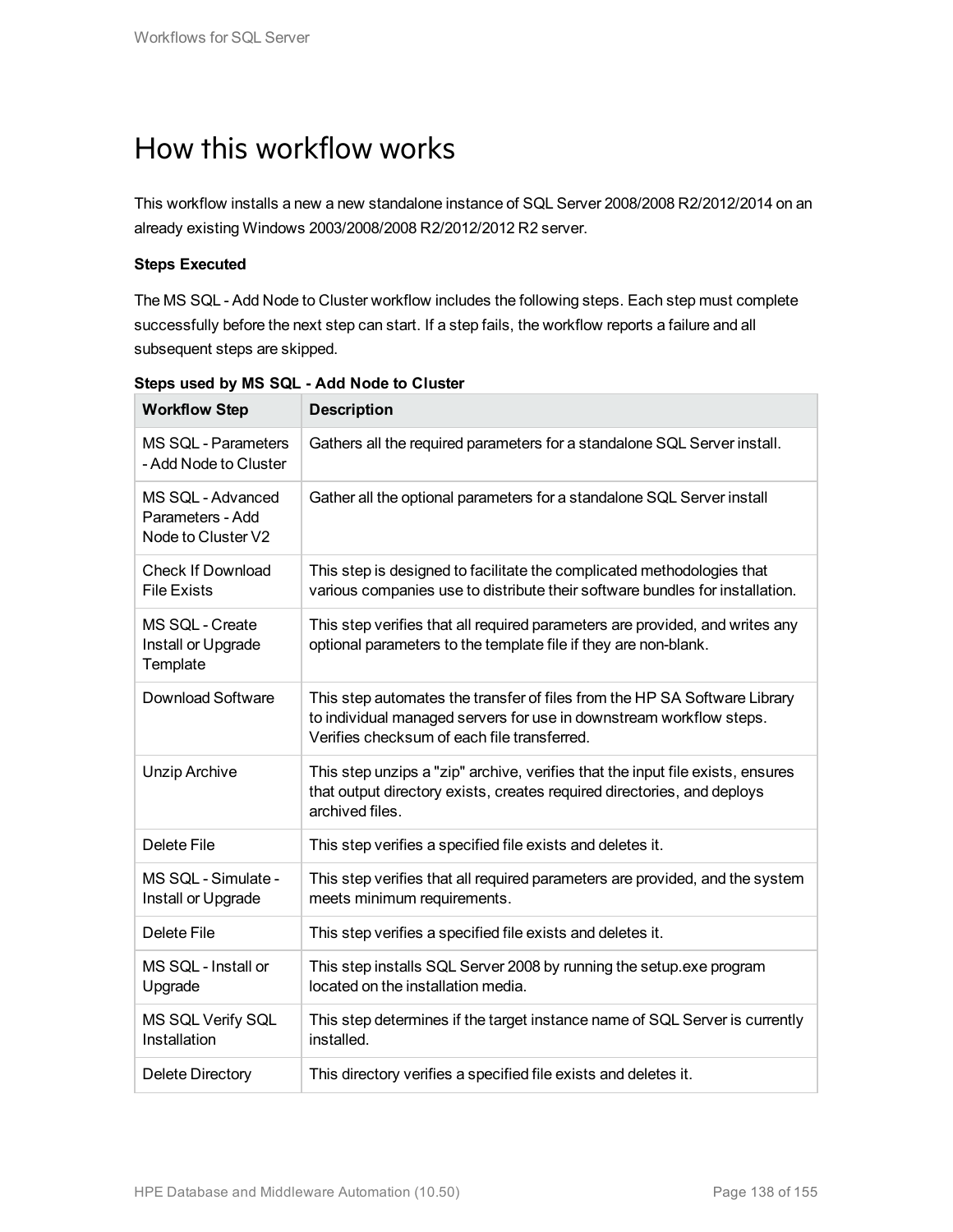# How this workflow works

This workflow installs a new a new standalone instance of SQL Server 2008/2008 R2/2012/2014 on an already existing Windows 2003/2008/2008 R2/2012/2012 R2 server.

**Steps Executed**

The MS SQL - Add Node to Cluster workflow includes the following steps. Each step must complete successfully before the next step can start. If a step fails, the workflow reports a failure and all subsequent steps are skipped.

**Steps used by MS SQL - Add Node to Cluster**

| Workflow Step | Description |
|---|---|
| MS SQL - Parameters - Add Node to Cluster | Gathers all the required parameters for a standalone SQL Server install. |
| MS SQL - Advanced Parameters - Add Node to Cluster V2 | Gather all the optional parameters for a standalone SQL Server install |
| Check If Download File Exists | This step is designed to facilitate the complicated methodologies that various companies use to distribute their software bundles for installation. |
| MS SQL - Create Install or Upgrade Template | This step verifies that all required parameters are provided, and writes any optional parameters to the template file if they are non-blank. |
| Download Software | This step automates the transfer of files from the HP SA Software Library to individual managed servers for use in downstream workflow steps. Verifies checksum of each file transferred. |
| Unzip Archive | This step unzips a "zip" archive, verifies that the input file exists, ensures that output directory exists, creates required directories, and deploys archived files. |
| Delete File | This step verifies a specified file exists and deletes it. |
| MS SQL - Simulate - Install or Upgrade | This step verifies that all required parameters are provided, and the system meets minimum requirements. |
| Delete File | This step verifies a specified file exists and deletes it. |
| MS SQL - Install or Upgrade | This step installs SQL Server 2008 by running the setup.exe program located on the installation media. |
| MS SQL Verify SQL Installation | This step determines if the target instance name of SQL Server is currently installed. |
| Delete Directory | This directory verifies a specified file exists and deletes it. |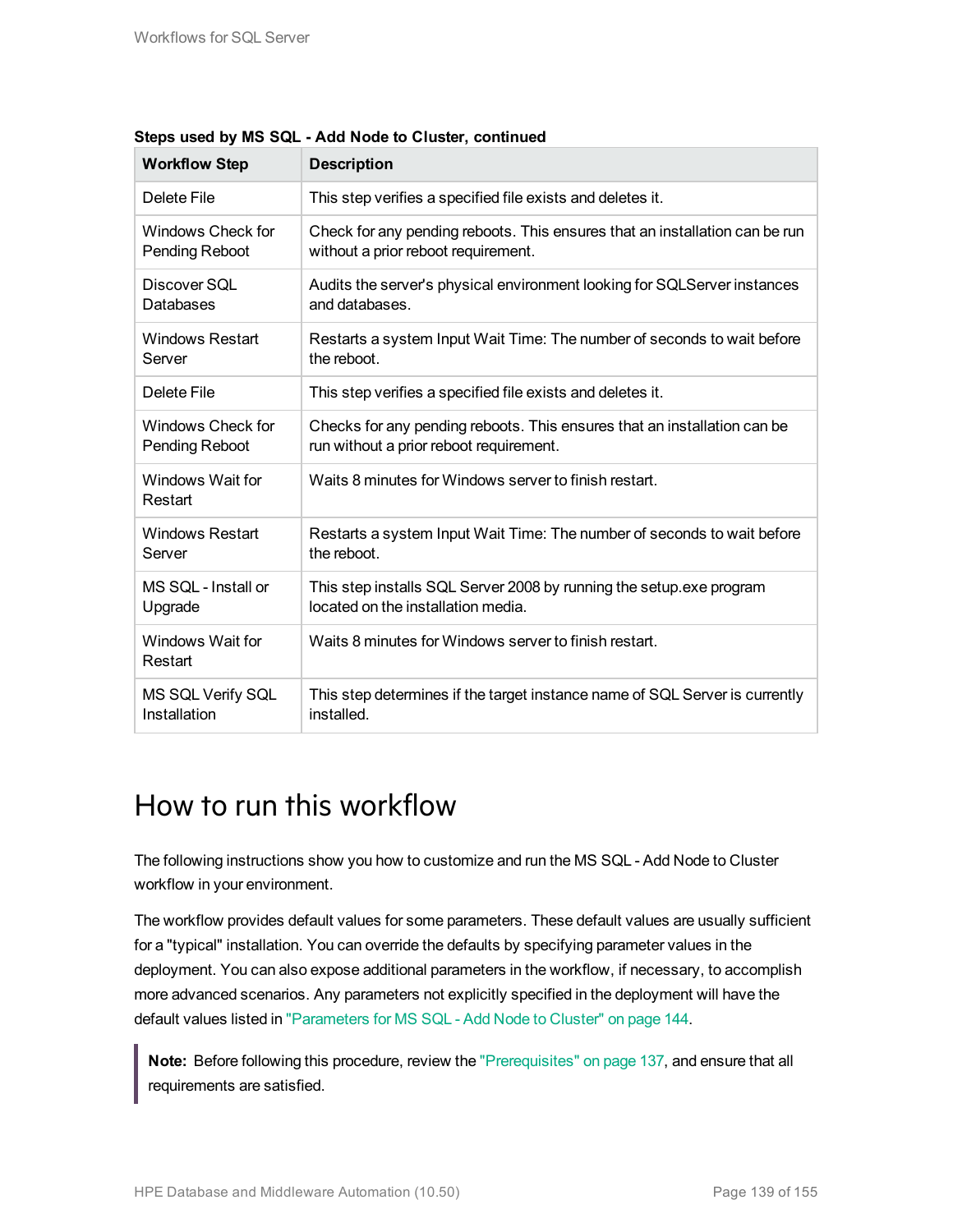**Steps used by MS SQL - Add Node to Cluster, continued**

| Workflow Step | Description |
|---|---|
| Delete File | This step verifies a specified file exists and deletes it. |
| Windows Check for Pending Reboot | Check for any pending reboots. This ensures that an installation can be run without a prior reboot requirement. |
| Discover SQL Databases | Audits the server's physical environment looking for SQLServer instances and databases. |
| Windows Restart Server | Restarts a system Input Wait Time: The number of seconds to wait before the reboot. |
| Delete File | This step verifies a specified file exists and deletes it. |
| Windows Check for Pending Reboot | Checks for any pending reboots. This ensures that an installation can be run without a prior reboot requirement. |
| Windows Wait for Restart | Waits 8 minutes for Windows server to finish restart. |
| Windows Restart Server | Restarts a system Input Wait Time: The number of seconds to wait before the reboot. |
| MS SQL - Install or Upgrade | This step installs SQL Server 2008 by running the setup.exe program located on the installation media. |
| Windows Wait for Restart | Waits 8 minutes for Windows server to finish restart. |
| MS SQL Verify SQL Installation | This step determines if the target instance name of SQL Server is currently installed. |

# How to run this workflow

The following instructions show you how to customize and run the MS SQL - Add Node to Cluster workflow in your environment.

The workflow provides default values for some parameters. These default values are usually sufficient for a "typical" installation. You can override the defaults by specifying parameter values in the deployment. You can also expose additional parameters in the workflow, if necessary, to accomplish more advanced scenarios. Any parameters not explicitly specified in the deployment will have the default values listed in "Parameters for MS SQL - Add Node to Cluster" on page 144.

> **Note:** Before following this procedure, review the "Prerequisites" on page 137, and ensure that all requirements are satisfied.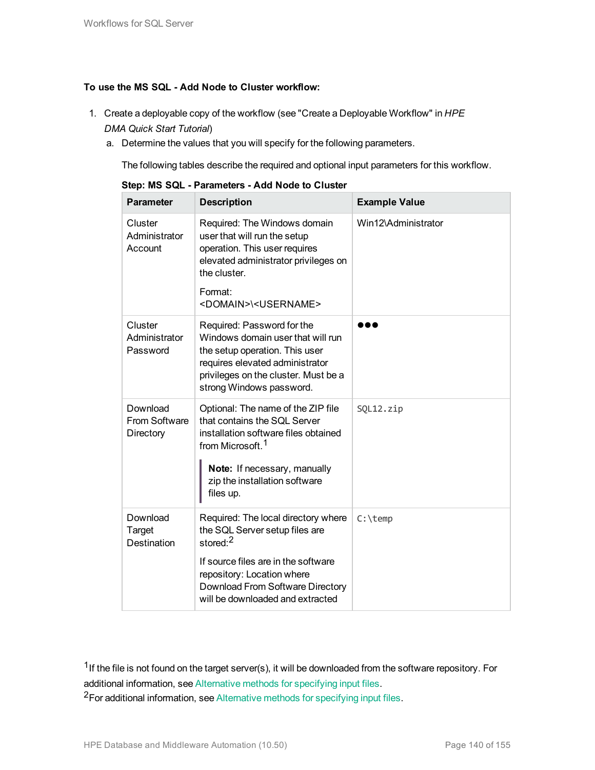**To use the MS SQL - Add Node to Cluster workflow:**

1. Create a deployable copy of the workflow (see "Create a Deployable Workflow" in *HPE DMA Quick Start Tutorial*)
   a. Determine the values that you will specify for the following parameters.

      The following tables describe the required and optional input parameters for this workflow.

**Step: MS SQL - Parameters - Add Node to Cluster**

| Parameter | Description | Example Value |
|---|---|---|
| Cluster Administrator Account | Required: The Windows domain user that will run the setup operation. This user requires elevated administrator privileges on the cluster.<br><br>Format: <DOMAIN>\<USERNAME> | Win12\Administrator |
| Cluster Administrator Password | Required: Password for the Windows domain user that will run the setup operation. This user requires elevated administrator privileges on the cluster. Must be a strong Windows password. | ●●● |
| Download From Software Directory | Optional: The name of the ZIP file that contains the SQL Server installation software files obtained from Microsoft.[1]<br><br>**Note:** If necessary, manually zip the installation software files up. | `SQL12.zip` |
| Download Target Destination | Required: The local directory where the SQL Server setup files are stored:[2]<br><br>If source files are in the software repository: Location where Download From Software Directory will be downloaded and extracted | `C:\temp` |

[1] If the file is not found on the target server(s), it will be downloaded from the software repository. For additional information, see Alternative methods for specifying input files.

[2] For additional information, see Alternative methods for specifying input files.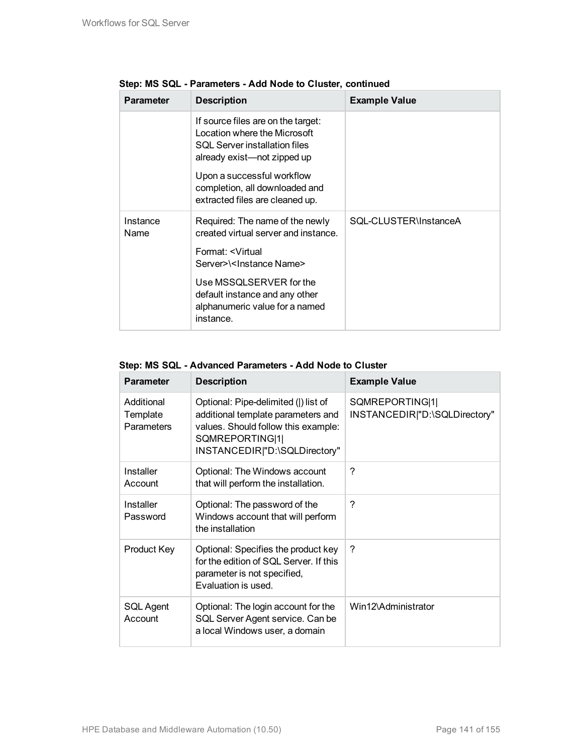**Step: MS SQL - Parameters - Add Node to Cluster, continued**

| Parameter | Description | Example Value |
|---|---|---|
| | If source files are on the target: Location where the Microsoft SQL Server installation files already exist—not zipped up<br><br>Upon a successful workflow completion, all downloaded and extracted files are cleaned up. | |
| Instance Name | Required: The name of the newly created virtual server and instance.<br><br>Format: <Virtual Server>\<Instance Name><br><br>Use MSSQLSERVER for the default instance and any other alphanumeric value for a named instance. | SQL-CLUSTER\InstanceA |

**Step: MS SQL - Advanced Parameters - Add Node to Cluster**

| Parameter | Description | Example Value |
|---|---|---|
| Additional Template Parameters | Optional: Pipe-delimited (\|) list of additional template parameters and values. Should follow this example: SQMREPORTING\|1\|INSTANCEDIR\|"D:\SQLDirectory" | SQMREPORTING\|1\|INSTANCEDIR\|"D:\SQLDirectory" |
| Installer Account | Optional: The Windows account that will perform the installation. | ? |
| Installer Password | Optional: The password of the Windows account that will perform the installation | ? |
| Product Key | Optional: Specifies the product key for the edition of SQL Server. If this parameter is not specified, Evaluation is used. | ? |
| SQL Agent Account | Optional: The login account for the SQL Server Agent service. Can be a local Windows user, a domain | Win12\Administrator |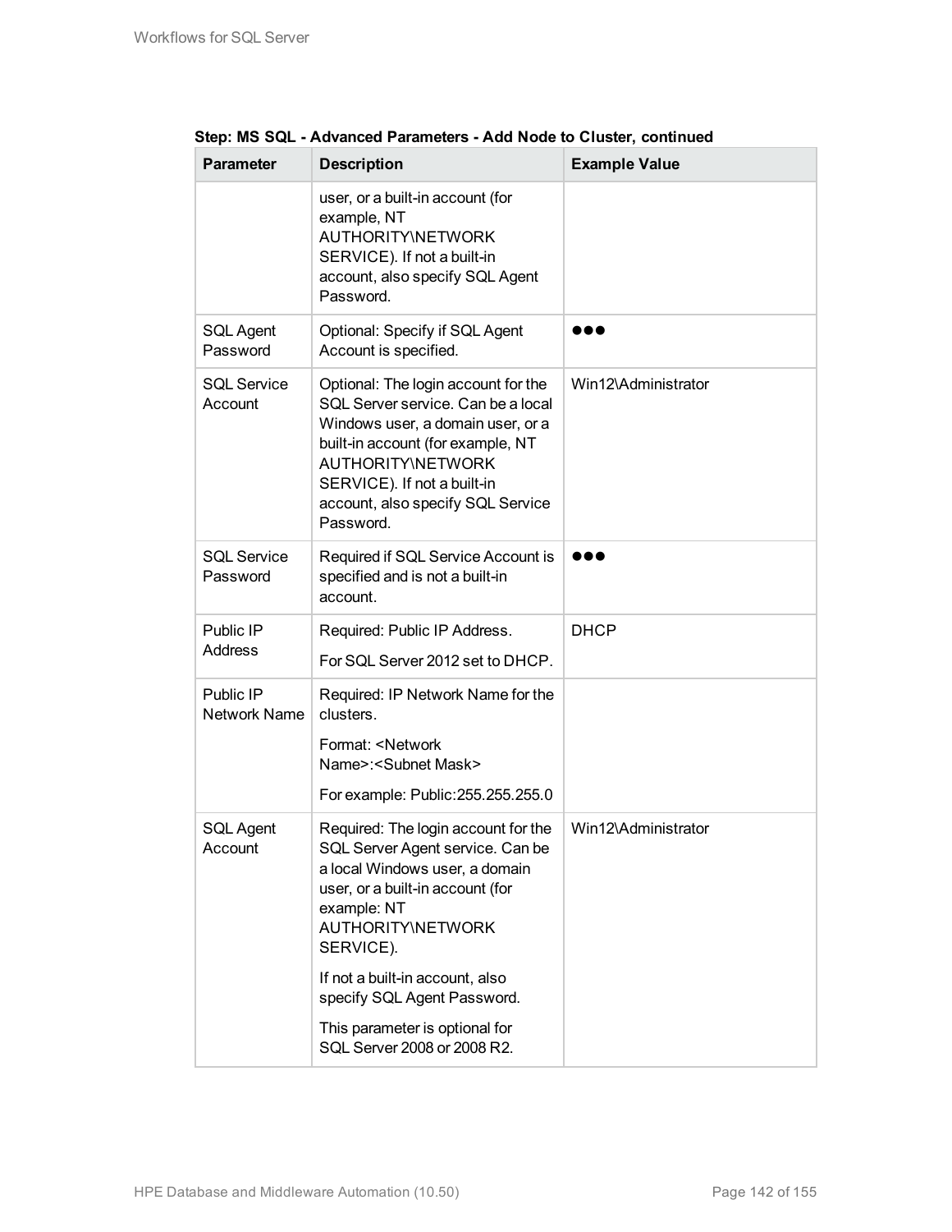**Step: MS SQL - Advanced Parameters - Add Node to Cluster, continued**

| Parameter | Description | Example Value |
|---|---|---|
| | user, or a built-in account (for example, NT AUTHORITY\NETWORK SERVICE). If not a built-in account, also specify SQL Agent Password. | |
| SQL Agent Password | Optional: Specify if SQL Agent Account is specified. | ●●● |
| SQL Service Account | Optional: The login account for the SQL Server service. Can be a local Windows user, a domain user, or a built-in account (for example, NT AUTHORITY\NETWORK SERVICE). If not a built-in account, also specify SQL Service Password. | Win12\Administrator |
| SQL Service Password | Required if SQL Service Account is specified and is not a built-in account. | ●●● |
| Public IP Address | Required: Public IP Address.<br><br>For SQL Server 2012 set to DHCP. | DHCP |
| Public IP Network Name | Required: IP Network Name for the clusters.<br><br>Format: <Network Name>:<Subnet Mask><br><br>For example: Public:255.255.255.0 | |
| SQL Agent Account | Required: The login account for the SQL Server Agent service. Can be a local Windows user, a domain user, or a built-in account (for example: NT AUTHORITY\NETWORK SERVICE).<br><br>If not a built-in account, also specify SQL Agent Password.<br><br>This parameter is optional for SQL Server 2008 or 2008 R2. | Win12\Administrator |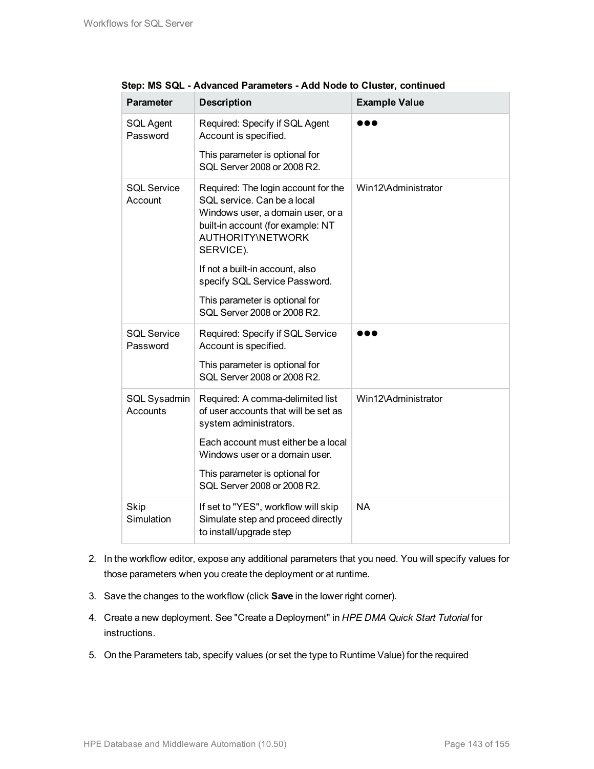**Step: MS SQL - Advanced Parameters - Add Node to Cluster, continued**

| Parameter | Description | Example Value |
|---|---|---|
| SQL Agent Password | Required: Specify if SQL Agent Account is specified.<br><br>This parameter is optional for SQL Server 2008 or 2008 R2. | ●●● |
| SQL Service Account | Required: The login account for the SQL service. Can be a local Windows user, a domain user, or a built-in account (for example: NT AUTHORITY\NETWORK SERVICE).<br><br>If not a built-in account, also specify SQL Service Password.<br><br>This parameter is optional for SQL Server 2008 or 2008 R2. | Win12\Administrator |
| SQL Service Password | Required: Specify if SQL Service Account is specified.<br><br>This parameter is optional for SQL Server 2008 or 2008 R2. | ●●● |
| SQL Sysadmin Accounts | Required: A comma-delimited list of user accounts that will be set as system administrators.<br><br>Each account must either be a local Windows user or a domain user.<br><br>This parameter is optional for SQL Server 2008 or 2008 R2. | Win12\Administrator |
| Skip Simulation | If set to "YES", workflow will skip Simulate step and proceed directly to install/upgrade step | NA |

2. In the workflow editor, expose any additional parameters that you need. You will specify values for those parameters when you create the deployment or at runtime.
3. Save the changes to the workflow (click **Save** in the lower right corner).
4. Create a new deployment. See "Create a Deployment" in *HPE DMA Quick Start Tutorial* for instructions.
5. On the Parameters tab, specify values (or set the type to Runtime Value) for the required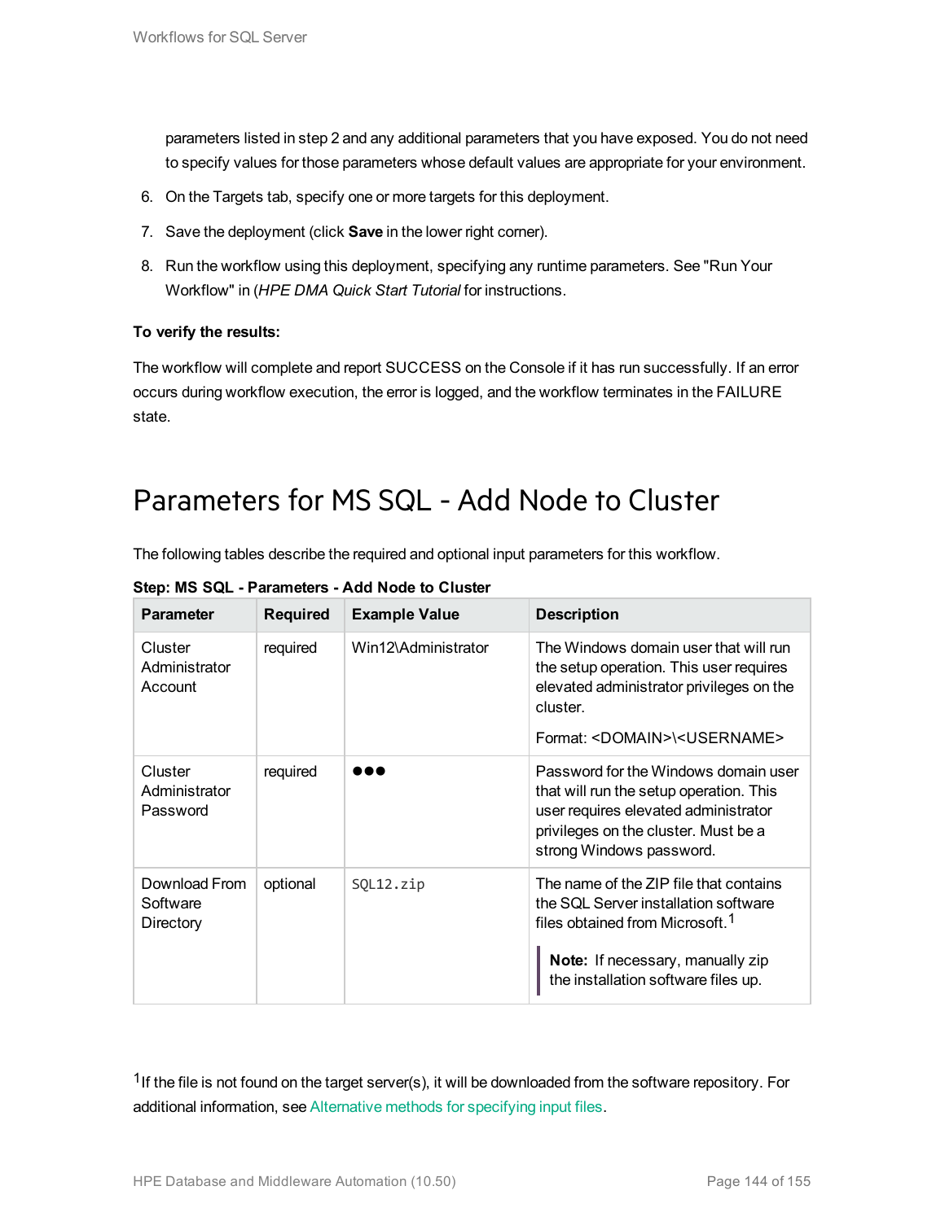parameters listed in step 2 and any additional parameters that you have exposed. You do not need to specify values for those parameters whose default values are appropriate for your environment.

6. On the Targets tab, specify one or more targets for this deployment.
7. Save the deployment (click **Save** in the lower right corner).
8. Run the workflow using this deployment, specifying any runtime parameters. See "Run Your Workflow" in (*HPE DMA Quick Start Tutorial* for instructions.

**To verify the results:**

The workflow will complete and report SUCCESS on the Console if it has run successfully. If an error occurs during workflow execution, the error is logged, and the workflow terminates in the FAILURE state.

# Parameters for MS SQL - Add Node to Cluster

The following tables describe the required and optional input parameters for this workflow.

**Step: MS SQL - Parameters - Add Node to Cluster**

| Parameter | Required | Example Value | Description |
|---|---|---|---|
| Cluster Administrator Account | required | Win12\Administrator | The Windows domain user that will run the setup operation. This user requires elevated administrator privileges on the cluster.<br><br>Format: <DOMAIN>\<USERNAME> |
| Cluster Administrator Password | required | ●●● | Password for the Windows domain user that will run the setup operation. This user requires elevated administrator privileges on the cluster. Must be a strong Windows password. |
| Download From Software Directory | optional | `SQL12.zip` | The name of the ZIP file that contains the SQL Server installation software files obtained from Microsoft.[1]<br><br>**Note:** If necessary, manually zip the installation software files up. |

[1] If the file is not found on the target server(s), it will be downloaded from the software repository. For additional information, see Alternative methods for specifying input files.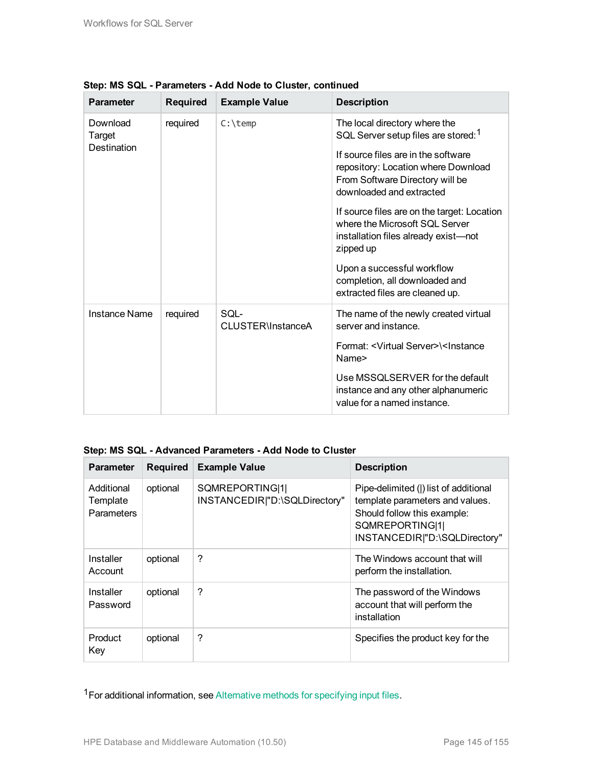**Step: MS SQL - Parameters - Add Node to Cluster, continued**

| Parameter | Required | Example Value | Description |
|---|---|---|---|
| Download Target Destination | required | `C:\temp` | The local directory where the SQL Server setup files are stored:[1]<br><br>If source files are in the software repository: Location where Download From Software Directory will be downloaded and extracted<br><br>If source files are on the target: Location where the Microsoft SQL Server installation files already exist—not zipped up<br><br>Upon a successful workflow completion, all downloaded and extracted files are cleaned up. |
| Instance Name | required | SQL-CLUSTER\InstanceA | The name of the newly created virtual server and instance.<br><br>Format: <Virtual Server>\<Instance Name><br><br>Use MSSQLSERVER for the default instance and any other alphanumeric value for a named instance. |

**Step: MS SQL - Advanced Parameters - Add Node to Cluster**

| Parameter | Required | Example Value | Description |
|---|---|---|---|
| Additional Template Parameters | optional | SQMREPORTING\|1\|INSTANCEDIR\|"D:\SQLDirectory" | Pipe-delimited (\|) list of additional template parameters and values. Should follow this example: SQMREPORTING\|1\|INSTANCEDIR\|"D:\SQLDirectory" |
| Installer Account | optional | ? | The Windows account that will perform the installation. |
| Installer Password | optional | ? | The password of the Windows account that will perform the installation |
| Product Key | optional | ? | Specifies the product key for the |

[1]For additional information, see Alternative methods for specifying input files.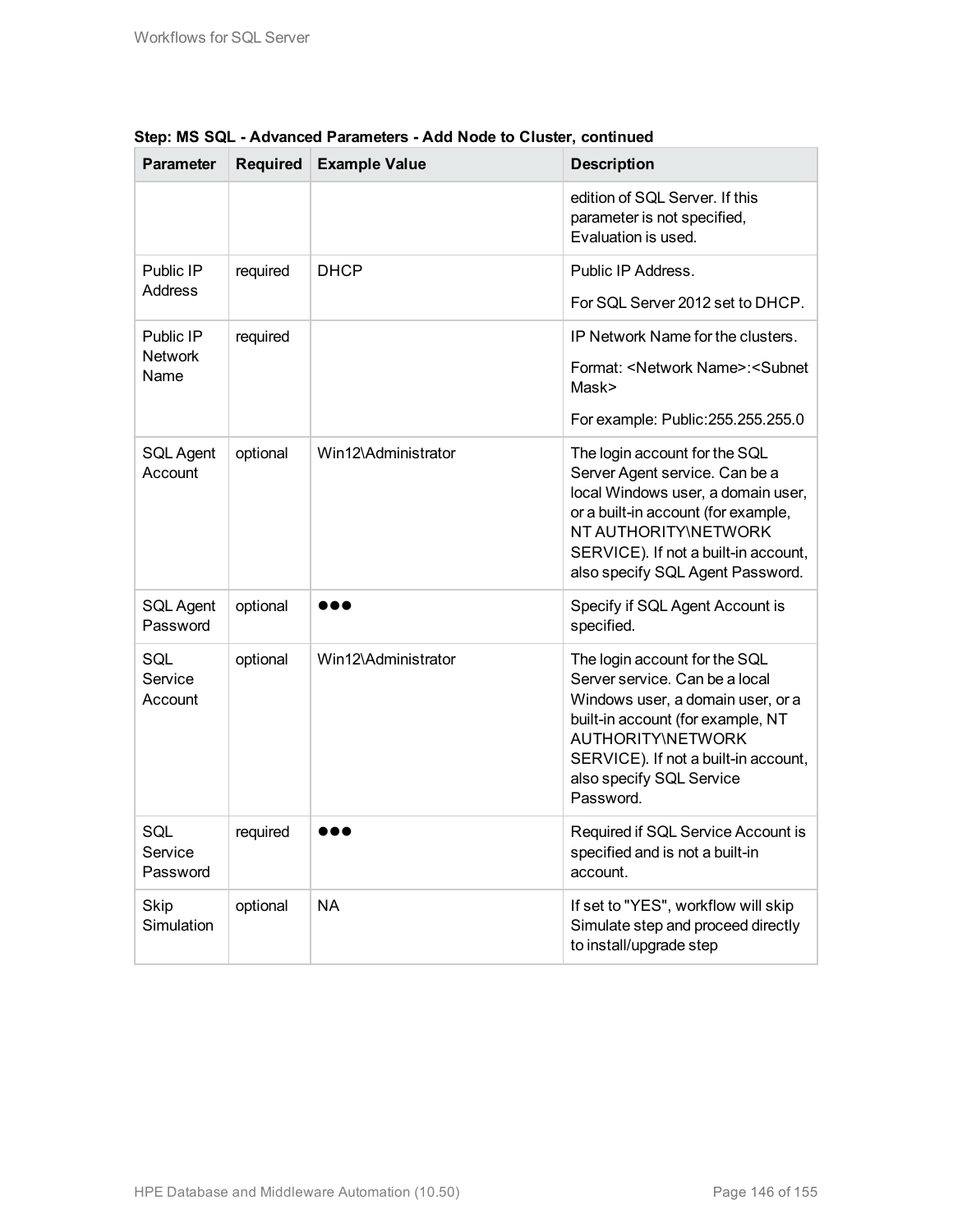**Step: MS SQL - Advanced Parameters - Add Node to Cluster, continued**

| Parameter | Required | Example Value | Description |
|---|---|---|---|
| | | | edition of SQL Server. If this parameter is not specified, Evaluation is used. |
| Public IP Address | required | DHCP | Public IP Address.<br><br>For SQL Server 2012 set to DHCP. |
| Public IP Network Name | required | | IP Network Name for the clusters.<br><br>Format: <Network Name>:<Subnet Mask><br><br>For example: Public:255.255.255.0 |
| SQL Agent Account | optional | Win12\Administrator | The login account for the SQL Server Agent service. Can be a local Windows user, a domain user, or a built-in account (for example, NT AUTHORITY\NETWORK SERVICE). If not a built-in account, also specify SQL Agent Password. |
| SQL Agent Password | optional | ●●● | Specify if SQL Agent Account is specified. |
| SQL Service Account | optional | Win12\Administrator | The login account for the SQL Server service. Can be a local Windows user, a domain user, or a built-in account (for example, NT AUTHORITY\NETWORK SERVICE). If not a built-in account, also specify SQL Service Password. |
| SQL Service Password | required | ●●● | Required if SQL Service Account is specified and is not a built-in account. |
| Skip Simulation | optional | NA | If set to "YES", workflow will skip Simulate step and proceed directly to install/upgrade step |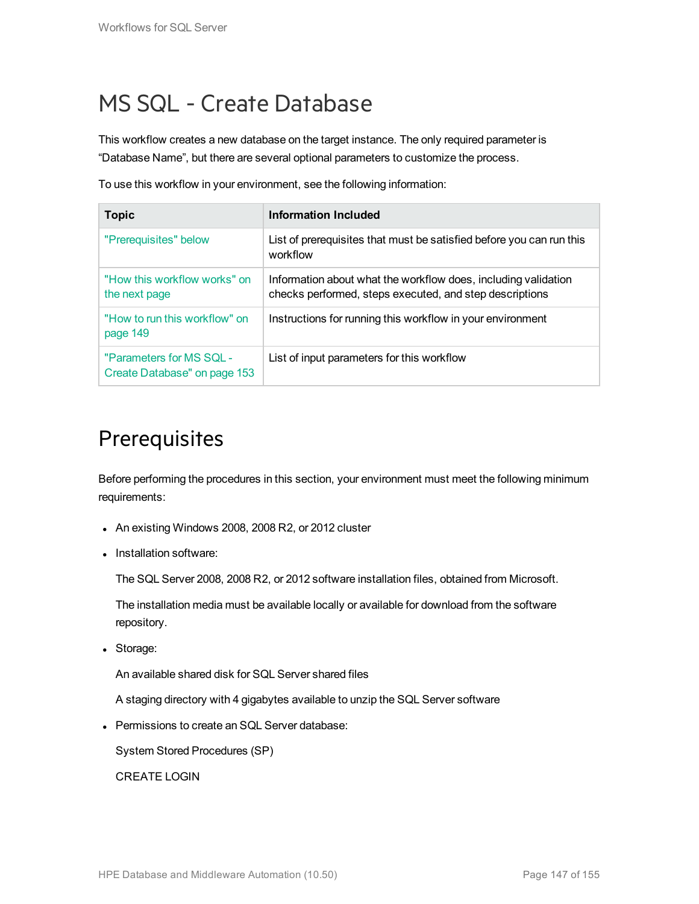# MS SQL - Create Database

This workflow creates a new database on the target instance. The only required parameter is "Database Name", but there are several optional parameters to customize the process.

To use this workflow in your environment, see the following information:

| Topic | Information Included |
|---|---|
| "Prerequisites" below | List of prerequisites that must be satisfied before you can run this workflow |
| "How this workflow works" on the next page | Information about what the workflow does, including validation checks performed, steps executed, and step descriptions |
| "How to run this workflow" on page 149 | Instructions for running this workflow in your environment |
| "Parameters for MS SQL - Create Database" on page 153 | List of input parameters for this workflow |

# Prerequisites

Before performing the procedures in this section, your environment must meet the following minimum requirements:

- An existing Windows 2008, 2008 R2, or 2012 cluster
- Installation software:

  The SQL Server 2008, 2008 R2, or 2012 software installation files, obtained from Microsoft.

  The installation media must be available locally or available for download from the software repository.
- Storage:

  An available shared disk for SQL Server shared files

  A staging directory with 4 gigabytes available to unzip the SQL Server software
- Permissions to create an SQL Server database:

  System Stored Procedures (SP)

  CREATE LOGIN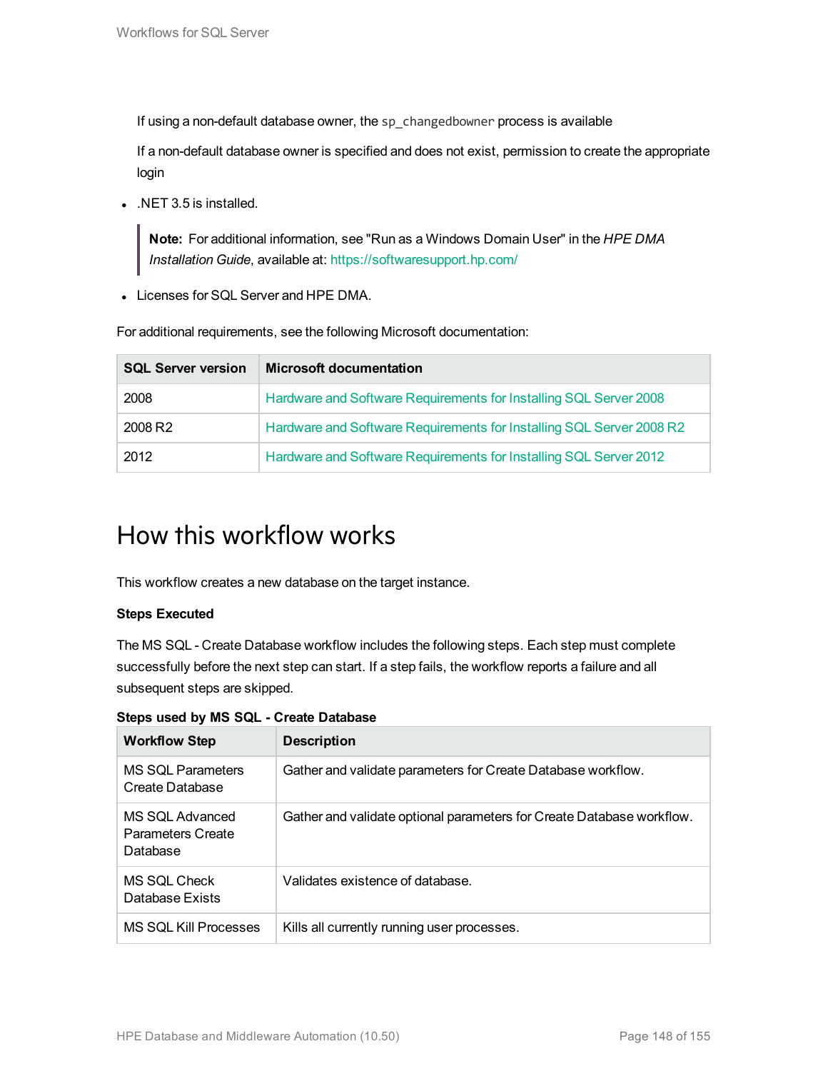If using a non-default database owner, the `sp_changedbowner` process is available

If a non-default database owner is specified and does not exist, permission to create the appropriate login

- .NET 3.5 is installed.

> **Note:** For additional information, see "Run as a Windows Domain User" in the *HPE DMA Installation Guide*, available at: https://softwaresupport.hp.com/

- Licenses for SQL Server and HPE DMA.

For additional requirements, see the following Microsoft documentation:

| SQL Server version | Microsoft documentation |
|---|---|
| 2008 | Hardware and Software Requirements for Installing SQL Server 2008 |
| 2008 R2 | Hardware and Software Requirements for Installing SQL Server 2008 R2 |
| 2012 | Hardware and Software Requirements for Installing SQL Server 2012 |

# How this workflow works

This workflow creates a new database on the target instance.

**Steps Executed**

The MS SQL - Create Database workflow includes the following steps. Each step must complete successfully before the next step can start. If a step fails, the workflow reports a failure and all subsequent steps are skipped.

**Steps used by MS SQL - Create Database**

| Workflow Step | Description |
|---|---|
| MS SQL Parameters Create Database | Gather and validate parameters for Create Database workflow. |
| MS SQL Advanced Parameters Create Database | Gather and validate optional parameters for Create Database workflow. |
| MS SQL Check Database Exists | Validates existence of database. |
| MS SQL Kill Processes | Kills all currently running user processes. |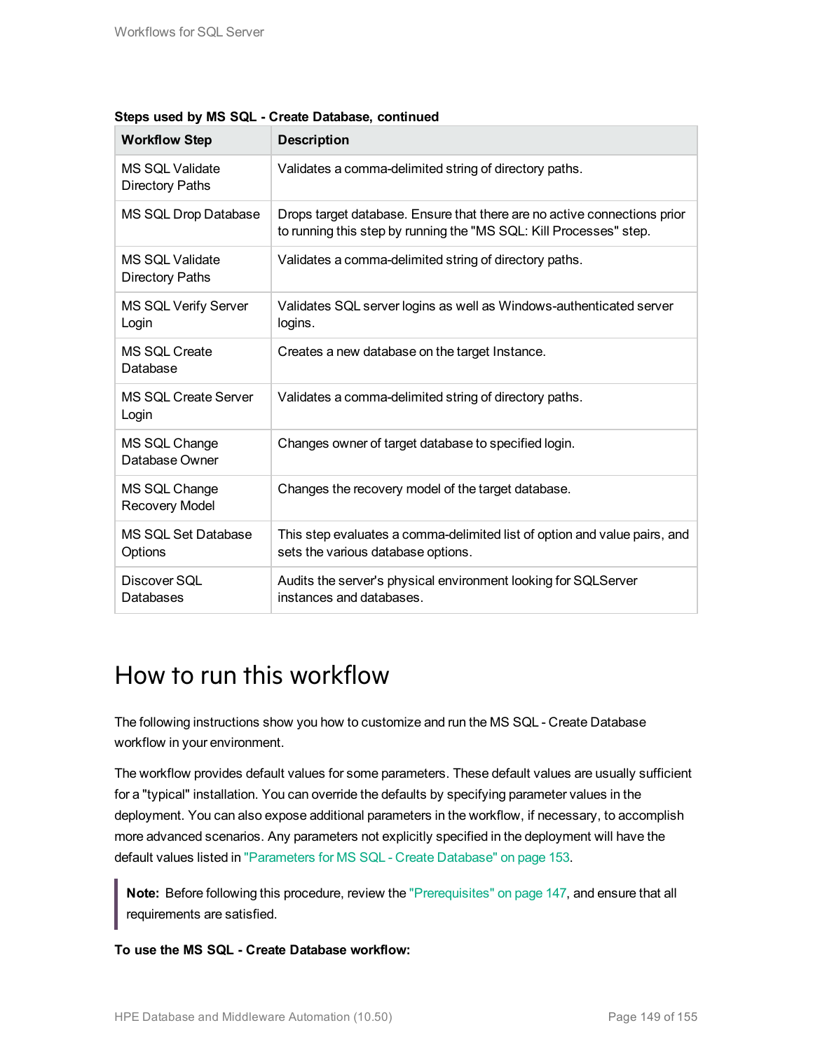**Steps used by MS SQL - Create Database, continued**

| Workflow Step | Description |
|---|---|
| MS SQL Validate Directory Paths | Validates a comma-delimited string of directory paths. |
| MS SQL Drop Database | Drops target database. Ensure that there are no active connections prior to running this step by running the "MS SQL: Kill Processes" step. |
| MS SQL Validate Directory Paths | Validates a comma-delimited string of directory paths. |
| MS SQL Verify Server Login | Validates SQL server logins as well as Windows-authenticated server logins. |
| MS SQL Create Database | Creates a new database on the target Instance. |
| MS SQL Create Server Login | Validates a comma-delimited string of directory paths. |
| MS SQL Change Database Owner | Changes owner of target database to specified login. |
| MS SQL Change Recovery Model | Changes the recovery model of the target database. |
| MS SQL Set Database Options | This step evaluates a comma-delimited list of option and value pairs, and sets the various database options. |
| Discover SQL Databases | Audits the server's physical environment looking for SQLServer instances and databases. |

# How to run this workflow

The following instructions show you how to customize and run the MS SQL - Create Database workflow in your environment.

The workflow provides default values for some parameters. These default values are usually sufficient for a "typical" installation. You can override the defaults by specifying parameter values in the deployment. You can also expose additional parameters in the workflow, if necessary, to accomplish more advanced scenarios. Any parameters not explicitly specified in the deployment will have the default values listed in "Parameters for MS SQL - Create Database" on page 153.

> **Note:** Before following this procedure, review the "Prerequisites" on page 147, and ensure that all requirements are satisfied.

**To use the MS SQL - Create Database workflow:**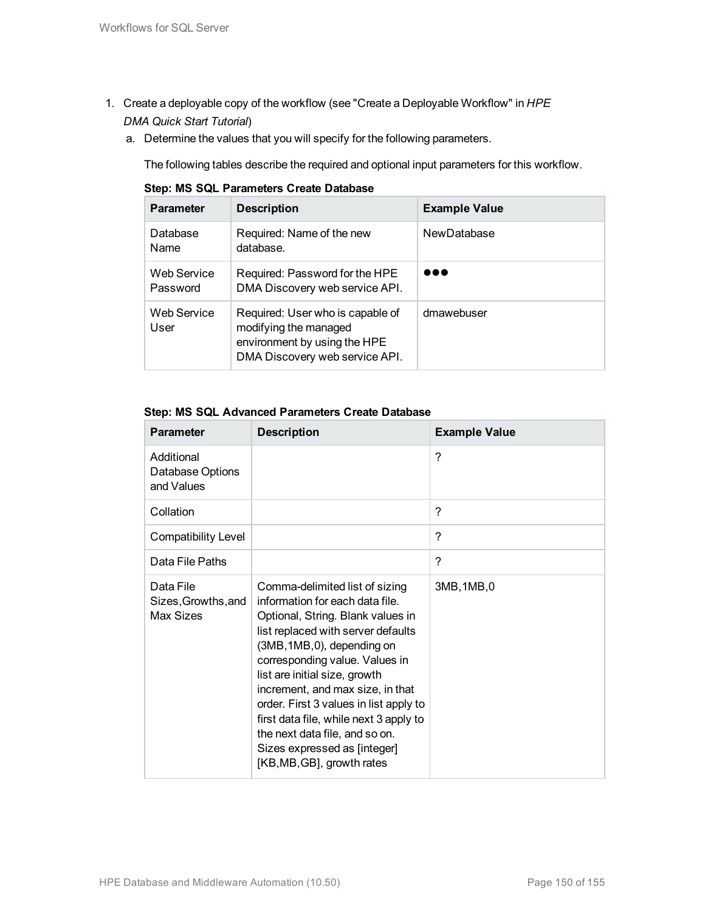1. Create a deployable copy of the workflow (see "Create a Deployable Workflow" in *HPE DMA Quick Start Tutorial*)
   a. Determine the values that you will specify for the following parameters.

      The following tables describe the required and optional input parameters for this workflow.

**Step: MS SQL Parameters Create Database**

| Parameter | Description | Example Value |
|---|---|---|
| Database Name | Required: Name of the new database. | NewDatabase |
| Web Service Password | Required: Password for the HPE DMA Discovery web service API. | ●●● |
| Web Service User | Required: User who is capable of modifying the managed environment by using the HPE DMA Discovery web service API. | dmawebuser |

**Step: MS SQL Advanced Parameters Create Database**

| Parameter | Description | Example Value |
|---|---|---|
| Additional Database Options and Values | | ? |
| Collation | | ? |
| Compatibility Level | | ? |
| Data File Paths | | ? |
| Data File Sizes,Growths,and Max Sizes | Comma-delimited list of sizing information for each data file. Optional, String. Blank values in list replaced with server defaults (3MB,1MB,0), depending on corresponding value. Values in list are initial size, growth increment, and max size, in that order. First 3 values in list apply to first data file, while next 3 apply to the next data file, and so on. Sizes expressed as [integer][KB,MB,GB], growth rates | 3MB,1MB,0 |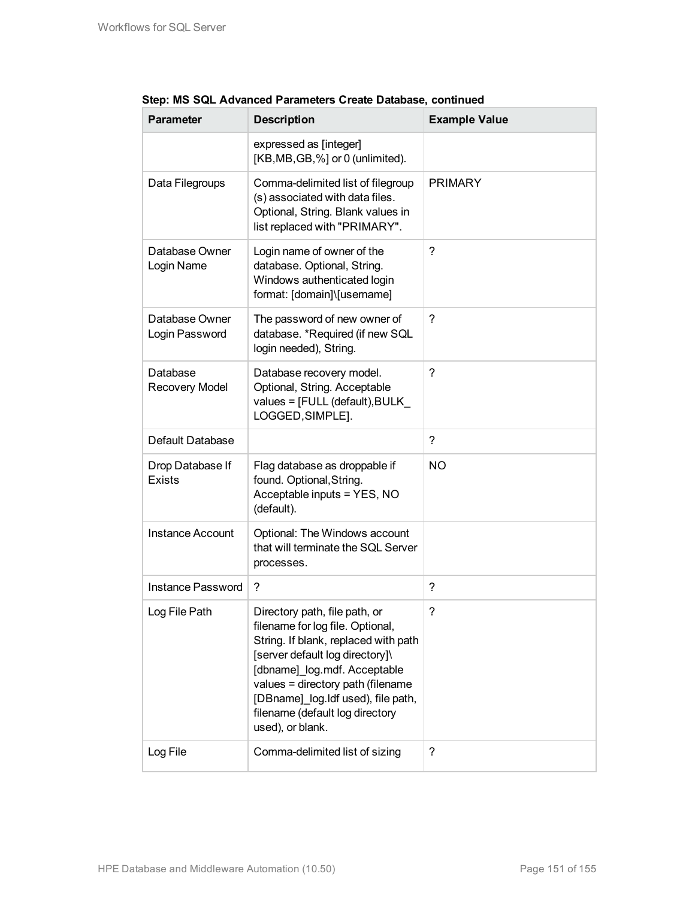**Step: MS SQL Advanced Parameters Create Database, continued**

| Parameter | Description | Example Value |
|---|---|---|
| | expressed as [integer] [KB,MB,GB,%] or 0 (unlimited). | |
| Data Filegroups | Comma-delimited list of filegroup (s) associated with data files. Optional, String. Blank values in list replaced with "PRIMARY". | PRIMARY |
| Database Owner Login Name | Login name of owner of the database. Optional, String. Windows authenticated login format: [domain]\[username] | ? |
| Database Owner Login Password | The password of new owner of database. *Required (if new SQL login needed), String. | ? |
| Database Recovery Model | Database recovery model. Optional, String. Acceptable values = [FULL (default),BULK_LOGGED,SIMPLE]. | ? |
| Default Database | | ? |
| Drop Database If Exists | Flag database as droppable if found. Optional,String. Acceptable inputs = YES, NO (default). | NO |
| Instance Account | Optional: The Windows account that will terminate the SQL Server processes. | |
| Instance Password | ? | ? |
| Log File Path | Directory path, file path, or filename for log file. Optional, String. If blank, replaced with path [server default log directory]\[dbname]_log.mdf. Acceptable values = directory path (filename [DBname]_log.ldf used), file path, filename (default log directory used), or blank. | ? |
| Log File | Comma-delimited list of sizing | ? |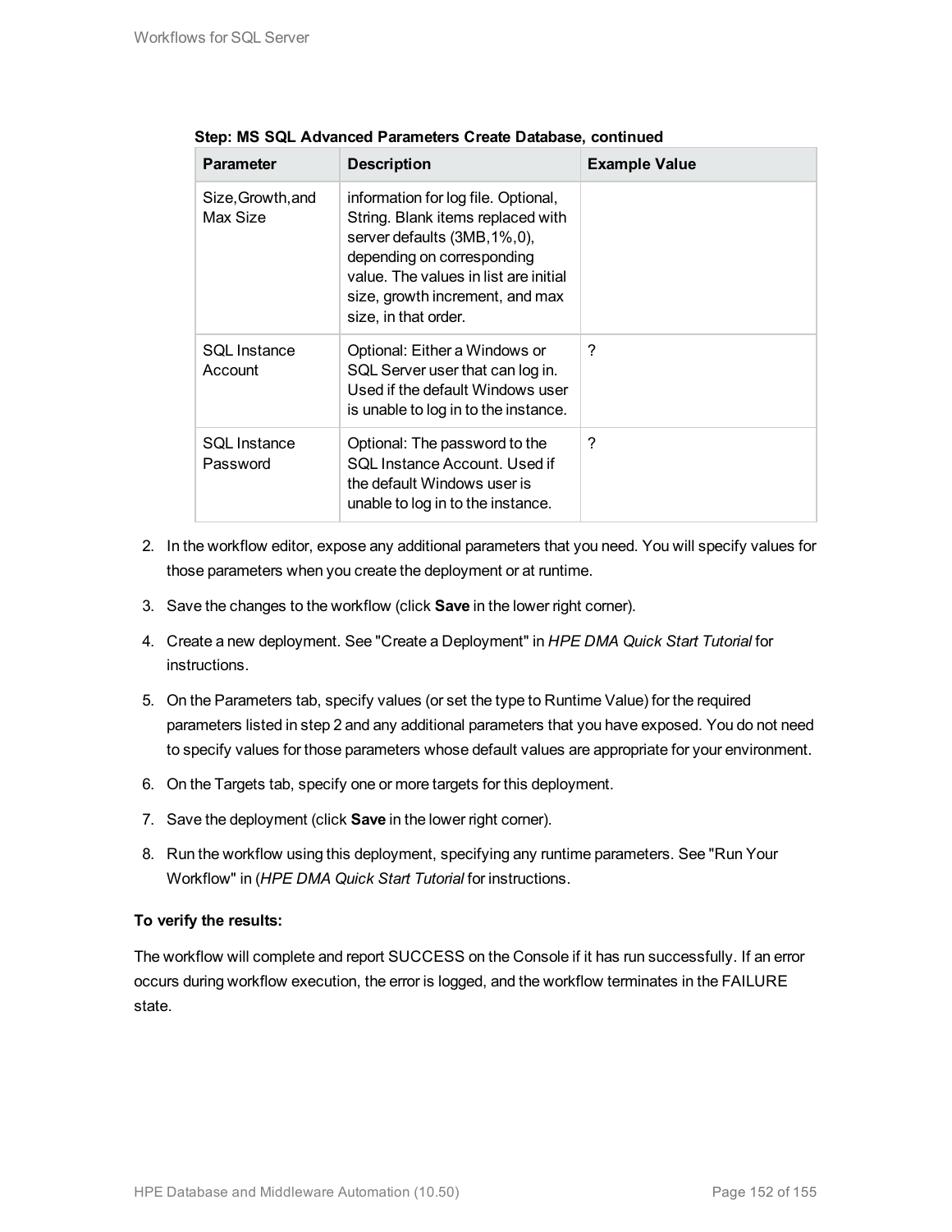**Step: MS SQL Advanced Parameters Create Database, continued**

| Parameter | Description | Example Value |
| --- | --- | --- |
| Size,Growth,and Max Size | information for log file. Optional, String. Blank items replaced with server defaults (3MB,1%,0), depending on corresponding value. The values in list are initial size, growth increment, and max size, in that order. | |
| SQL Instance Account | Optional: Either a Windows or SQL Server user that can log in. Used if the default Windows user is unable to log in to the instance. | ? |
| SQL Instance Password | Optional: The password to the SQL Instance Account. Used if the default Windows user is unable to log in to the instance. | ? |

2. In the workflow editor, expose any additional parameters that you need. You will specify values for those parameters when you create the deployment or at runtime.
3. Save the changes to the workflow (click **Save** in the lower right corner).
4. Create a new deployment. See "Create a Deployment" in *HPE DMA Quick Start Tutorial* for instructions.
5. On the Parameters tab, specify values (or set the type to Runtime Value) for the required parameters listed in step 2 and any additional parameters that you have exposed. You do not need to specify values for those parameters whose default values are appropriate for your environment.
6. On the Targets tab, specify one or more targets for this deployment.
7. Save the deployment (click **Save** in the lower right corner).
8. Run the workflow using this deployment, specifying any runtime parameters. See "Run Your Workflow" in (*HPE DMA Quick Start Tutorial* for instructions.

**To verify the results:**

The workflow will complete and report SUCCESS on the Console if it has run successfully. If an error occurs during workflow execution, the error is logged, and the workflow terminates in the FAILURE state.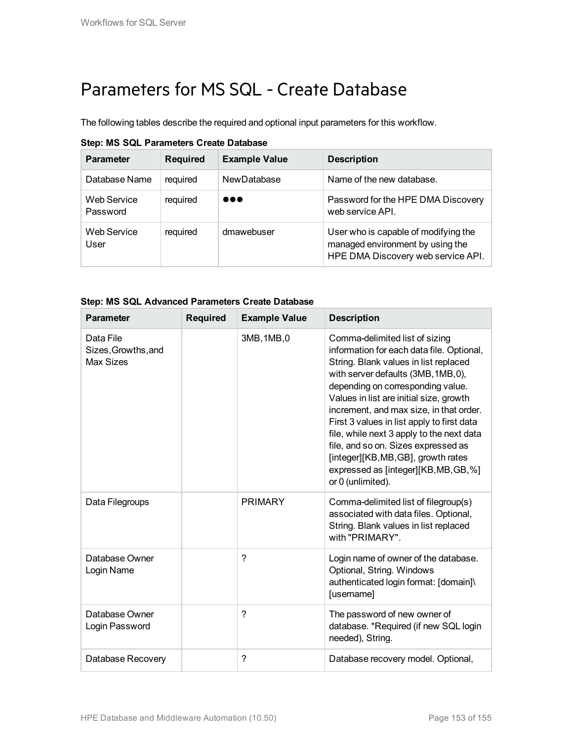# Parameters for MS SQL - Create Database

The following tables describe the required and optional input parameters for this workflow.

**Step: MS SQL Parameters Create Database**

| Parameter | Required | Example Value | Description |
|---|---|---|---|
| Database Name | required | NewDatabase | Name of the new database. |
| Web Service Password | required | ●●● | Password for the HPE DMA Discovery web service API. |
| Web Service User | required | dmawebuser | User who is capable of modifying the managed environment by using the HPE DMA Discovery web service API. |

**Step: MS SQL Advanced Parameters Create Database**

| Parameter | Required | Example Value | Description |
|---|---|---|---|
| Data File Sizes,Growths,and Max Sizes | | 3MB,1MB,0 | Comma-delimited list of sizing information for each data file. Optional, String. Blank values in list replaced with server defaults (3MB,1MB,0), depending on corresponding value. Values in list are initial size, growth increment, and max size, in that order. First 3 values in list apply to first data file, while next 3 apply to the next data file, and so on. Sizes expressed as [integer][KB,MB,GB], growth rates expressed as [integer][KB,MB,GB,%] or 0 (unlimited). |
| Data Filegroups | | PRIMARY | Comma-delimited list of filegroup(s) associated with data files. Optional, String. Blank values in list replaced with "PRIMARY". |
| Database Owner Login Name | | ? | Login name of owner of the database. Optional, String. Windows authenticated login format: [domain]\[username] |
| Database Owner Login Password | | ? | The password of new owner of database. *Required (if new SQL login needed), String. |
| Database Recovery | | ? | Database recovery model. Optional, |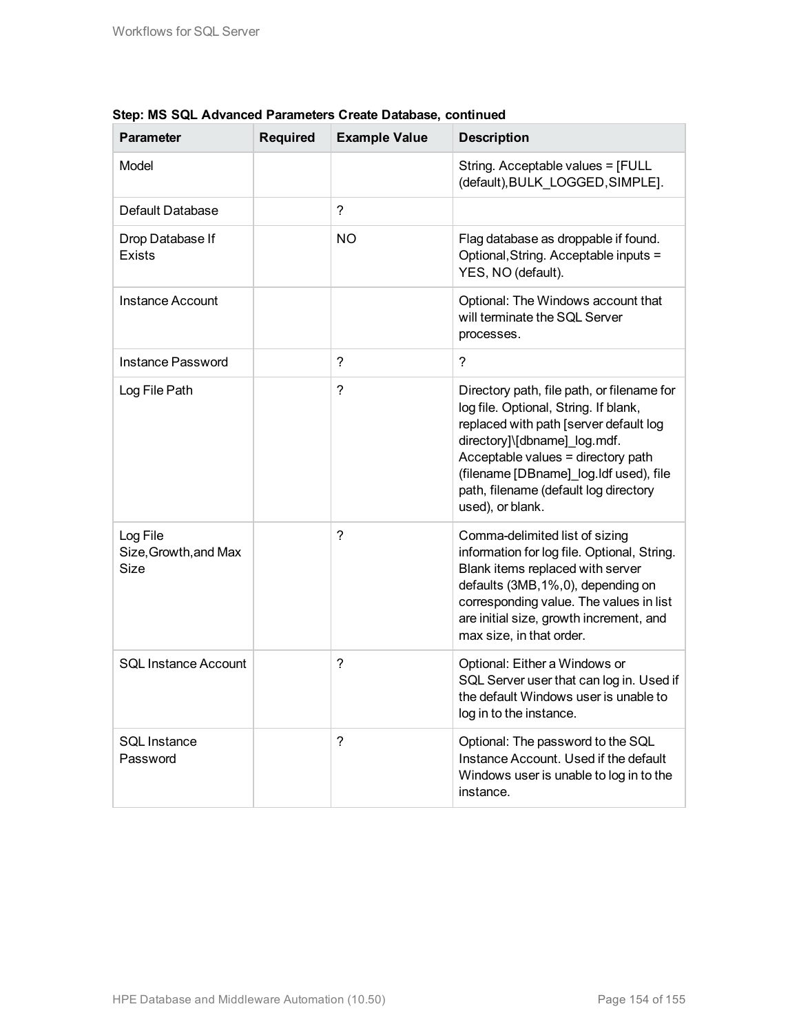**Step: MS SQL Advanced Parameters Create Database, continued**

| Parameter | Required | Example Value | Description |
|---|---|---|---|
| Model | | | String. Acceptable values = [FULL (default),BULK_LOGGED,SIMPLE]. |
| Default Database | | ? | |
| Drop Database If Exists | | NO | Flag database as droppable if found. Optional,String. Acceptable inputs = YES, NO (default). |
| Instance Account | | | Optional: The Windows account that will terminate the SQL Server processes. |
| Instance Password | | ? | ? |
| Log File Path | | ? | Directory path, file path, or filename for log file. Optional, String. If blank, replaced with path [server default log directory]\[dbname]_log.mdf. Acceptable values = directory path (filename [DBname]_log.ldf used), file path, filename (default log directory used), or blank. |
| Log File Size,Growth,and Max Size | | ? | Comma-delimited list of sizing information for log file. Optional, String. Blank items replaced with server defaults (3MB,1%,0), depending on corresponding value. The values in list are initial size, growth increment, and max size, in that order. |
| SQL Instance Account | | ? | Optional: Either a Windows or SQL Server user that can log in. Used if the default Windows user is unable to log in to the instance. |
| SQL Instance Password | | ? | Optional: The password to the SQL Instance Account. Used if the default Windows user is unable to log in to the instance. |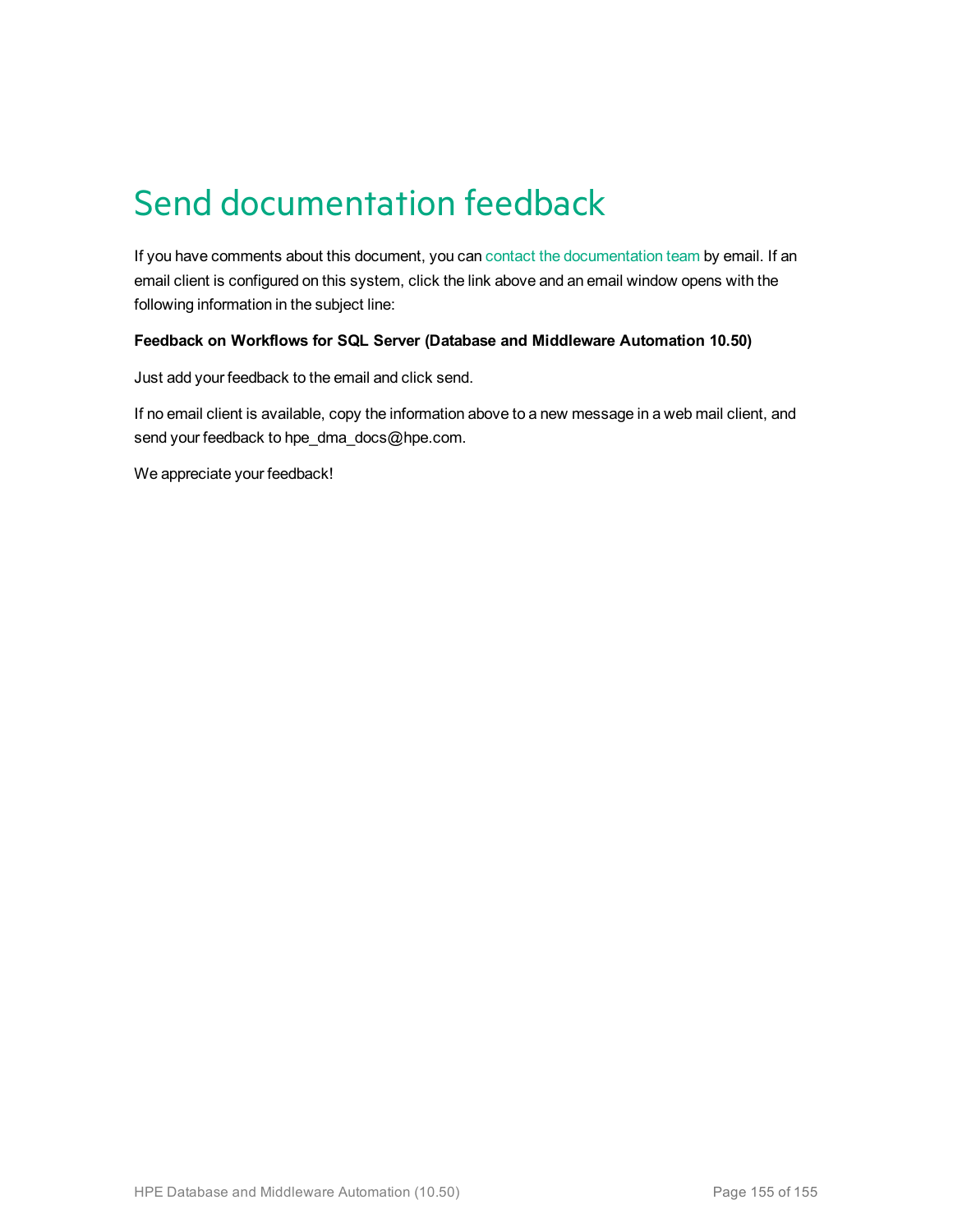# Send documentation feedback

If you have comments about this document, you can contact the documentation team by email. If an email client is configured on this system, click the link above and an email window opens with the following information in the subject line:

**Feedback on Workflows for SQL Server (Database and Middleware Automation 10.50)**

Just add your feedback to the email and click send.

If no email client is available, copy the information above to a new message in a web mail client, and send your feedback to hpe_dma_docs@hpe.com.

We appreciate your feedback!